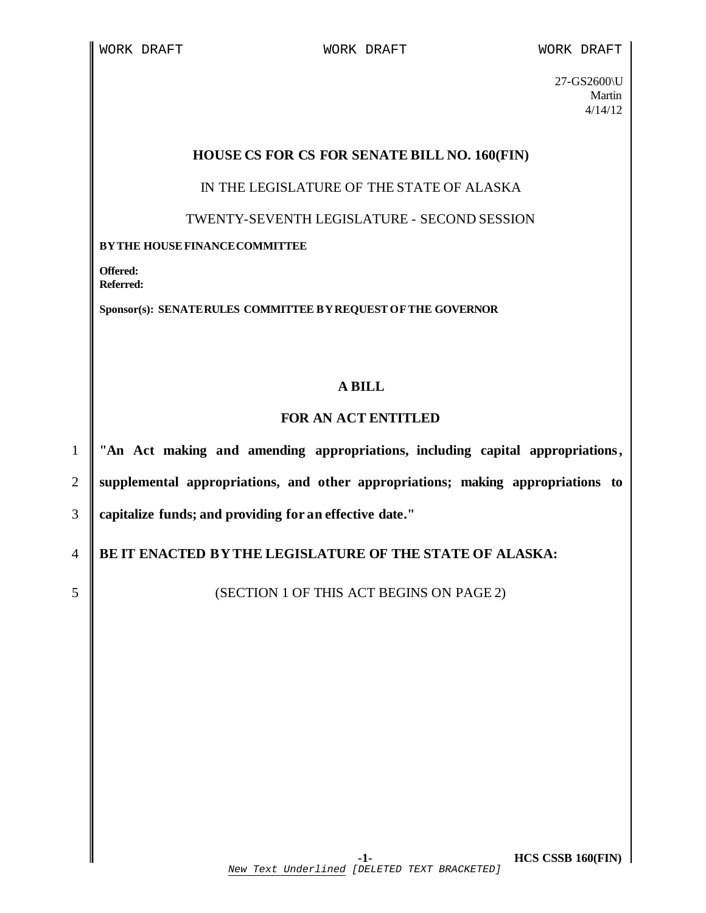WORK DRAFT WORK DRAFT WORK DRAFT

27-GS2600\U
Martin
4/14/12

**HOUSE CS FOR CS FOR SENATE BILL NO. 160(FIN)**

IN THE LEGISLATURE OF THE STATE OF ALASKA

TWENTY-SEVENTH LEGISLATURE - SECOND SESSION

**BY THE HOUSE FINANCE COMMITTEE**

**Offered:**
**Referred:**

**Sponsor(s): SENATE RULES COMMITTEE BY REQUEST OF THE GOVERNOR**

**A BILL**

**FOR AN ACT ENTITLED**

1 **"An Act making and amending appropriations, including capital appropriations,**
2 **supplemental appropriations, and other appropriations; making appropriations to**
3 **capitalize funds; and providing for an effective date."**

4 **BE IT ENACTED BY THE LEGISLATURE OF THE STATE OF ALASKA:**

5 (SECTION 1 OF THIS ACT BEGINS ON PAGE 2)

*New Text Underlined* [DELETED TEXT BRACKETED]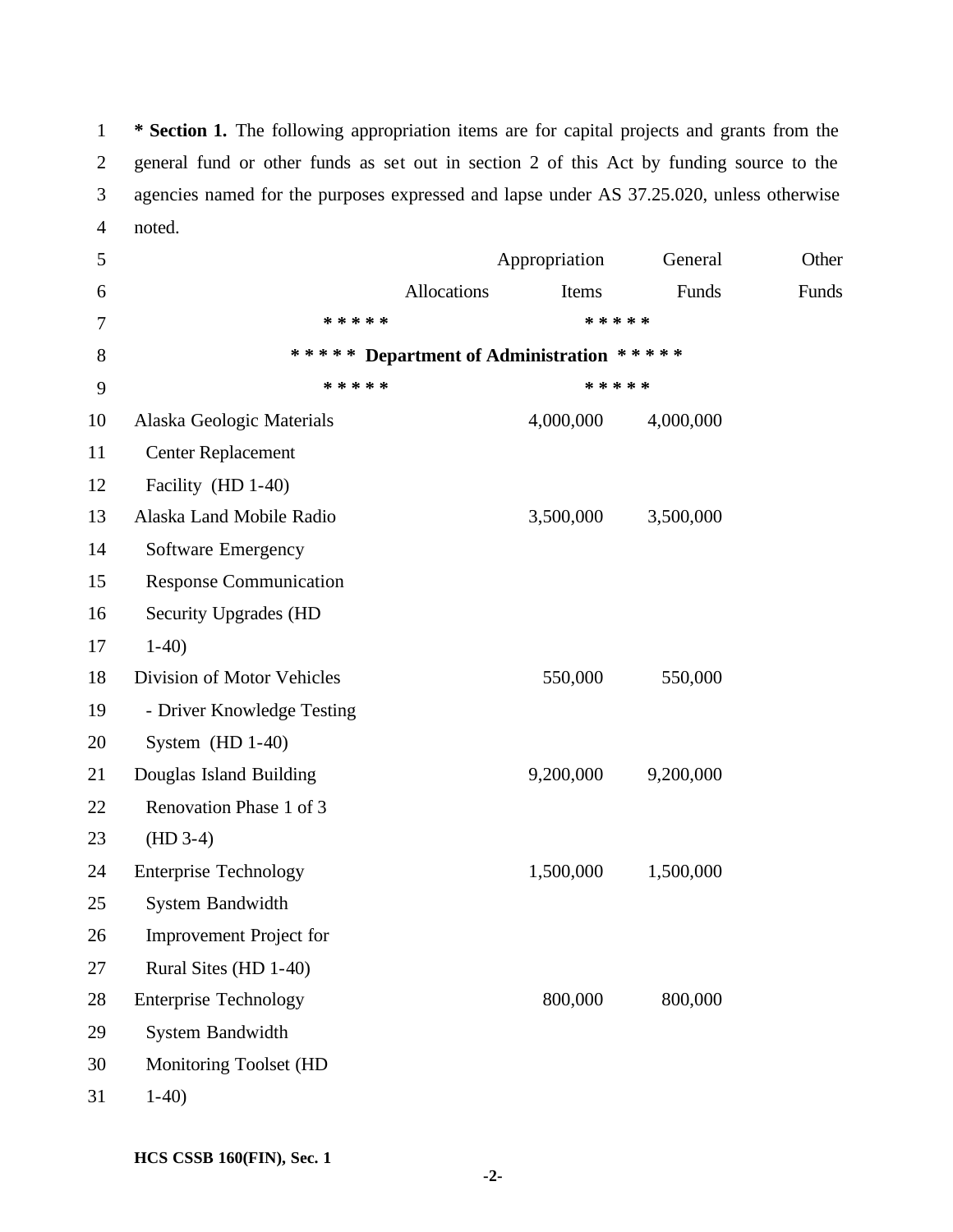**\* Section 1.** The following appropriation items are for capital projects and grants from the general fund or other funds as set out in section 2 of this Act by funding source to the agencies named for the purposes expressed and lapse under AS 37.25.020, unless otherwise noted.

| | Allocations | Appropriation Items | General Funds | Other Funds |
|---|---|---|---|---|
| ***** Department of Administration ***** | | | | |
| Alaska Geologic Materials Center Replacement Facility (HD 1-40) | | 4,000,000 | 4,000,000 | |
| Alaska Land Mobile Radio Software Emergency Response Communication Security Upgrades (HD 1-40) | | 3,500,000 | 3,500,000 | |
| Division of Motor Vehicles - Driver Knowledge Testing System (HD 1-40) | | 550,000 | 550,000 | |
| Douglas Island Building Renovation Phase 1 of 3 (HD 3-4) | | 9,200,000 | 9,200,000 | |
| Enterprise Technology System Bandwidth Improvement Project for Rural Sites (HD 1-40) | | 1,500,000 | 1,500,000 | |
| Enterprise Technology System Bandwidth Monitoring Toolset (HD 1-40) | | 800,000 | 800,000 | |

HCS CSSB 160(FIN), Sec. 1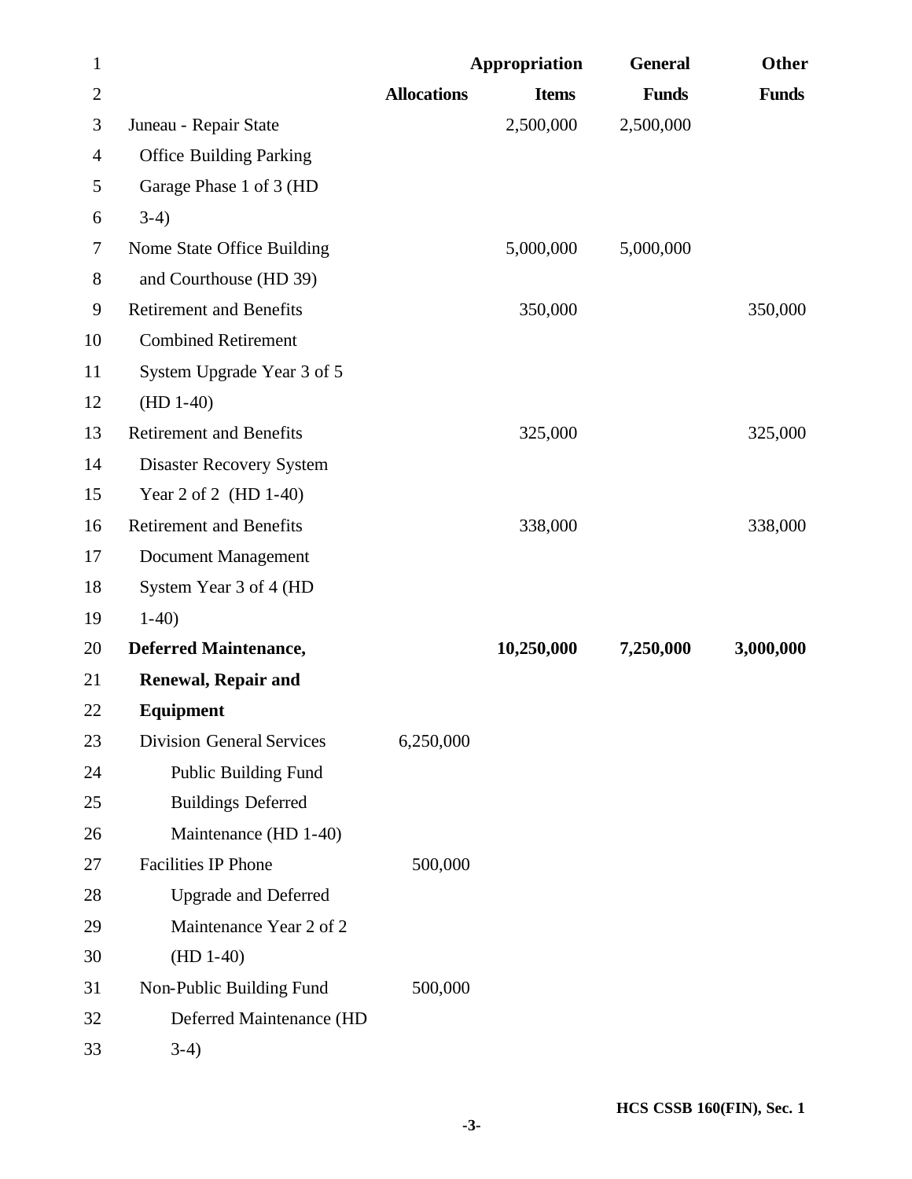| | Allocations | Appropriation Items | General Funds | Other Funds |
|---|---|---|---|---|
| Juneau - Repair State Office Building Parking Garage Phase 1 of 3 (HD 3-4) | | 2,500,000 | 2,500,000 | |
| Nome State Office Building and Courthouse (HD 39) | | 5,000,000 | 5,000,000 | |
| Retirement and Benefits Combined Retirement System Upgrade Year 3 of 5 (HD 1-40) | | 350,000 | | 350,000 |
| Retirement and Benefits Disaster Recovery System Year 2 of 2 (HD 1-40) | | 325,000 | | 325,000 |
| Retirement and Benefits Document Management System Year 3 of 4 (HD 1-40) | | 338,000 | | 338,000 |
| **Deferred Maintenance, Renewal, Repair and Equipment** | | **10,250,000** | **7,250,000** | **3,000,000** |
| Division General Services Public Building Fund Buildings Deferred Maintenance (HD 1-40) | 6,250,000 | | | |
| Facilities IP Phone Upgrade and Deferred Maintenance Year 2 of 2 (HD 1-40) | 500,000 | | | |
| Non-Public Building Fund Deferred Maintenance (HD 3-4) | 500,000 | | | |

HCS CSSB 160(FIN), Sec. 1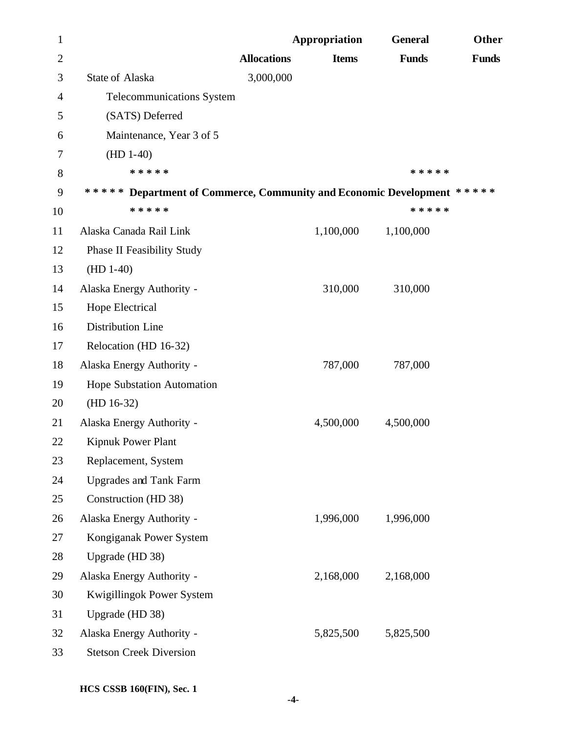| | Allocations | Appropriation Items | General Funds | Other Funds |
|---|---|---|---|---|
| State of Alaska Telecommunications System (SATS) Deferred Maintenance, Year 3 of 5 (HD 1-40) | 3,000,000 | | | |

***** ***** 
***** Department of Commerce, Community and Economic Development *****
***** *****

| | Allocations | Appropriation Items | General Funds | Other Funds |
|---|---|---|---|---|
| Alaska Canada Rail Link Phase II Feasibility Study (HD 1-40) | | 1,100,000 | 1,100,000 | |
| Alaska Energy Authority - Hope Electrical Distribution Line Relocation (HD 16-32) | | 310,000 | 310,000 | |
| Alaska Energy Authority - Hope Substation Automation (HD 16-32) | | 787,000 | 787,000 | |
| Alaska Energy Authority - Kipnuk Power Plant Replacement, System Upgrades and Tank Farm Construction (HD 38) | | 4,500,000 | 4,500,000 | |
| Alaska Energy Authority - Kongiganak Power System Upgrade (HD 38) | | 1,996,000 | 1,996,000 | |
| Alaska Energy Authority - Kwigillingok Power System Upgrade (HD 38) | | 2,168,000 | 2,168,000 | |
| Alaska Energy Authority - Stetson Creek Diversion | | 5,825,500 | 5,825,500 | |

HCS CSSB 160(FIN), Sec. 1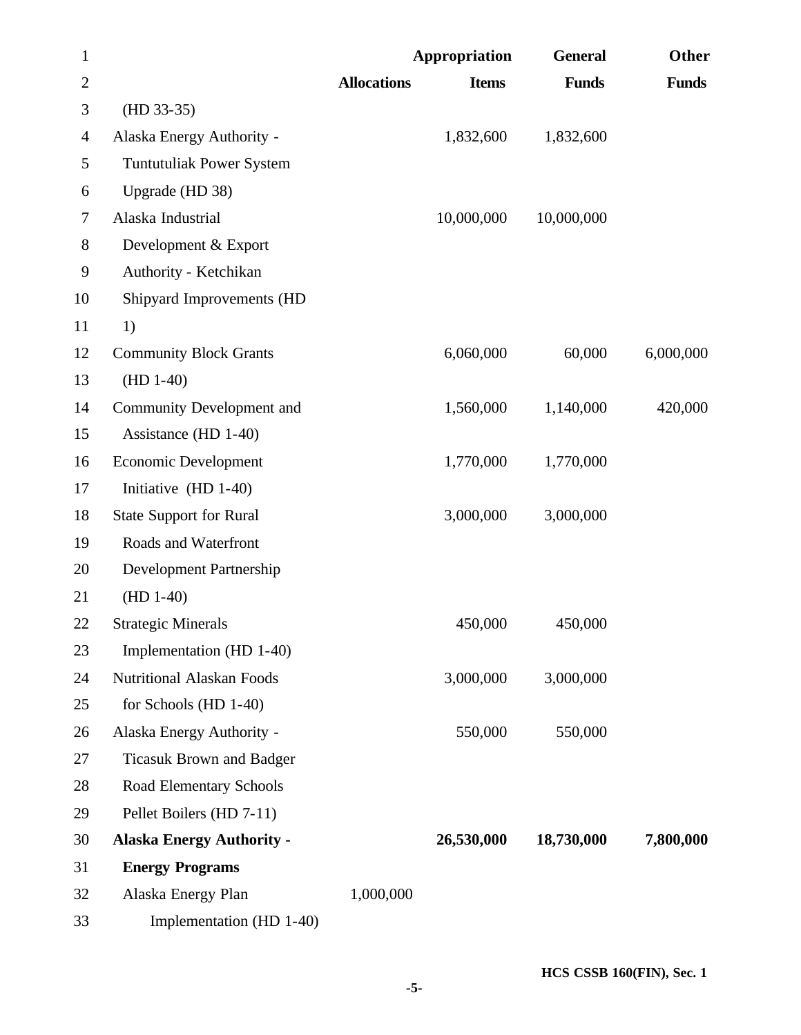| | Allocations | Appropriation Items | General Funds | Other Funds |
|---|---|---|---|---|
| (HD 33-35) | | | | |
| Alaska Energy Authority - Tuntutuliak Power System Upgrade (HD 38) | | 1,832,600 | 1,832,600 | |
| Alaska Industrial Development & Export Authority - Ketchikan Shipyard Improvements (HD 1) | | 10,000,000 | 10,000,000 | |
| Community Block Grants (HD 1-40) | | 6,060,000 | 60,000 | 6,000,000 |
| Community Development and Assistance (HD 1-40) | | 1,560,000 | 1,140,000 | 420,000 |
| Economic Development Initiative (HD 1-40) | | 1,770,000 | 1,770,000 | |
| State Support for Rural Roads and Waterfront Development Partnership (HD 1-40) | | 3,000,000 | 3,000,000 | |
| Strategic Minerals Implementation (HD 1-40) | | 450,000 | 450,000 | |
| Nutritional Alaskan Foods for Schools (HD 1-40) | | 3,000,000 | 3,000,000 | |
| Alaska Energy Authority - Ticasuk Brown and Badger Road Elementary Schools Pellet Boilers (HD 7-11) | | 550,000 | 550,000 | |
| **Alaska Energy Authority - Energy Programs** | | **26,530,000** | **18,730,000** | **7,800,000** |
| Alaska Energy Plan Implementation (HD 1-40) | 1,000,000 | | | |

HCS CSSB 160(FIN), Sec. 1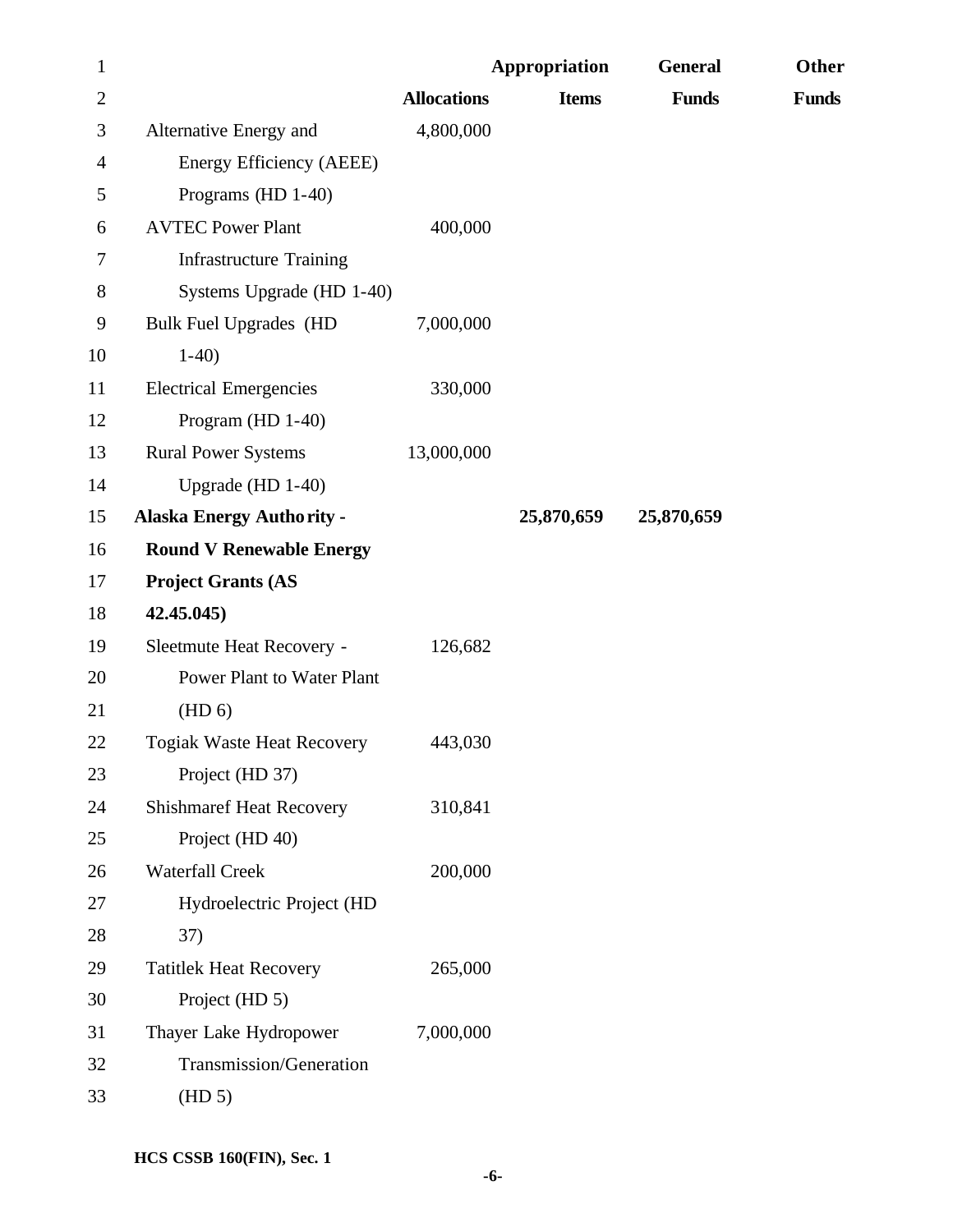| | Allocations | Appropriation Items | General Funds | Other Funds |
|---|---|---|---|---|
| Alternative Energy and Energy Efficiency (AEEE) Programs (HD 1-40) | 4,800,000 | | | |
| AVTEC Power Plant Infrastructure Training Systems Upgrade (HD 1-40) | 400,000 | | | |
| Bulk Fuel Upgrades (HD 1-40) | 7,000,000 | | | |
| Electrical Emergencies Program (HD 1-40) | 330,000 | | | |
| Rural Power Systems Upgrade (HD 1-40) | 13,000,000 | | | |
| **Alaska Energy Authority - Round V Renewable Energy Project Grants (AS 42.45.045)** | | **25,870,659** | **25,870,659** | |
| Sleetmute Heat Recovery - Power Plant to Water Plant (HD 6) | 126,682 | | | |
| Togiak Waste Heat Recovery Project (HD 37) | 443,030 | | | |
| Shishmaref Heat Recovery Project (HD 40) | 310,841 | | | |
| Waterfall Creek Hydroelectric Project (HD 37) | 200,000 | | | |
| Tatitlek Heat Recovery Project (HD 5) | 265,000 | | | |
| Thayer Lake Hydropower Transmission/Generation (HD 5) | 7,000,000 | | | |

HCS CSSB 160(FIN), Sec. 1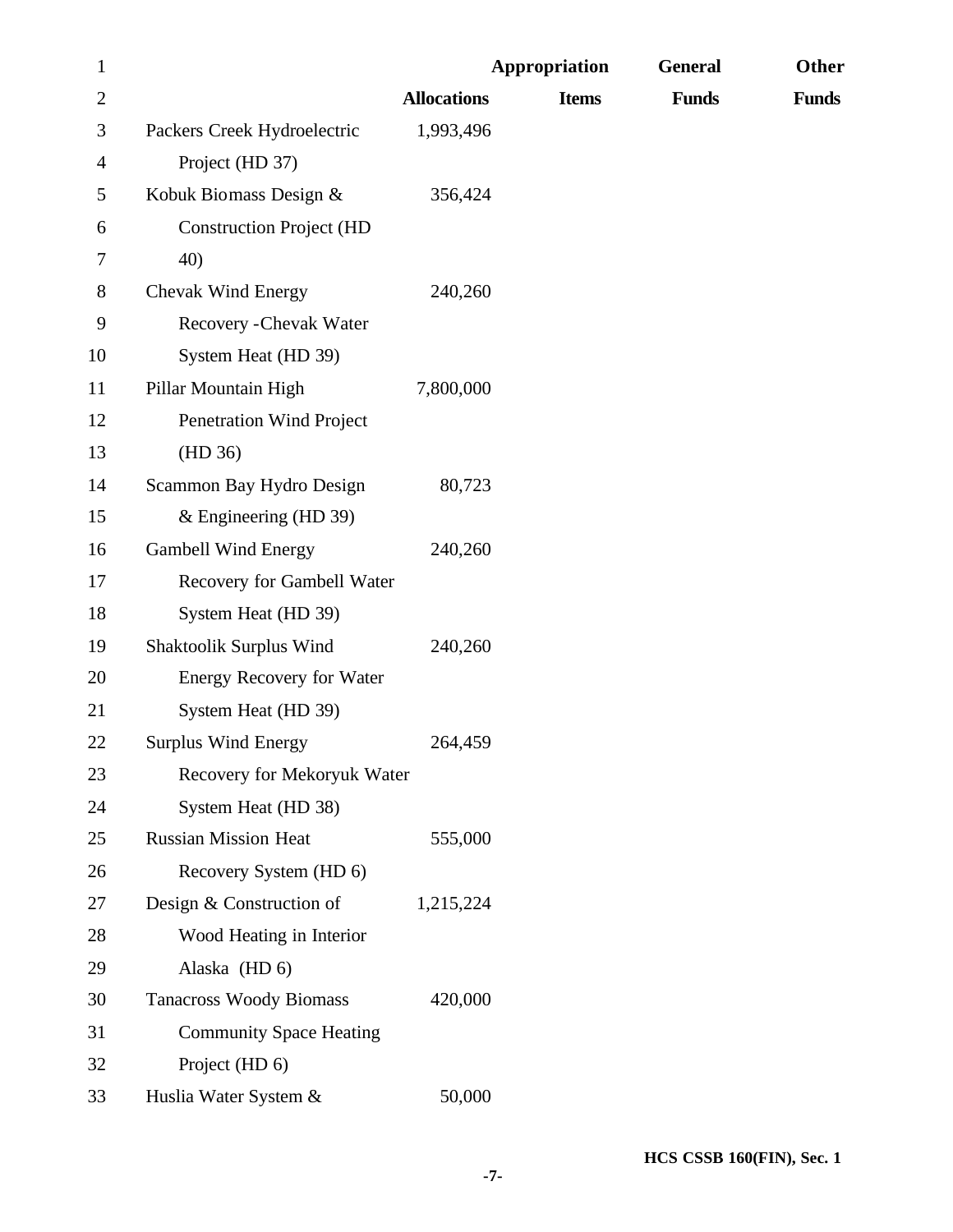| | Allocations | Appropriation Items | General Funds | Other Funds |
|---|---|---|---|---|
| Packers Creek Hydroelectric Project (HD 37) | 1,993,496 | | | |
| Kobuk Biomass Design & Construction Project (HD 40) | 356,424 | | | |
| Chevak Wind Energy Recovery -Chevak Water System Heat (HD 39) | 240,260 | | | |
| Pillar Mountain High Penetration Wind Project (HD 36) | 7,800,000 | | | |
| Scammon Bay Hydro Design & Engineering (HD 39) | 80,723 | | | |
| Gambell Wind Energy Recovery for Gambell Water System Heat (HD 39) | 240,260 | | | |
| Shaktoolik Surplus Wind Energy Recovery for Water System Heat (HD 39) | 240,260 | | | |
| Surplus Wind Energy Recovery for Mekoryuk Water System Heat (HD 38) | 264,459 | | | |
| Russian Mission Heat Recovery System (HD 6) | 555,000 | | | |
| Design & Construction of Wood Heating in Interior Alaska (HD 6) | 1,215,224 | | | |
| Tanacross Woody Biomass Community Space Heating Project (HD 6) | 420,000 | | | |
| Huslia Water System & | 50,000 | | | |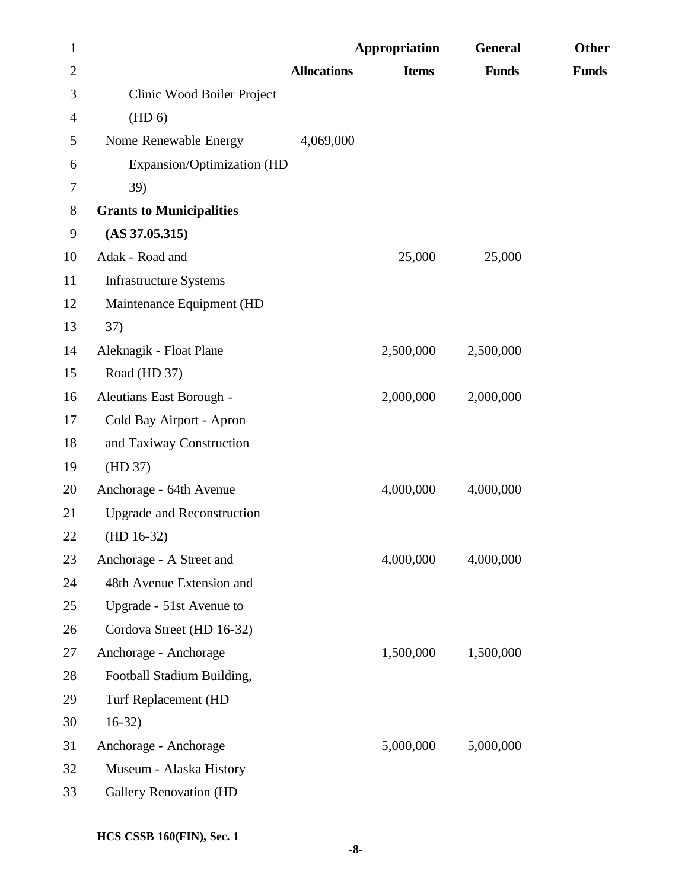| | Allocations | Appropriation Items | General Funds | Other Funds |
|---|---|---|---|---|
| Clinic Wood Boiler Project (HD 6) | | | | |
| Nome Renewable Energy Expansion/Optimization (HD 39) | 4,069,000 | | | |
| **Grants to Municipalities (AS 37.05.315)** | | | | |
| Adak - Road and Infrastructure Systems Maintenance Equipment (HD 37) | | 25,000 | 25,000 | |
| Aleknagik - Float Plane Road (HD 37) | | 2,500,000 | 2,500,000 | |
| Aleutians East Borough - Cold Bay Airport - Apron and Taxiway Construction (HD 37) | | 2,000,000 | 2,000,000 | |
| Anchorage - 64th Avenue Upgrade and Reconstruction (HD 16-32) | | 4,000,000 | 4,000,000 | |
| Anchorage - A Street and 48th Avenue Extension and Upgrade - 51st Avenue to Cordova Street (HD 16-32) | | 4,000,000 | 4,000,000 | |
| Anchorage - Anchorage Football Stadium Building, Turf Replacement (HD 16-32) | | 1,500,000 | 1,500,000 | |
| Anchorage - Anchorage Museum - Alaska History Gallery Renovation (HD | | 5,000,000 | 5,000,000 | |

HCS CSSB 160(FIN), Sec. 1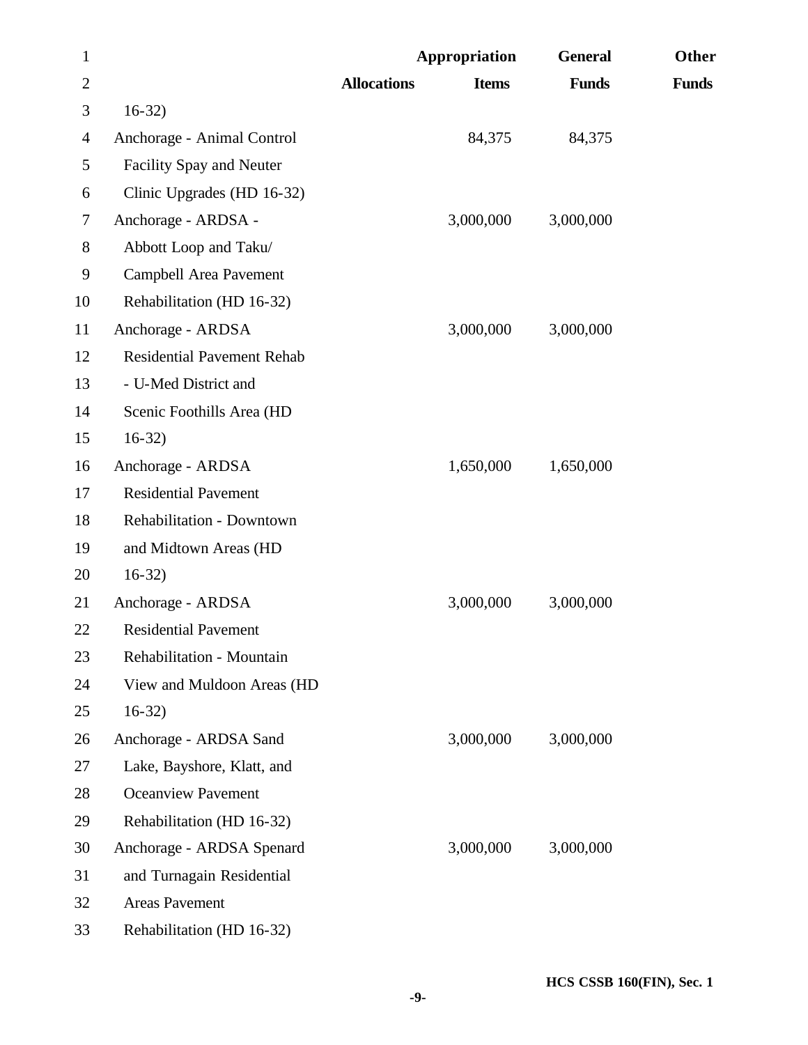| | Allocations | Appropriation Items | General Funds | Other Funds |
|---|---|---|---|---|
| 16-32) | | | | |
| Anchorage - Animal Control Facility Spay and Neuter Clinic Upgrades (HD 16-32) | | 84,375 | 84,375 | |
| Anchorage - ARDSA - Abbott Loop and Taku/ Campbell Area Pavement Rehabilitation (HD 16-32) | | 3,000,000 | 3,000,000 | |
| Anchorage - ARDSA Residential Pavement Rehab - U-Med District and Scenic Foothills Area (HD 16-32) | | 3,000,000 | 3,000,000 | |
| Anchorage - ARDSA Residential Pavement Rehabilitation - Downtown and Midtown Areas (HD 16-32) | | 1,650,000 | 1,650,000 | |
| Anchorage - ARDSA Residential Pavement Rehabilitation - Mountain View and Muldoon Areas (HD 16-32) | | 3,000,000 | 3,000,000 | |
| Anchorage - ARDSA Sand Lake, Bayshore, Klatt, and Oceanview Pavement Rehabilitation (HD 16-32) | | 3,000,000 | 3,000,000 | |
| Anchorage - ARDSA Spenard and Turnagain Residential Areas Pavement Rehabilitation (HD 16-32) | | 3,000,000 | 3,000,000 | |

HCS CSSB 160(FIN), Sec. 1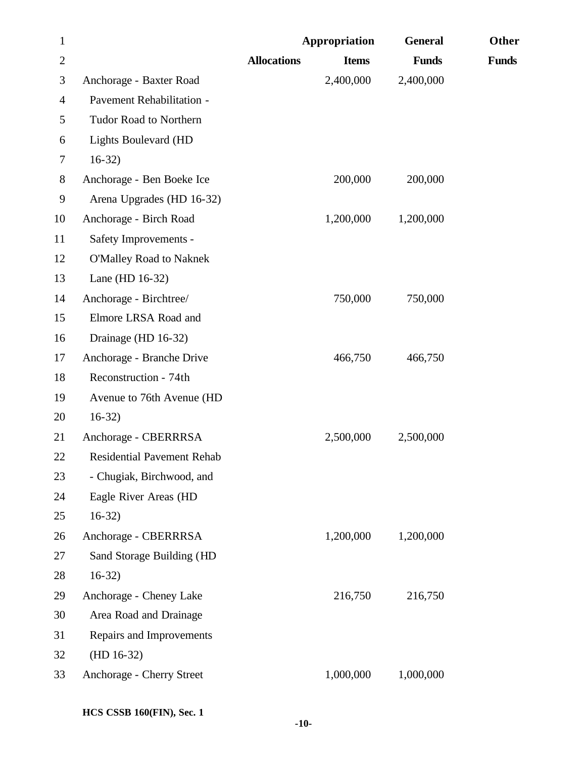| | Allocations | Appropriation Items | General Funds | Other Funds |
|---|---|---|---|---|
| Anchorage - Baxter Road Pavement Rehabilitation - Tudor Road to Northern Lights Boulevard (HD 16-32) | | 2,400,000 | 2,400,000 | |
| Anchorage - Ben Boeke Ice Arena Upgrades (HD 16-32) | | 200,000 | 200,000 | |
| Anchorage - Birch Road Safety Improvements - O'Malley Road to Naknek Lane (HD 16-32) | | 1,200,000 | 1,200,000 | |
| Anchorage - Birchtree/ Elmore LRSA Road and Drainage (HD 16-32) | | 750,000 | 750,000 | |
| Anchorage - Branche Drive Reconstruction - 74th Avenue to 76th Avenue (HD 16-32) | | 466,750 | 466,750 | |
| Anchorage - CBERRRSA Residential Pavement Rehab - Chugiak, Birchwood, and Eagle River Areas (HD 16-32) | | 2,500,000 | 2,500,000 | |
| Anchorage - CBERRRSA Sand Storage Building (HD 16-32) | | 1,200,000 | 1,200,000 | |
| Anchorage - Cheney Lake Area Road and Drainage Repairs and Improvements (HD 16-32) | | 216,750 | 216,750 | |
| Anchorage - Cherry Street | | 1,000,000 | 1,000,000 | |

HCS CSSB 160(FIN), Sec. 1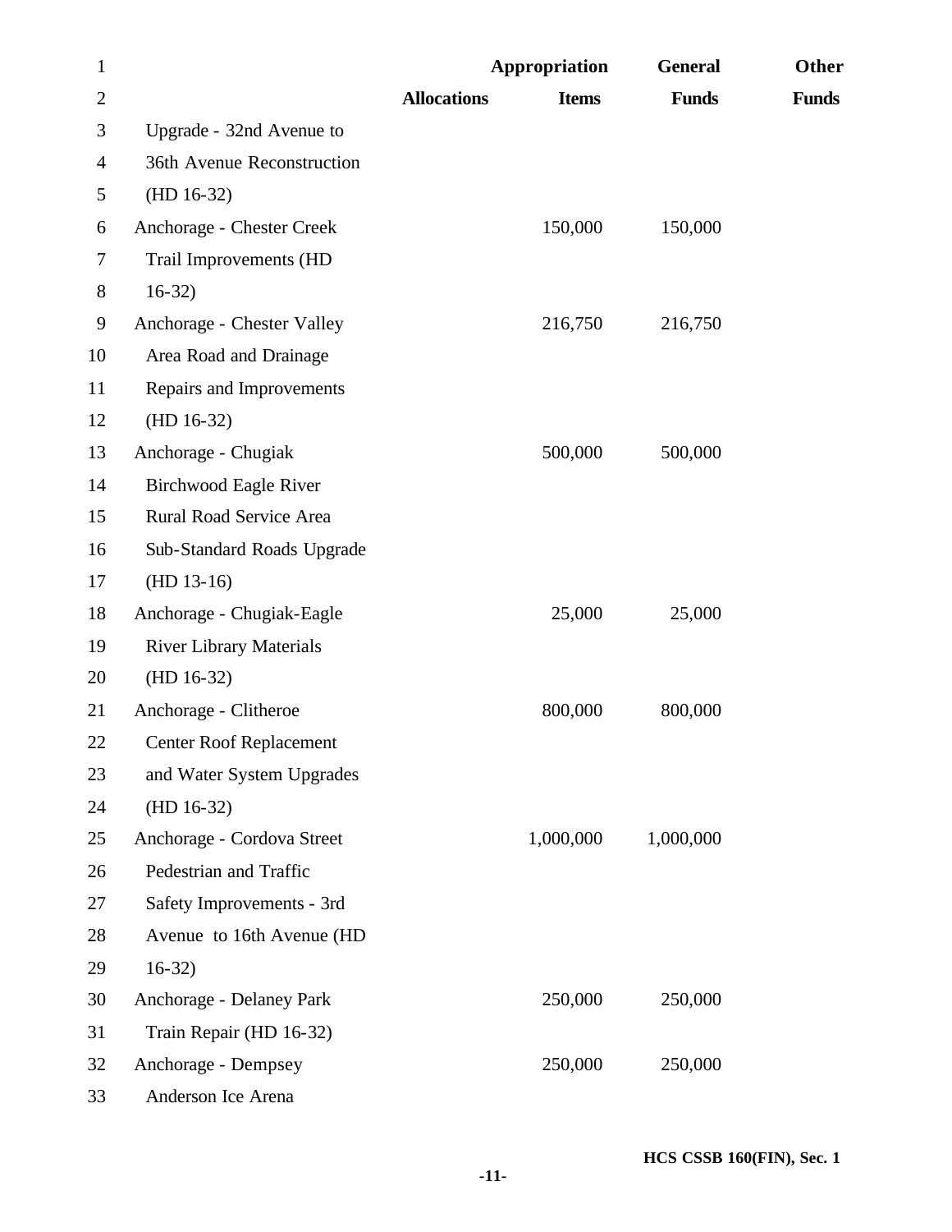| | Allocations | Appropriation Items | General Funds | Other Funds |
|---|---|---|---|---|
| Upgrade - 32nd Avenue to 36th Avenue Reconstruction (HD 16-32) | | | | |
| Anchorage - Chester Creek Trail Improvements (HD 16-32) | | 150,000 | 150,000 | |
| Anchorage - Chester Valley Area Road and Drainage Repairs and Improvements (HD 16-32) | | 216,750 | 216,750 | |
| Anchorage - Chugiak Birchwood Eagle River Rural Road Service Area Sub-Standard Roads Upgrade (HD 13-16) | | 500,000 | 500,000 | |
| Anchorage - Chugiak-Eagle River Library Materials (HD 16-32) | | 25,000 | 25,000 | |
| Anchorage - Clitheroe Center Roof Replacement and Water System Upgrades (HD 16-32) | | 800,000 | 800,000 | |
| Anchorage - Cordova Street Pedestrian and Traffic Safety Improvements - 3rd Avenue to 16th Avenue (HD 16-32) | | 1,000,000 | 1,000,000 | |
| Anchorage - Delaney Park Train Repair (HD 16-32) | | 250,000 | 250,000 | |
| Anchorage - Dempsey Anderson Ice Arena | | 250,000 | 250,000 | |

HCS CSSB 160(FIN), Sec. 1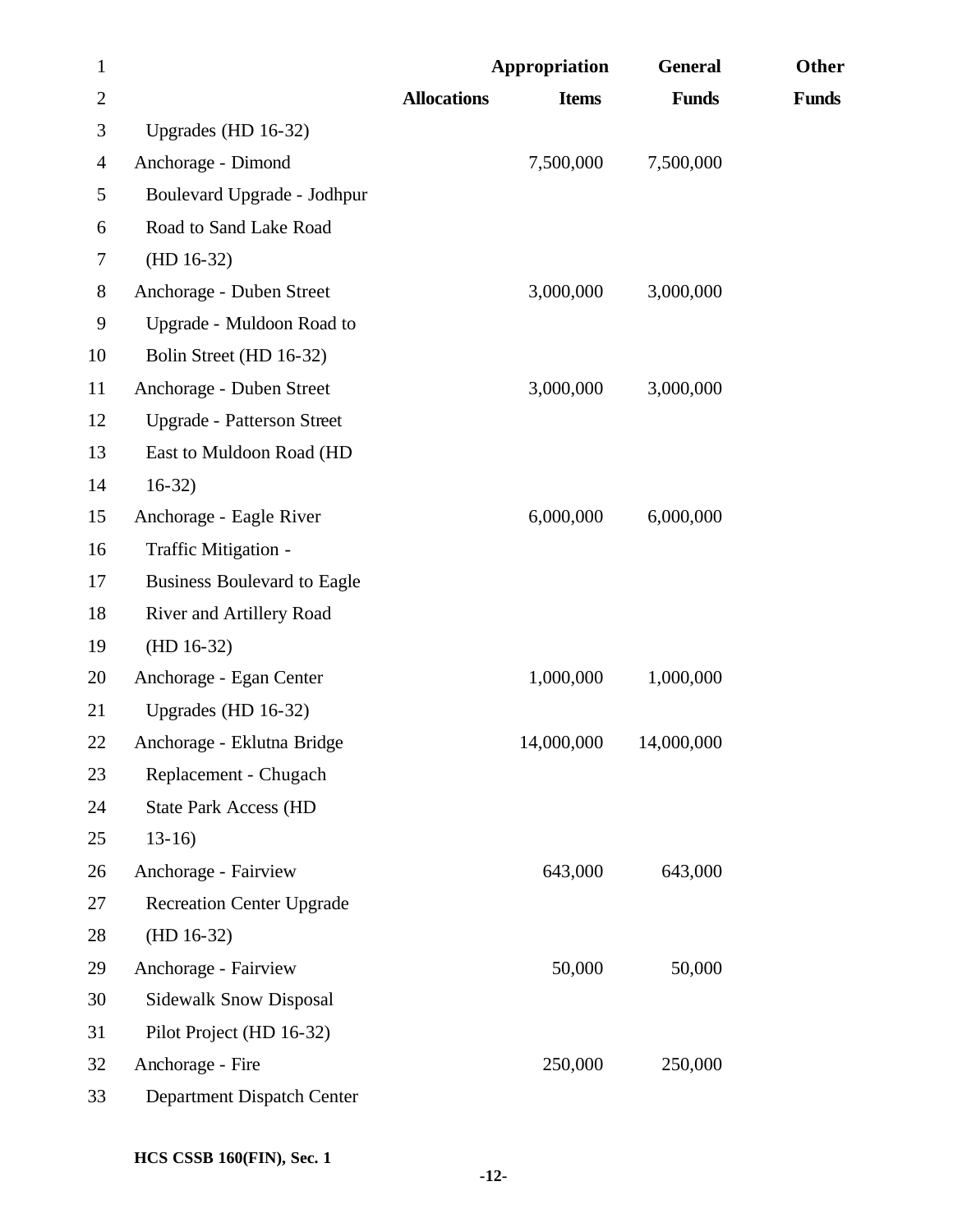| | Allocations | Appropriation Items | General Funds | Other Funds |
|---|---|---|---|---|
| Upgrades (HD 16-32) | | | | |
| Anchorage - Dimond Boulevard Upgrade - Jodhpur Road to Sand Lake Road (HD 16-32) | | 7,500,000 | 7,500,000 | |
| Anchorage - Duben Street Upgrade - Muldoon Road to Bolin Street (HD 16-32) | | 3,000,000 | 3,000,000 | |
| Anchorage - Duben Street Upgrade - Patterson Street East to Muldoon Road (HD 16-32) | | 3,000,000 | 3,000,000 | |
| Anchorage - Eagle River Traffic Mitigation - Business Boulevard to Eagle River and Artillery Road (HD 16-32) | | 6,000,000 | 6,000,000 | |
| Anchorage - Egan Center Upgrades (HD 16-32) | | 1,000,000 | 1,000,000 | |
| Anchorage - Eklutna Bridge Replacement - Chugach State Park Access (HD 13-16) | | 14,000,000 | 14,000,000 | |
| Anchorage - Fairview Recreation Center Upgrade (HD 16-32) | | 643,000 | 643,000 | |
| Anchorage - Fairview Sidewalk Snow Disposal Pilot Project (HD 16-32) | | 50,000 | 50,000 | |
| Anchorage - Fire Department Dispatch Center | | 250,000 | 250,000 | |

HCS CSSB 160(FIN), Sec. 1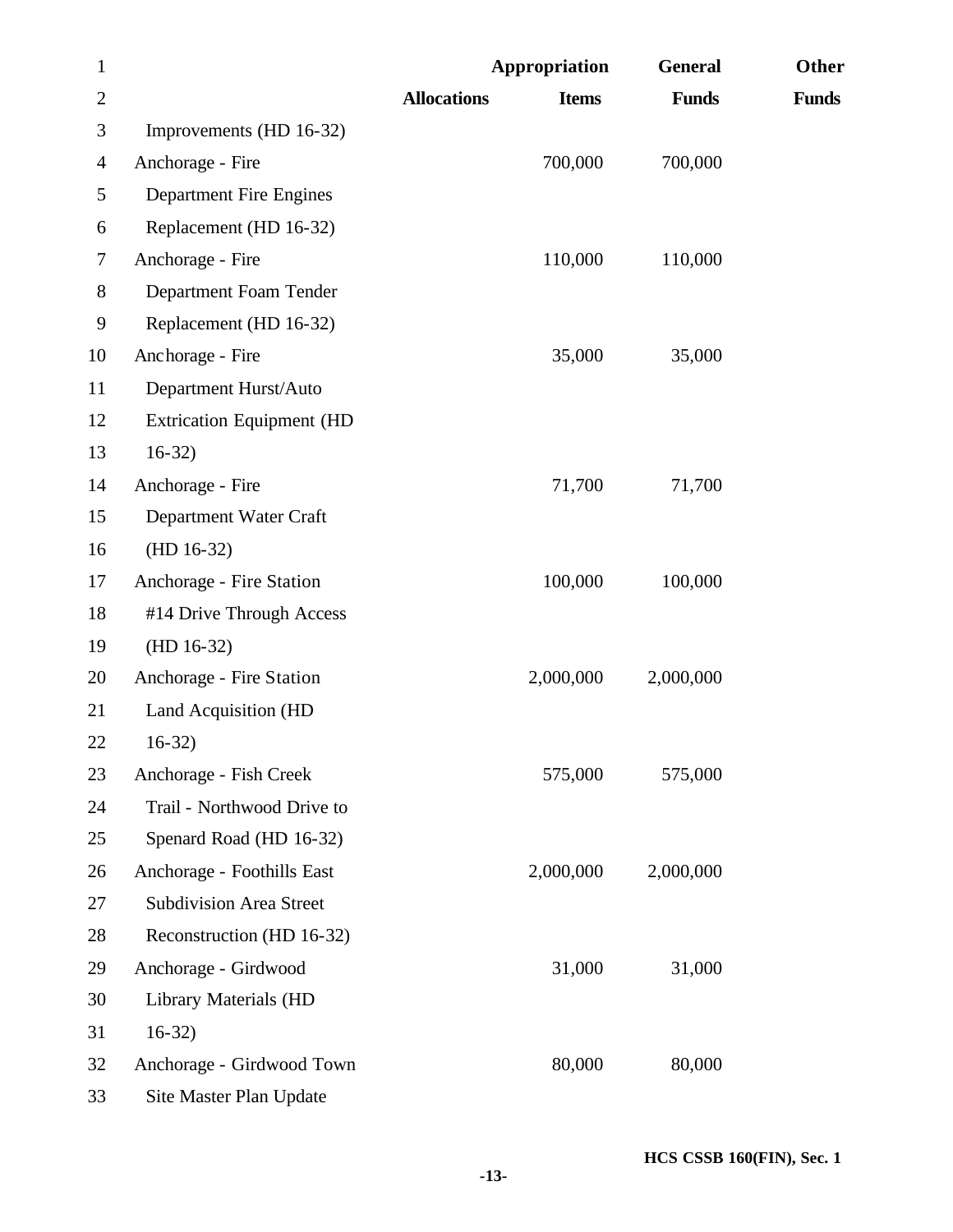| | Allocations | Appropriation Items | General Funds | Other Funds |
|---|---|---|---|---|
| Improvements (HD 16-32) | | | | |
| Anchorage - Fire Department Fire Engines Replacement (HD 16-32) | | 700,000 | 700,000 | |
| Anchorage - Fire Department Foam Tender Replacement (HD 16-32) | | 110,000 | 110,000 | |
| Anchorage - Fire Department Hurst/Auto Extrication Equipment (HD 16-32) | | 35,000 | 35,000 | |
| Anchorage - Fire Department Water Craft (HD 16-32) | | 71,700 | 71,700 | |
| Anchorage - Fire Station #14 Drive Through Access (HD 16-32) | | 100,000 | 100,000 | |
| Anchorage - Fire Station Land Acquisition (HD 16-32) | | 2,000,000 | 2,000,000 | |
| Anchorage - Fish Creek Trail - Northwood Drive to Spenard Road (HD 16-32) | | 575,000 | 575,000 | |
| Anchorage - Foothills East Subdivision Area Street Reconstruction (HD 16-32) | | 2,000,000 | 2,000,000 | |
| Anchorage - Girdwood Library Materials (HD 16-32) | | 31,000 | 31,000 | |
| Anchorage - Girdwood Town Site Master Plan Update | | 80,000 | 80,000 | |

HCS CSSB 160(FIN), Sec. 1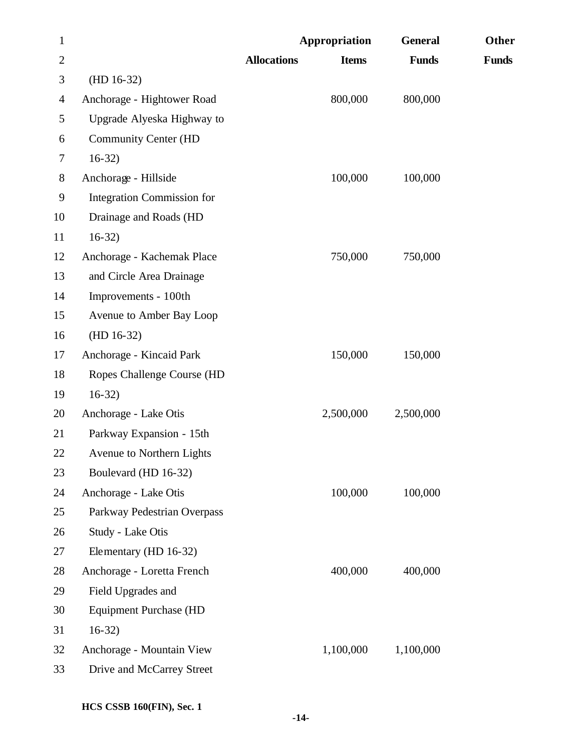| | Allocations | Appropriation Items | General Funds | Other Funds |
|---|---|---|---|---|
| (HD 16-32) | | | | |
| Anchorage - Hightower Road Upgrade Alyeska Highway to Community Center (HD 16-32) | | 800,000 | 800,000 | |
| Anchorage - Hillside Integration Commission for Drainage and Roads (HD 16-32) | | 100,000 | 100,000 | |
| Anchorage - Kachemak Place and Circle Area Drainage Improvements - 100th Avenue to Amber Bay Loop (HD 16-32) | | 750,000 | 750,000 | |
| Anchorage - Kincaid Park Ropes Challenge Course (HD 16-32) | | 150,000 | 150,000 | |
| Anchorage - Lake Otis Parkway Expansion - 15th Avenue to Northern Lights Boulevard (HD 16-32) | | 2,500,000 | 2,500,000 | |
| Anchorage - Lake Otis Parkway Pedestrian Overpass Study - Lake Otis Elementary (HD 16-32) | | 100,000 | 100,000 | |
| Anchorage - Loretta French Field Upgrades and Equipment Purchase (HD 16-32) | | 400,000 | 400,000 | |
| Anchorage - Mountain View Drive and McCarrey Street | | 1,100,000 | 1,100,000 | |

HCS CSSB 160(FIN), Sec. 1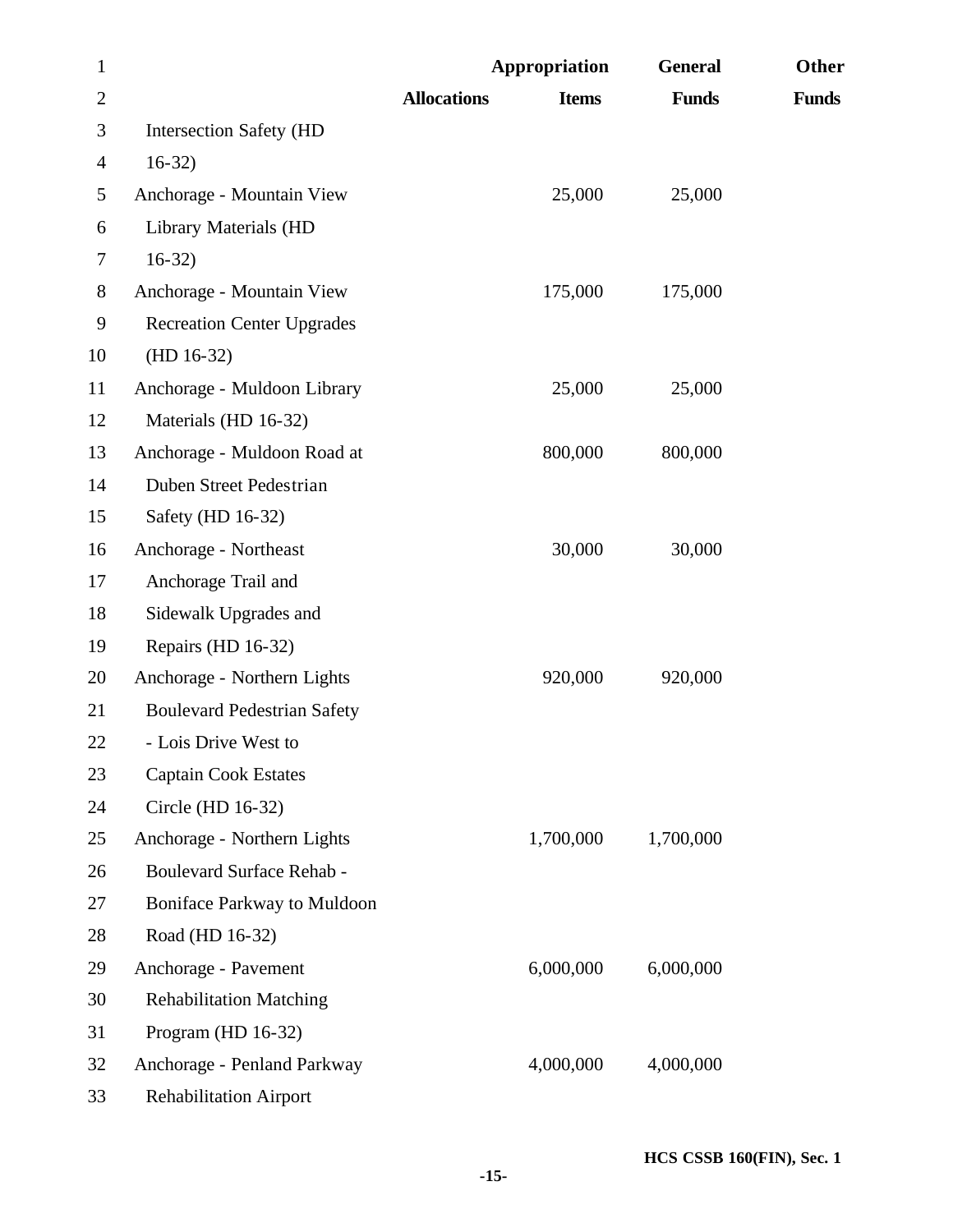| | Allocations | Appropriation Items | General Funds | Other Funds |
|---|---|---|---|---|
| Intersection Safety (HD 16-32) | | | | |
| Anchorage - Mountain View Library Materials (HD 16-32) | | 25,000 | 25,000 | |
| Anchorage - Mountain View Recreation Center Upgrades (HD 16-32) | | 175,000 | 175,000 | |
| Anchorage - Muldoon Library Materials (HD 16-32) | | 25,000 | 25,000 | |
| Anchorage - Muldoon Road at Duben Street Pedestrian Safety (HD 16-32) | | 800,000 | 800,000 | |
| Anchorage - Northeast Anchorage Trail and Sidewalk Upgrades and Repairs (HD 16-32) | | 30,000 | 30,000 | |
| Anchorage - Northern Lights Boulevard Pedestrian Safety - Lois Drive West to Captain Cook Estates Circle (HD 16-32) | | 920,000 | 920,000 | |
| Anchorage - Northern Lights Boulevard Surface Rehab - Boniface Parkway to Muldoon Road (HD 16-32) | | 1,700,000 | 1,700,000 | |
| Anchorage - Pavement Rehabilitation Matching Program (HD 16-32) | | 6,000,000 | 6,000,000 | |
| Anchorage - Penland Parkway Rehabilitation Airport | | 4,000,000 | 4,000,000 | |

HCS CSSB 160(FIN), Sec. 1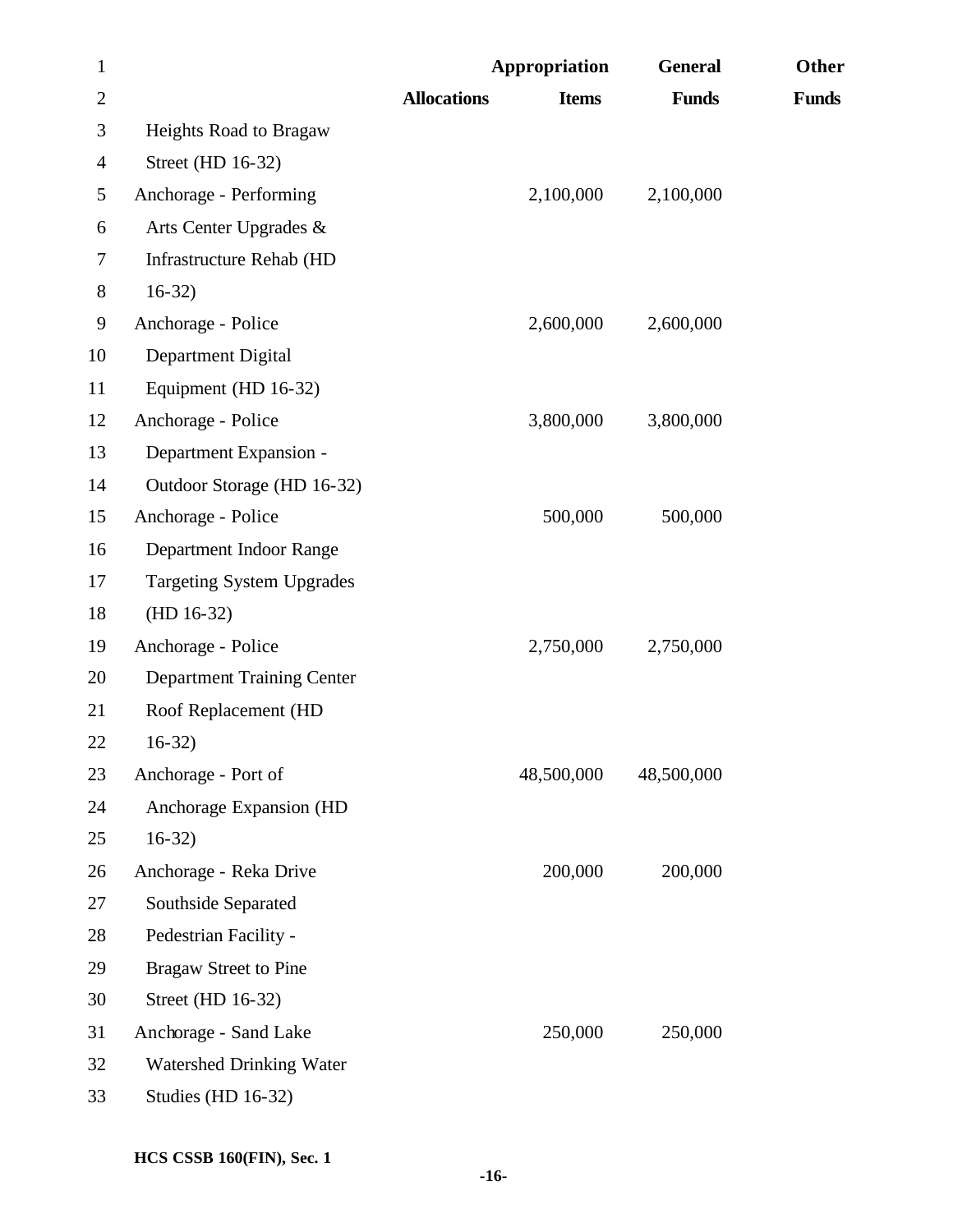| | Allocations | Appropriation Items | General Funds | Other Funds |
|---|---|---|---|---|
| Heights Road to Bragaw Street (HD 16-32) | | | | |
| Anchorage - Performing Arts Center Upgrades & Infrastructure Rehab (HD 16-32) | | 2,100,000 | 2,100,000 | |
| Anchorage - Police Department Digital Equipment (HD 16-32) | | 2,600,000 | 2,600,000 | |
| Anchorage - Police Department Expansion - Outdoor Storage (HD 16-32) | | 3,800,000 | 3,800,000 | |
| Anchorage - Police Department Indoor Range Targeting System Upgrades (HD 16-32) | | 500,000 | 500,000 | |
| Anchorage - Police Department Training Center Roof Replacement (HD 16-32) | | 2,750,000 | 2,750,000 | |
| Anchorage - Port of Anchorage Expansion (HD 16-32) | | 48,500,000 | 48,500,000 | |
| Anchorage - Reka Drive Southside Separated Pedestrian Facility - Bragaw Street to Pine Street (HD 16-32) | | 200,000 | 200,000 | |
| Anchorage - Sand Lake Watershed Drinking Water Studies (HD 16-32) | | 250,000 | 250,000 | |

HCS CSSB 160(FIN), Sec. 1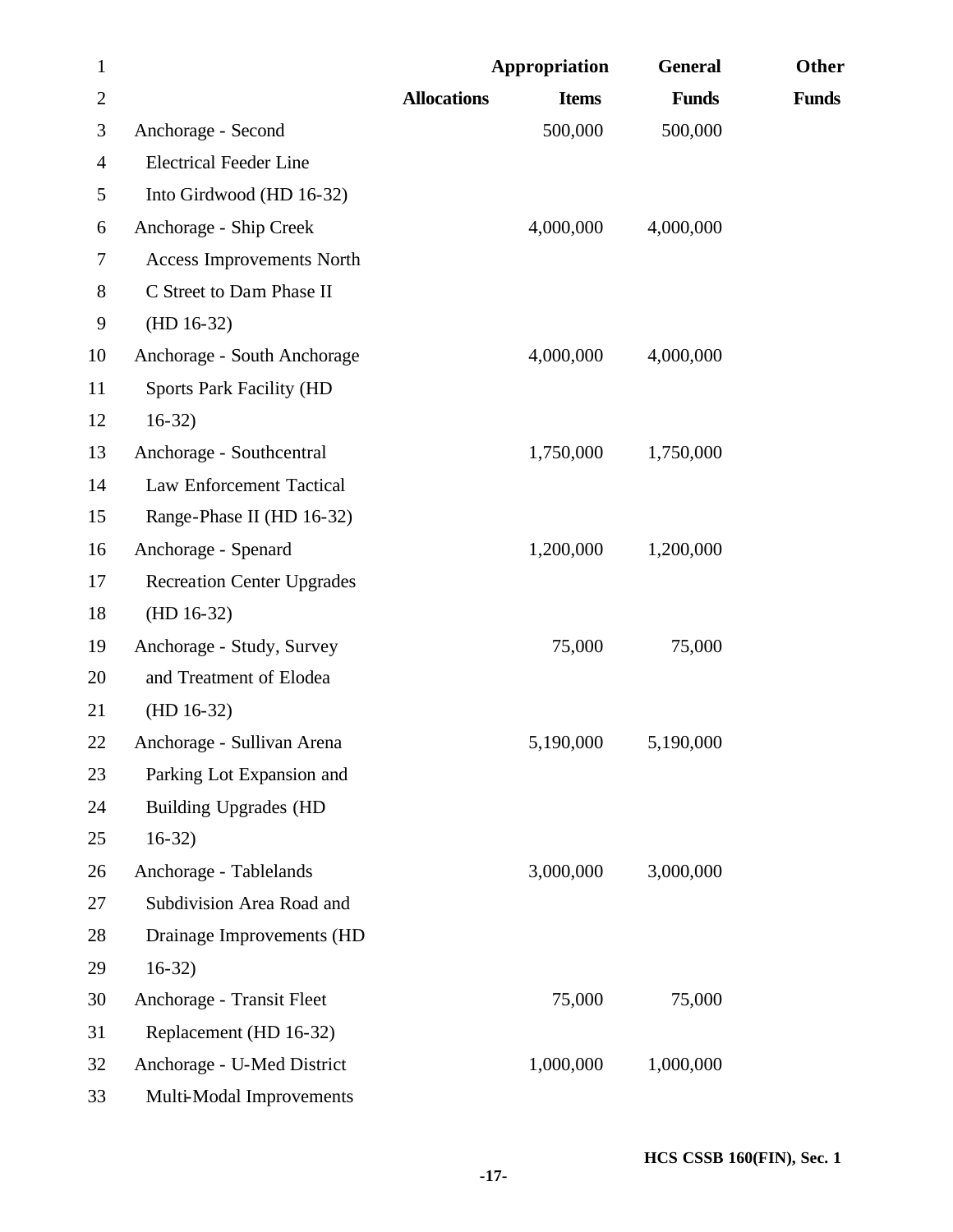| | Allocations | Appropriation Items | General Funds | Other Funds |
|---|---|---|---|---|
| Anchorage - Second Electrical Feeder Line Into Girdwood (HD 16-32) | | 500,000 | 500,000 | |
| Anchorage - Ship Creek Access Improvements North C Street to Dam Phase II (HD 16-32) | | 4,000,000 | 4,000,000 | |
| Anchorage - South Anchorage Sports Park Facility (HD 16-32) | | 4,000,000 | 4,000,000 | |
| Anchorage - Southcentral Law Enforcement Tactical Range-Phase II (HD 16-32) | | 1,750,000 | 1,750,000 | |
| Anchorage - Spenard Recreation Center Upgrades (HD 16-32) | | 1,200,000 | 1,200,000 | |
| Anchorage - Study, Survey and Treatment of Elodea (HD 16-32) | | 75,000 | 75,000 | |
| Anchorage - Sullivan Arena Parking Lot Expansion and Building Upgrades (HD 16-32) | | 5,190,000 | 5,190,000 | |
| Anchorage - Tablelands Subdivision Area Road and Drainage Improvements (HD 16-32) | | 3,000,000 | 3,000,000 | |
| Anchorage - Transit Fleet Replacement (HD 16-32) | | 75,000 | 75,000 | |
| Anchorage - U-Med District Multi-Modal Improvements | | 1,000,000 | 1,000,000 | |

HCS CSSB 160(FIN), Sec. 1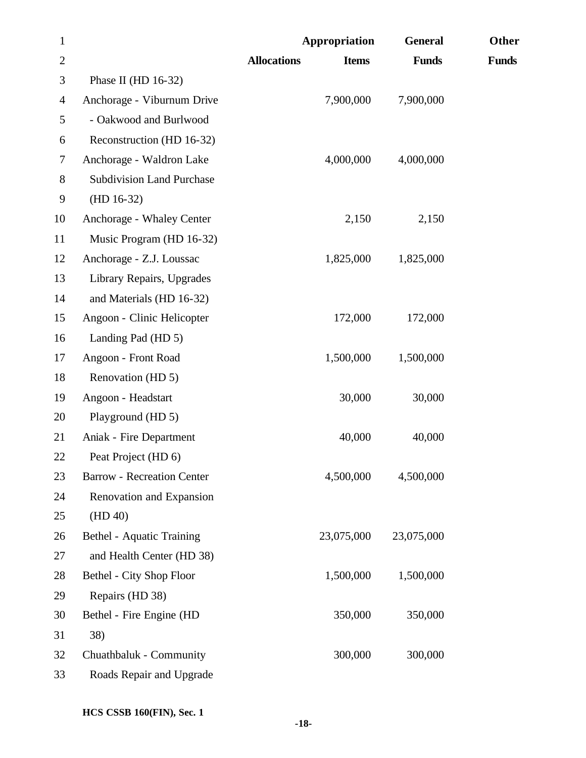| | Allocations | Appropriation Items | General Funds | Other Funds |
|---|---|---|---|---|
| Phase II (HD 16-32) | | | | |
| Anchorage - Viburnum Drive - Oakwood and Burlwood Reconstruction (HD 16-32) | | 7,900,000 | 7,900,000 | |
| Anchorage - Waldron Lake Subdivision Land Purchase (HD 16-32) | | 4,000,000 | 4,000,000 | |
| Anchorage - Whaley Center Music Program (HD 16-32) | | 2,150 | 2,150 | |
| Anchorage - Z.J. Loussac Library Repairs, Upgrades and Materials (HD 16-32) | | 1,825,000 | 1,825,000 | |
| Angoon - Clinic Helicopter Landing Pad (HD 5) | | 172,000 | 172,000 | |
| Angoon - Front Road Renovation (HD 5) | | 1,500,000 | 1,500,000 | |
| Angoon - Headstart Playground (HD 5) | | 30,000 | 30,000 | |
| Aniak - Fire Department Peat Project (HD 6) | | 40,000 | 40,000 | |
| Barrow - Recreation Center Renovation and Expansion (HD 40) | | 4,500,000 | 4,500,000 | |
| Bethel - Aquatic Training and Health Center (HD 38) | | 23,075,000 | 23,075,000 | |
| Bethel - City Shop Floor Repairs (HD 38) | | 1,500,000 | 1,500,000 | |
| Bethel - Fire Engine (HD 38) | | 350,000 | 350,000 | |
| Chuathbaluk - Community Roads Repair and Upgrade | | 300,000 | 300,000 | |

HCS CSSB 160(FIN), Sec. 1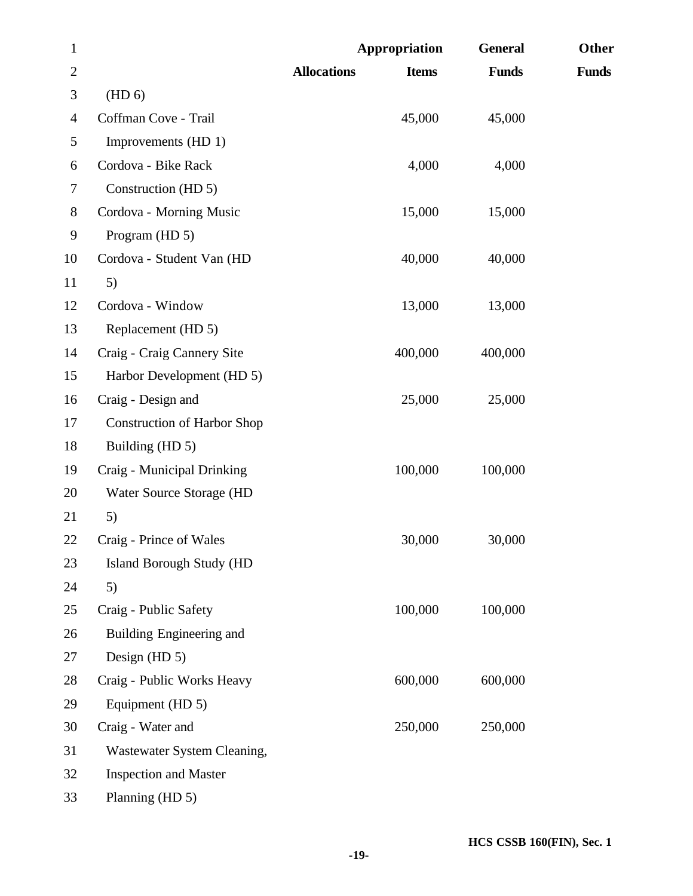| | Allocations | Appropriation Items | General Funds | Other Funds |
|---|---|---|---|---|
| (HD 6) | | | | |
| Coffman Cove - Trail Improvements (HD 1) | | 45,000 | 45,000 | |
| Cordova - Bike Rack Construction (HD 5) | | 4,000 | 4,000 | |
| Cordova - Morning Music Program (HD 5) | | 15,000 | 15,000 | |
| Cordova - Student Van (HD 5) | | 40,000 | 40,000 | |
| Cordova - Window Replacement (HD 5) | | 13,000 | 13,000 | |
| Craig - Craig Cannery Site Harbor Development (HD 5) | | 400,000 | 400,000 | |
| Craig - Design and Construction of Harbor Shop Building (HD 5) | | 25,000 | 25,000 | |
| Craig - Municipal Drinking Water Source Storage (HD 5) | | 100,000 | 100,000 | |
| Craig - Prince of Wales Island Borough Study (HD 5) | | 30,000 | 30,000 | |
| Craig - Public Safety Building Engineering and Design (HD 5) | | 100,000 | 100,000 | |
| Craig - Public Works Heavy Equipment (HD 5) | | 600,000 | 600,000 | |
| Craig - Water and Wastewater System Cleaning, Inspection and Master Planning (HD 5) | | 250,000 | 250,000 | |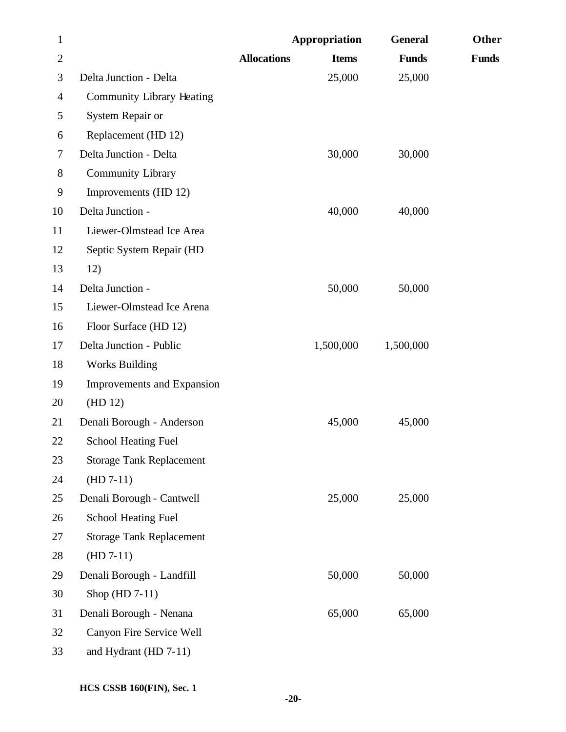| | Allocations | Appropriation Items | General Funds | Other Funds |
|---|---|---|---|---|
| Delta Junction - Delta Community Library Heating System Repair or Replacement (HD 12) | | 25,000 | 25,000 | |
| Delta Junction - Delta Community Library Improvements (HD 12) | | 30,000 | 30,000 | |
| Delta Junction - Liewer-Olmstead Ice Area Septic System Repair (HD 12) | | 40,000 | 40,000 | |
| Delta Junction - Liewer-Olmstead Ice Arena Floor Surface (HD 12) | | 50,000 | 50,000 | |
| Delta Junction - Public Works Building Improvements and Expansion (HD 12) | | 1,500,000 | 1,500,000 | |
| Denali Borough - Anderson School Heating Fuel Storage Tank Replacement (HD 7-11) | | 45,000 | 45,000 | |
| Denali Borough - Cantwell School Heating Fuel Storage Tank Replacement (HD 7-11) | | 25,000 | 25,000 | |
| Denali Borough - Landfill Shop (HD 7-11) | | 50,000 | 50,000 | |
| Denali Borough - Nenana Canyon Fire Service Well and Hydrant (HD 7-11) | | 65,000 | 65,000 | |

HCS CSSB 160(FIN), Sec. 1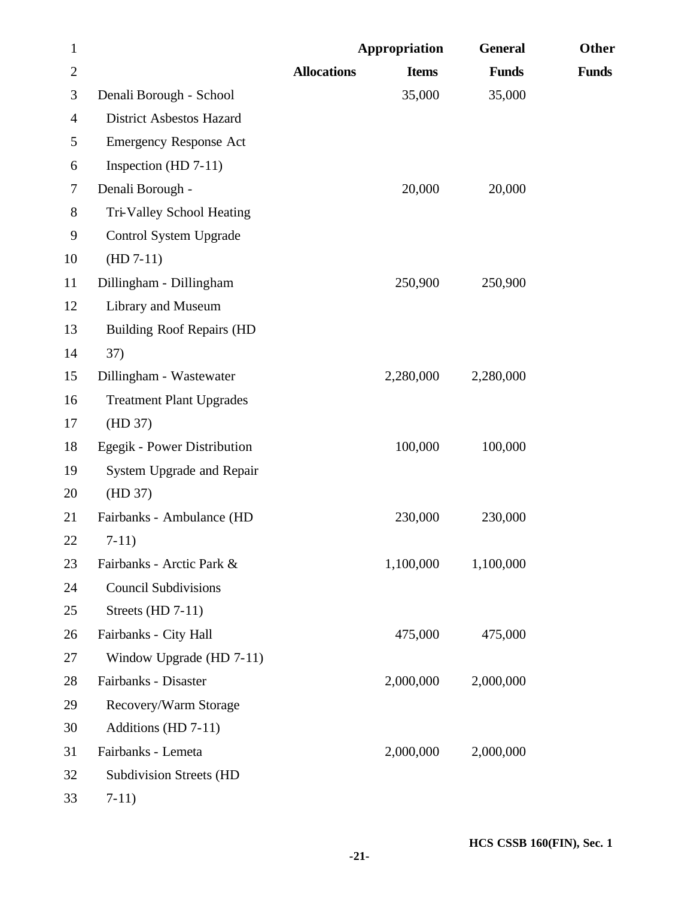| | Allocations | Appropriation Items | General Funds | Other Funds |
|---|---|---|---|---|
| Denali Borough - School District Asbestos Hazard Emergency Response Act Inspection (HD 7-11) | | 35,000 | 35,000 | |
| Denali Borough - Tri-Valley School Heating Control System Upgrade (HD 7-11) | | 20,000 | 20,000 | |
| Dillingham - Dillingham Library and Museum Building Roof Repairs (HD 37) | | 250,900 | 250,900 | |
| Dillingham - Wastewater Treatment Plant Upgrades (HD 37) | | 2,280,000 | 2,280,000 | |
| Egegik - Power Distribution System Upgrade and Repair (HD 37) | | 100,000 | 100,000 | |
| Fairbanks - Ambulance (HD 7-11) | | 230,000 | 230,000 | |
| Fairbanks - Arctic Park & Council Subdivisions Streets (HD 7-11) | | 1,100,000 | 1,100,000 | |
| Fairbanks - City Hall Window Upgrade (HD 7-11) | | 475,000 | 475,000 | |
| Fairbanks - Disaster Recovery/Warm Storage Additions (HD 7-11) | | 2,000,000 | 2,000,000 | |
| Fairbanks - Lemeta Subdivision Streets (HD 7-11) | | 2,000,000 | 2,000,000 | |

HCS CSSB 160(FIN), Sec. 1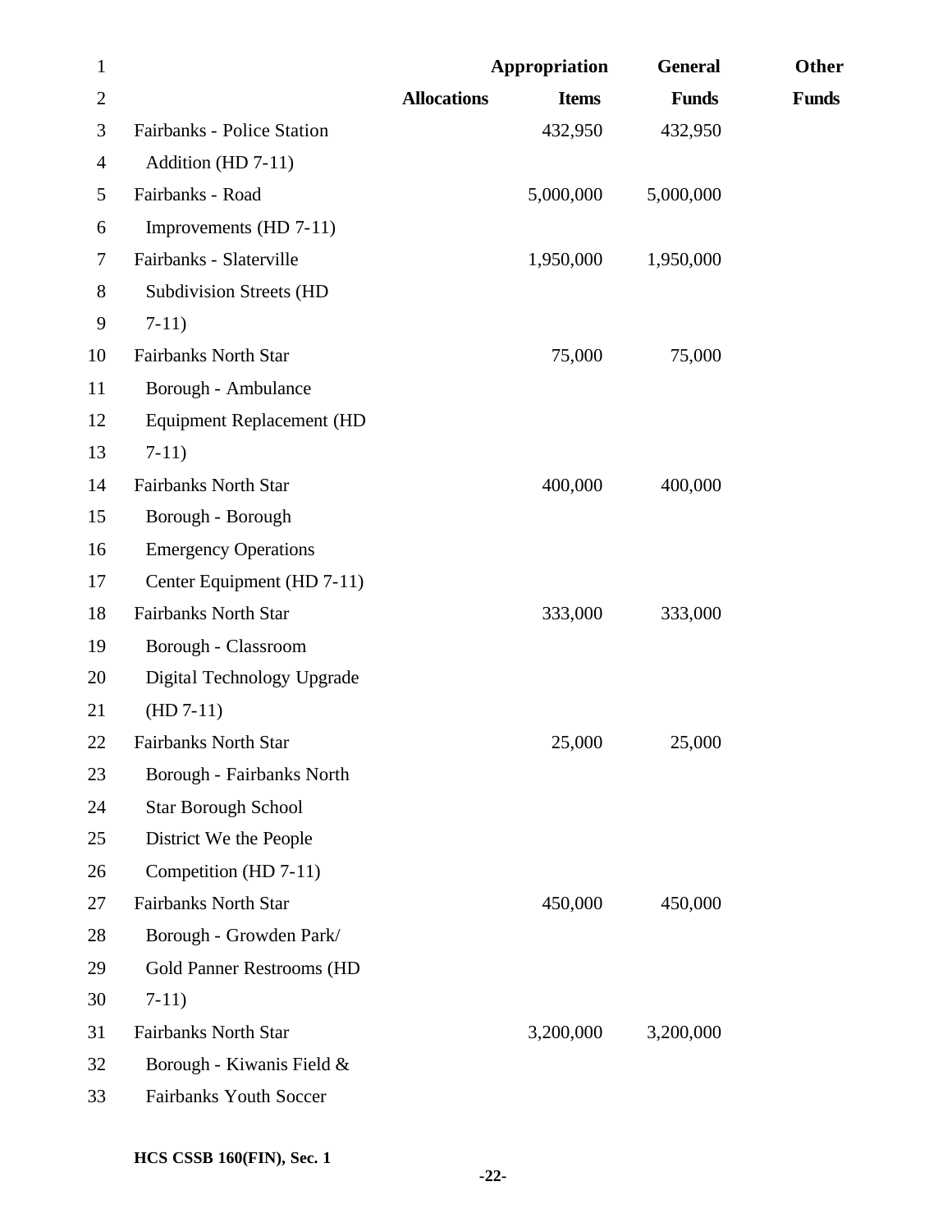| | Allocations | Appropriation Items | General Funds | Other Funds |
|---|---|---|---|---|
| Fairbanks - Police Station Addition (HD 7-11) | | 432,950 | 432,950 | |
| Fairbanks - Road Improvements (HD 7-11) | | 5,000,000 | 5,000,000 | |
| Fairbanks - Slaterville Subdivision Streets (HD 7-11) | | 1,950,000 | 1,950,000 | |
| Fairbanks North Star Borough - Ambulance Equipment Replacement (HD 7-11) | | 75,000 | 75,000 | |
| Fairbanks North Star Borough - Borough Emergency Operations Center Equipment (HD 7-11) | | 400,000 | 400,000 | |
| Fairbanks North Star Borough - Classroom Digital Technology Upgrade (HD 7-11) | | 333,000 | 333,000 | |
| Fairbanks North Star Borough - Fairbanks North Star Borough School District We the People Competition (HD 7-11) | | 25,000 | 25,000 | |
| Fairbanks North Star Borough - Growden Park/ Gold Panner Restrooms (HD 7-11) | | 450,000 | 450,000 | |
| Fairbanks North Star Borough - Kiwanis Field & Fairbanks Youth Soccer | | 3,200,000 | 3,200,000 | |

HCS CSSB 160(FIN), Sec. 1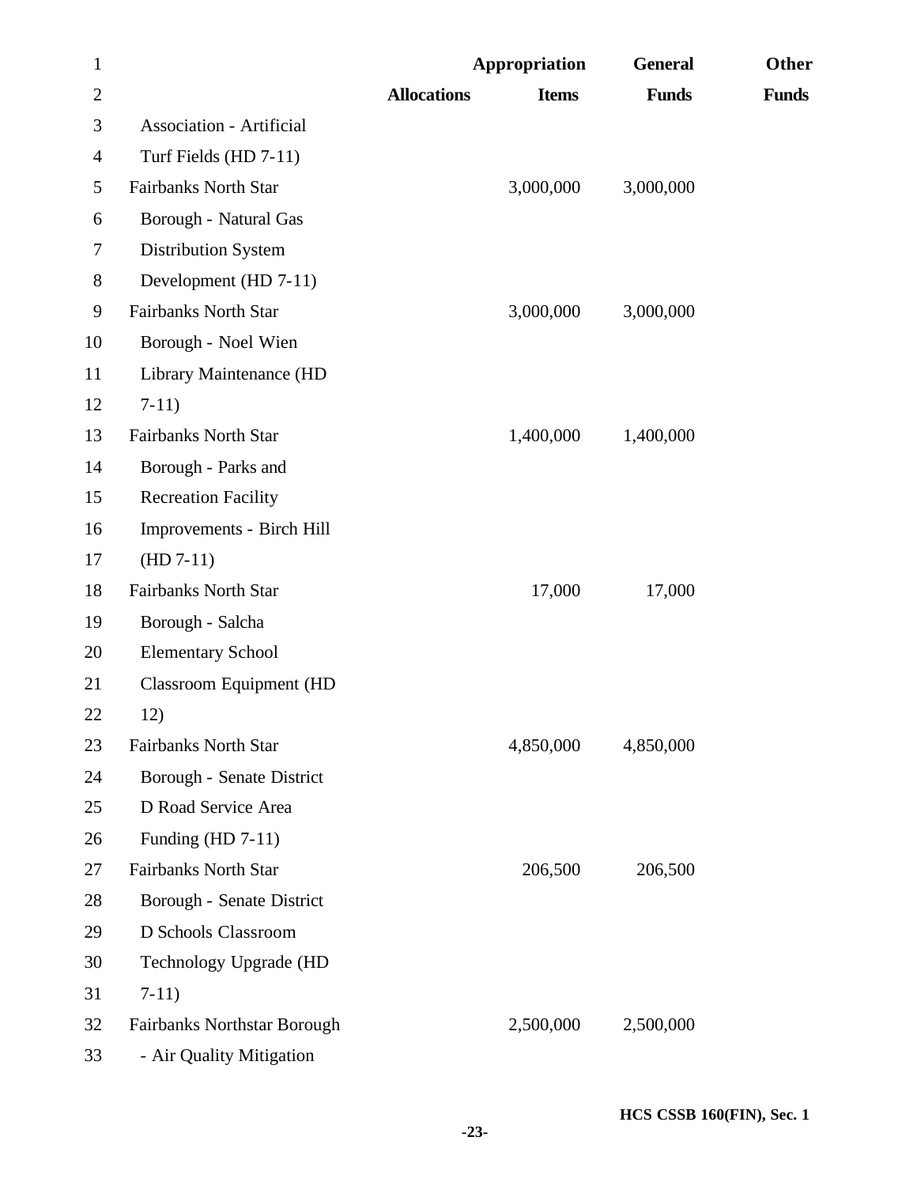| | Allocations | Appropriation Items | General Funds | Other Funds |
|---|---|---|---|---|
| Association - Artificial Turf Fields (HD 7-11) | | | | |
| Fairbanks North Star Borough - Natural Gas Distribution System Development (HD 7-11) | | 3,000,000 | 3,000,000 | |
| Fairbanks North Star Borough - Noel Wien Library Maintenance (HD 7-11) | | 3,000,000 | 3,000,000 | |
| Fairbanks North Star Borough - Parks and Recreation Facility Improvements - Birch Hill (HD 7-11) | | 1,400,000 | 1,400,000 | |
| Fairbanks North Star Borough - Salcha Elementary School Classroom Equipment (HD 12) | | 17,000 | 17,000 | |
| Fairbanks North Star Borough - Senate District D Road Service Area Funding (HD 7-11) | | 4,850,000 | 4,850,000 | |
| Fairbanks North Star Borough - Senate District D Schools Classroom Technology Upgrade (HD 7-11) | | 206,500 | 206,500 | |
| Fairbanks Northstar Borough - Air Quality Mitigation | | 2,500,000 | 2,500,000 | |

HCS CSSB 160(FIN), Sec. 1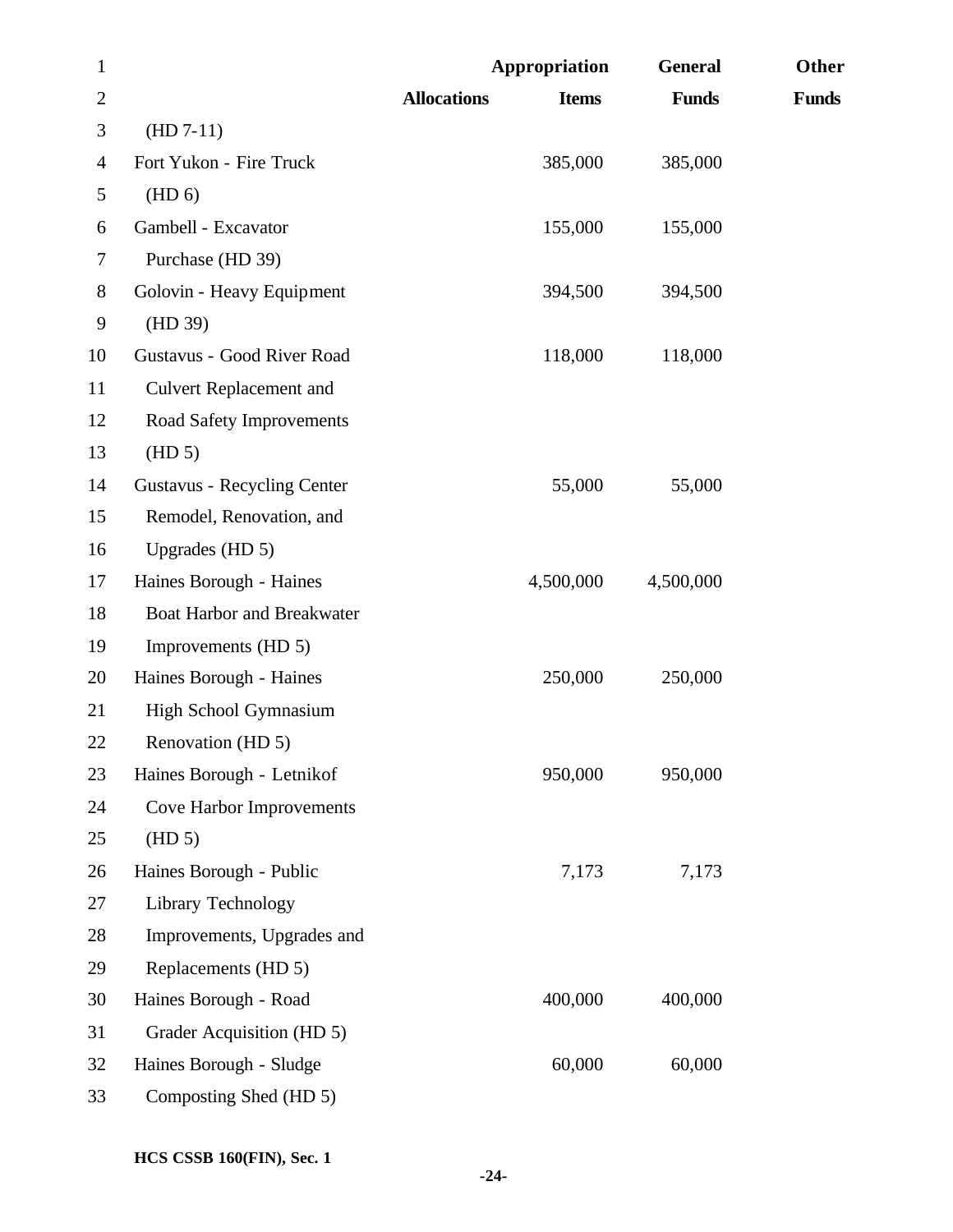| | Allocations | Appropriation Items | General Funds | Other Funds |
|---|---|---|---|---|
| (HD 7-11) | | | | |
| Fort Yukon - Fire Truck (HD 6) | | 385,000 | 385,000 | |
| Gambell - Excavator Purchase (HD 39) | | 155,000 | 155,000 | |
| Golovin - Heavy Equipment (HD 39) | | 394,500 | 394,500 | |
| Gustavus - Good River Road Culvert Replacement and Road Safety Improvements (HD 5) | | 118,000 | 118,000 | |
| Gustavus - Recycling Center Remodel, Renovation, and Upgrades (HD 5) | | 55,000 | 55,000 | |
| Haines Borough - Haines Boat Harbor and Breakwater Improvements (HD 5) | | 4,500,000 | 4,500,000 | |
| Haines Borough - Haines High School Gymnasium Renovation (HD 5) | | 250,000 | 250,000 | |
| Haines Borough - Letnikof Cove Harbor Improvements (HD 5) | | 950,000 | 950,000 | |
| Haines Borough - Public Library Technology Improvements, Upgrades and Replacements (HD 5) | | 7,173 | 7,173 | |
| Haines Borough - Road Grader Acquisition (HD 5) | | 400,000 | 400,000 | |
| Haines Borough - Sludge Composting Shed (HD 5) | | 60,000 | 60,000 | |

HCS CSSB 160(FIN), Sec. 1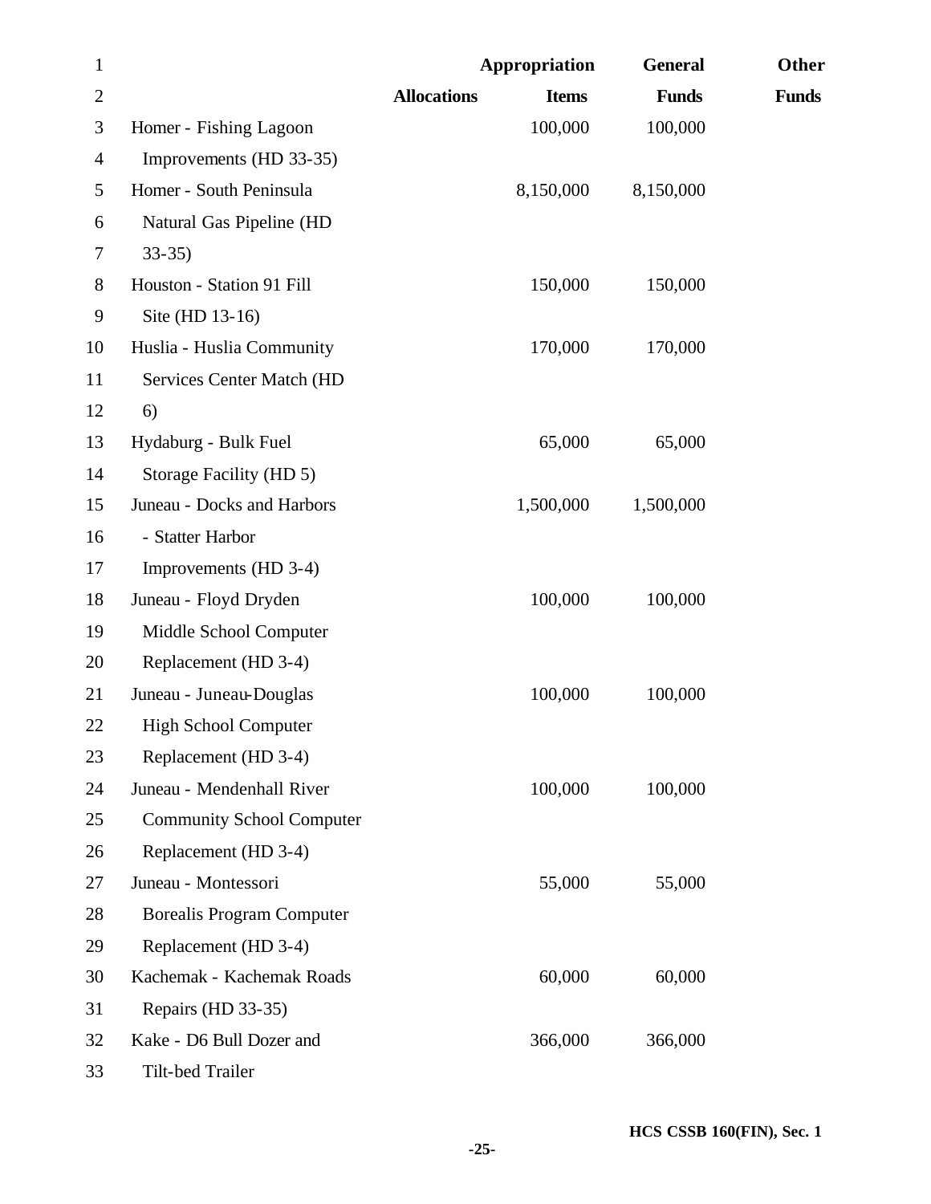| | Allocations | Appropriation Items | General Funds | Other Funds |
|---|---|---|---|---|
| Homer - Fishing Lagoon Improvements (HD 33-35) | | 100,000 | 100,000 | |
| Homer - South Peninsula Natural Gas Pipeline (HD 33-35) | | 8,150,000 | 8,150,000 | |
| Houston - Station 91 Fill Site (HD 13-16) | | 150,000 | 150,000 | |
| Huslia - Huslia Community Services Center Match (HD 6) | | 170,000 | 170,000 | |
| Hydaburg - Bulk Fuel Storage Facility (HD 5) | | 65,000 | 65,000 | |
| Juneau - Docks and Harbors - Statter Harbor Improvements (HD 3-4) | | 1,500,000 | 1,500,000 | |
| Juneau - Floyd Dryden Middle School Computer Replacement (HD 3-4) | | 100,000 | 100,000 | |
| Juneau - Juneau-Douglas High School Computer Replacement (HD 3-4) | | 100,000 | 100,000 | |
| Juneau - Mendenhall River Community School Computer Replacement (HD 3-4) | | 100,000 | 100,000 | |
| Juneau - Montessori Borealis Program Computer Replacement (HD 3-4) | | 55,000 | 55,000 | |
| Kachemak - Kachemak Roads Repairs (HD 33-35) | | 60,000 | 60,000 | |
| Kake - D6 Bull Dozer and Tilt-bed Trailer | | 366,000 | 366,000 | |

HCS CSSB 160(FIN), Sec. 1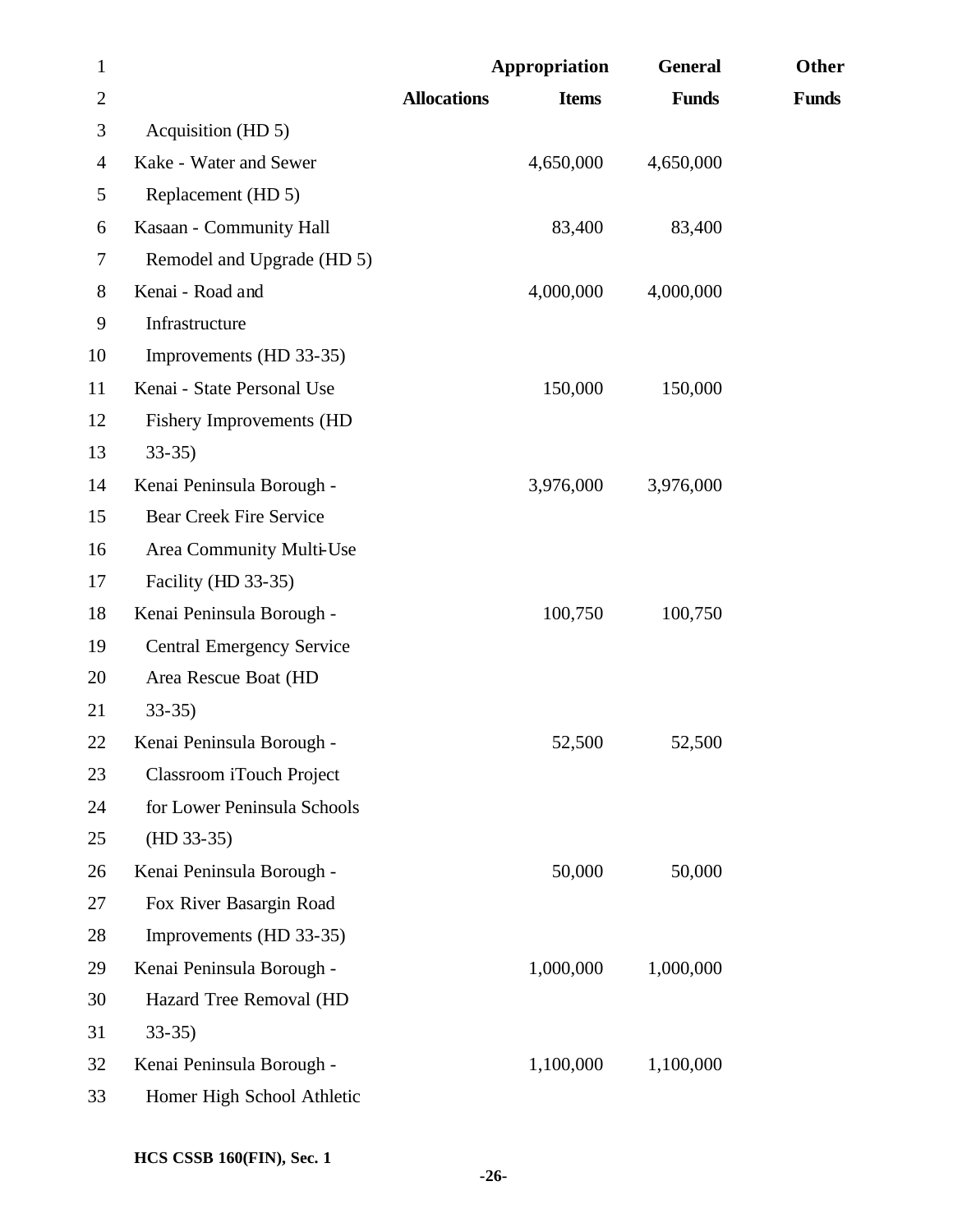| | Allocations | Appropriation Items | General Funds | Other Funds |
|---|---|---|---|---|
| Acquisition (HD 5) | | | | |
| Kake - Water and Sewer Replacement (HD 5) | | 4,650,000 | 4,650,000 | |
| Kasaan - Community Hall Remodel and Upgrade (HD 5) | | 83,400 | 83,400 | |
| Kenai - Road and Infrastructure Improvements (HD 33-35) | | 4,000,000 | 4,000,000 | |
| Kenai - State Personal Use Fishery Improvements (HD 33-35) | | 150,000 | 150,000 | |
| Kenai Peninsula Borough - Bear Creek Fire Service Area Community Multi-Use Facility (HD 33-35) | | 3,976,000 | 3,976,000 | |
| Kenai Peninsula Borough - Central Emergency Service Area Rescue Boat (HD 33-35) | | 100,750 | 100,750 | |
| Kenai Peninsula Borough - Classroom iTouch Project for Lower Peninsula Schools (HD 33-35) | | 52,500 | 52,500 | |
| Kenai Peninsula Borough - Fox River Basargin Road Improvements (HD 33-35) | | 50,000 | 50,000 | |
| Kenai Peninsula Borough - Hazard Tree Removal (HD 33-35) | | 1,000,000 | 1,000,000 | |
| Kenai Peninsula Borough - Homer High School Athletic | | 1,100,000 | 1,100,000 | |

HCS CSSB 160(FIN), Sec. 1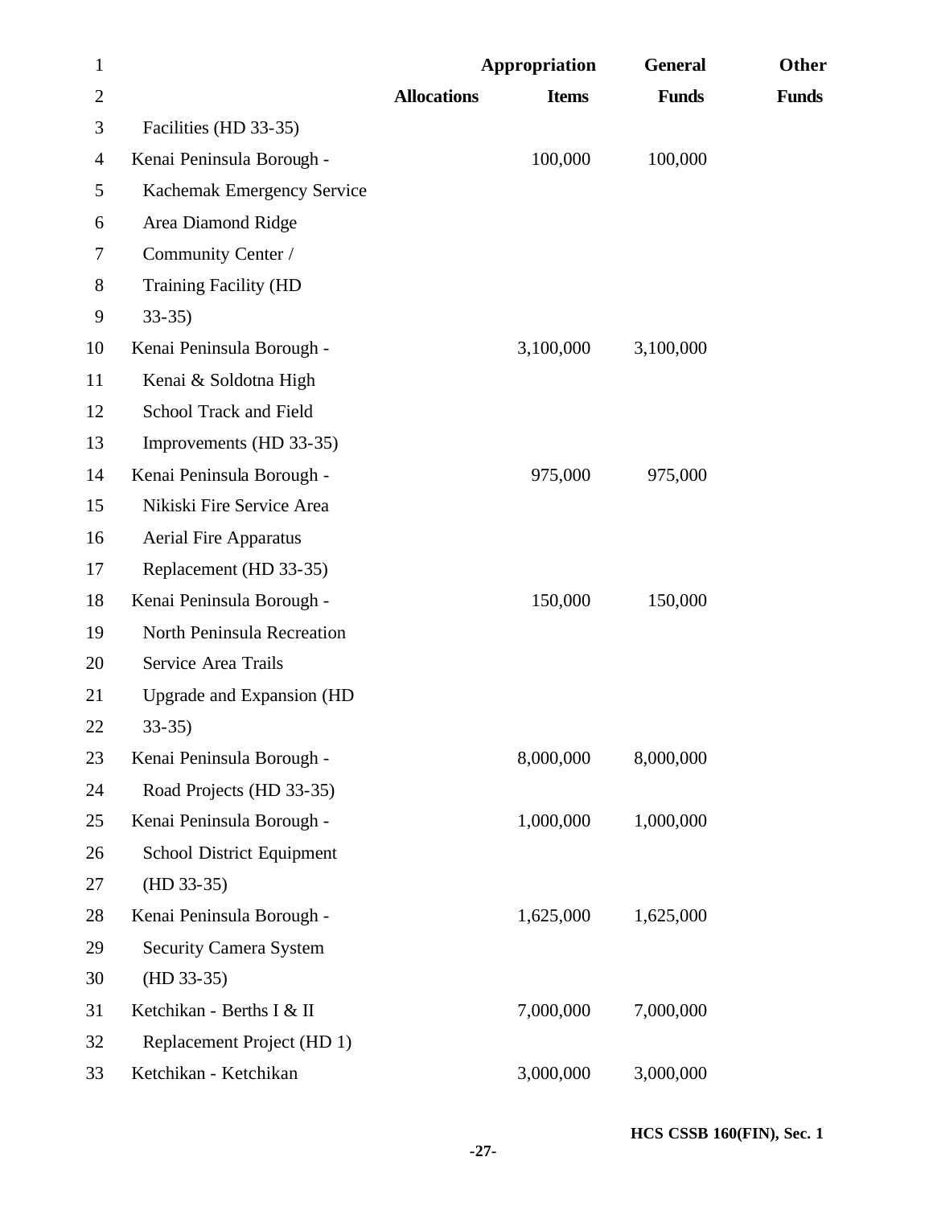| | Allocations | Appropriation Items | General Funds | Other Funds |
|---|---|---|---|---|
| Facilities (HD 33-35) | | | | |
| Kenai Peninsula Borough - Kachemak Emergency Service Area Diamond Ridge Community Center / Training Facility (HD 33-35) | | 100,000 | 100,000 | |
| Kenai Peninsula Borough - Kenai & Soldotna High School Track and Field Improvements (HD 33-35) | | 3,100,000 | 3,100,000 | |
| Kenai Peninsula Borough - Nikiski Fire Service Area Aerial Fire Apparatus Replacement (HD 33-35) | | 975,000 | 975,000 | |
| Kenai Peninsula Borough - North Peninsula Recreation Service Area Trails Upgrade and Expansion (HD 33-35) | | 150,000 | 150,000 | |
| Kenai Peninsula Borough - Road Projects (HD 33-35) | | 8,000,000 | 8,000,000 | |
| Kenai Peninsula Borough - School District Equipment (HD 33-35) | | 1,000,000 | 1,000,000 | |
| Kenai Peninsula Borough - Security Camera System (HD 33-35) | | 1,625,000 | 1,625,000 | |
| Ketchikan - Berths I & II Replacement Project (HD 1) | | 7,000,000 | 7,000,000 | |
| Ketchikan - Ketchikan | | 3,000,000 | 3,000,000 | |

HCS CSSB 160(FIN), Sec. 1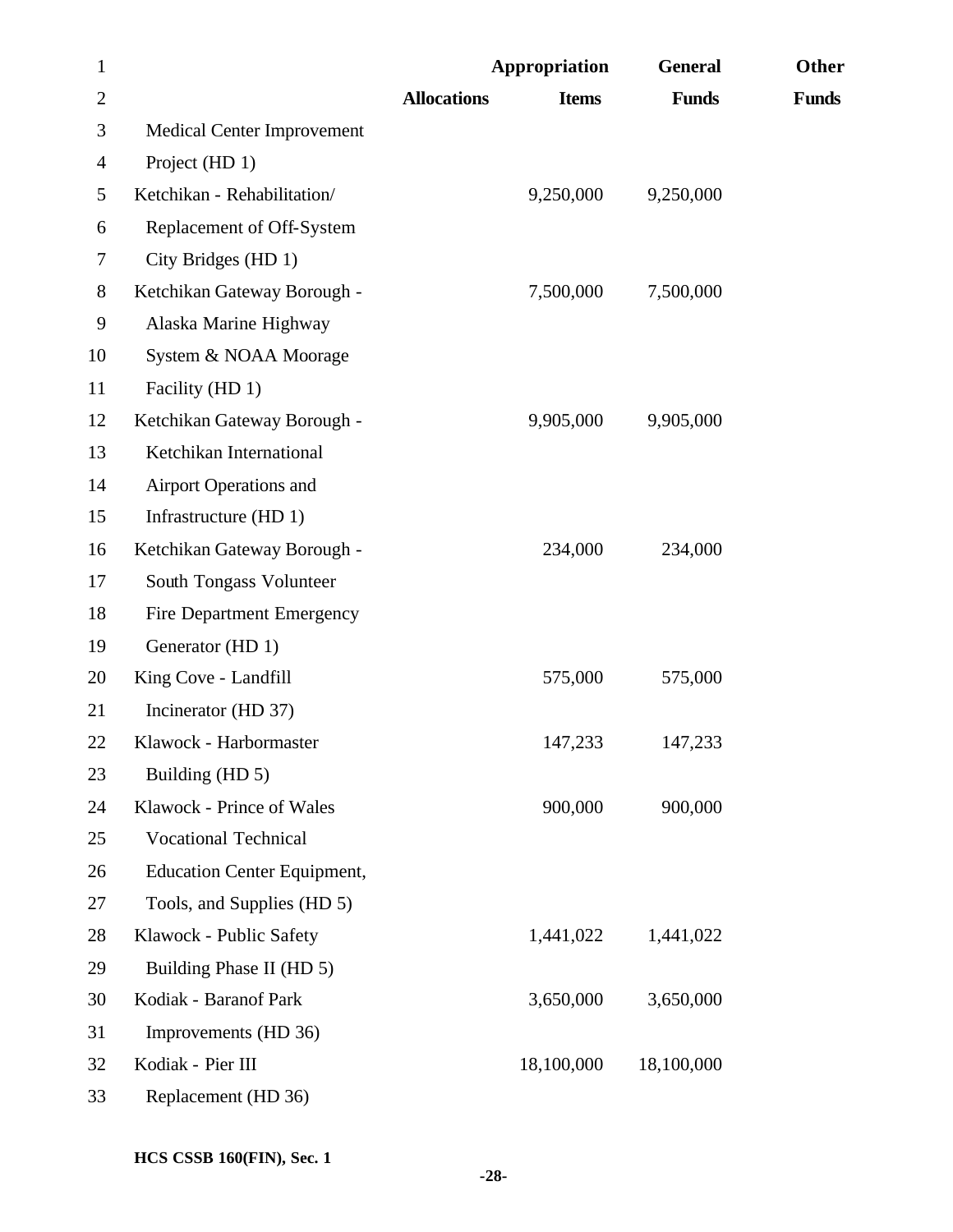| | Allocations | Appropriation Items | General Funds | Other Funds |
|---|---|---|---|---|
| Medical Center Improvement Project (HD 1) | | | | |
| Ketchikan - Rehabilitation/ Replacement of Off-System City Bridges (HD 1) | | 9,250,000 | 9,250,000 | |
| Ketchikan Gateway Borough - Alaska Marine Highway System & NOAA Moorage Facility (HD 1) | | 7,500,000 | 7,500,000 | |
| Ketchikan Gateway Borough - Ketchikan International Airport Operations and Infrastructure (HD 1) | | 9,905,000 | 9,905,000 | |
| Ketchikan Gateway Borough - South Tongass Volunteer Fire Department Emergency Generator (HD 1) | | 234,000 | 234,000 | |
| King Cove - Landfill Incinerator (HD 37) | | 575,000 | 575,000 | |
| Klawock - Harbormaster Building (HD 5) | | 147,233 | 147,233 | |
| Klawock - Prince of Wales Vocational Technical Education Center Equipment, Tools, and Supplies (HD 5) | | 900,000 | 900,000 | |
| Klawock - Public Safety Building Phase II (HD 5) | | 1,441,022 | 1,441,022 | |
| Kodiak - Baranof Park Improvements (HD 36) | | 3,650,000 | 3,650,000 | |
| Kodiak - Pier III Replacement (HD 36) | | 18,100,000 | 18,100,000 | |

HCS CSSB 160(FIN), Sec. 1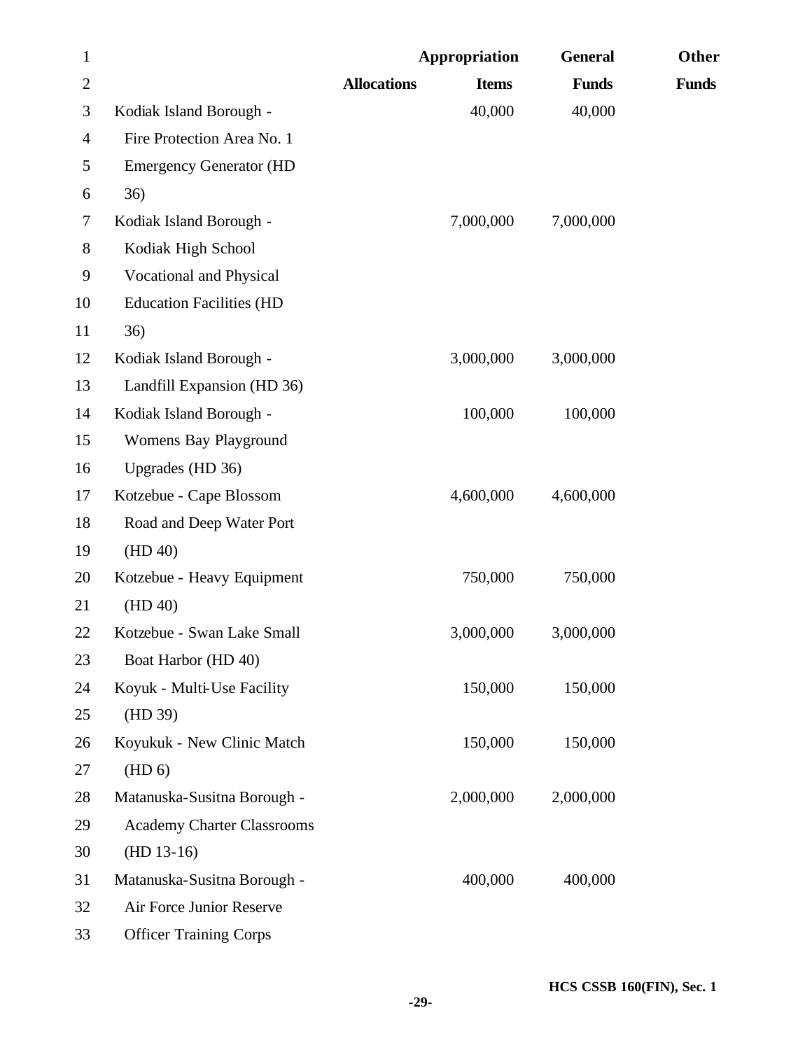| | Allocations | Appropriation Items | General Funds | Other Funds |
|---|---|---|---|---|
| Kodiak Island Borough - Fire Protection Area No. 1 Emergency Generator (HD 36) | | 40,000 | 40,000 | |
| Kodiak Island Borough - Kodiak High School Vocational and Physical Education Facilities (HD 36) | | 7,000,000 | 7,000,000 | |
| Kodiak Island Borough - Landfill Expansion (HD 36) | | 3,000,000 | 3,000,000 | |
| Kodiak Island Borough - Womens Bay Playground Upgrades (HD 36) | | 100,000 | 100,000 | |
| Kotzebue - Cape Blossom Road and Deep Water Port (HD 40) | | 4,600,000 | 4,600,000 | |
| Kotzebue - Heavy Equipment (HD 40) | | 750,000 | 750,000 | |
| Kotzebue - Swan Lake Small Boat Harbor (HD 40) | | 3,000,000 | 3,000,000 | |
| Koyuk - Multi-Use Facility (HD 39) | | 150,000 | 150,000 | |
| Koyukuk - New Clinic Match (HD 6) | | 150,000 | 150,000 | |
| Matanuska-Susitna Borough - Academy Charter Classrooms (HD 13-16) | | 2,000,000 | 2,000,000 | |
| Matanuska-Susitna Borough - Air Force Junior Reserve Officer Training Corps | | 400,000 | 400,000 | |

HCS CSSB 160(FIN), Sec. 1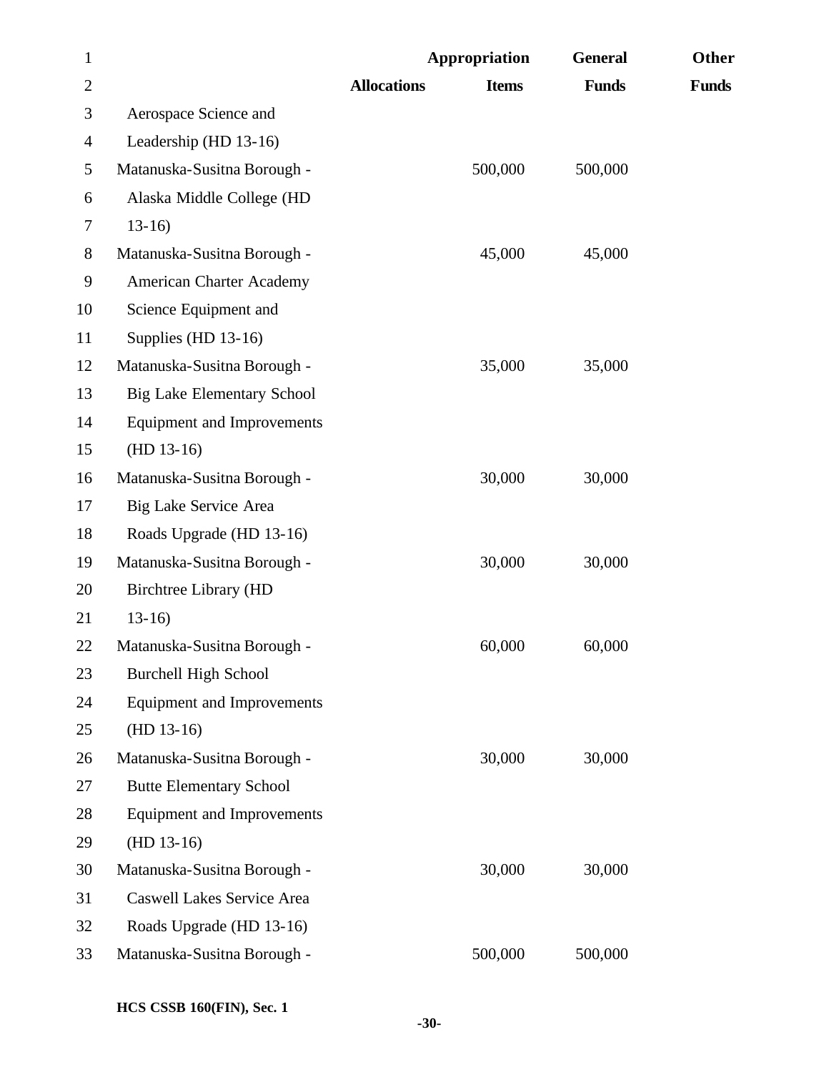| | Allocations | Appropriation Items | General Funds | Other Funds |
|---|---|---|---|---|
| Aerospace Science and Leadership (HD 13-16) | | | | |
| Matanuska-Susitna Borough - Alaska Middle College (HD 13-16) | | 500,000 | 500,000 | |
| Matanuska-Susitna Borough - American Charter Academy Science Equipment and Supplies (HD 13-16) | | 45,000 | 45,000 | |
| Matanuska-Susitna Borough - Big Lake Elementary School Equipment and Improvements (HD 13-16) | | 35,000 | 35,000 | |
| Matanuska-Susitna Borough - Big Lake Service Area Roads Upgrade (HD 13-16) | | 30,000 | 30,000 | |
| Matanuska-Susitna Borough - Birchtree Library (HD 13-16) | | 30,000 | 30,000 | |
| Matanuska-Susitna Borough - Burchell High School Equipment and Improvements (HD 13-16) | | 60,000 | 60,000 | |
| Matanuska-Susitna Borough - Butte Elementary School Equipment and Improvements (HD 13-16) | | 30,000 | 30,000 | |
| Matanuska-Susitna Borough - Caswell Lakes Service Area Roads Upgrade (HD 13-16) | | 30,000 | 30,000 | |
| Matanuska-Susitna Borough - | | 500,000 | 500,000 | |

HCS CSSB 160(FIN), Sec. 1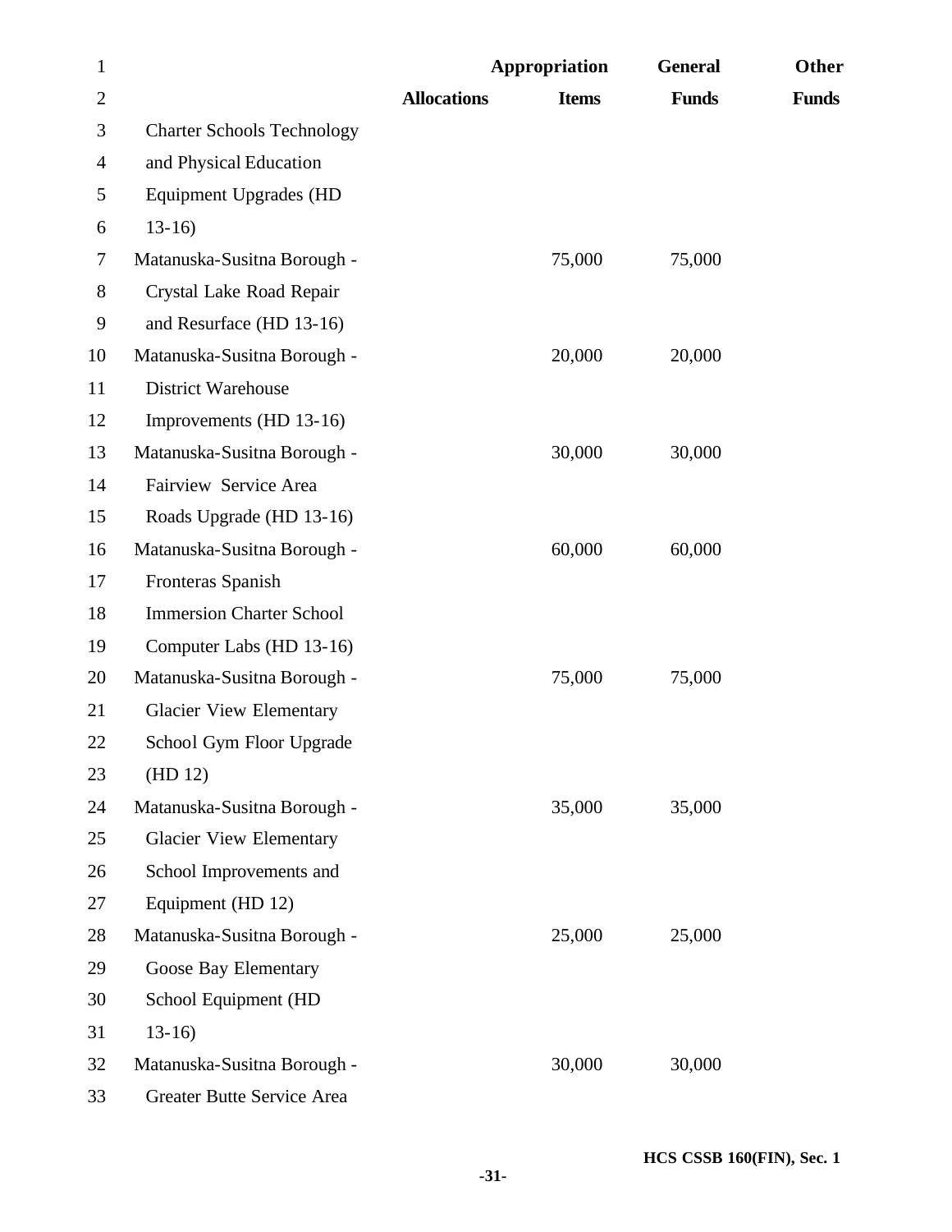| | Allocations | Appropriation Items | General Funds | Other Funds |
|---|---|---|---|---|
| Charter Schools Technology and Physical Education Equipment Upgrades (HD 13-16) | | | | |
| Matanuska-Susitna Borough - Crystal Lake Road Repair and Resurface (HD 13-16) | | 75,000 | 75,000 | |
| Matanuska-Susitna Borough - District Warehouse Improvements (HD 13-16) | | 20,000 | 20,000 | |
| Matanuska-Susitna Borough - Fairview Service Area Roads Upgrade (HD 13-16) | | 30,000 | 30,000 | |
| Matanuska-Susitna Borough - Fronteras Spanish Immersion Charter School Computer Labs (HD 13-16) | | 60,000 | 60,000 | |
| Matanuska-Susitna Borough - Glacier View Elementary School Gym Floor Upgrade (HD 12) | | 75,000 | 75,000 | |
| Matanuska-Susitna Borough - Glacier View Elementary School Improvements and Equipment (HD 12) | | 35,000 | 35,000 | |
| Matanuska-Susitna Borough - Goose Bay Elementary School Equipment (HD 13-16) | | 25,000 | 25,000 | |
| Matanuska-Susitna Borough - Greater Butte Service Area | | 30,000 | 30,000 | |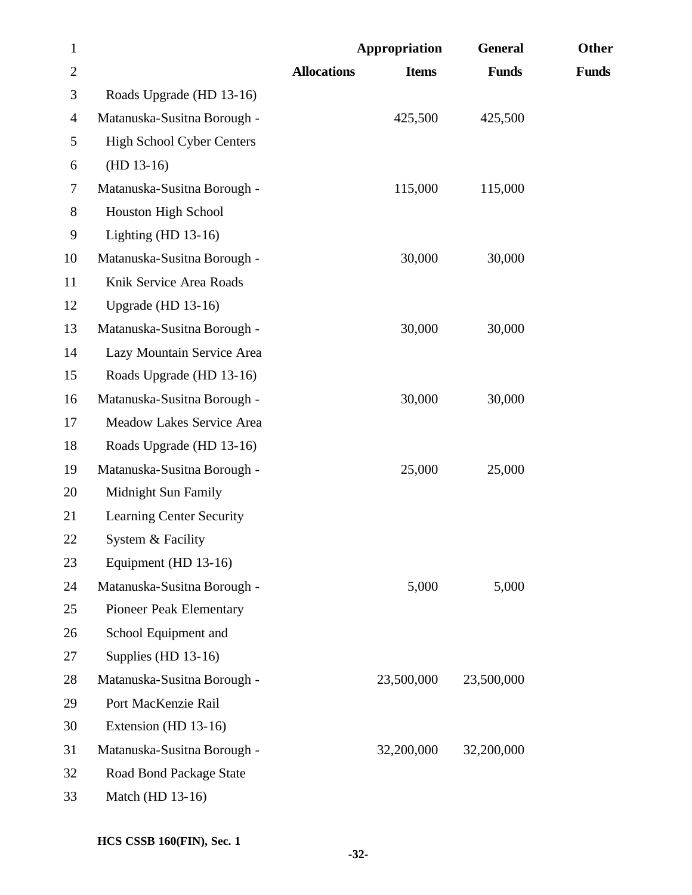| | Allocations | Appropriation Items | General Funds | Other Funds |
|---|---|---|---|---|
| Roads Upgrade (HD 13-16) | | | | |
| Matanuska-Susitna Borough - High School Cyber Centers (HD 13-16) | | 425,500 | 425,500 | |
| Matanuska-Susitna Borough - Houston High School Lighting (HD 13-16) | | 115,000 | 115,000 | |
| Matanuska-Susitna Borough - Knik Service Area Roads Upgrade (HD 13-16) | | 30,000 | 30,000 | |
| Matanuska-Susitna Borough - Lazy Mountain Service Area Roads Upgrade (HD 13-16) | | 30,000 | 30,000 | |
| Matanuska-Susitna Borough - Meadow Lakes Service Area Roads Upgrade (HD 13-16) | | 30,000 | 30,000 | |
| Matanuska-Susitna Borough - Midnight Sun Family Learning Center Security System & Facility Equipment (HD 13-16) | | 25,000 | 25,000 | |
| Matanuska-Susitna Borough - Pioneer Peak Elementary School Equipment and Supplies (HD 13-16) | | 5,000 | 5,000 | |
| Matanuska-Susitna Borough - Port MacKenzie Rail Extension (HD 13-16) | | 23,500,000 | 23,500,000 | |
| Matanuska-Susitna Borough - Road Bond Package State Match (HD 13-16) | | 32,200,000 | 32,200,000 | |

HCS CSSB 160(FIN), Sec. 1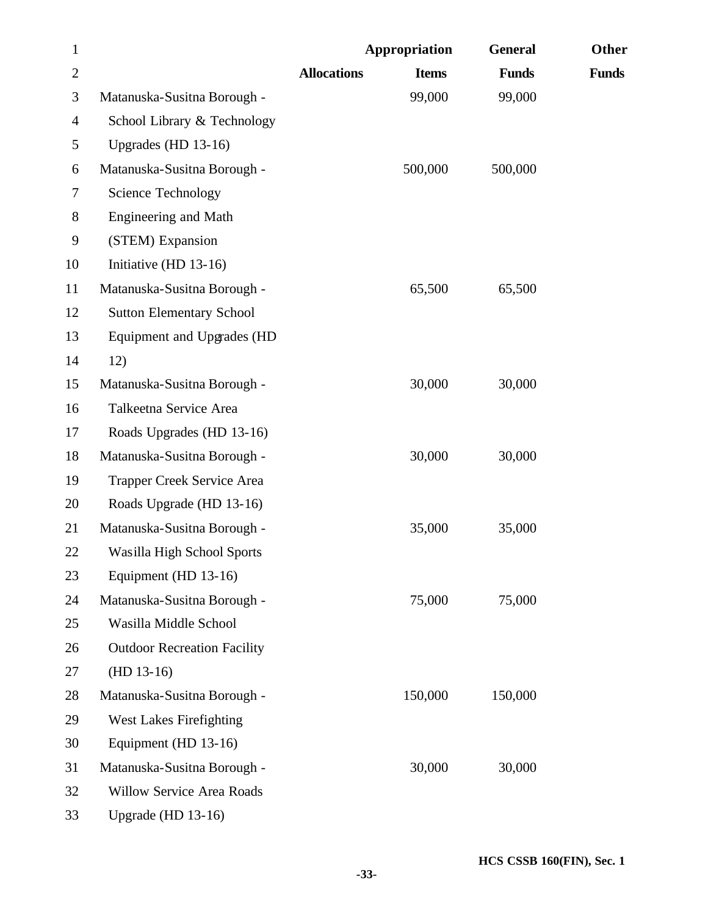| | Allocations | Appropriation Items | General Funds | Other Funds |
|---|---|---|---|---|
| Matanuska-Susitna Borough - School Library & Technology Upgrades (HD 13-16) | | 99,000 | 99,000 | |
| Matanuska-Susitna Borough - Science Technology Engineering and Math (STEM) Expansion Initiative (HD 13-16) | | 500,000 | 500,000 | |
| Matanuska-Susitna Borough - Sutton Elementary School Equipment and Upgrades (HD 12) | | 65,500 | 65,500 | |
| Matanuska-Susitna Borough - Talkeetna Service Area Roads Upgrades (HD 13-16) | | 30,000 | 30,000 | |
| Matanuska-Susitna Borough - Trapper Creek Service Area Roads Upgrade (HD 13-16) | | 30,000 | 30,000 | |
| Matanuska-Susitna Borough - Wasilla High School Sports Equipment (HD 13-16) | | 35,000 | 35,000 | |
| Matanuska-Susitna Borough - Wasilla Middle School Outdoor Recreation Facility (HD 13-16) | | 75,000 | 75,000 | |
| Matanuska-Susitna Borough - West Lakes Firefighting Equipment (HD 13-16) | | 150,000 | 150,000 | |
| Matanuska-Susitna Borough - Willow Service Area Roads Upgrade (HD 13-16) | | 30,000 | 30,000 | |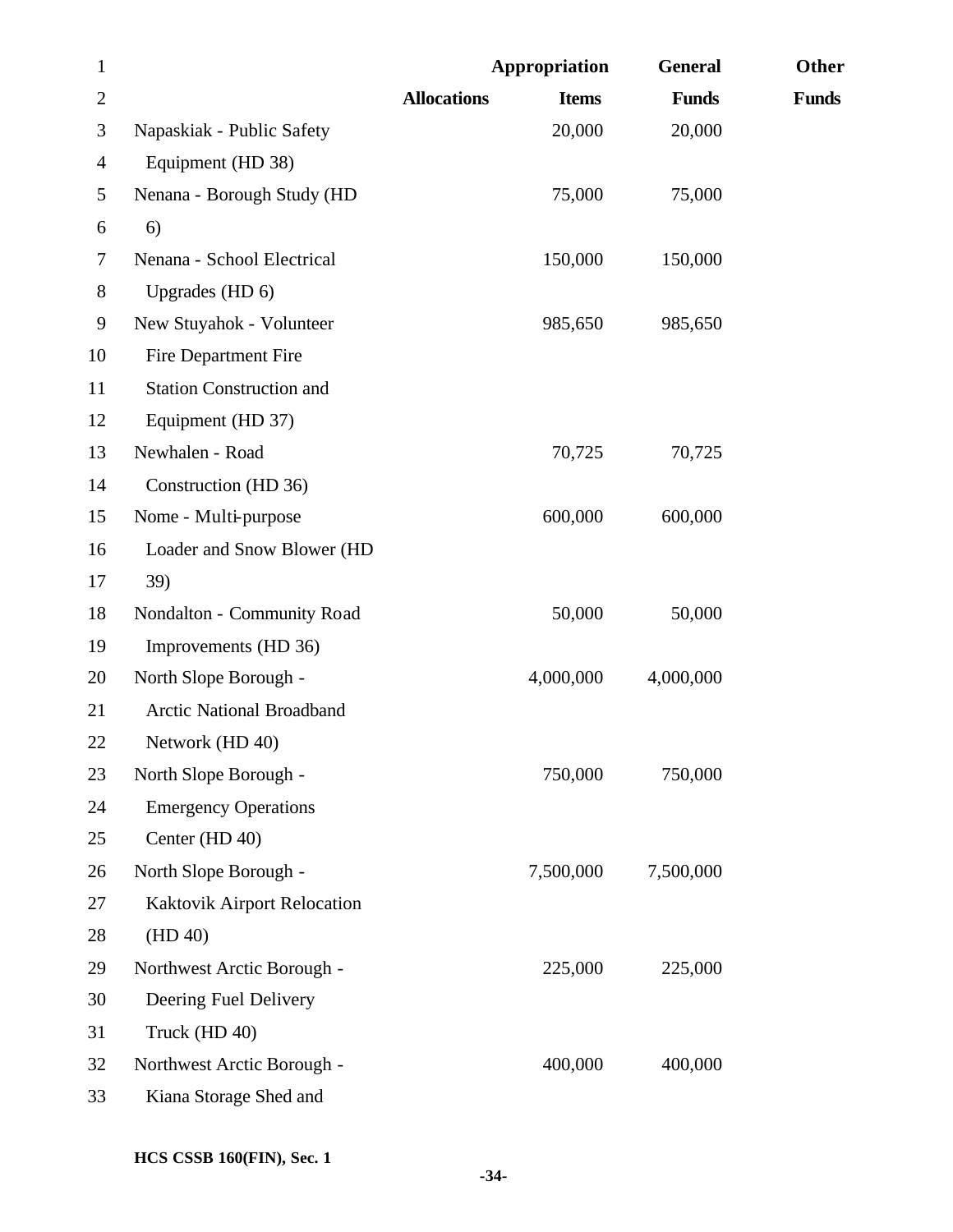| | Allocations | Appropriation Items | General Funds | Other Funds |
|---|---|---|---|---|
| Napaskiak - Public Safety Equipment (HD 38) | | 20,000 | 20,000 | |
| Nenana - Borough Study (HD 6) | | 75,000 | 75,000 | |
| Nenana - School Electrical Upgrades (HD 6) | | 150,000 | 150,000 | |
| New Stuyahok - Volunteer Fire Department Fire Station Construction and Equipment (HD 37) | | 985,650 | 985,650 | |
| Newhalen - Road Construction (HD 36) | | 70,725 | 70,725 | |
| Nome - Multi-purpose Loader and Snow Blower (HD 39) | | 600,000 | 600,000 | |
| Nondalton - Community Road Improvements (HD 36) | | 50,000 | 50,000 | |
| North Slope Borough - Arctic National Broadband Network (HD 40) | | 4,000,000 | 4,000,000 | |
| North Slope Borough - Emergency Operations Center (HD 40) | | 750,000 | 750,000 | |
| North Slope Borough - Kaktovik Airport Relocation (HD 40) | | 7,500,000 | 7,500,000 | |
| Northwest Arctic Borough - Deering Fuel Delivery Truck (HD 40) | | 225,000 | 225,000 | |
| Northwest Arctic Borough - Kiana Storage Shed and | | 400,000 | 400,000 | |

HCS CSSB 160(FIN), Sec. 1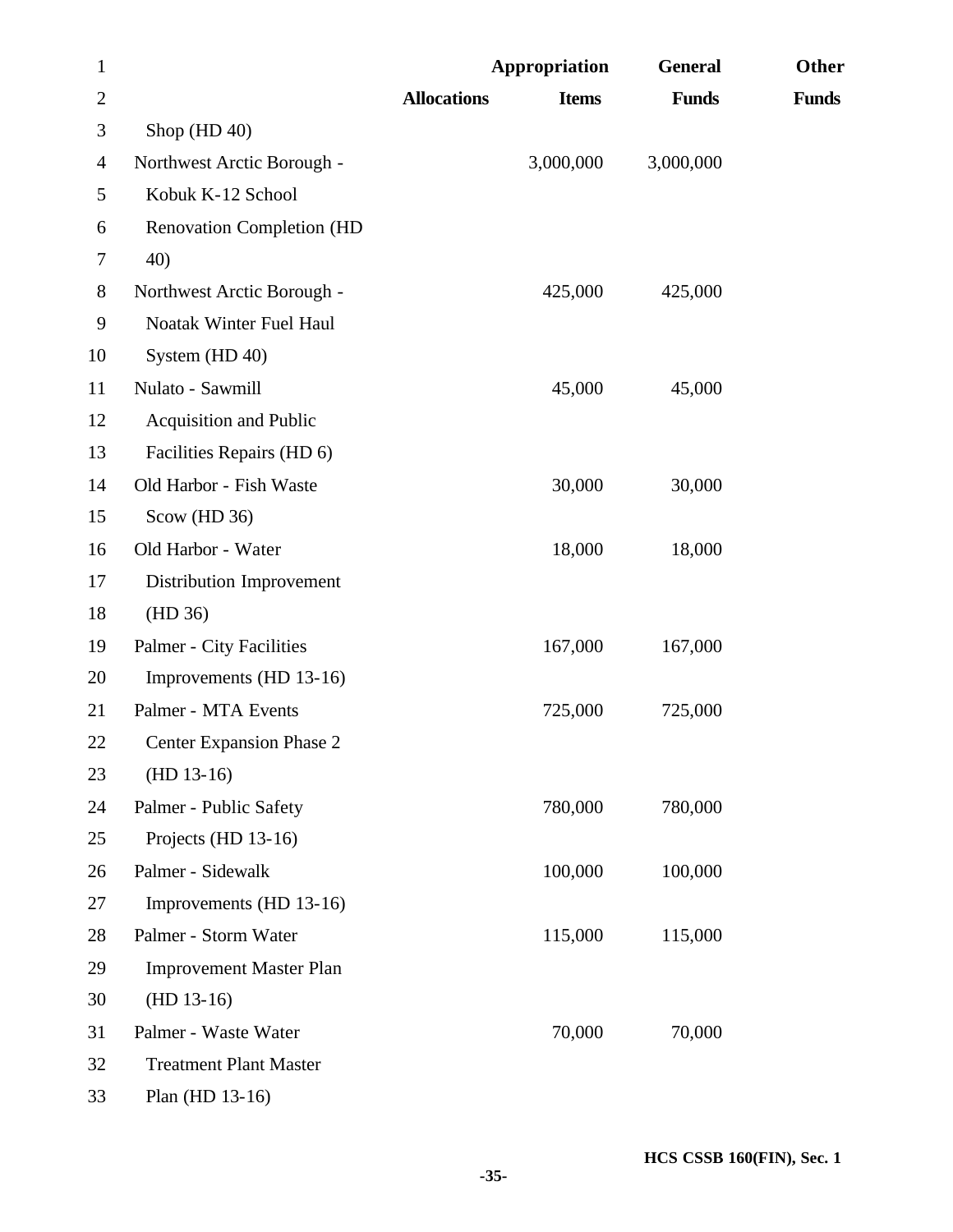| | Allocations | Appropriation Items | General Funds | Other Funds |
|---|---|---|---|---|
| Shop (HD 40) | | | | |
| Northwest Arctic Borough - Kobuk K-12 School Renovation Completion (HD 40) | | 3,000,000 | 3,000,000 | |
| Northwest Arctic Borough - Noatak Winter Fuel Haul System (HD 40) | | 425,000 | 425,000 | |
| Nulato - Sawmill Acquisition and Public Facilities Repairs (HD 6) | | 45,000 | 45,000 | |
| Old Harbor - Fish Waste Scow (HD 36) | | 30,000 | 30,000 | |
| Old Harbor - Water Distribution Improvement (HD 36) | | 18,000 | 18,000 | |
| Palmer - City Facilities Improvements (HD 13-16) | | 167,000 | 167,000 | |
| Palmer - MTA Events Center Expansion Phase 2 (HD 13-16) | | 725,000 | 725,000 | |
| Palmer - Public Safety Projects (HD 13-16) | | 780,000 | 780,000 | |
| Palmer - Sidewalk Improvements (HD 13-16) | | 100,000 | 100,000 | |
| Palmer - Storm Water Improvement Master Plan (HD 13-16) | | 115,000 | 115,000 | |
| Palmer - Waste Water Treatment Plant Master Plan (HD 13-16) | | 70,000 | 70,000 | |

HCS CSSB 160(FIN), Sec. 1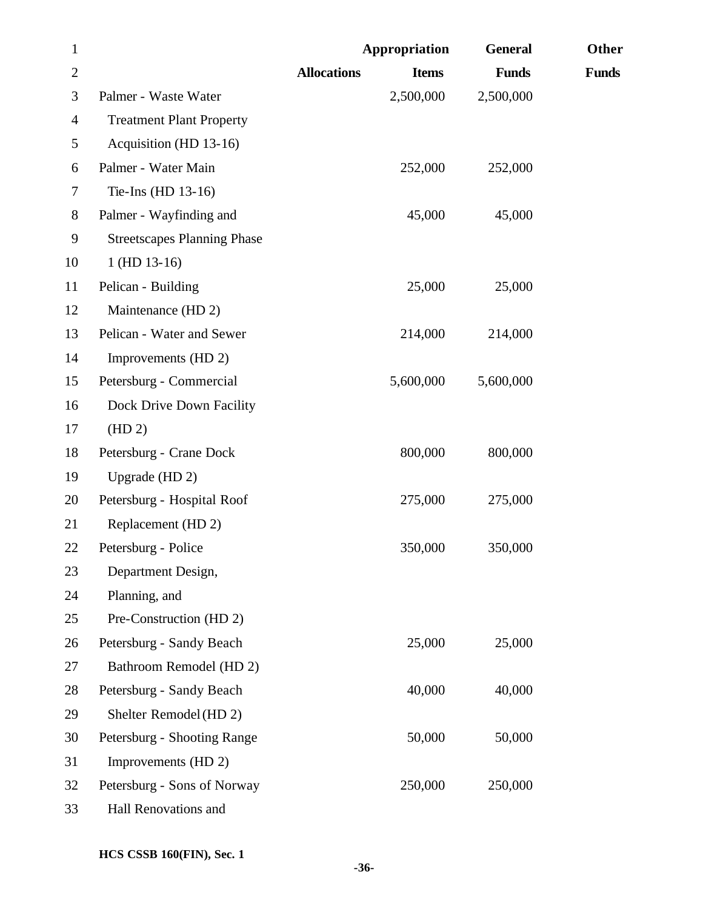| | Allocations | Appropriation Items | General Funds | Other Funds |
|---|---|---|---|---|
| Palmer - Waste Water Treatment Plant Property Acquisition (HD 13-16) | | 2,500,000 | 2,500,000 | |
| Palmer - Water Main Tie-Ins (HD 13-16) | | 252,000 | 252,000 | |
| Palmer - Wayfinding and Streetscapes Planning Phase 1 (HD 13-16) | | 45,000 | 45,000 | |
| Pelican - Building Maintenance (HD 2) | | 25,000 | 25,000 | |
| Pelican - Water and Sewer Improvements (HD 2) | | 214,000 | 214,000 | |
| Petersburg - Commercial Dock Drive Down Facility (HD 2) | | 5,600,000 | 5,600,000 | |
| Petersburg - Crane Dock Upgrade (HD 2) | | 800,000 | 800,000 | |
| Petersburg - Hospital Roof Replacement (HD 2) | | 275,000 | 275,000 | |
| Petersburg - Police Department Design, Planning, and Pre-Construction (HD 2) | | 350,000 | 350,000 | |
| Petersburg - Sandy Beach Bathroom Remodel (HD 2) | | 25,000 | 25,000 | |
| Petersburg - Sandy Beach Shelter Remodel (HD 2) | | 40,000 | 40,000 | |
| Petersburg - Shooting Range Improvements (HD 2) | | 50,000 | 50,000 | |
| Petersburg - Sons of Norway Hall Renovations and | | 250,000 | 250,000 | |

HCS CSSB 160(FIN), Sec. 1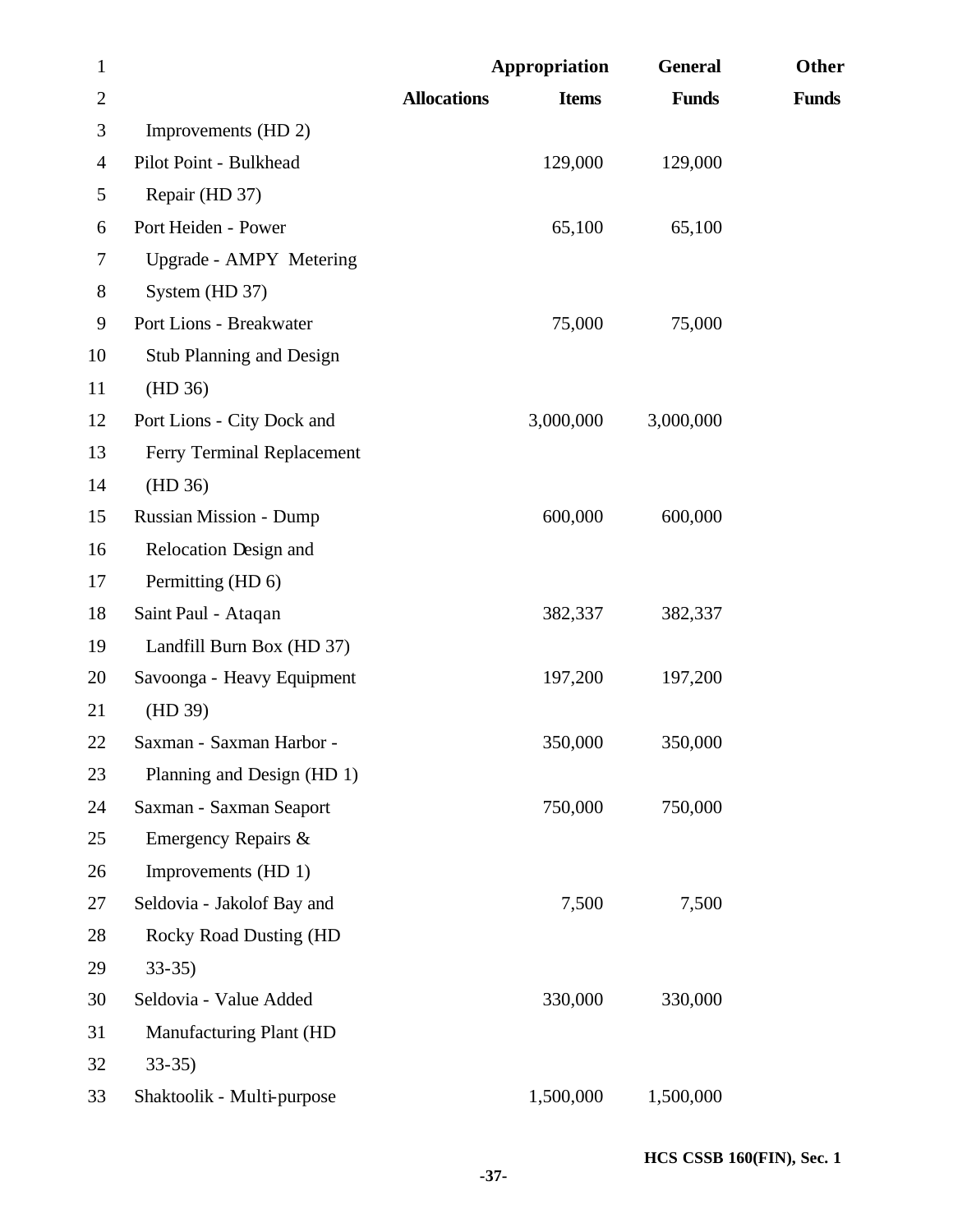| | Allocations | Appropriation Items | General Funds | Other Funds |
|---|---|---|---|---|
| Improvements (HD 2) | | | | |
| Pilot Point - Bulkhead Repair (HD 37) | | 129,000 | 129,000 | |
| Port Heiden - Power Upgrade - AMPY Metering System (HD 37) | | 65,100 | 65,100 | |
| Port Lions - Breakwater Stub Planning and Design (HD 36) | | 75,000 | 75,000 | |
| Port Lions - City Dock and Ferry Terminal Replacement (HD 36) | | 3,000,000 | 3,000,000 | |
| Russian Mission - Dump Relocation Design and Permitting (HD 6) | | 600,000 | 600,000 | |
| Saint Paul - Ataqan Landfill Burn Box (HD 37) | | 382,337 | 382,337 | |
| Savoonga - Heavy Equipment (HD 39) | | 197,200 | 197,200 | |
| Saxman - Saxman Harbor - Planning and Design (HD 1) | | 350,000 | 350,000 | |
| Saxman - Saxman Seaport Emergency Repairs & Improvements (HD 1) | | 750,000 | 750,000 | |
| Seldovia - Jakolof Bay and Rocky Road Dusting (HD 33-35) | | 7,500 | 7,500 | |
| Seldovia - Value Added Manufacturing Plant (HD 33-35) | | 330,000 | 330,000 | |
| Shaktoolik - Multi-purpose | | 1,500,000 | 1,500,000 | |

HCS CSSB 160(FIN), Sec. 1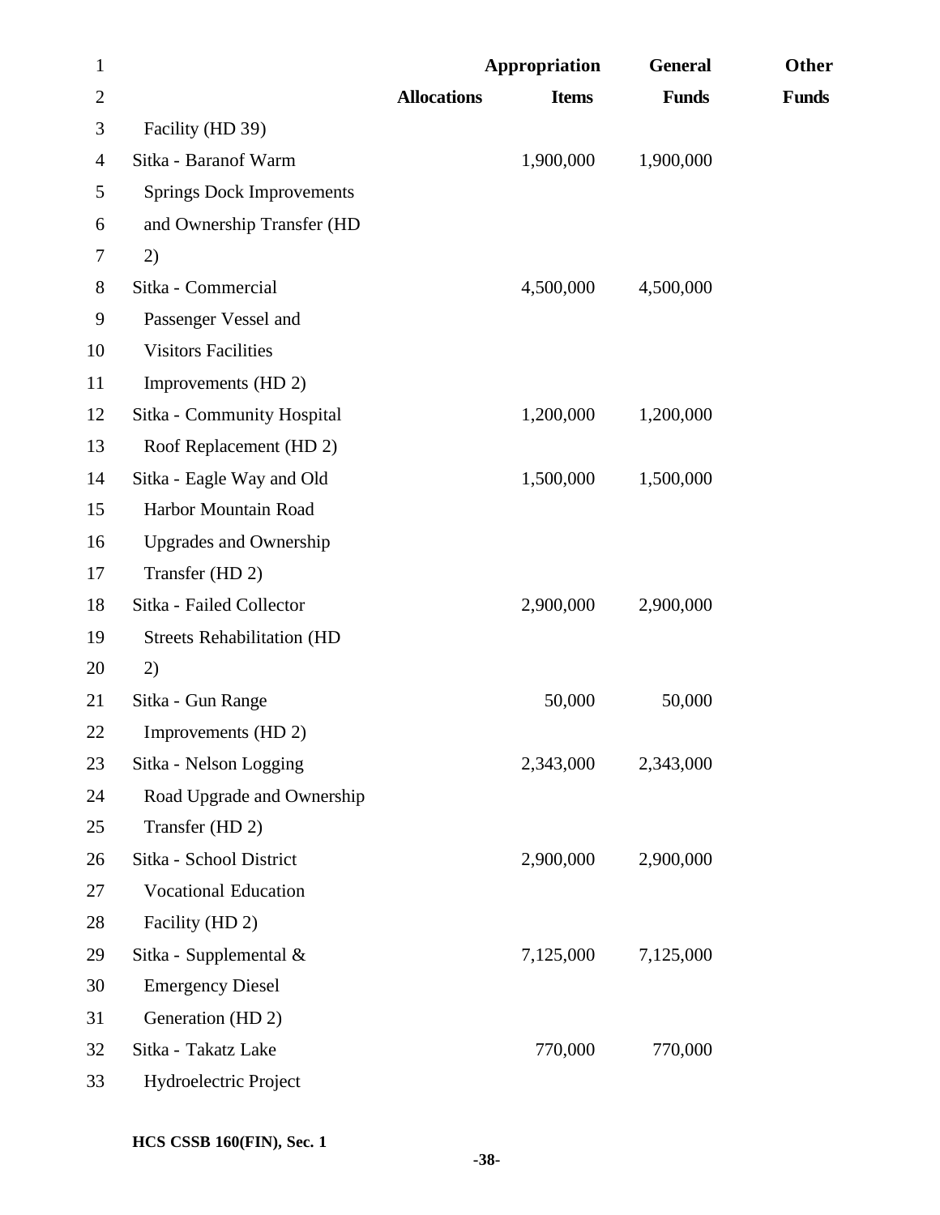| | Allocations | Appropriation Items | General Funds | Other Funds |
|---|---|---|---|---|
| Facility (HD 39) | | | | |
| Sitka - Baranof Warm Springs Dock Improvements and Ownership Transfer (HD 2) | | 1,900,000 | 1,900,000 | |
| Sitka - Commercial Passenger Vessel and Visitors Facilities Improvements (HD 2) | | 4,500,000 | 4,500,000 | |
| Sitka - Community Hospital Roof Replacement (HD 2) | | 1,200,000 | 1,200,000 | |
| Sitka - Eagle Way and Old Harbor Mountain Road Upgrades and Ownership Transfer (HD 2) | | 1,500,000 | 1,500,000 | |
| Sitka - Failed Collector Streets Rehabilitation (HD 2) | | 2,900,000 | 2,900,000 | |
| Sitka - Gun Range Improvements (HD 2) | | 50,000 | 50,000 | |
| Sitka - Nelson Logging Road Upgrade and Ownership Transfer (HD 2) | | 2,343,000 | 2,343,000 | |
| Sitka - School District Vocational Education Facility (HD 2) | | 2,900,000 | 2,900,000 | |
| Sitka - Supplemental & Emergency Diesel Generation (HD 2) | | 7,125,000 | 7,125,000 | |
| Sitka - Takatz Lake Hydroelectric Project | | 770,000 | 770,000 | |

HCS CSSB 160(FIN), Sec. 1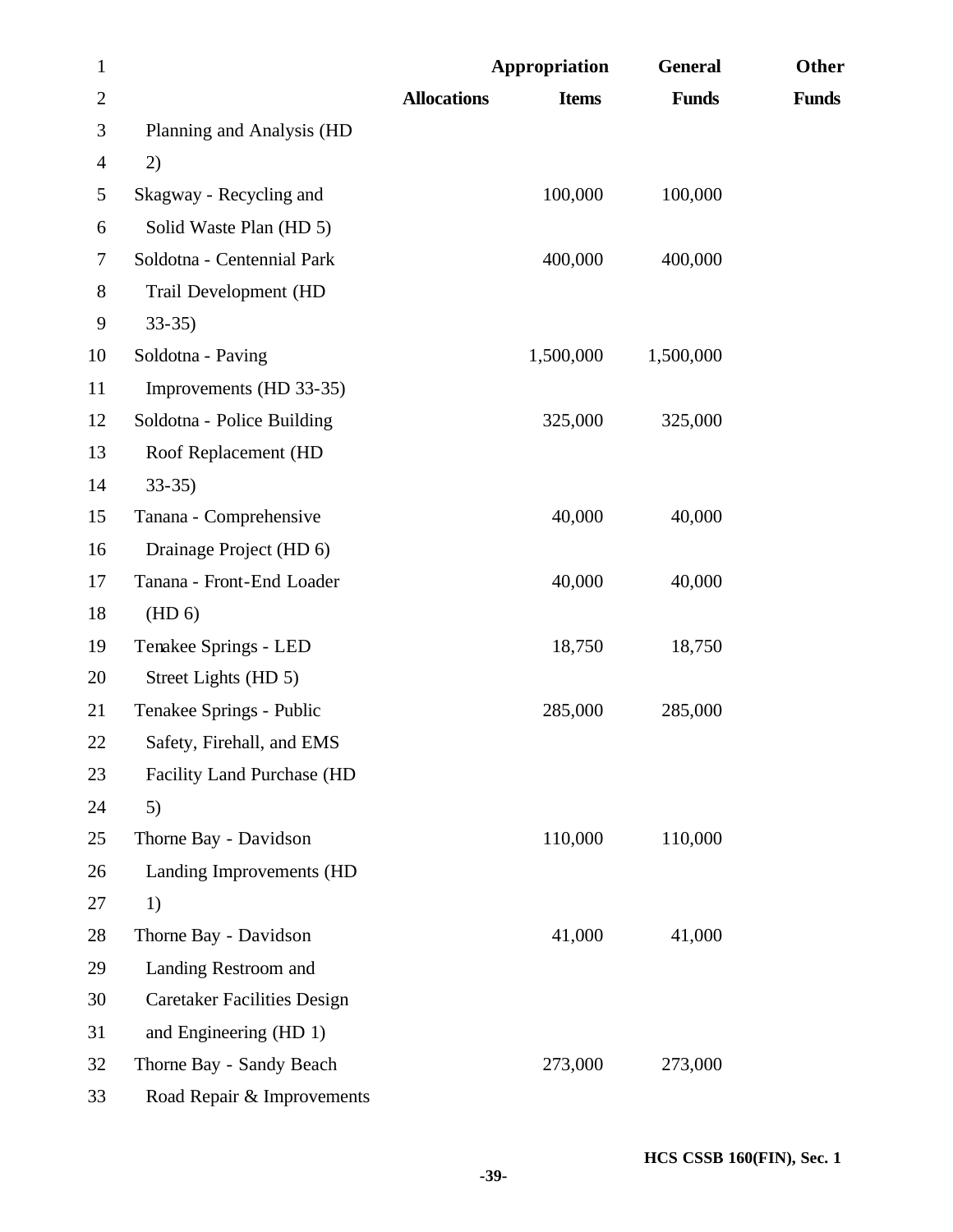| | Allocations | Appropriation Items | General Funds | Other Funds |
|---|---|---|---|---|
| Planning and Analysis (HD 2) | | | | |
| Skagway - Recycling and Solid Waste Plan (HD 5) | | 100,000 | 100,000 | |
| Soldotna - Centennial Park Trail Development (HD 33-35) | | 400,000 | 400,000 | |
| Soldotna - Paving Improvements (HD 33-35) | | 1,500,000 | 1,500,000 | |
| Soldotna - Police Building Roof Replacement (HD 33-35) | | 325,000 | 325,000 | |
| Tanana - Comprehensive Drainage Project (HD 6) | | 40,000 | 40,000 | |
| Tanana - Front-End Loader (HD 6) | | 40,000 | 40,000 | |
| Tenakee Springs - LED Street Lights (HD 5) | | 18,750 | 18,750 | |
| Tenakee Springs - Public Safety, Firehall, and EMS Facility Land Purchase (HD 5) | | 285,000 | 285,000 | |
| Thorne Bay - Davidson Landing Improvements (HD 1) | | 110,000 | 110,000 | |
| Thorne Bay - Davidson Landing Restroom and Caretaker Facilities Design and Engineering (HD 1) | | 41,000 | 41,000 | |
| Thorne Bay - Sandy Beach Road Repair & Improvements | | 273,000 | 273,000 | |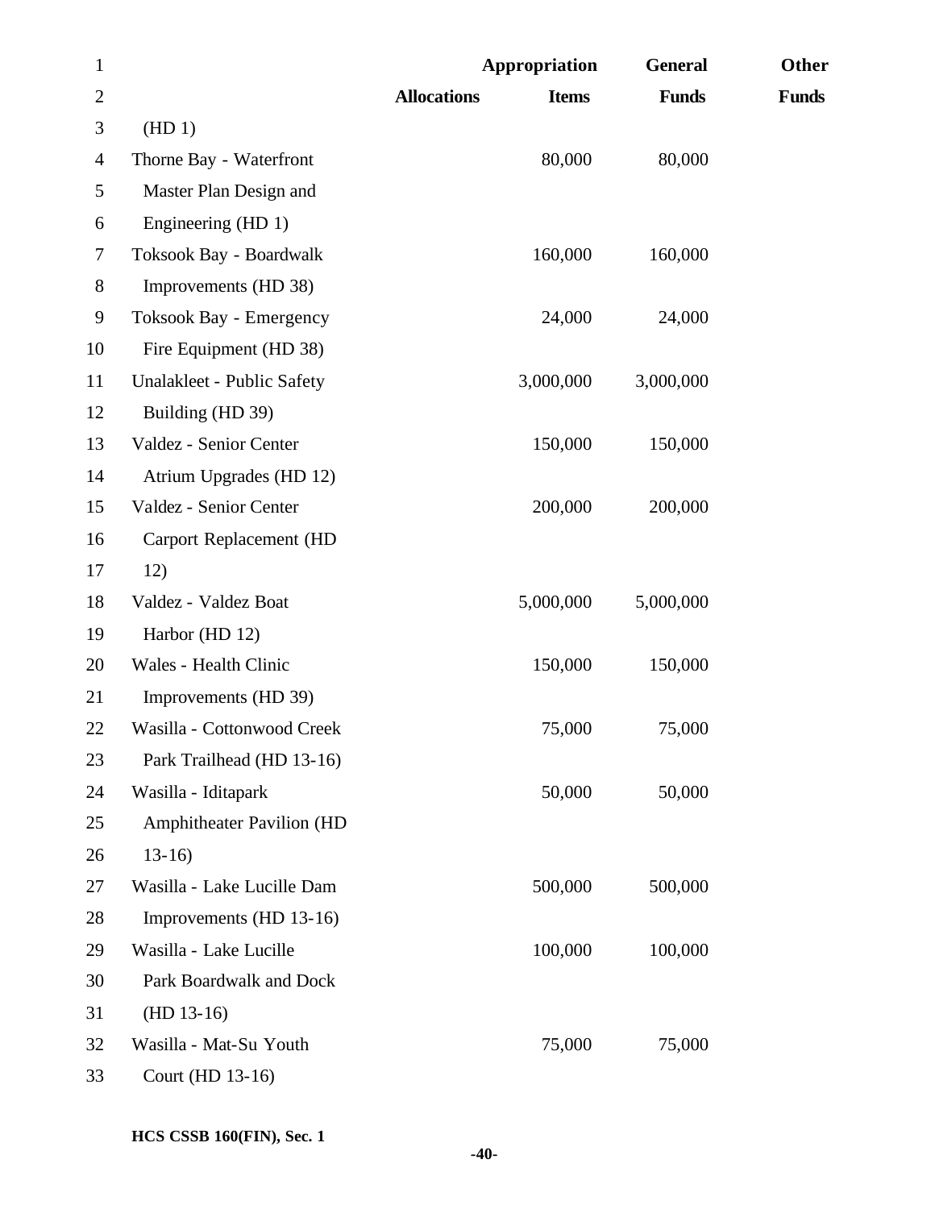| | Allocations | Appropriation Items | General Funds | Other Funds |
|---|---|---|---|---|
| (HD 1) | | | | |
| Thorne Bay - Waterfront Master Plan Design and Engineering (HD 1) | | 80,000 | 80,000 | |
| Toksook Bay - Boardwalk Improvements (HD 38) | | 160,000 | 160,000 | |
| Toksook Bay - Emergency Fire Equipment (HD 38) | | 24,000 | 24,000 | |
| Unalakleet - Public Safety Building (HD 39) | | 3,000,000 | 3,000,000 | |
| Valdez - Senior Center Atrium Upgrades (HD 12) | | 150,000 | 150,000 | |
| Valdez - Senior Center Carport Replacement (HD 12) | | 200,000 | 200,000 | |
| Valdez - Valdez Boat Harbor (HD 12) | | 5,000,000 | 5,000,000 | |
| Wales - Health Clinic Improvements (HD 39) | | 150,000 | 150,000 | |
| Wasilla - Cottonwood Creek Park Trailhead (HD 13-16) | | 75,000 | 75,000 | |
| Wasilla - Iditapark Amphitheater Pavilion (HD 13-16) | | 50,000 | 50,000 | |
| Wasilla - Lake Lucille Dam Improvements (HD 13-16) | | 500,000 | 500,000 | |
| Wasilla - Lake Lucille Park Boardwalk and Dock (HD 13-16) | | 100,000 | 100,000 | |
| Wasilla - Mat-Su Youth Court (HD 13-16) | | 75,000 | 75,000 | |

HCS CSSB 160(FIN), Sec. 1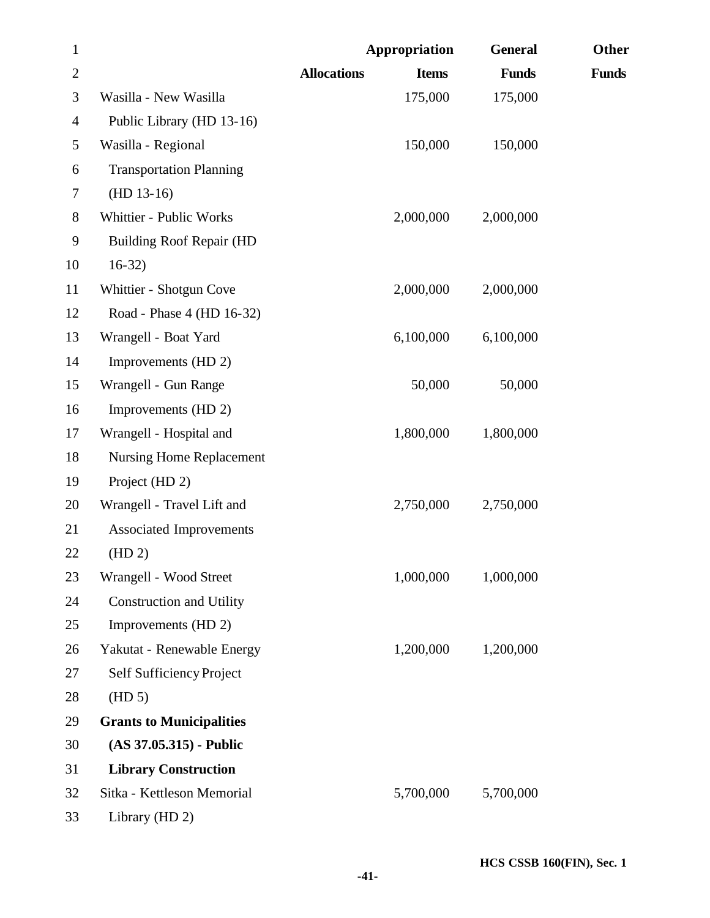| | Allocations | Appropriation Items | General Funds | Other Funds |
|---|---|---|---|---|
| Wasilla - New Wasilla Public Library (HD 13-16) | | 175,000 | 175,000 | |
| Wasilla - Regional Transportation Planning (HD 13-16) | | 150,000 | 150,000 | |
| Whittier - Public Works Building Roof Repair (HD 16-32) | | 2,000,000 | 2,000,000 | |
| Whittier - Shotgun Cove Road - Phase 4 (HD 16-32) | | 2,000,000 | 2,000,000 | |
| Wrangell - Boat Yard Improvements (HD 2) | | 6,100,000 | 6,100,000 | |
| Wrangell - Gun Range Improvements (HD 2) | | 50,000 | 50,000 | |
| Wrangell - Hospital and Nursing Home Replacement Project (HD 2) | | 1,800,000 | 1,800,000 | |
| Wrangell - Travel Lift and Associated Improvements (HD 2) | | 2,750,000 | 2,750,000 | |
| Wrangell - Wood Street Construction and Utility Improvements (HD 2) | | 1,000,000 | 1,000,000 | |
| Yakutat - Renewable Energy Self Sufficiency Project (HD 5) | | 1,200,000 | 1,200,000 | |
| **Grants to Municipalities (AS 37.05.315) - Public Library Construction** | | | | |
| Sitka - Kettleson Memorial Library (HD 2) | | 5,700,000 | 5,700,000 | |

HCS CSSB 160(FIN), Sec. 1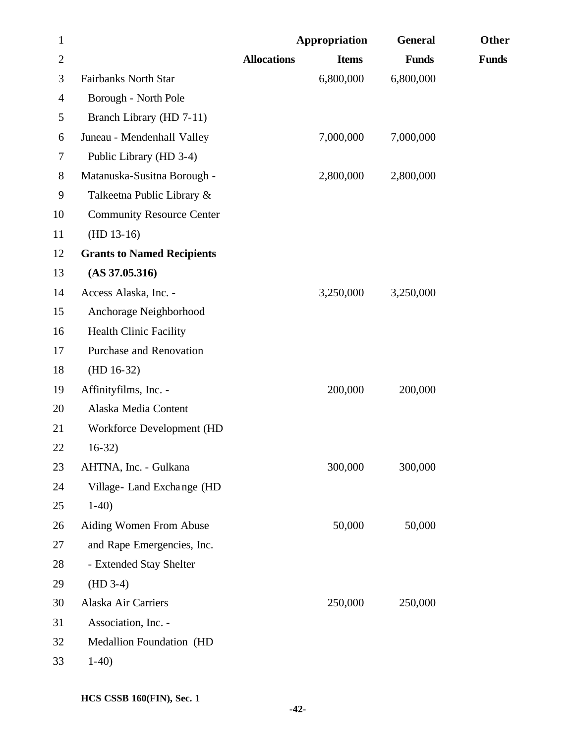| | Allocations | Appropriation Items | General Funds | Other Funds |
|---|---|---|---|---|
| Fairbanks North Star Borough - North Pole Branch Library (HD 7-11) | | 6,800,000 | 6,800,000 | |
| Juneau - Mendenhall Valley Public Library (HD 3-4) | | 7,000,000 | 7,000,000 | |
| Matanuska-Susitna Borough - Talkeetna Public Library & Community Resource Center (HD 13-16) | | 2,800,000 | 2,800,000 | |
| **Grants to Named Recipients (AS 37.05.316)** | | | | |
| Access Alaska, Inc. - Anchorage Neighborhood Health Clinic Facility Purchase and Renovation (HD 16-32) | | 3,250,000 | 3,250,000 | |
| Affinityfilms, Inc. - Alaska Media Content Workforce Development (HD 16-32) | | 200,000 | 200,000 | |
| AHTNA, Inc. - Gulkana Village- Land Exchange (HD 1-40) | | 300,000 | 300,000 | |
| Aiding Women From Abuse and Rape Emergencies, Inc. - Extended Stay Shelter (HD 3-4) | | 50,000 | 50,000 | |
| Alaska Air Carriers Association, Inc. - Medallion Foundation (HD 1-40) | | 250,000 | 250,000 | |

HCS CSSB 160(FIN), Sec. 1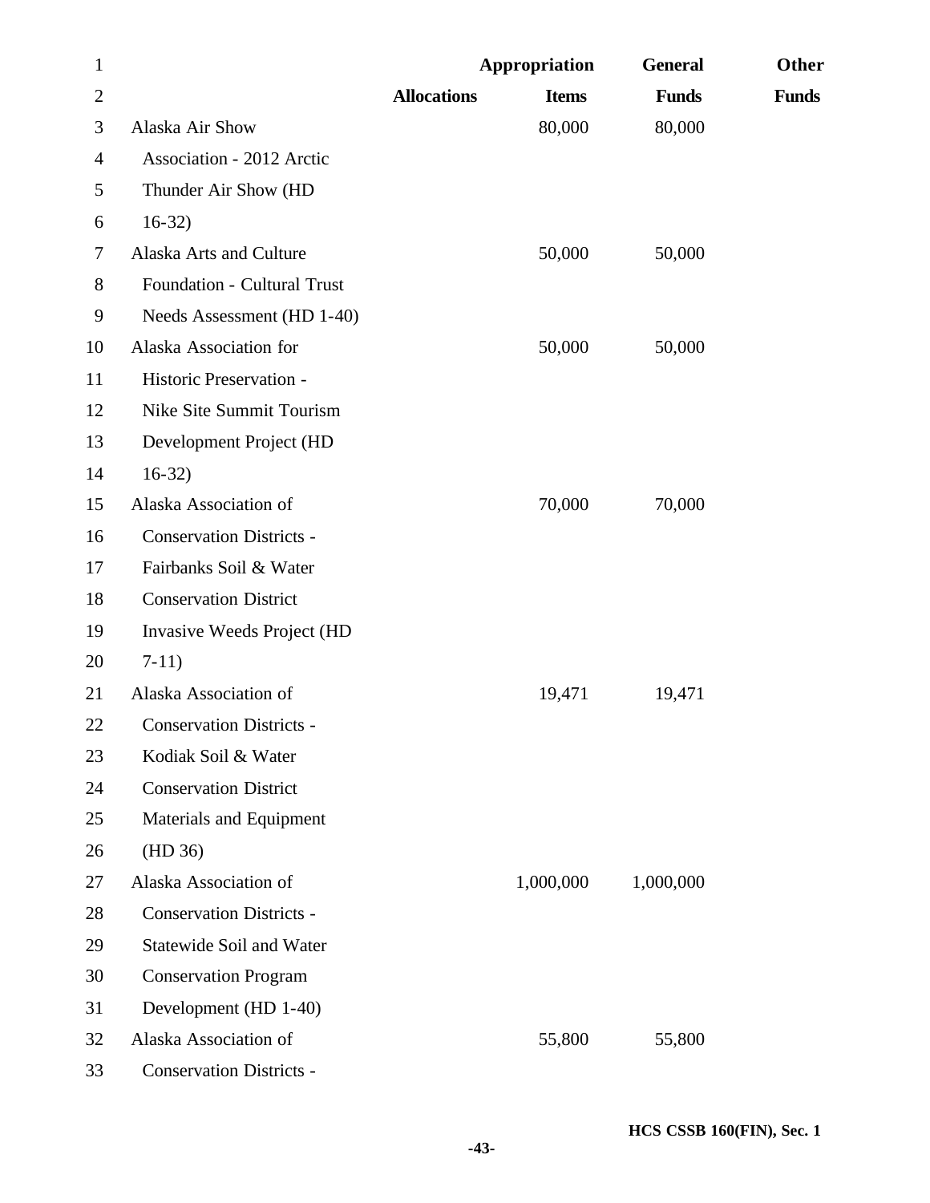| | Allocations | Appropriation Items | General Funds | Other Funds |
|---|---|---|---|---|
| Alaska Air Show Association - 2012 Arctic Thunder Air Show (HD 16-32) | | 80,000 | 80,000 | |
| Alaska Arts and Culture Foundation - Cultural Trust Needs Assessment (HD 1-40) | | 50,000 | 50,000 | |
| Alaska Association for Historic Preservation - Nike Site Summit Tourism Development Project (HD 16-32) | | 50,000 | 50,000 | |
| Alaska Association of Conservation Districts - Fairbanks Soil & Water Conservation District Invasive Weeds Project (HD 7-11) | | 70,000 | 70,000 | |
| Alaska Association of Conservation Districts - Kodiak Soil & Water Conservation District Materials and Equipment (HD 36) | | 19,471 | 19,471 | |
| Alaska Association of Conservation Districts - Statewide Soil and Water Conservation Program Development (HD 1-40) | | 1,000,000 | 1,000,000 | |
| Alaska Association of Conservation Districts - | | 55,800 | 55,800 | |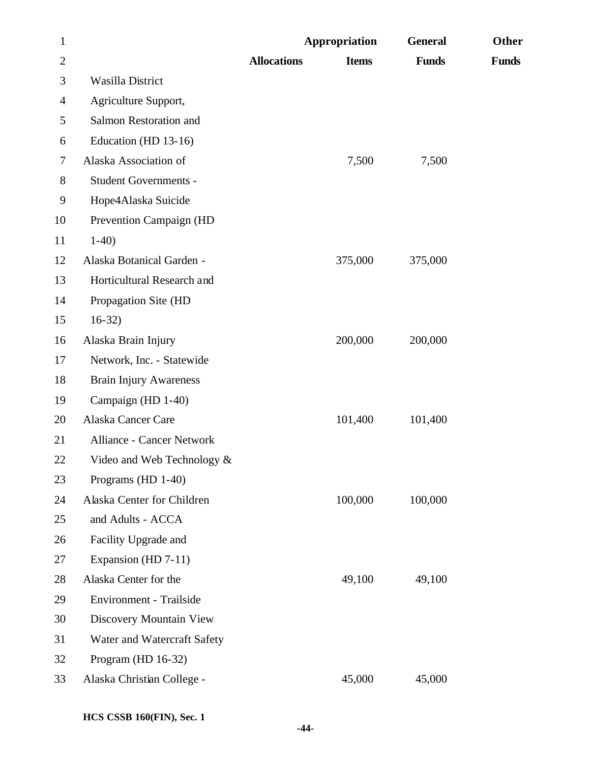| | Allocations | Appropriation Items | General Funds | Other Funds |
|---|---|---|---|---|
| Wasilla District Agriculture Support, Salmon Restoration and Education (HD 13-16) | | | | |
| Alaska Association of Student Governments - Hope4Alaska Suicide Prevention Campaign (HD 1-40) | | 7,500 | 7,500 | |
| Alaska Botanical Garden - Horticultural Research and Propagation Site (HD 16-32) | | 375,000 | 375,000 | |
| Alaska Brain Injury Network, Inc. - Statewide Brain Injury Awareness Campaign (HD 1-40) | | 200,000 | 200,000 | |
| Alaska Cancer Care Alliance - Cancer Network Video and Web Technology & Programs (HD 1-40) | | 101,400 | 101,400 | |
| Alaska Center for Children and Adults - ACCA Facility Upgrade and Expansion (HD 7-11) | | 100,000 | 100,000 | |
| Alaska Center for the Environment - Trailside Discovery Mountain View Water and Watercraft Safety Program (HD 16-32) | | 49,100 | 49,100 | |
| Alaska Christian College - | | 45,000 | 45,000 | |

HCS CSSB 160(FIN), Sec. 1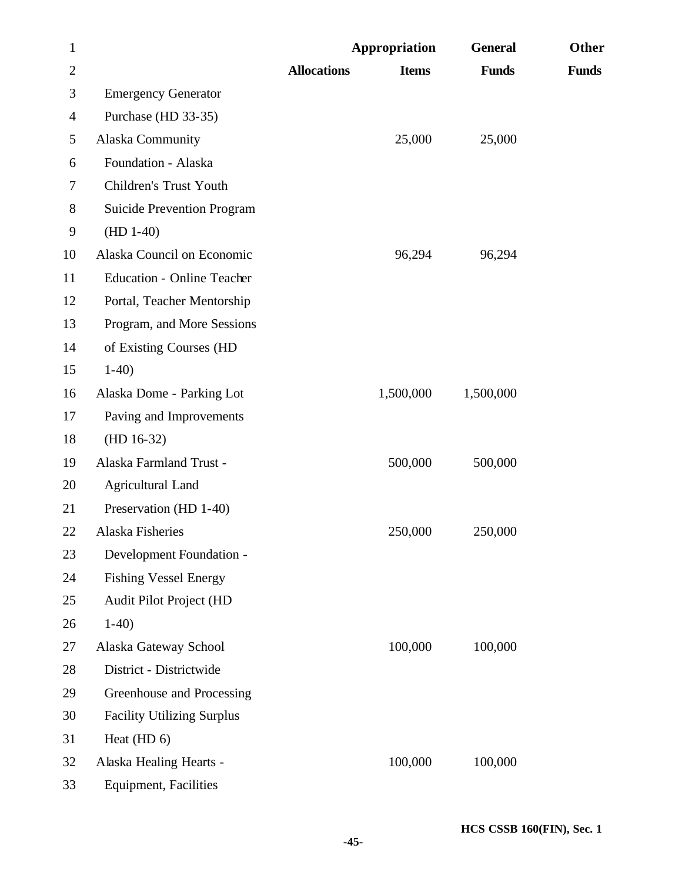| | Allocations | Appropriation Items | General Funds | Other Funds |
|---|---|---|---|---|
| Emergency Generator Purchase (HD 33-35) | | | | |
| Alaska Community Foundation - Alaska Children's Trust Youth Suicide Prevention Program (HD 1-40) | | 25,000 | 25,000 | |
| Alaska Council on Economic Education - Online Teacher Portal, Teacher Mentorship Program, and More Sessions of Existing Courses (HD 1-40) | | 96,294 | 96,294 | |
| Alaska Dome - Parking Lot Paving and Improvements (HD 16-32) | | 1,500,000 | 1,500,000 | |
| Alaska Farmland Trust - Agricultural Land Preservation (HD 1-40) | | 500,000 | 500,000 | |
| Alaska Fisheries Development Foundation - Fishing Vessel Energy Audit Pilot Project (HD 1-40) | | 250,000 | 250,000 | |
| Alaska Gateway School District - Districtwide Greenhouse and Processing Facility Utilizing Surplus Heat (HD 6) | | 100,000 | 100,000 | |
| Alaska Healing Hearts - Equipment, Facilities | | 100,000 | 100,000 | |

HCS CSSB 160(FIN), Sec. 1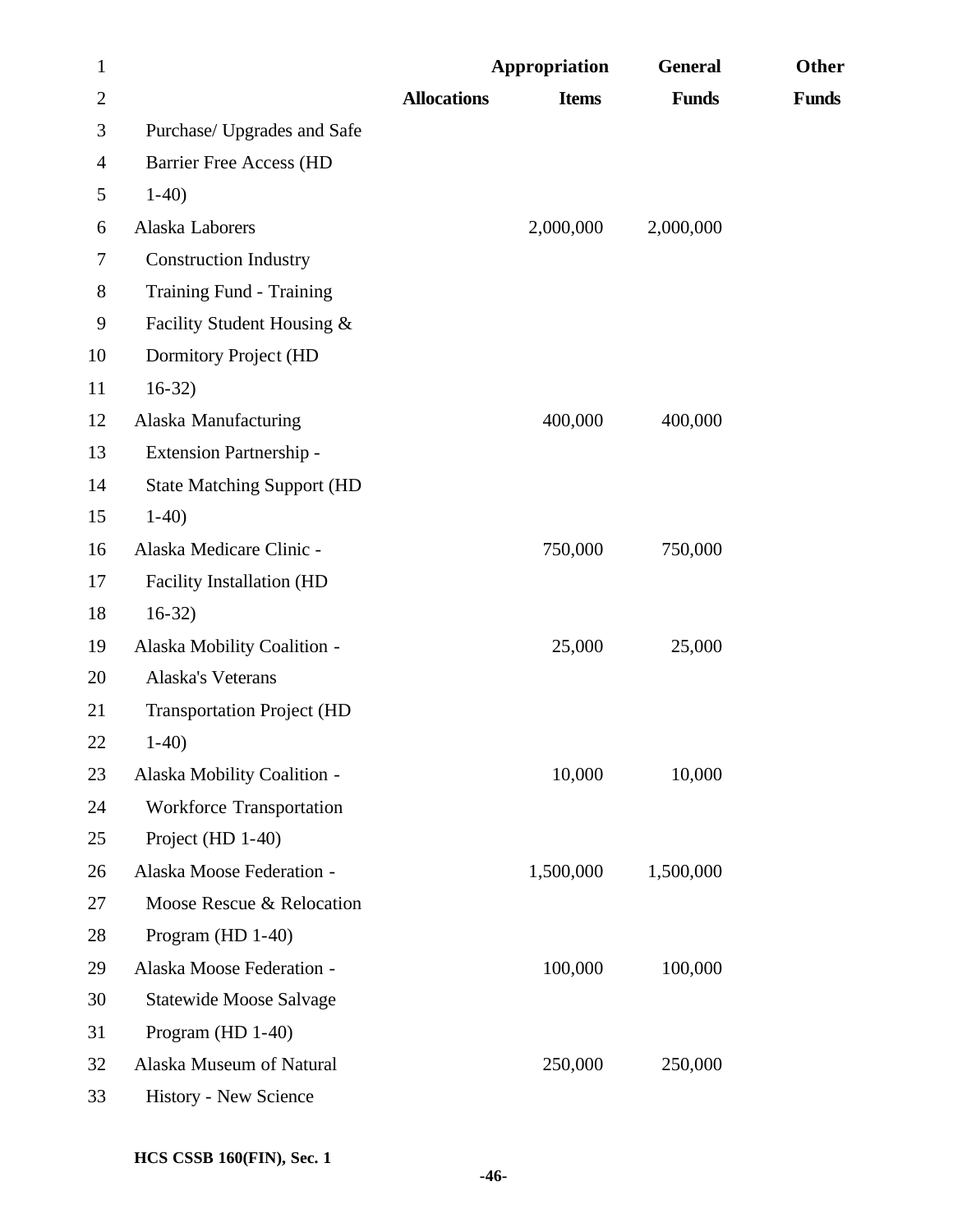| | Allocations | Appropriation Items | General Funds | Other Funds |
|---|---|---|---|---|
| Purchase/ Upgrades and Safe Barrier Free Access (HD 1-40) | | | | |
| Alaska Laborers Construction Industry Training Fund - Training Facility Student Housing & Dormitory Project (HD 16-32) | | 2,000,000 | 2,000,000 | |
| Alaska Manufacturing Extension Partnership - State Matching Support (HD 1-40) | | 400,000 | 400,000 | |
| Alaska Medicare Clinic - Facility Installation (HD 16-32) | | 750,000 | 750,000 | |
| Alaska Mobility Coalition - Alaska's Veterans Transportation Project (HD 1-40) | | 25,000 | 25,000 | |
| Alaska Mobility Coalition - Workforce Transportation Project (HD 1-40) | | 10,000 | 10,000 | |
| Alaska Moose Federation - Moose Rescue & Relocation Program (HD 1-40) | | 1,500,000 | 1,500,000 | |
| Alaska Moose Federation - Statewide Moose Salvage Program (HD 1-40) | | 100,000 | 100,000 | |
| Alaska Museum of Natural History - New Science | | 250,000 | 250,000 | |

HCS CSSB 160(FIN), Sec. 1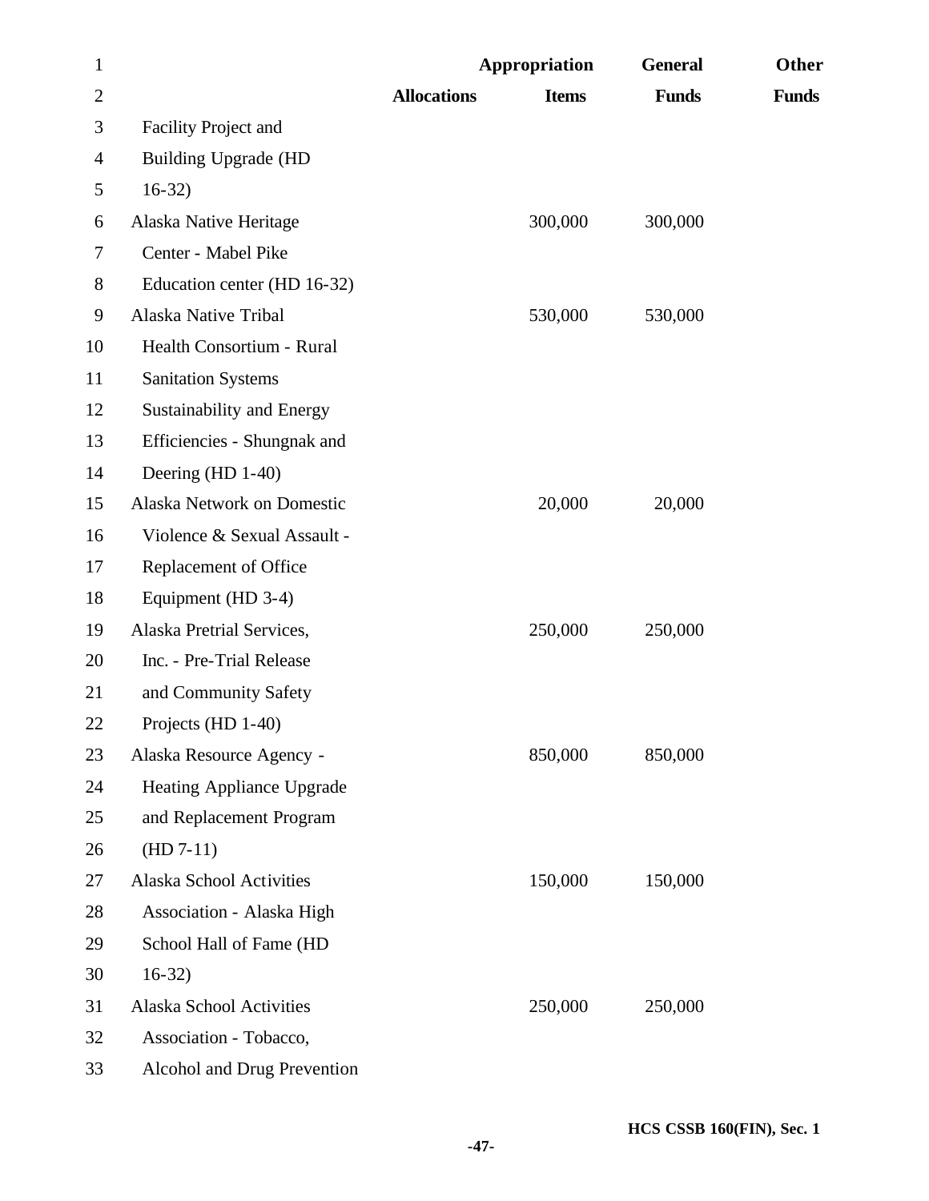| | Allocations | Appropriation Items | General Funds | Other Funds |
|---|---|---|---|---|
| Facility Project and Building Upgrade (HD 16-32) | | | | |
| Alaska Native Heritage Center - Mabel Pike Education center (HD 16-32) | | 300,000 | 300,000 | |
| Alaska Native Tribal Health Consortium - Rural Sanitation Systems Sustainability and Energy Efficiencies - Shungnak and Deering (HD 1-40) | | 530,000 | 530,000 | |
| Alaska Network on Domestic Violence & Sexual Assault - Replacement of Office Equipment (HD 3-4) | | 20,000 | 20,000 | |
| Alaska Pretrial Services, Inc. - Pre-Trial Release and Community Safety Projects (HD 1-40) | | 250,000 | 250,000 | |
| Alaska Resource Agency - Heating Appliance Upgrade and Replacement Program (HD 7-11) | | 850,000 | 850,000 | |
| Alaska School Activities Association - Alaska High School Hall of Fame (HD 16-32) | | 150,000 | 150,000 | |
| Alaska School Activities Association - Tobacco, Alcohol and Drug Prevention | | 250,000 | 250,000 | |

HCS CSSB 160(FIN), Sec. 1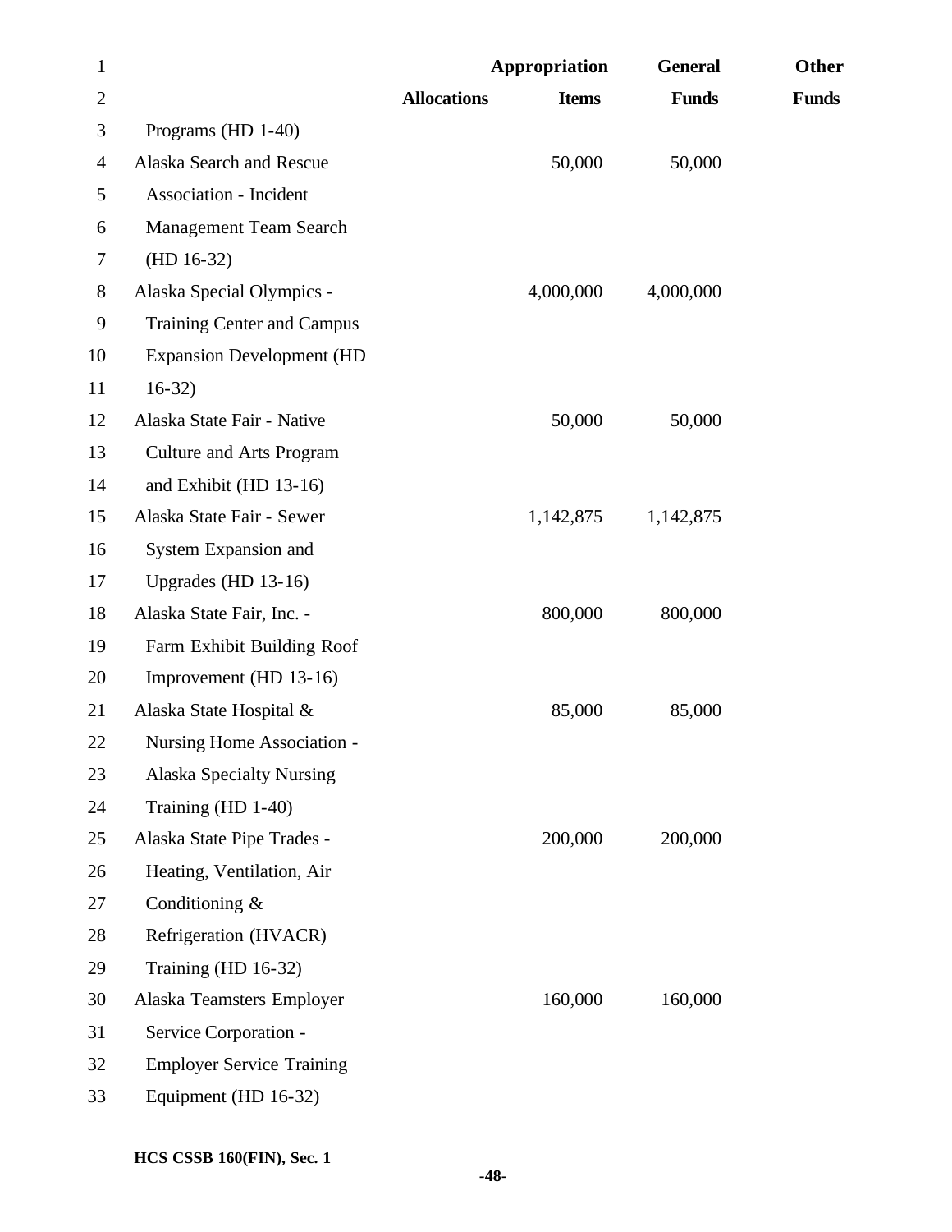| | Allocations | Appropriation Items | General Funds | Other Funds |
|---|---|---|---|---|
| Programs (HD 1-40) | | | | |
| Alaska Search and Rescue Association - Incident Management Team Search (HD 16-32) | | 50,000 | 50,000 | |
| Alaska Special Olympics - Training Center and Campus Expansion Development (HD 16-32) | | 4,000,000 | 4,000,000 | |
| Alaska State Fair - Native Culture and Arts Program and Exhibit (HD 13-16) | | 50,000 | 50,000 | |
| Alaska State Fair - Sewer System Expansion and Upgrades (HD 13-16) | | 1,142,875 | 1,142,875 | |
| Alaska State Fair, Inc. - Farm Exhibit Building Roof Improvement (HD 13-16) | | 800,000 | 800,000 | |
| Alaska State Hospital & Nursing Home Association - Alaska Specialty Nursing Training (HD 1-40) | | 85,000 | 85,000 | |
| Alaska State Pipe Trades - Heating, Ventilation, Air Conditioning & Refrigeration (HVACR) Training (HD 16-32) | | 200,000 | 200,000 | |
| Alaska Teamsters Employer Service Corporation - Employer Service Training Equipment (HD 16-32) | | 160,000 | 160,000 | |

HCS CSSB 160(FIN), Sec. 1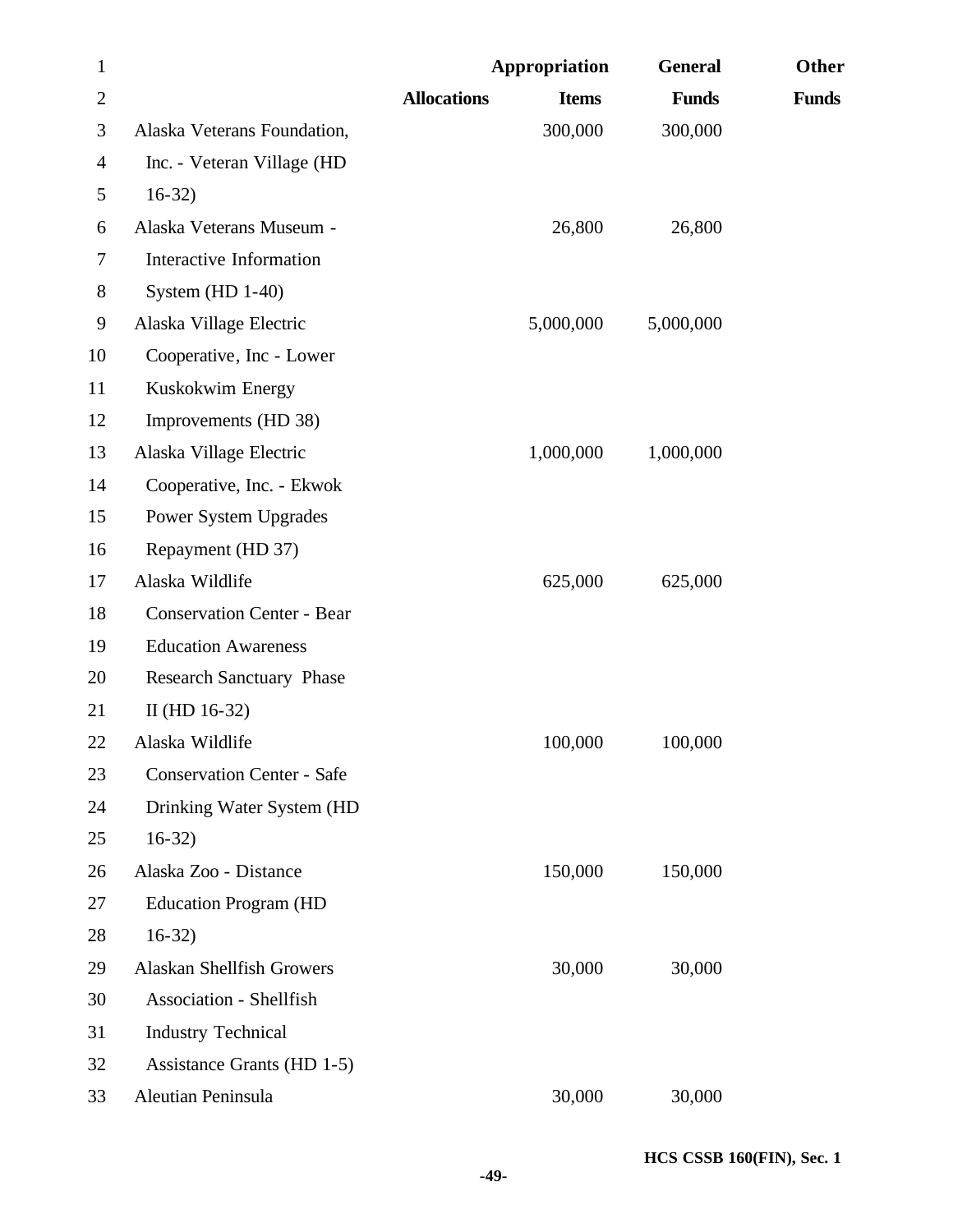| | Allocations | Appropriation Items | General Funds | Other Funds |
|---|---|---|---|---|
| Alaska Veterans Foundation, Inc. - Veteran Village (HD 16-32) | | 300,000 | 300,000 | |
| Alaska Veterans Museum - Interactive Information System (HD 1-40) | | 26,800 | 26,800 | |
| Alaska Village Electric Cooperative, Inc - Lower Kuskokwim Energy Improvements (HD 38) | | 5,000,000 | 5,000,000 | |
| Alaska Village Electric Cooperative, Inc. - Ekwok Power System Upgrades Repayment (HD 37) | | 1,000,000 | 1,000,000 | |
| Alaska Wildlife Conservation Center - Bear Education Awareness Research Sanctuary Phase II (HD 16-32) | | 625,000 | 625,000 | |
| Alaska Wildlife Conservation Center - Safe Drinking Water System (HD 16-32) | | 100,000 | 100,000 | |
| Alaska Zoo - Distance Education Program (HD 16-32) | | 150,000 | 150,000 | |
| Alaskan Shellfish Growers Association - Shellfish Industry Technical Assistance Grants (HD 1-5) | | 30,000 | 30,000 | |
| Aleutian Peninsula | | 30,000 | 30,000 | |

HCS CSSB 160(FIN), Sec. 1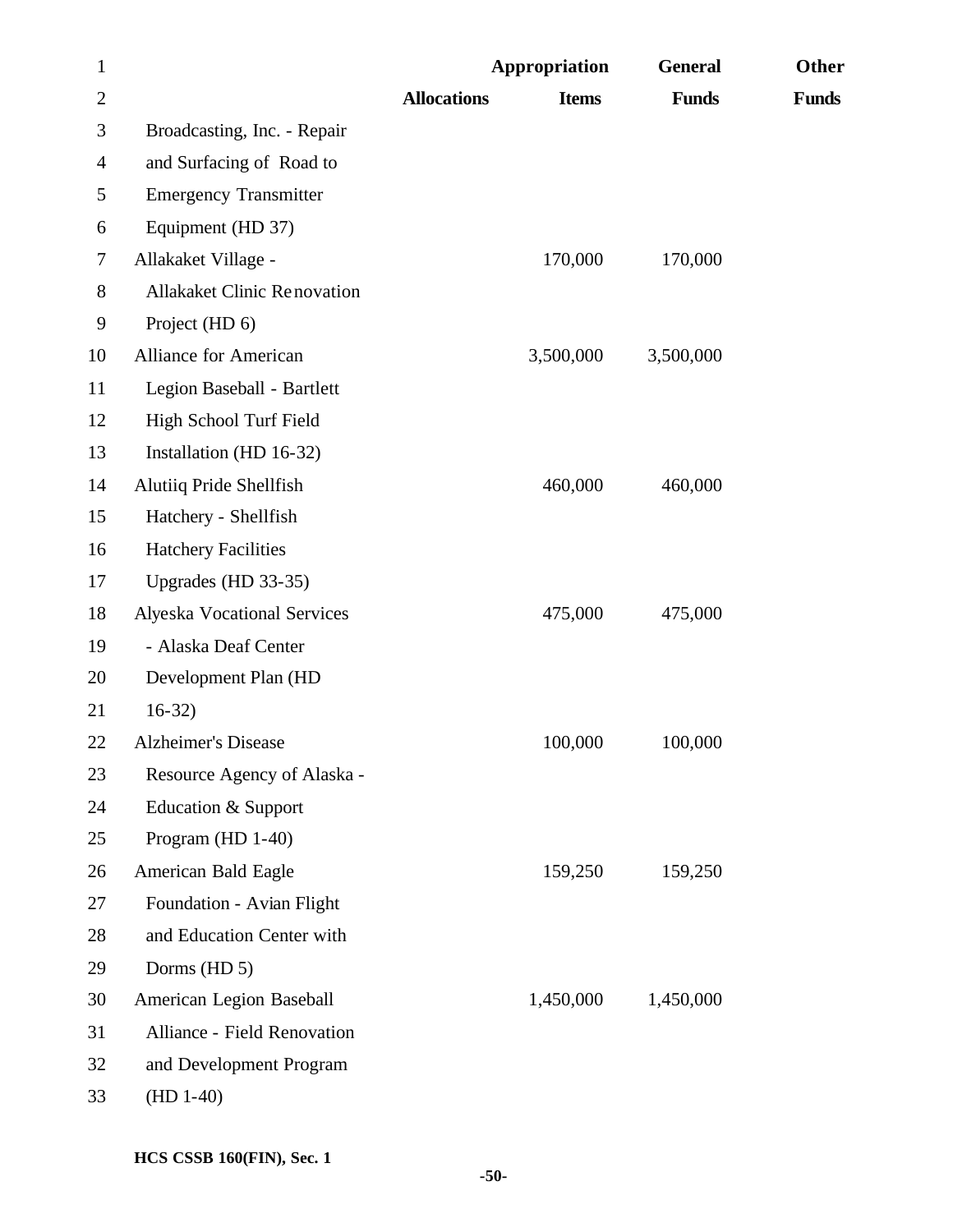| | Allocations | Appropriation Items | General Funds | Other Funds |
|---|---|---|---|---|
| Broadcasting, Inc. - Repair and Surfacing of Road to Emergency Transmitter Equipment (HD 37) | | | | |
| Allakaket Village - Allakaket Clinic Renovation Project (HD 6) | | 170,000 | 170,000 | |
| Alliance for American Legion Baseball - Bartlett High School Turf Field Installation (HD 16-32) | | 3,500,000 | 3,500,000 | |
| Alutiiq Pride Shellfish Hatchery - Shellfish Hatchery Facilities Upgrades (HD 33-35) | | 460,000 | 460,000 | |
| Alyeska Vocational Services - Alaska Deaf Center Development Plan (HD 16-32) | | 475,000 | 475,000 | |
| Alzheimer's Disease Resource Agency of Alaska - Education & Support Program (HD 1-40) | | 100,000 | 100,000 | |
| American Bald Eagle Foundation - Avian Flight and Education Center with Dorms (HD 5) | | 159,250 | 159,250 | |
| American Legion Baseball Alliance - Field Renovation and Development Program (HD 1-40) | | 1,450,000 | 1,450,000 | |

HCS CSSB 160(FIN), Sec. 1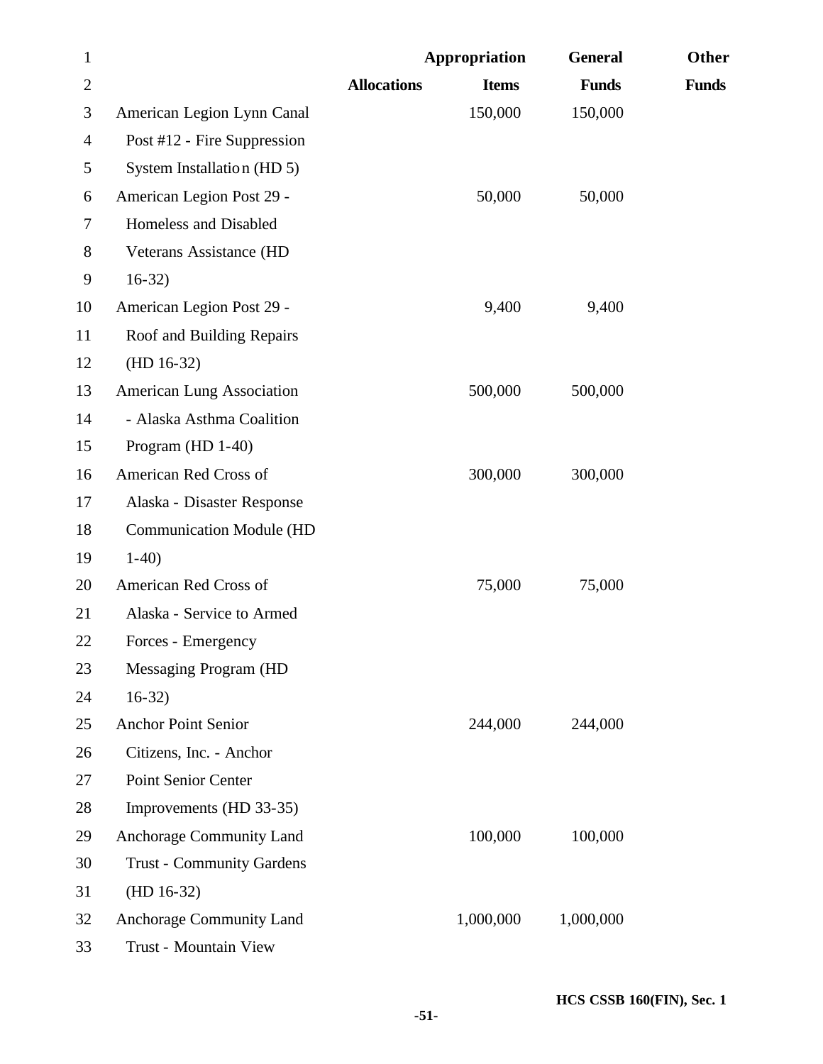| | Allocations | Appropriation Items | General Funds | Other Funds |
|---|---|---|---|---|
| American Legion Lynn Canal Post #12 - Fire Suppression System Installation (HD 5) | | 150,000 | 150,000 | |
| American Legion Post 29 - Homeless and Disabled Veterans Assistance (HD 16-32) | | 50,000 | 50,000 | |
| American Legion Post 29 - Roof and Building Repairs (HD 16-32) | | 9,400 | 9,400 | |
| American Lung Association - Alaska Asthma Coalition Program (HD 1-40) | | 500,000 | 500,000 | |
| American Red Cross of Alaska - Disaster Response Communication Module (HD 1-40) | | 300,000 | 300,000 | |
| American Red Cross of Alaska - Service to Armed Forces - Emergency Messaging Program (HD 16-32) | | 75,000 | 75,000 | |
| Anchor Point Senior Citizens, Inc. - Anchor Point Senior Center Improvements (HD 33-35) | | 244,000 | 244,000 | |
| Anchorage Community Land Trust - Community Gardens (HD 16-32) | | 100,000 | 100,000 | |
| Anchorage Community Land Trust - Mountain View | | 1,000,000 | 1,000,000 | |

HCS CSSB 160(FIN), Sec. 1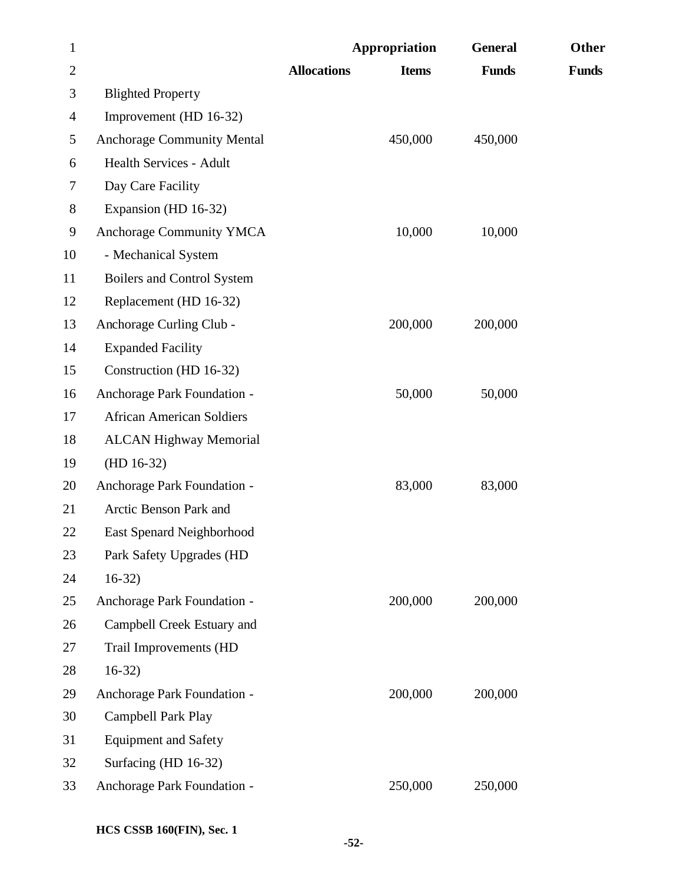| | Allocations | Appropriation Items | General Funds | Other Funds |
|---|---|---|---|---|
| Blighted Property Improvement (HD 16-32) | | | | |
| Anchorage Community Mental Health Services - Adult Day Care Facility Expansion (HD 16-32) | | 450,000 | 450,000 | |
| Anchorage Community YMCA - Mechanical System Boilers and Control System Replacement (HD 16-32) | | 10,000 | 10,000 | |
| Anchorage Curling Club - Expanded Facility Construction (HD 16-32) | | 200,000 | 200,000 | |
| Anchorage Park Foundation - African American Soldiers ALCAN Highway Memorial (HD 16-32) | | 50,000 | 50,000 | |
| Anchorage Park Foundation - Arctic Benson Park and East Spenard Neighborhood Park Safety Upgrades (HD 16-32) | | 83,000 | 83,000 | |
| Anchorage Park Foundation - Campbell Creek Estuary and Trail Improvements (HD 16-32) | | 200,000 | 200,000 | |
| Anchorage Park Foundation - Campbell Park Play Equipment and Safety Surfacing (HD 16-32) | | 200,000 | 200,000 | |
| Anchorage Park Foundation - | | 250,000 | 250,000 | |

HCS CSSB 160(FIN), Sec. 1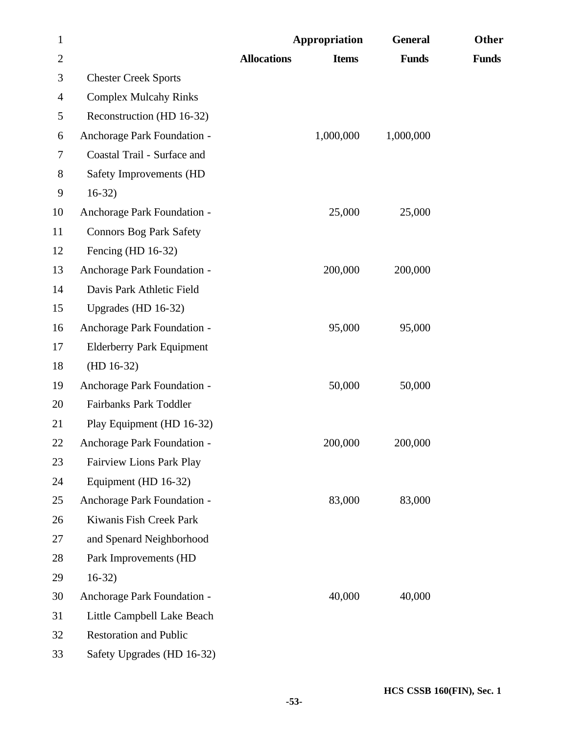| | Allocations | Appropriation Items | General Funds | Other Funds |
|---|---|---|---|---|
| Chester Creek Sports Complex Mulcahy Rinks Reconstruction (HD 16-32) | | | | |
| Anchorage Park Foundation - Coastal Trail - Surface and Safety Improvements (HD 16-32) | | 1,000,000 | 1,000,000 | |
| Anchorage Park Foundation - Connors Bog Park Safety Fencing (HD 16-32) | | 25,000 | 25,000 | |
| Anchorage Park Foundation - Davis Park Athletic Field Upgrades (HD 16-32) | | 200,000 | 200,000 | |
| Anchorage Park Foundation - Elderberry Park Equipment (HD 16-32) | | 95,000 | 95,000 | |
| Anchorage Park Foundation - Fairbanks Park Toddler Play Equipment (HD 16-32) | | 50,000 | 50,000 | |
| Anchorage Park Foundation - Fairview Lions Park Play Equipment (HD 16-32) | | 200,000 | 200,000 | |
| Anchorage Park Foundation - Kiwanis Fish Creek Park and Spenard Neighborhood Park Improvements (HD 16-32) | | 83,000 | 83,000 | |
| Anchorage Park Foundation - Little Campbell Lake Beach Restoration and Public Safety Upgrades (HD 16-32) | | 40,000 | 40,000 | |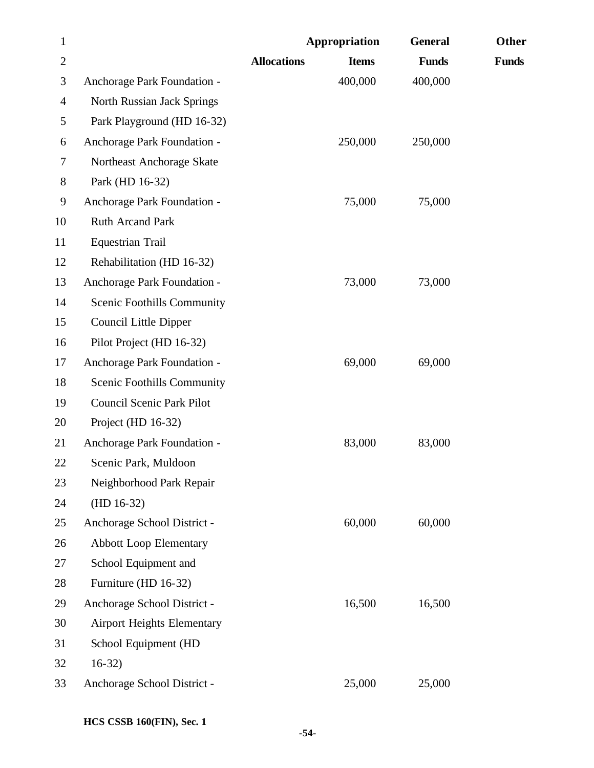| | Allocations | Appropriation Items | General Funds | Other Funds |
|---|---|---|---|---|
| Anchorage Park Foundation - North Russian Jack Springs Park Playground (HD 16-32) | | 400,000 | 400,000 | |
| Anchorage Park Foundation - Northeast Anchorage Skate Park (HD 16-32) | | 250,000 | 250,000 | |
| Anchorage Park Foundation - Ruth Arcand Park Equestrian Trail Rehabilitation (HD 16-32) | | 75,000 | 75,000 | |
| Anchorage Park Foundation - Scenic Foothills Community Council Little Dipper Pilot Project (HD 16-32) | | 73,000 | 73,000 | |
| Anchorage Park Foundation - Scenic Foothills Community Council Scenic Park Pilot Project (HD 16-32) | | 69,000 | 69,000 | |
| Anchorage Park Foundation - Scenic Park, Muldoon Neighborhood Park Repair (HD 16-32) | | 83,000 | 83,000 | |
| Anchorage School District - Abbott Loop Elementary School Equipment and Furniture (HD 16-32) | | 60,000 | 60,000 | |
| Anchorage School District - Airport Heights Elementary School Equipment (HD 16-32) | | 16,500 | 16,500 | |
| Anchorage School District - | | 25,000 | 25,000 | |

HCS CSSB 160(FIN), Sec. 1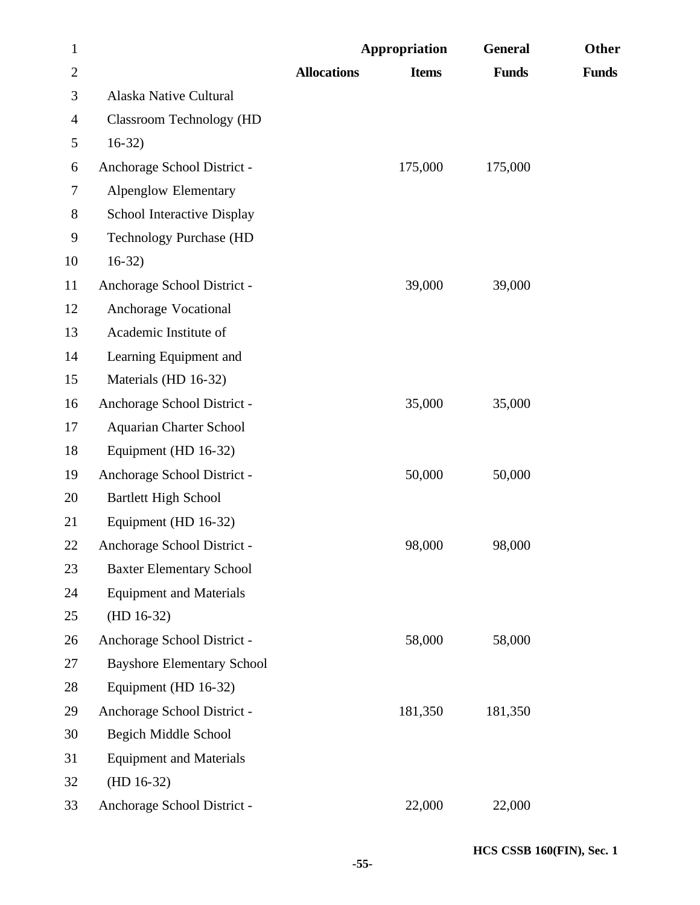| | Allocations | Appropriation Items | General Funds | Other Funds |
|---|---|---|---|---|
| Alaska Native Cultural Classroom Technology (HD 16-32) | | | | |
| Anchorage School District - Alpenglow Elementary School Interactive Display Technology Purchase (HD 16-32) | | 175,000 | 175,000 | |
| Anchorage School District - Anchorage Vocational Academic Institute of Learning Equipment and Materials (HD 16-32) | | 39,000 | 39,000 | |
| Anchorage School District - Aquarian Charter School Equipment (HD 16-32) | | 35,000 | 35,000 | |
| Anchorage School District - Bartlett High School Equipment (HD 16-32) | | 50,000 | 50,000 | |
| Anchorage School District - Baxter Elementary School Equipment and Materials (HD 16-32) | | 98,000 | 98,000 | |
| Anchorage School District - Bayshore Elementary School Equipment (HD 16-32) | | 58,000 | 58,000 | |
| Anchorage School District - Begich Middle School Equipment and Materials (HD 16-32) | | 181,350 | 181,350 | |
| Anchorage School District - | | 22,000 | 22,000 | |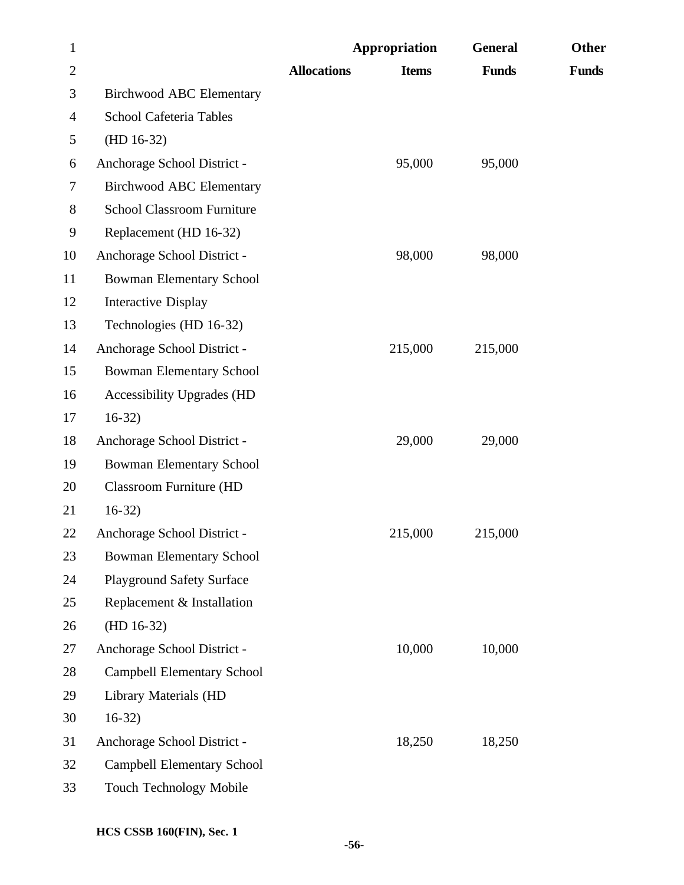| | Allocations | Appropriation Items | General Funds | Other Funds |
|---|---|---|---|---|
| Birchwood ABC Elementary School Cafeteria Tables (HD 16-32) | | | | |
| Anchorage School District - Birchwood ABC Elementary School Classroom Furniture Replacement (HD 16-32) | | 95,000 | 95,000 | |
| Anchorage School District - Bowman Elementary School Interactive Display Technologies (HD 16-32) | | 98,000 | 98,000 | |
| Anchorage School District - Bowman Elementary School Accessibility Upgrades (HD 16-32) | | 215,000 | 215,000 | |
| Anchorage School District - Bowman Elementary School Classroom Furniture (HD 16-32) | | 29,000 | 29,000 | |
| Anchorage School District - Bowman Elementary School Playground Safety Surface Replacement & Installation (HD 16-32) | | 215,000 | 215,000 | |
| Anchorage School District - Campbell Elementary School Library Materials (HD 16-32) | | 10,000 | 10,000 | |
| Anchorage School District - Campbell Elementary School Touch Technology Mobile | | 18,250 | 18,250 | |

HCS CSSB 160(FIN), Sec. 1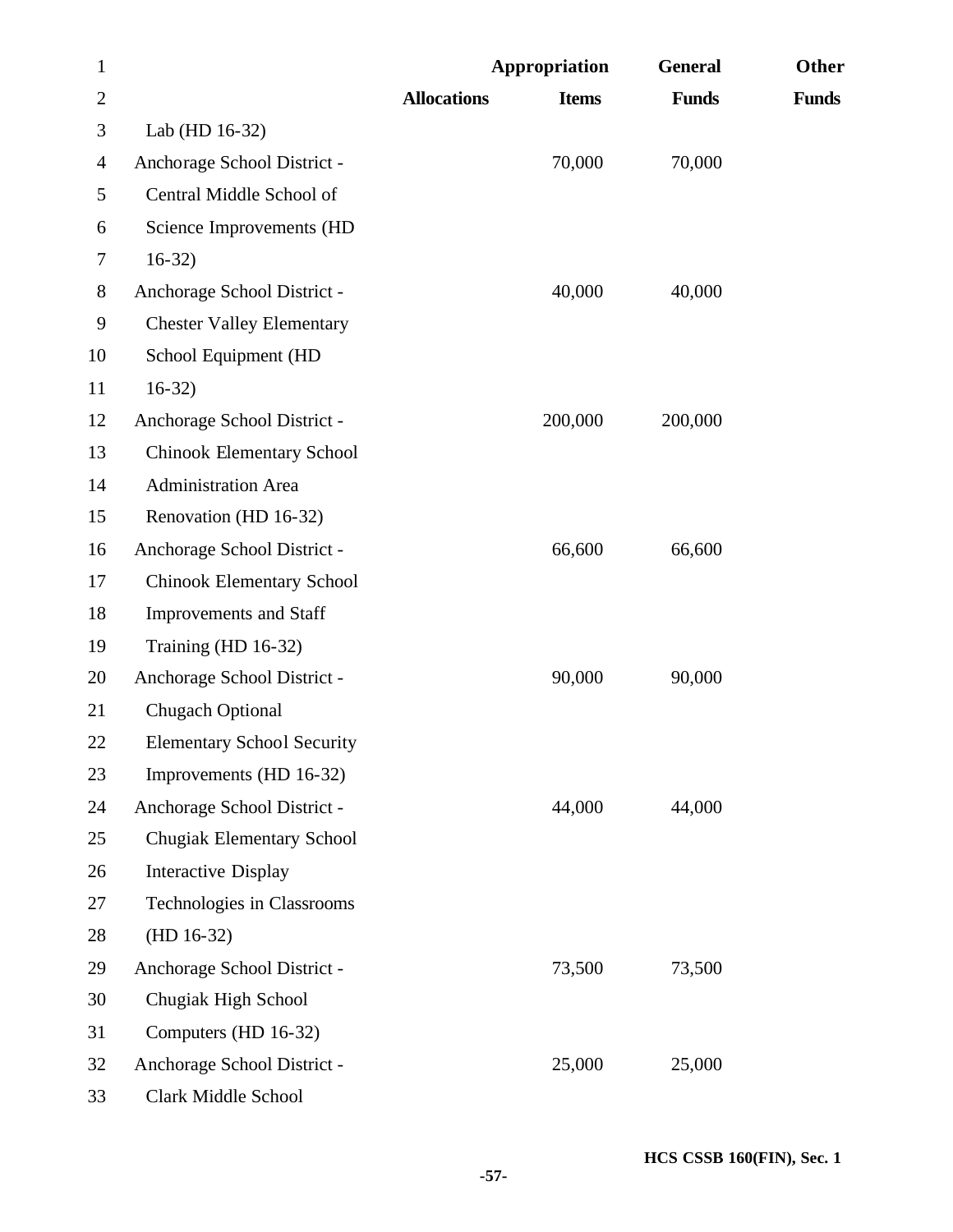| | Allocations | Appropriation Items | General Funds | Other Funds |
|---|---|---|---|---|
| Lab (HD 16-32) | | | | |
| Anchorage School District - Central Middle School of Science Improvements (HD 16-32) | | 70,000 | 70,000 | |
| Anchorage School District - Chester Valley Elementary School Equipment (HD 16-32) | | 40,000 | 40,000 | |
| Anchorage School District - Chinook Elementary School Administration Area Renovation (HD 16-32) | | 200,000 | 200,000 | |
| Anchorage School District - Chinook Elementary School Improvements and Staff Training (HD 16-32) | | 66,600 | 66,600 | |
| Anchorage School District - Chugach Optional Elementary School Security Improvements (HD 16-32) | | 90,000 | 90,000 | |
| Anchorage School District - Chugiak Elementary School Interactive Display Technologies in Classrooms (HD 16-32) | | 44,000 | 44,000 | |
| Anchorage School District - Chugiak High School Computers (HD 16-32) | | 73,500 | 73,500 | |
| Anchorage School District - Clark Middle School | | 25,000 | 25,000 | |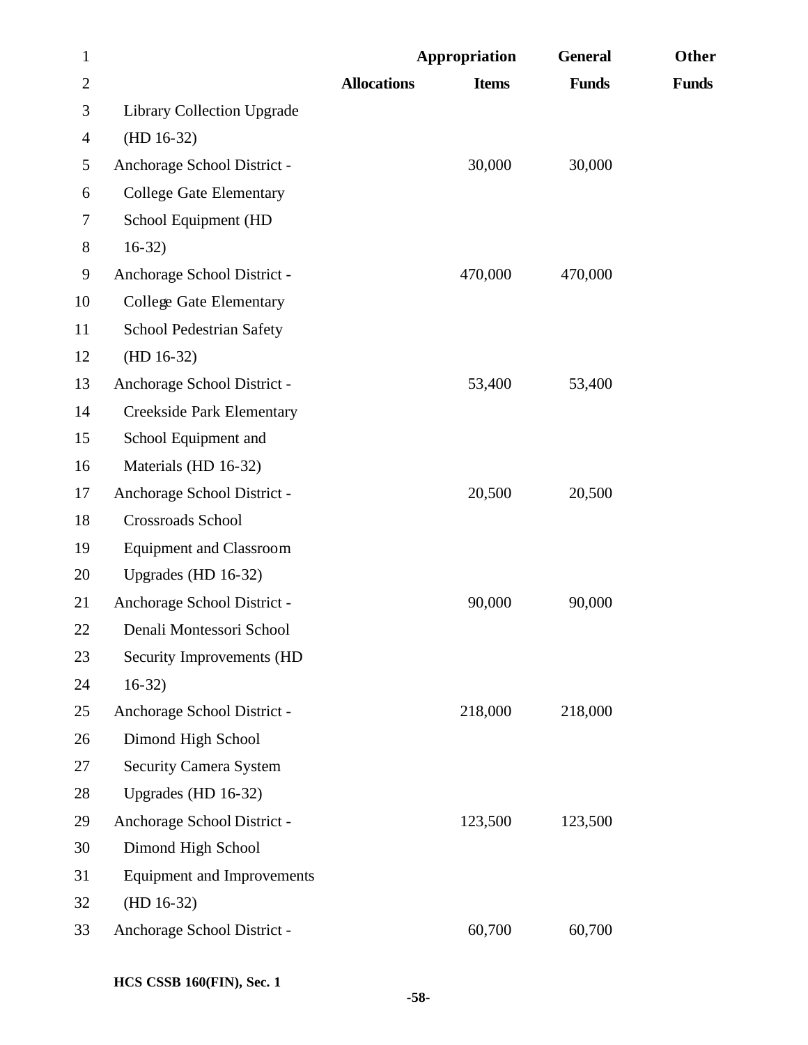| | Allocations | Appropriation Items | General Funds | Other Funds |
|---|---|---|---|---|
| Library Collection Upgrade (HD 16-32) | | | | |
| Anchorage School District - College Gate Elementary School Equipment (HD 16-32) | | 30,000 | 30,000 | |
| Anchorage School District - College Gate Elementary School Pedestrian Safety (HD 16-32) | | 470,000 | 470,000 | |
| Anchorage School District - Creekside Park Elementary School Equipment and Materials (HD 16-32) | | 53,400 | 53,400 | |
| Anchorage School District - Crossroads School Equipment and Classroom Upgrades (HD 16-32) | | 20,500 | 20,500 | |
| Anchorage School District - Denali Montessori School Security Improvements (HD 16-32) | | 90,000 | 90,000 | |
| Anchorage School District - Dimond High School Security Camera System Upgrades (HD 16-32) | | 218,000 | 218,000 | |
| Anchorage School District - Dimond High School Equipment and Improvements (HD 16-32) | | 123,500 | 123,500 | |
| Anchorage School District - | | 60,700 | 60,700 | |

HCS CSSB 160(FIN), Sec. 1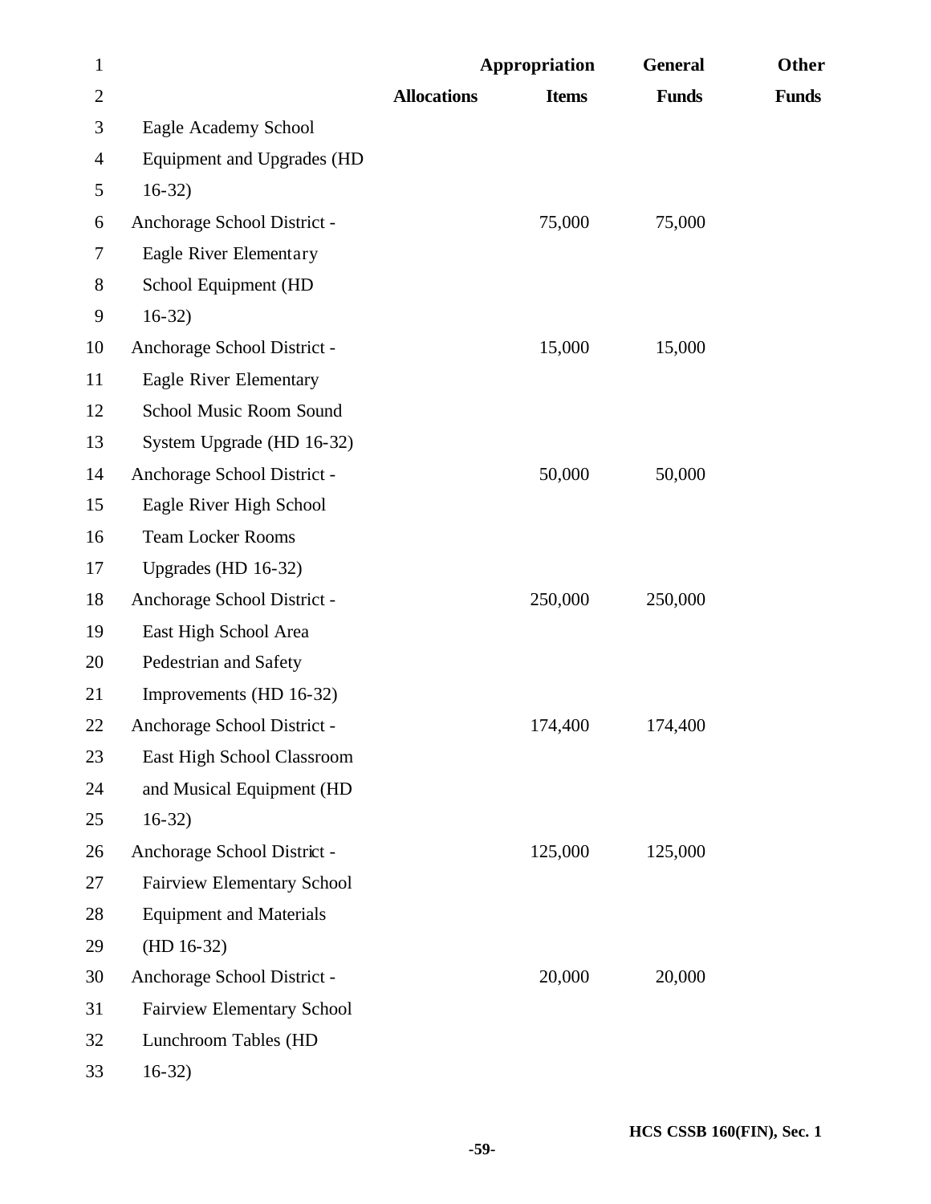| | Allocations | Appropriation Items | General Funds | Other Funds |
|---|---|---|---|---|
| Eagle Academy School Equipment and Upgrades (HD 16-32) | | | | |
| Anchorage School District - Eagle River Elementary School Equipment (HD 16-32) | | 75,000 | 75,000 | |
| Anchorage School District - Eagle River Elementary School Music Room Sound System Upgrade (HD 16-32) | | 15,000 | 15,000 | |
| Anchorage School District - Eagle River High School Team Locker Rooms Upgrades (HD 16-32) | | 50,000 | 50,000 | |
| Anchorage School District - East High School Area Pedestrian and Safety Improvements (HD 16-32) | | 250,000 | 250,000 | |
| Anchorage School District - East High School Classroom and Musical Equipment (HD 16-32) | | 174,400 | 174,400 | |
| Anchorage School District - Fairview Elementary School Equipment and Materials (HD 16-32) | | 125,000 | 125,000 | |
| Anchorage School District - Fairview Elementary School Lunchroom Tables (HD 16-32) | | 20,000 | 20,000 | |

HCS CSSB 160(FIN), Sec. 1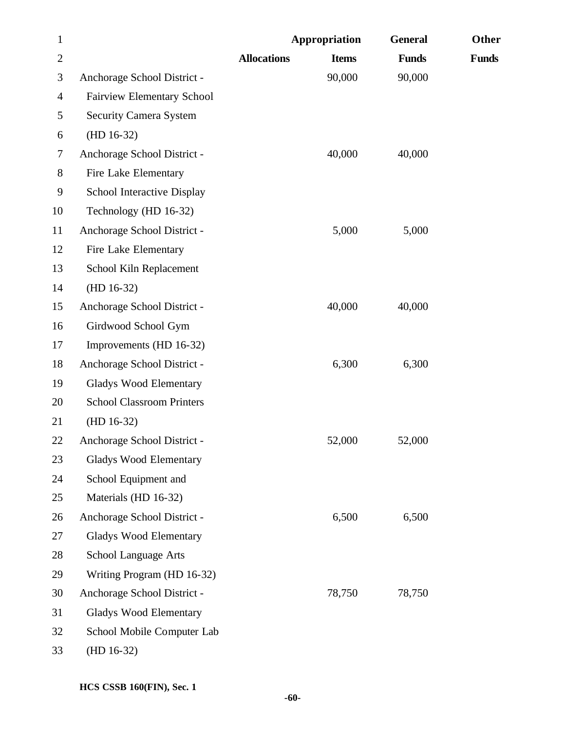| | Allocations | Appropriation Items | General Funds | Other Funds |
|---|---|---|---|---|
| Anchorage School District - Fairview Elementary School Security Camera System (HD 16-32) | | 90,000 | 90,000 | |
| Anchorage School District - Fire Lake Elementary School Interactive Display Technology (HD 16-32) | | 40,000 | 40,000 | |
| Anchorage School District - Fire Lake Elementary School Kiln Replacement (HD 16-32) | | 5,000 | 5,000 | |
| Anchorage School District - Girdwood School Gym Improvements (HD 16-32) | | 40,000 | 40,000 | |
| Anchorage School District - Gladys Wood Elementary School Classroom Printers (HD 16-32) | | 6,300 | 6,300 | |
| Anchorage School District - Gladys Wood Elementary School Equipment and Materials (HD 16-32) | | 52,000 | 52,000 | |
| Anchorage School District - Gladys Wood Elementary School Language Arts Writing Program (HD 16-32) | | 6,500 | 6,500 | |
| Anchorage School District - Gladys Wood Elementary School Mobile Computer Lab (HD 16-32) | | 78,750 | 78,750 | |

HCS CSSB 160(FIN), Sec. 1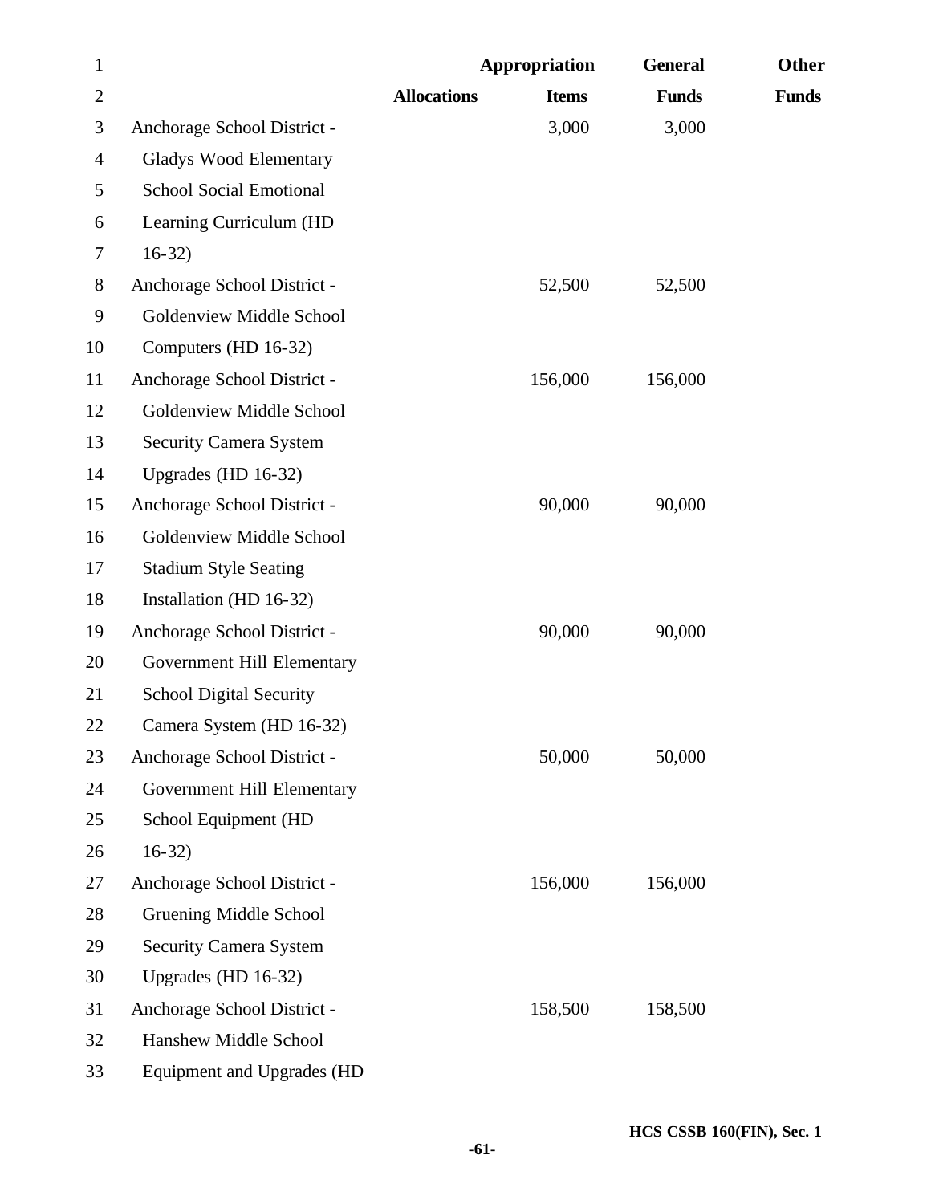| | Allocations | Appropriation Items | General Funds | Other Funds |
|---|---|---|---|---|
| Anchorage School District - Gladys Wood Elementary School Social Emotional Learning Curriculum (HD 16-32) | | 3,000 | 3,000 | |
| Anchorage School District - Goldenview Middle School Computers (HD 16-32) | | 52,500 | 52,500 | |
| Anchorage School District - Goldenview Middle School Security Camera System Upgrades (HD 16-32) | | 156,000 | 156,000 | |
| Anchorage School District - Goldenview Middle School Stadium Style Seating Installation (HD 16-32) | | 90,000 | 90,000 | |
| Anchorage School District - Government Hill Elementary School Digital Security Camera System (HD 16-32) | | 90,000 | 90,000 | |
| Anchorage School District - Government Hill Elementary School Equipment (HD 16-32) | | 50,000 | 50,000 | |
| Anchorage School District - Gruening Middle School Security Camera System Upgrades (HD 16-32) | | 156,000 | 156,000 | |
| Anchorage School District - Hanshew Middle School Equipment and Upgrades (HD | | 158,500 | 158,500 | |

HCS CSSB 160(FIN), Sec. 1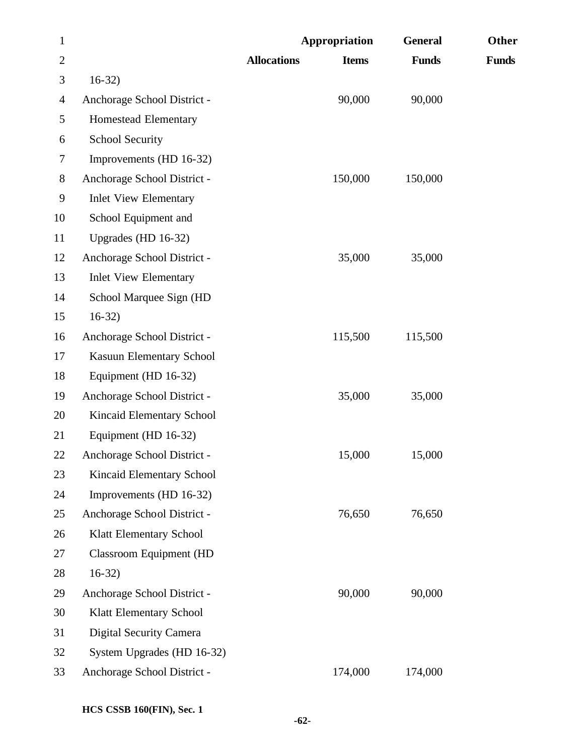| | Allocations | Appropriation Items | General Funds | Other Funds |
|---|---|---|---|---|
| 16-32) | | | | |
| Anchorage School District - Homestead Elementary School Security Improvements (HD 16-32) | | 90,000 | 90,000 | |
| Anchorage School District - Inlet View Elementary School Equipment and Upgrades (HD 16-32) | | 150,000 | 150,000 | |
| Anchorage School District - Inlet View Elementary School Marquee Sign (HD 16-32) | | 35,000 | 35,000 | |
| Anchorage School District - Kasuun Elementary School Equipment (HD 16-32) | | 115,500 | 115,500 | |
| Anchorage School District - Kincaid Elementary School Equipment (HD 16-32) | | 35,000 | 35,000 | |
| Anchorage School District - Kincaid Elementary School Improvements (HD 16-32) | | 15,000 | 15,000 | |
| Anchorage School District - Klatt Elementary School Classroom Equipment (HD 16-32) | | 76,650 | 76,650 | |
| Anchorage School District - Klatt Elementary School Digital Security Camera System Upgrades (HD 16-32) | | 90,000 | 90,000 | |
| Anchorage School District - | | 174,000 | 174,000 | |

HCS CSSB 160(FIN), Sec. 1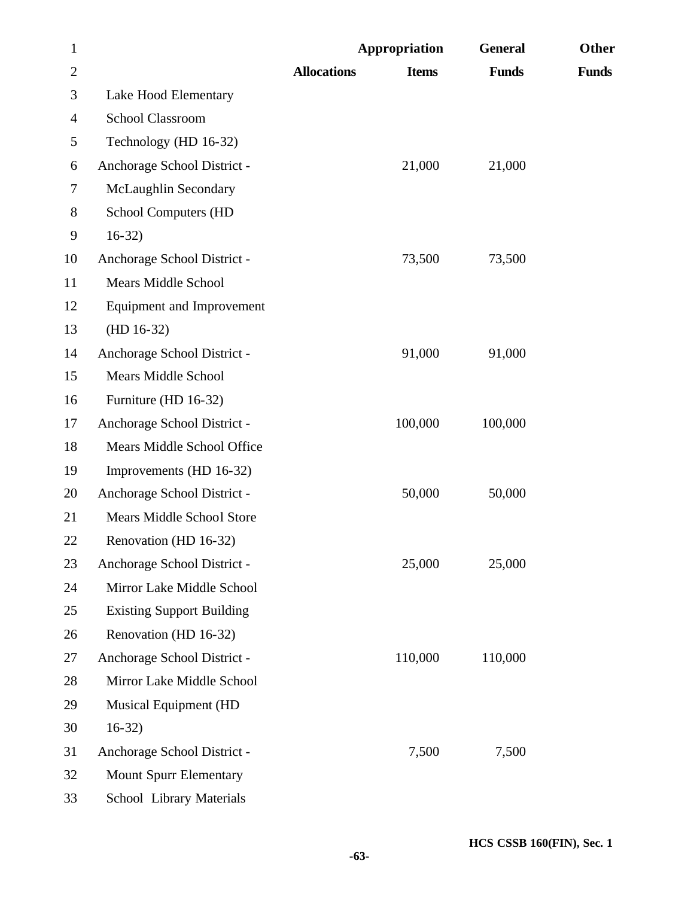| | Allocations | Appropriation Items | General Funds | Other Funds |
|---|---|---|---|---|
| Lake Hood Elementary School Classroom Technology (HD 16-32) | | | | |
| Anchorage School District - McLaughlin Secondary School Computers (HD 16-32) | | 21,000 | 21,000 | |
| Anchorage School District - Mears Middle School Equipment and Improvement (HD 16-32) | | 73,500 | 73,500 | |
| Anchorage School District - Mears Middle School Furniture (HD 16-32) | | 91,000 | 91,000 | |
| Anchorage School District - Mears Middle School Office Improvements (HD 16-32) | | 100,000 | 100,000 | |
| Anchorage School District - Mears Middle School Store Renovation (HD 16-32) | | 50,000 | 50,000 | |
| Anchorage School District - Mirror Lake Middle School Existing Support Building Renovation (HD 16-32) | | 25,000 | 25,000 | |
| Anchorage School District - Mirror Lake Middle School Musical Equipment (HD 16-32) | | 110,000 | 110,000 | |
| Anchorage School District - Mount Spurr Elementary School Library Materials | | 7,500 | 7,500 | |

HCS CSSB 160(FIN), Sec. 1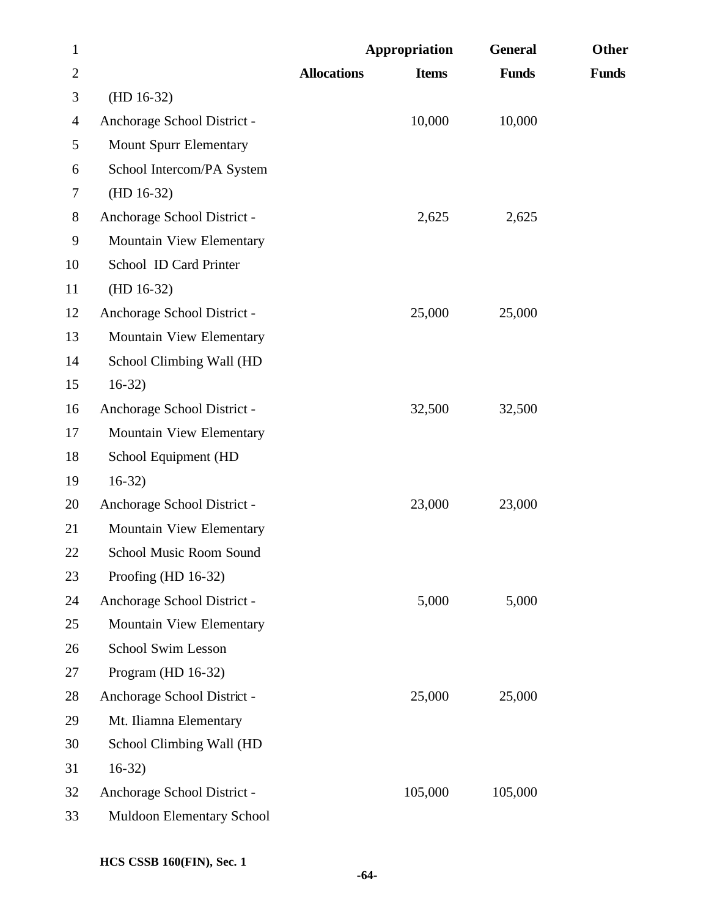| | Allocations | Appropriation Items | General Funds | Other Funds |
|---|---|---|---|---|
| (HD 16-32) | | | | |
| Anchorage School District - Mount Spurr Elementary School Intercom/PA System (HD 16-32) | | 10,000 | 10,000 | |
| Anchorage School District - Mountain View Elementary School ID Card Printer (HD 16-32) | | 2,625 | 2,625 | |
| Anchorage School District - Mountain View Elementary School Climbing Wall (HD 16-32) | | 25,000 | 25,000 | |
| Anchorage School District - Mountain View Elementary School Equipment (HD 16-32) | | 32,500 | 32,500 | |
| Anchorage School District - Mountain View Elementary School Music Room Sound Proofing (HD 16-32) | | 23,000 | 23,000 | |
| Anchorage School District - Mountain View Elementary School Swim Lesson Program (HD 16-32) | | 5,000 | 5,000 | |
| Anchorage School District - Mt. Iliamna Elementary School Climbing Wall (HD 16-32) | | 25,000 | 25,000 | |
| Anchorage School District - Muldoon Elementary School | | 105,000 | 105,000 | |

HCS CSSB 160(FIN), Sec. 1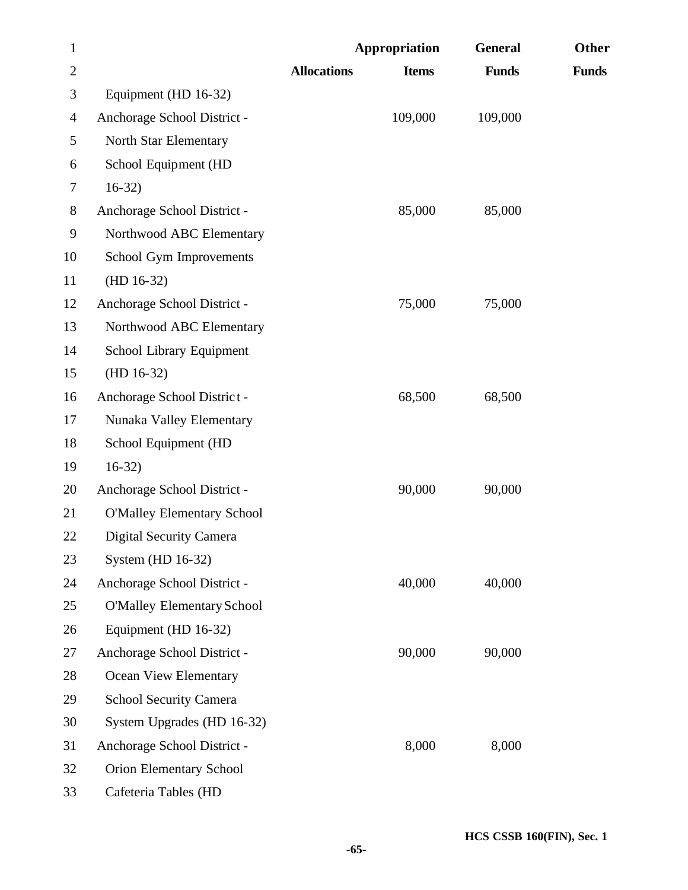| | Allocations | Appropriation Items | General Funds | Other Funds |
|---|---|---|---|---|
| Equipment (HD 16-32) | | | | |
| Anchorage School District - North Star Elementary School Equipment (HD 16-32) | | 109,000 | 109,000 | |
| Anchorage School District - Northwood ABC Elementary School Gym Improvements (HD 16-32) | | 85,000 | 85,000 | |
| Anchorage School District - Northwood ABC Elementary School Library Equipment (HD 16-32) | | 75,000 | 75,000 | |
| Anchorage School District - Nunaka Valley Elementary School Equipment (HD 16-32) | | 68,500 | 68,500 | |
| Anchorage School District - O'Malley Elementary School Digital Security Camera System (HD 16-32) | | 90,000 | 90,000 | |
| Anchorage School District - O'Malley Elementary School Equipment (HD 16-32) | | 40,000 | 40,000 | |
| Anchorage School District - Ocean View Elementary School Security Camera System Upgrades (HD 16-32) | | 90,000 | 90,000 | |
| Anchorage School District - Orion Elementary School Cafeteria Tables (HD | | 8,000 | 8,000 | |

HCS CSSB 160(FIN), Sec. 1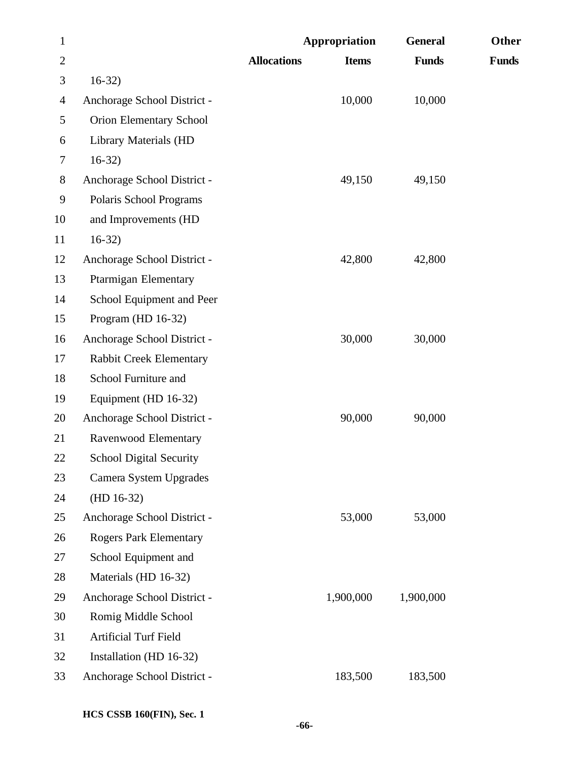| | Allocations | Appropriation Items | General Funds | Other Funds |
|---|---|---|---|---|
| 16-32) | | | | |
| Anchorage School District - Orion Elementary School Library Materials (HD 16-32) | | 10,000 | 10,000 | |
| Anchorage School District - Polaris School Programs and Improvements (HD 16-32) | | 49,150 | 49,150 | |
| Anchorage School District - Ptarmigan Elementary School Equipment and Peer Program (HD 16-32) | | 42,800 | 42,800 | |
| Anchorage School District - Rabbit Creek Elementary School Furniture and Equipment (HD 16-32) | | 30,000 | 30,000 | |
| Anchorage School District - Ravenwood Elementary School Digital Security Camera System Upgrades (HD 16-32) | | 90,000 | 90,000 | |
| Anchorage School District - Rogers Park Elementary School Equipment and Materials (HD 16-32) | | 53,000 | 53,000 | |
| Anchorage School District - Romig Middle School Artificial Turf Field Installation (HD 16-32) | | 1,900,000 | 1,900,000 | |
| Anchorage School District - | | 183,500 | 183,500 | |

HCS CSSB 160(FIN), Sec. 1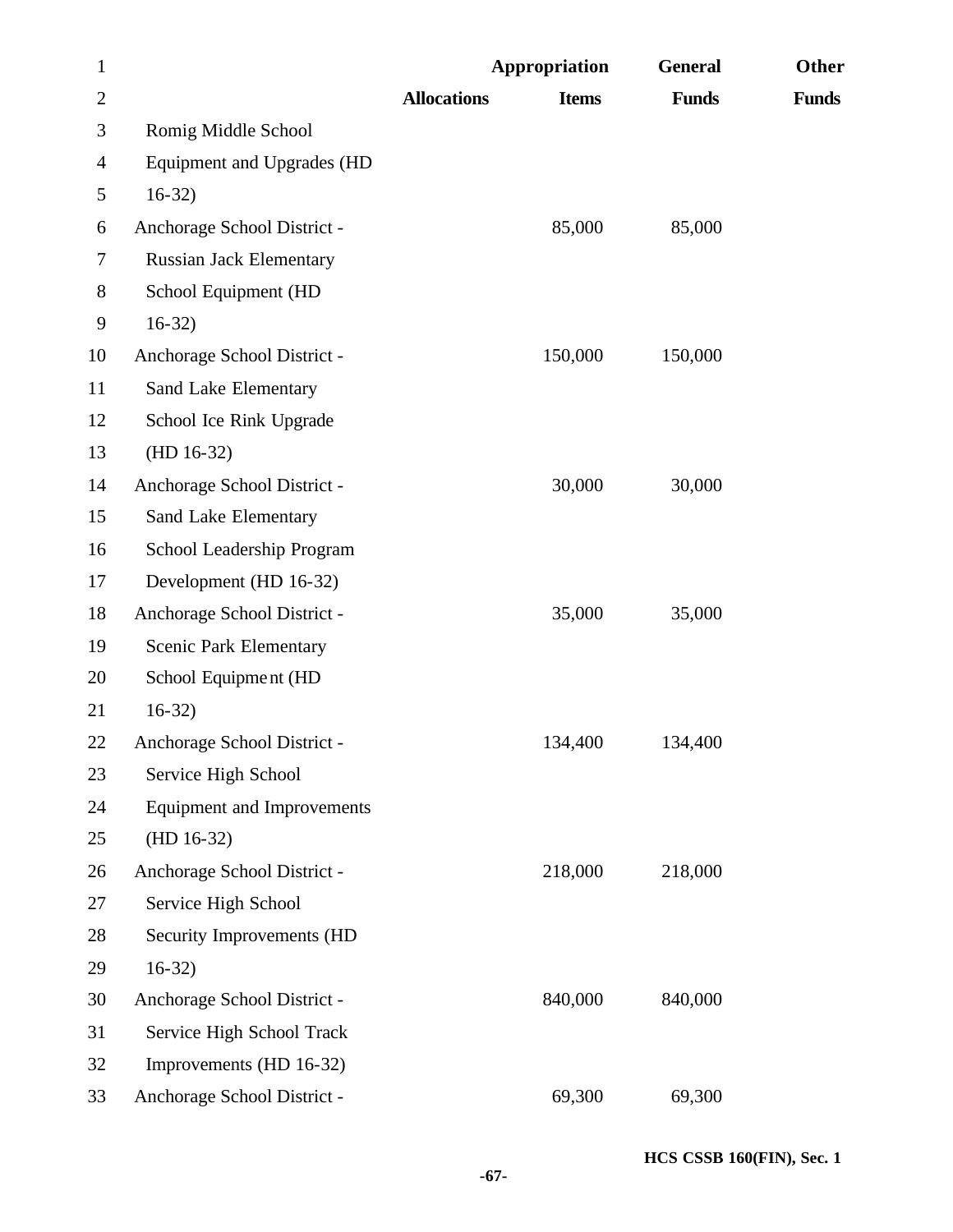| | Allocations | Appropriation Items | General Funds | Other Funds |
|---|---|---|---|---|
| Romig Middle School Equipment and Upgrades (HD 16-32) | | | | |
| Anchorage School District - Russian Jack Elementary School Equipment (HD 16-32) | | 85,000 | 85,000 | |
| Anchorage School District - Sand Lake Elementary School Ice Rink Upgrade (HD 16-32) | | 150,000 | 150,000 | |
| Anchorage School District - Sand Lake Elementary School Leadership Program Development (HD 16-32) | | 30,000 | 30,000 | |
| Anchorage School District - Scenic Park Elementary School Equipment (HD 16-32) | | 35,000 | 35,000 | |
| Anchorage School District - Service High School Equipment and Improvements (HD 16-32) | | 134,400 | 134,400 | |
| Anchorage School District - Service High School Security Improvements (HD 16-32) | | 218,000 | 218,000 | |
| Anchorage School District - Service High School Track Improvements (HD 16-32) | | 840,000 | 840,000 | |
| Anchorage School District - | | 69,300 | 69,300 | |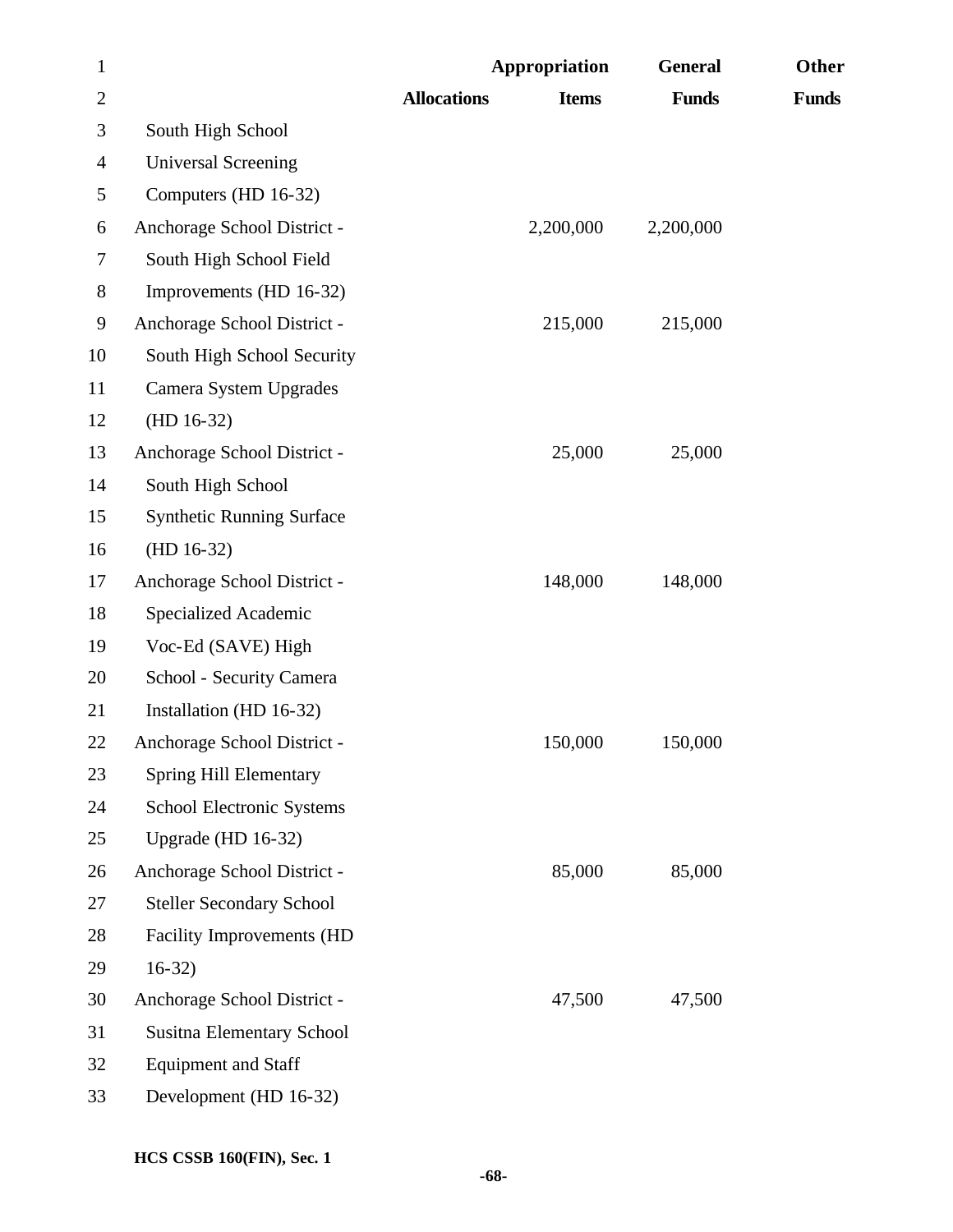| | Allocations | Appropriation Items | General Funds | Other Funds |
|---|---|---|---|---|
| South High School Universal Screening Computers (HD 16-32) | | | | |
| Anchorage School District - South High School Field Improvements (HD 16-32) | | 2,200,000 | 2,200,000 | |
| Anchorage School District - South High School Security Camera System Upgrades (HD 16-32) | | 215,000 | 215,000 | |
| Anchorage School District - South High School Synthetic Running Surface (HD 16-32) | | 25,000 | 25,000 | |
| Anchorage School District - Specialized Academic Voc-Ed (SAVE) High School - Security Camera Installation (HD 16-32) | | 148,000 | 148,000 | |
| Anchorage School District - Spring Hill Elementary School Electronic Systems Upgrade (HD 16-32) | | 150,000 | 150,000 | |
| Anchorage School District - Steller Secondary School Facility Improvements (HD 16-32) | | 85,000 | 85,000 | |
| Anchorage School District - Susitna Elementary School Equipment and Staff Development (HD 16-32) | | 47,500 | 47,500 | |

HCS CSSB 160(FIN), Sec. 1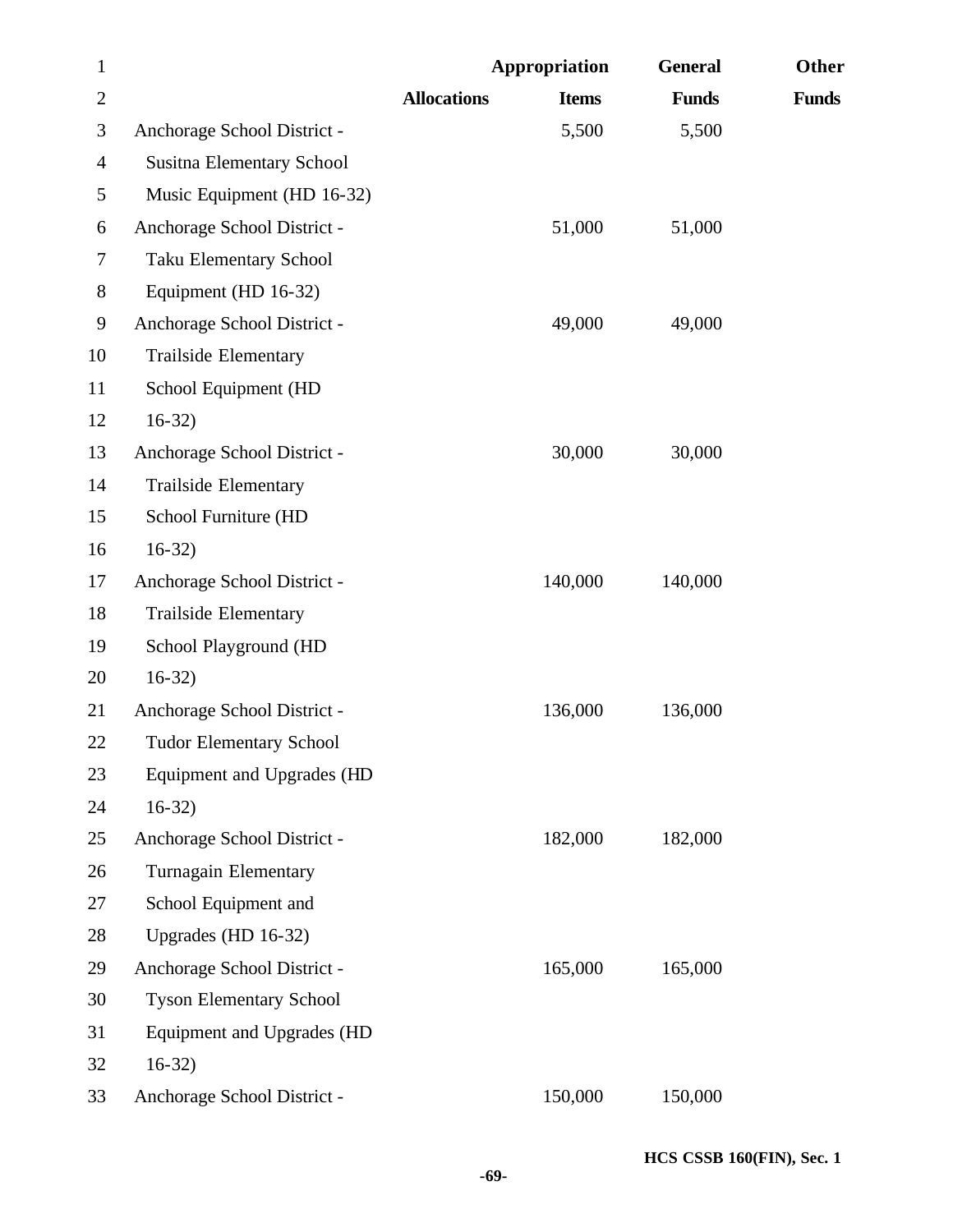| | Allocations | Appropriation Items | General Funds | Other Funds |
|---|---|---|---|---|
| Anchorage School District - Susitna Elementary School Music Equipment (HD 16-32) | | 5,500 | 5,500 | |
| Anchorage School District - Taku Elementary School Equipment (HD 16-32) | | 51,000 | 51,000 | |
| Anchorage School District - Trailside Elementary School Equipment (HD 16-32) | | 49,000 | 49,000 | |
| Anchorage School District - Trailside Elementary School Furniture (HD 16-32) | | 30,000 | 30,000 | |
| Anchorage School District - Trailside Elementary School Playground (HD 16-32) | | 140,000 | 140,000 | |
| Anchorage School District - Tudor Elementary School Equipment and Upgrades (HD 16-32) | | 136,000 | 136,000 | |
| Anchorage School District - Turnagain Elementary School Equipment and Upgrades (HD 16-32) | | 182,000 | 182,000 | |
| Anchorage School District - Tyson Elementary School Equipment and Upgrades (HD 16-32) | | 165,000 | 165,000 | |
| Anchorage School District - | | 150,000 | 150,000 | |

HCS CSSB 160(FIN), Sec. 1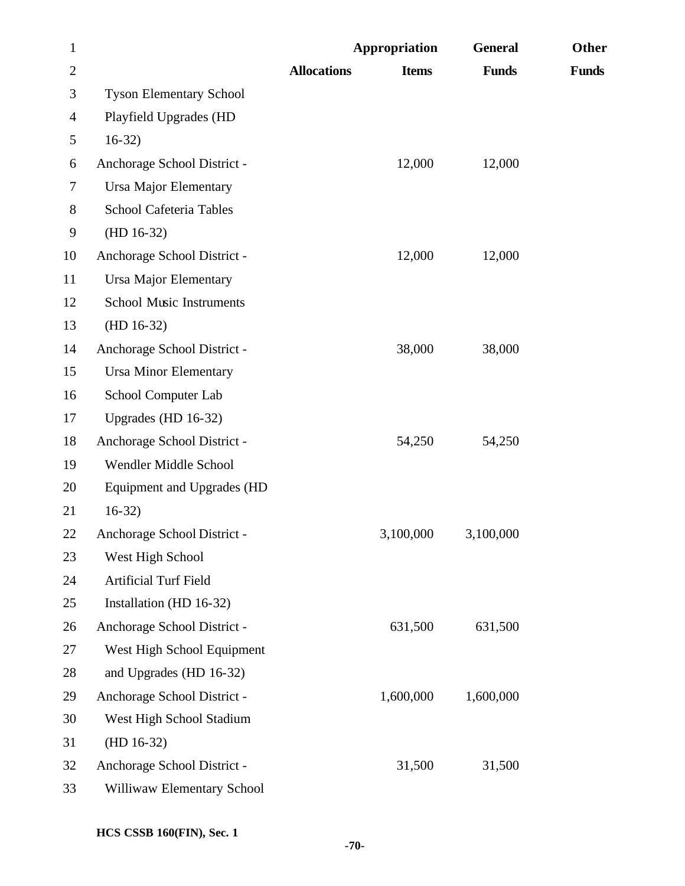| | Allocations | Appropriation Items | General Funds | Other Funds |
|---|---|---|---|---|
| Tyson Elementary School Playfield Upgrades (HD 16-32) | | | | |
| Anchorage School District - Ursa Major Elementary School Cafeteria Tables (HD 16-32) | | 12,000 | 12,000 | |
| Anchorage School District - Ursa Major Elementary School Music Instruments (HD 16-32) | | 12,000 | 12,000 | |
| Anchorage School District - Ursa Minor Elementary School Computer Lab Upgrades (HD 16-32) | | 38,000 | 38,000 | |
| Anchorage School District - Wendler Middle School Equipment and Upgrades (HD 16-32) | | 54,250 | 54,250 | |
| Anchorage School District - West High School Artificial Turf Field Installation (HD 16-32) | | 3,100,000 | 3,100,000 | |
| Anchorage School District - West High School Equipment and Upgrades (HD 16-32) | | 631,500 | 631,500 | |
| Anchorage School District - West High School Stadium (HD 16-32) | | 1,600,000 | 1,600,000 | |
| Anchorage School District - Williwaw Elementary School | | 31,500 | 31,500 | |

HCS CSSB 160(FIN), Sec. 1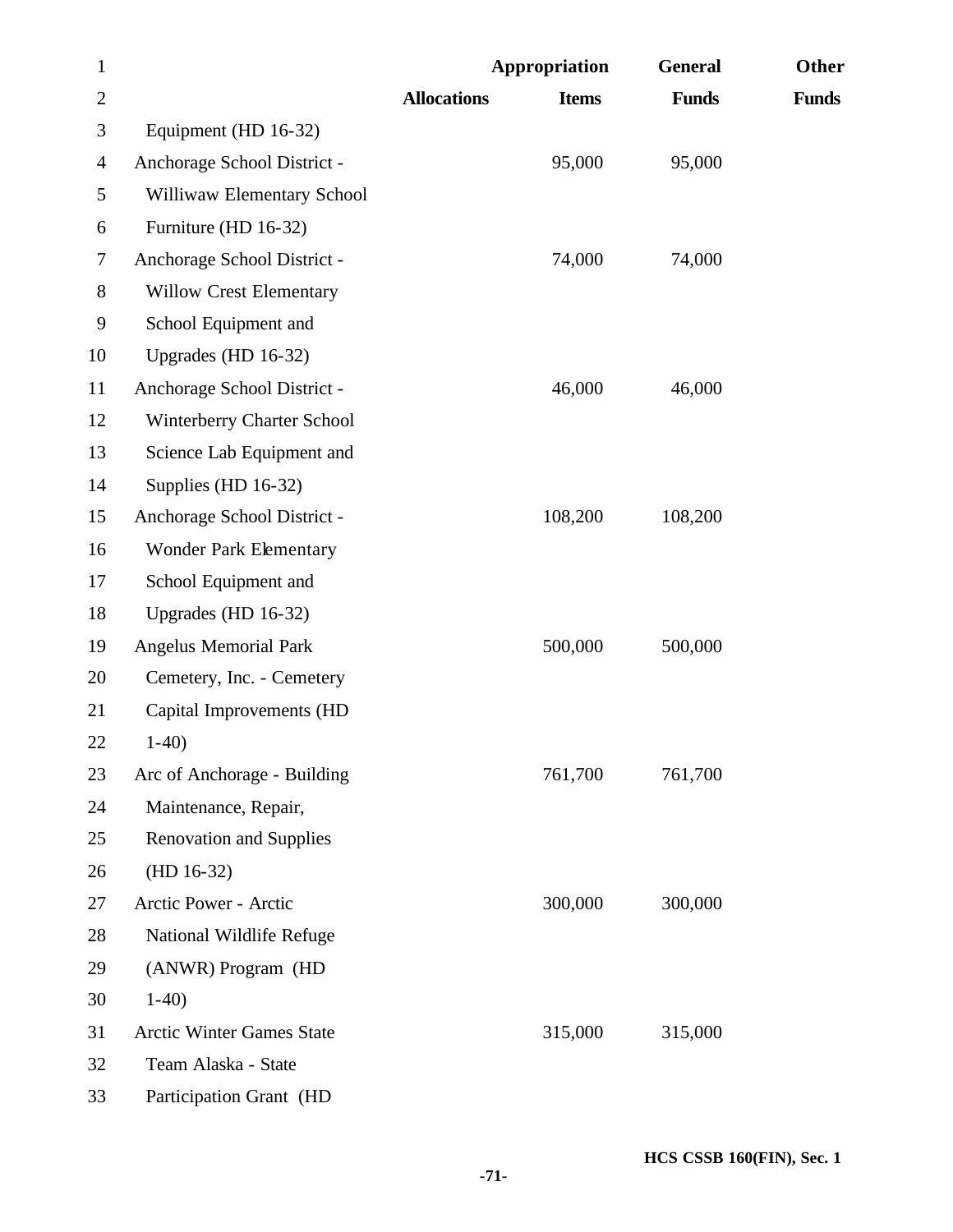| | Allocations | Appropriation Items | General Funds | Other Funds |
|---|---|---|---|---|
| Equipment (HD 16-32) | | | | |
| Anchorage School District - Williwaw Elementary School Furniture (HD 16-32) | | 95,000 | 95,000 | |
| Anchorage School District - Willow Crest Elementary School Equipment and Upgrades (HD 16-32) | | 74,000 | 74,000 | |
| Anchorage School District - Winterberry Charter School Science Lab Equipment and Supplies (HD 16-32) | | 46,000 | 46,000 | |
| Anchorage School District - Wonder Park Elementary School Equipment and Upgrades (HD 16-32) | | 108,200 | 108,200 | |
| Angelus Memorial Park Cemetery, Inc. - Cemetery Capital Improvements (HD 1-40) | | 500,000 | 500,000 | |
| Arc of Anchorage - Building Maintenance, Repair, Renovation and Supplies (HD 16-32) | | 761,700 | 761,700 | |
| Arctic Power - Arctic National Wildlife Refuge (ANWR) Program (HD 1-40) | | 300,000 | 300,000 | |
| Arctic Winter Games State Team Alaska - State Participation Grant (HD | | 315,000 | 315,000 | |

HCS CSSB 160(FIN), Sec. 1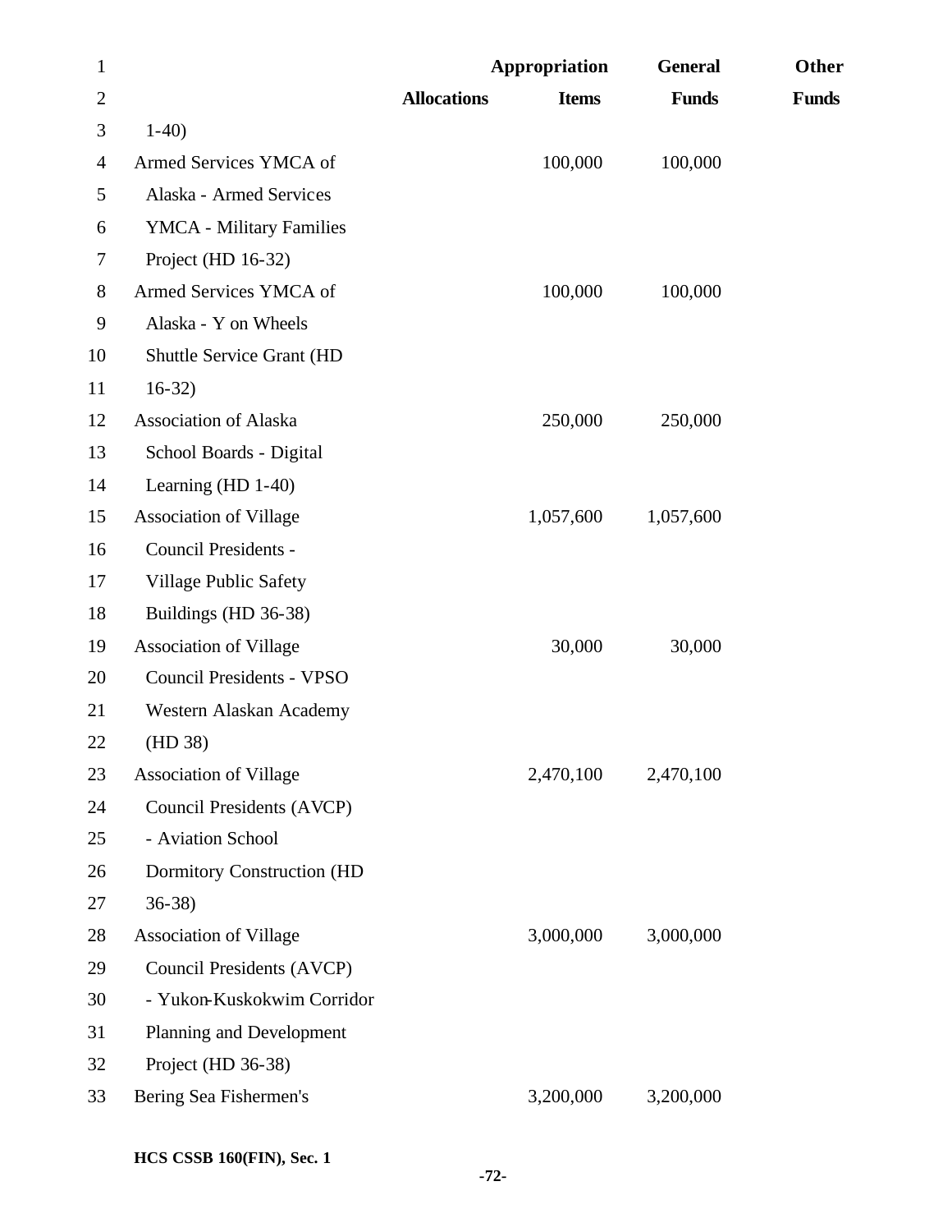| | Allocations | Appropriation Items | General Funds | Other Funds |
|---|---|---|---|---|
| 1-40) | | | | |
| Armed Services YMCA of Alaska - Armed Services YMCA - Military Families Project (HD 16-32) | | 100,000 | 100,000 | |
| Armed Services YMCA of Alaska - Y on Wheels Shuttle Service Grant (HD 16-32) | | 100,000 | 100,000 | |
| Association of Alaska School Boards - Digital Learning (HD 1-40) | | 250,000 | 250,000 | |
| Association of Village Council Presidents - Village Public Safety Buildings (HD 36-38) | | 1,057,600 | 1,057,600 | |
| Association of Village Council Presidents - VPSO Western Alaskan Academy (HD 38) | | 30,000 | 30,000 | |
| Association of Village Council Presidents (AVCP) - Aviation School Dormitory Construction (HD 36-38) | | 2,470,100 | 2,470,100 | |
| Association of Village Council Presidents (AVCP) - Yukon-Kuskokwim Corridor Planning and Development Project (HD 36-38) | | 3,000,000 | 3,000,000 | |
| Bering Sea Fishermen's | | 3,200,000 | 3,200,000 | |

HCS CSSB 160(FIN), Sec. 1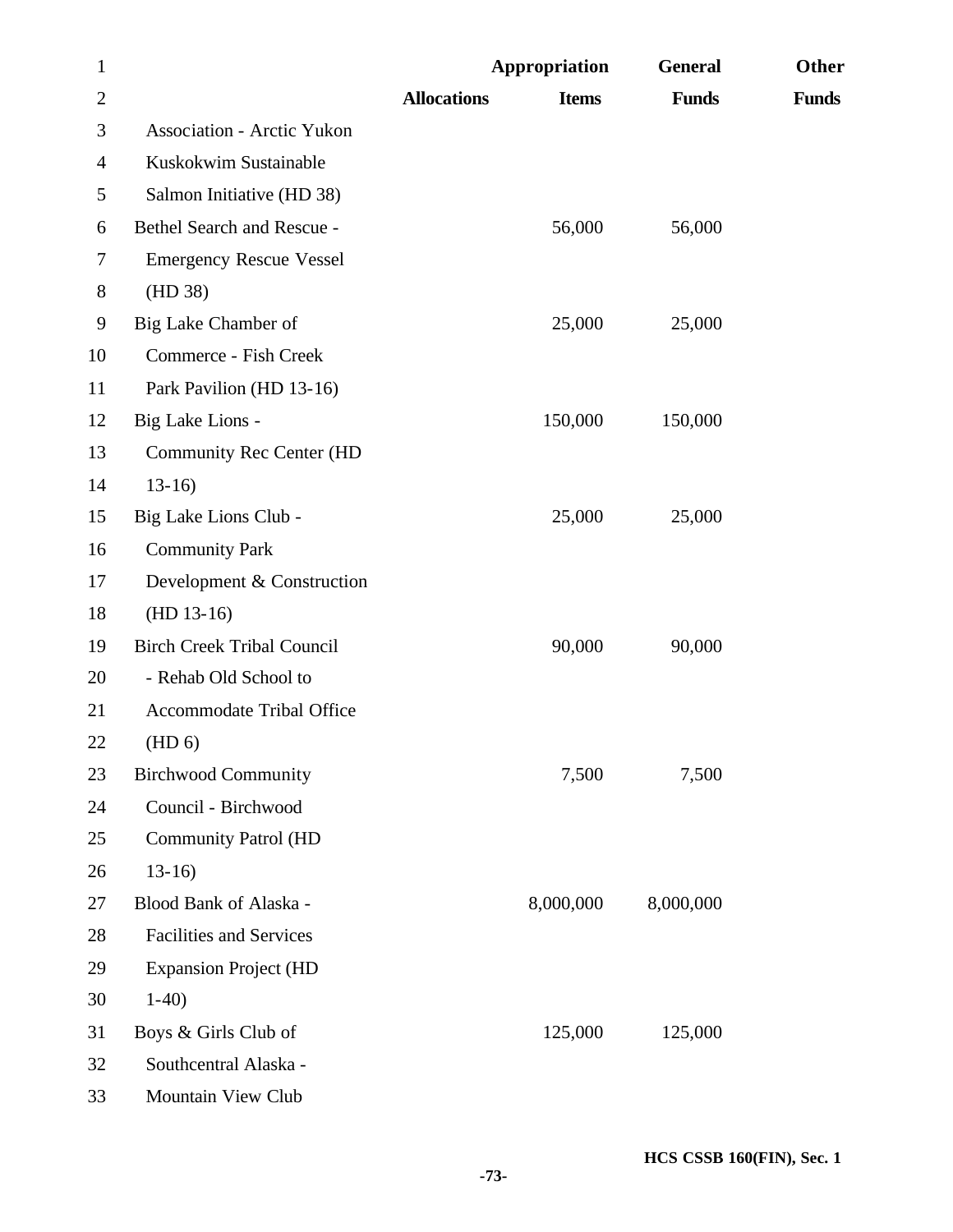| | Allocations | Appropriation Items | General Funds | Other Funds |
|---|---|---|---|---|
| Association - Arctic Yukon Kuskokwim Sustainable Salmon Initiative (HD 38) | | | | |
| Bethel Search and Rescue - Emergency Rescue Vessel (HD 38) | | 56,000 | 56,000 | |
| Big Lake Chamber of Commerce - Fish Creek Park Pavilion (HD 13-16) | | 25,000 | 25,000 | |
| Big Lake Lions - Community Rec Center (HD 13-16) | | 150,000 | 150,000 | |
| Big Lake Lions Club - Community Park Development & Construction (HD 13-16) | | 25,000 | 25,000 | |
| Birch Creek Tribal Council - Rehab Old School to Accommodate Tribal Office (HD 6) | | 90,000 | 90,000 | |
| Birchwood Community Council - Birchwood Community Patrol (HD 13-16) | | 7,500 | 7,500 | |
| Blood Bank of Alaska - Facilities and Services Expansion Project (HD 1-40) | | 8,000,000 | 8,000,000 | |
| Boys & Girls Club of Southcentral Alaska - Mountain View Club | | 125,000 | 125,000 | |

HCS CSSB 160(FIN), Sec. 1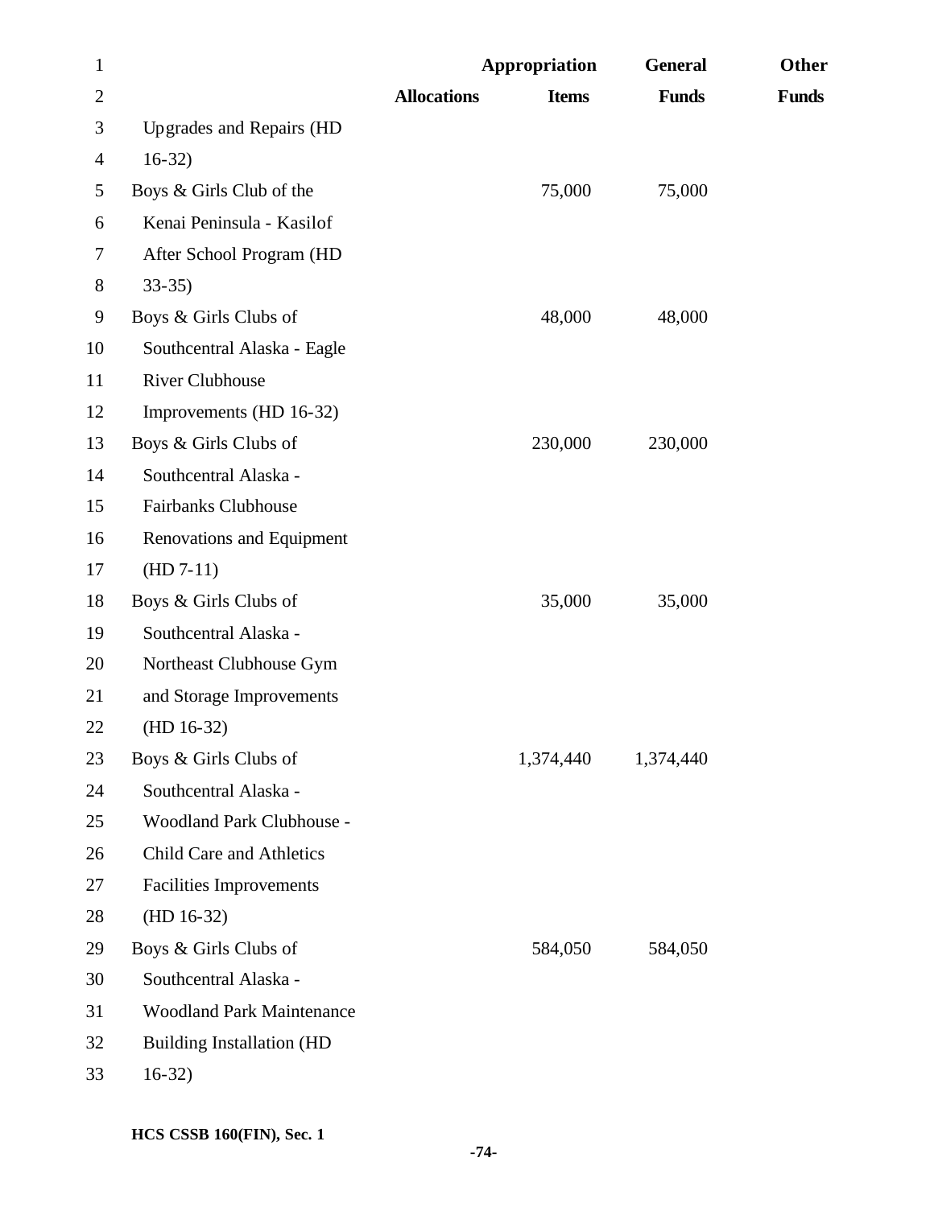| | Allocations | Appropriation Items | General Funds | Other Funds |
|---|---|---|---|---|
| Upgrades and Repairs (HD 16-32) | | | | |
| Boys & Girls Club of the Kenai Peninsula - Kasilof After School Program (HD 33-35) | | 75,000 | 75,000 | |
| Boys & Girls Clubs of Southcentral Alaska - Eagle River Clubhouse Improvements (HD 16-32) | | 48,000 | 48,000 | |
| Boys & Girls Clubs of Southcentral Alaska - Fairbanks Clubhouse Renovations and Equipment (HD 7-11) | | 230,000 | 230,000 | |
| Boys & Girls Clubs of Southcentral Alaska - Northeast Clubhouse Gym and Storage Improvements (HD 16-32) | | 35,000 | 35,000 | |
| Boys & Girls Clubs of Southcentral Alaska - Woodland Park Clubhouse - Child Care and Athletics Facilities Improvements (HD 16-32) | | 1,374,440 | 1,374,440 | |
| Boys & Girls Clubs of Southcentral Alaska - Woodland Park Maintenance Building Installation (HD 16-32) | | 584,050 | 584,050 | |

HCS CSSB 160(FIN), Sec. 1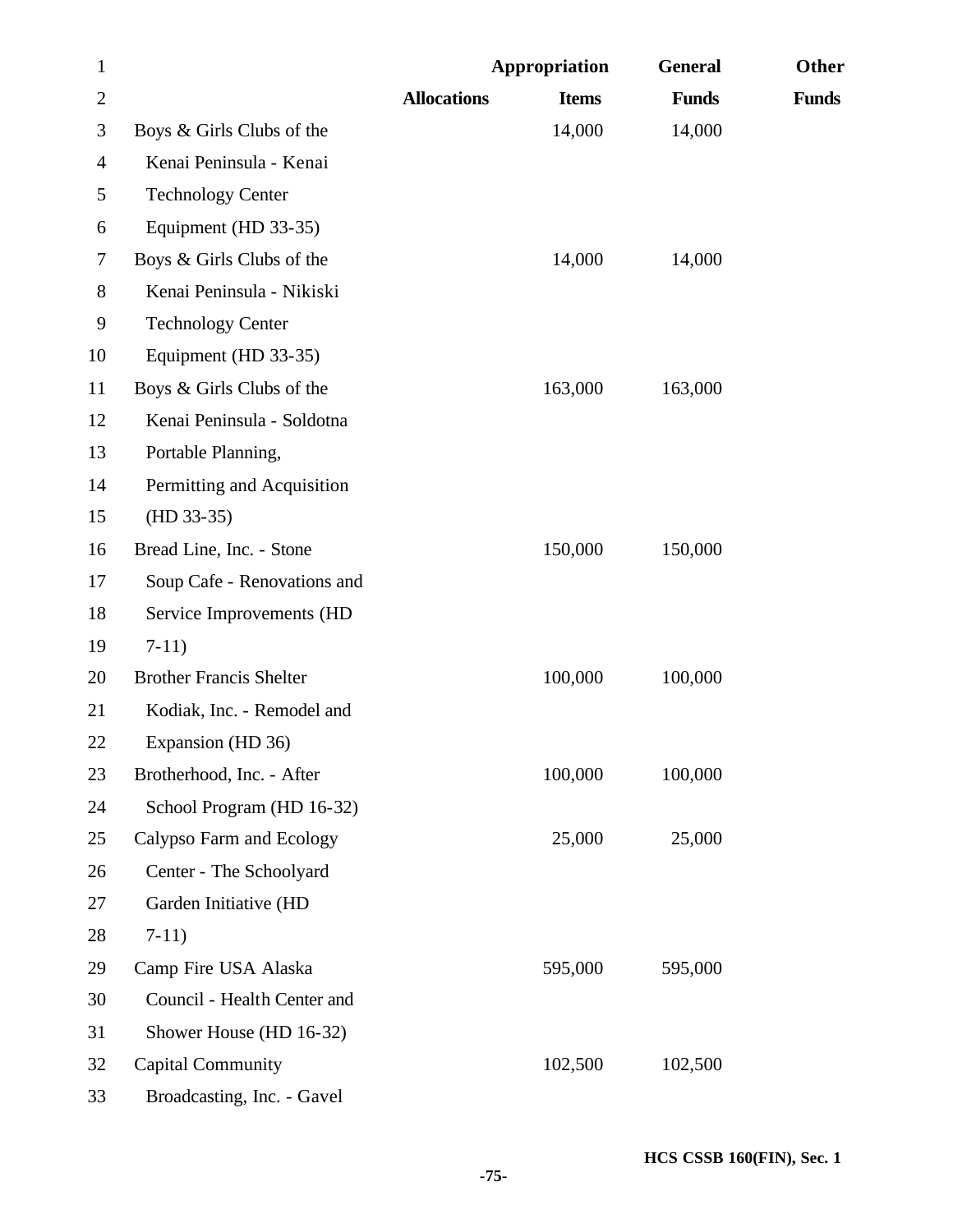| | Allocations | Appropriation Items | General Funds | Other Funds |
|---|---|---|---|---|
| Boys & Girls Clubs of the Kenai Peninsula - Kenai Technology Center Equipment (HD 33-35) | | 14,000 | 14,000 | |
| Boys & Girls Clubs of the Kenai Peninsula - Nikiski Technology Center Equipment (HD 33-35) | | 14,000 | 14,000 | |
| Boys & Girls Clubs of the Kenai Peninsula - Soldotna Portable Planning, Permitting and Acquisition (HD 33-35) | | 163,000 | 163,000 | |
| Bread Line, Inc. - Stone Soup Cafe - Renovations and Service Improvements (HD 7-11) | | 150,000 | 150,000 | |
| Brother Francis Shelter Kodiak, Inc. - Remodel and Expansion (HD 36) | | 100,000 | 100,000 | |
| Brotherhood, Inc. - After School Program (HD 16-32) | | 100,000 | 100,000 | |
| Calypso Farm and Ecology Center - The Schoolyard Garden Initiative (HD 7-11) | | 25,000 | 25,000 | |
| Camp Fire USA Alaska Council - Health Center and Shower House (HD 16-32) | | 595,000 | 595,000 | |
| Capital Community Broadcasting, Inc. - Gavel | | 102,500 | 102,500 | |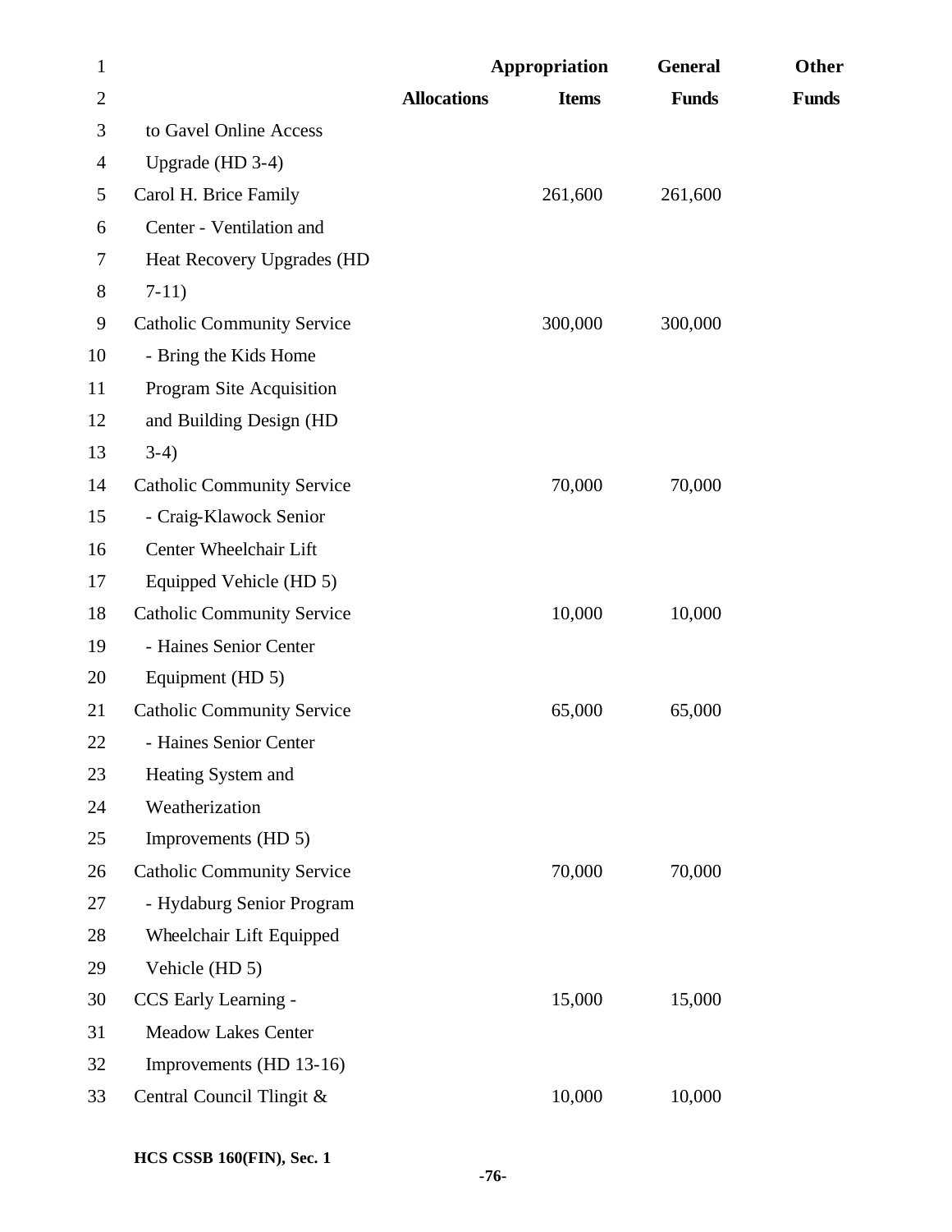| | Allocations | Appropriation Items | General Funds | Other Funds |
|---|---|---|---|---|
| to Gavel Online Access Upgrade (HD 3-4) | | | | |
| Carol H. Brice Family Center - Ventilation and Heat Recovery Upgrades (HD 7-11) | | 261,600 | 261,600 | |
| Catholic Community Service - Bring the Kids Home Program Site Acquisition and Building Design (HD 3-4) | | 300,000 | 300,000 | |
| Catholic Community Service - Craig-Klawock Senior Center Wheelchair Lift Equipped Vehicle (HD 5) | | 70,000 | 70,000 | |
| Catholic Community Service - Haines Senior Center Equipment (HD 5) | | 10,000 | 10,000 | |
| Catholic Community Service - Haines Senior Center Heating System and Weatherization Improvements (HD 5) | | 65,000 | 65,000 | |
| Catholic Community Service - Hydaburg Senior Program Wheelchair Lift Equipped Vehicle (HD 5) | | 70,000 | 70,000 | |
| CCS Early Learning - Meadow Lakes Center Improvements (HD 13-16) | | 15,000 | 15,000 | |
| Central Council Tlingit & | | 10,000 | 10,000 | |

HCS CSSB 160(FIN), Sec. 1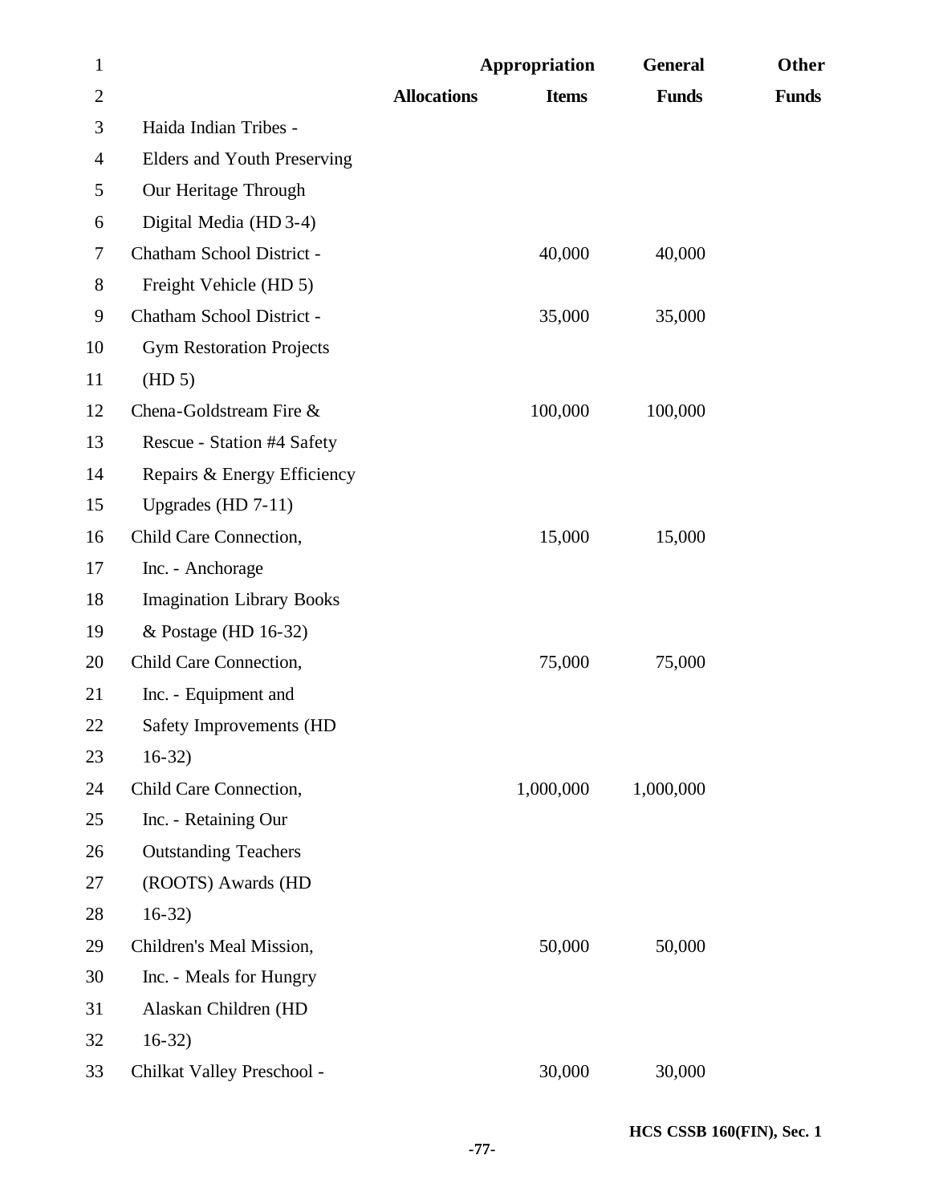| | Allocations | Appropriation Items | General Funds | Other Funds |
|---|---|---|---|---|
| Haida Indian Tribes - Elders and Youth Preserving Our Heritage Through Digital Media (HD 3-4) | | | | |
| Chatham School District - Freight Vehicle (HD 5) | | 40,000 | 40,000 | |
| Chatham School District - Gym Restoration Projects (HD 5) | | 35,000 | 35,000 | |
| Chena-Goldstream Fire & Rescue - Station #4 Safety Repairs & Energy Efficiency Upgrades (HD 7-11) | | 100,000 | 100,000 | |
| Child Care Connection, Inc. - Anchorage Imagination Library Books & Postage (HD 16-32) | | 15,000 | 15,000 | |
| Child Care Connection, Inc. - Equipment and Safety Improvements (HD 16-32) | | 75,000 | 75,000 | |
| Child Care Connection, Inc. - Retaining Our Outstanding Teachers (ROOTS) Awards (HD 16-32) | | 1,000,000 | 1,000,000 | |
| Children's Meal Mission, Inc. - Meals for Hungry Alaskan Children (HD 16-32) | | 50,000 | 50,000 | |
| Chilkat Valley Preschool - | | 30,000 | 30,000 | |

HCS CSSB 160(FIN), Sec. 1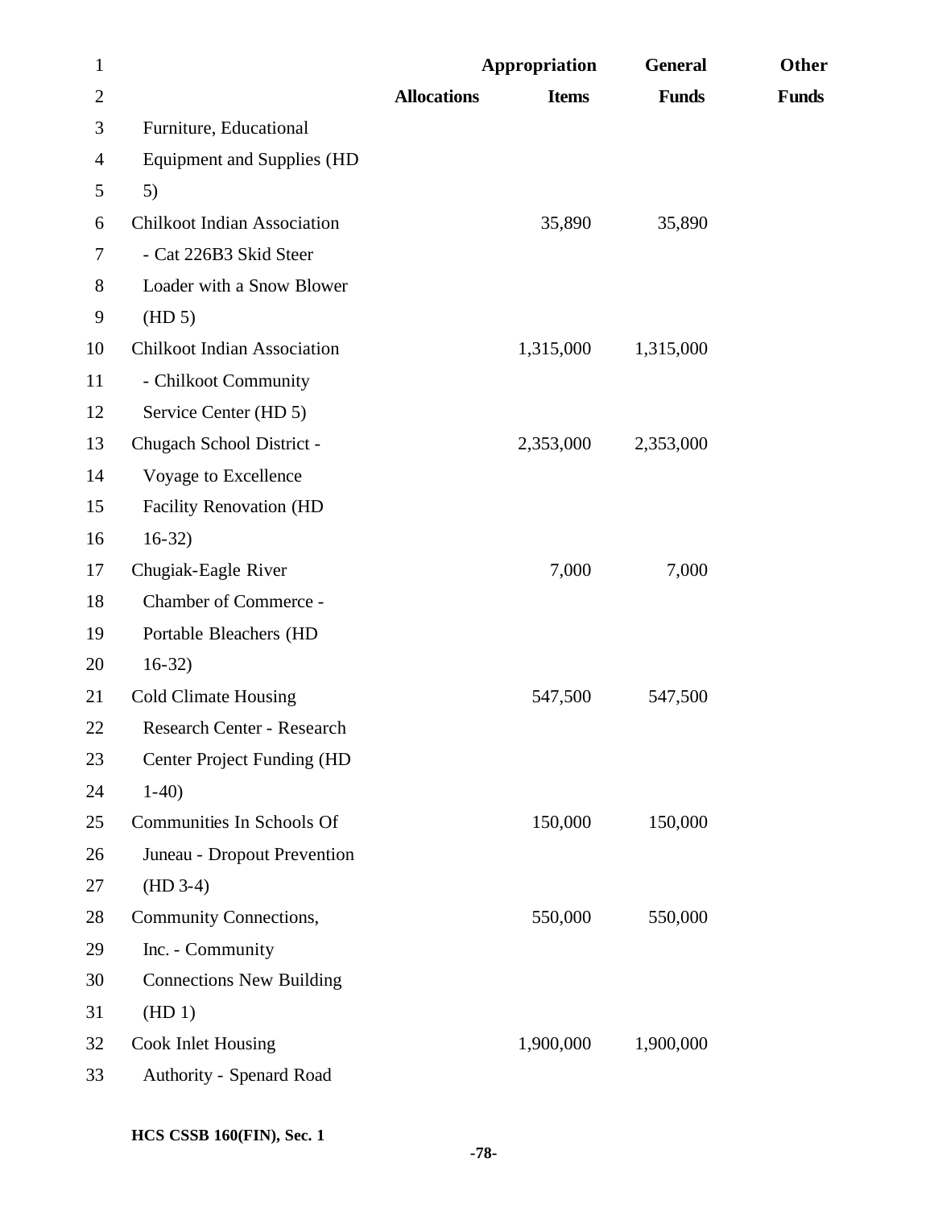| | Allocations | Appropriation Items | General Funds | Other Funds |
|---|---|---|---|---|
| Furniture, Educational Equipment and Supplies (HD 5) | | | | |
| Chilkoot Indian Association - Cat 226B3 Skid Steer Loader with a Snow Blower (HD 5) | | 35,890 | 35,890 | |
| Chilkoot Indian Association - Chilkoot Community Service Center (HD 5) | | 1,315,000 | 1,315,000 | |
| Chugach School District - Voyage to Excellence Facility Renovation (HD 16-32) | | 2,353,000 | 2,353,000 | |
| Chugiak-Eagle River Chamber of Commerce - Portable Bleachers (HD 16-32) | | 7,000 | 7,000 | |
| Cold Climate Housing Research Center - Research Center Project Funding (HD 1-40) | | 547,500 | 547,500 | |
| Communities In Schools Of Juneau - Dropout Prevention (HD 3-4) | | 150,000 | 150,000 | |
| Community Connections, Inc. - Community Connections New Building (HD 1) | | 550,000 | 550,000 | |
| Cook Inlet Housing Authority - Spenard Road | | 1,900,000 | 1,900,000 | |

HCS CSSB 160(FIN), Sec. 1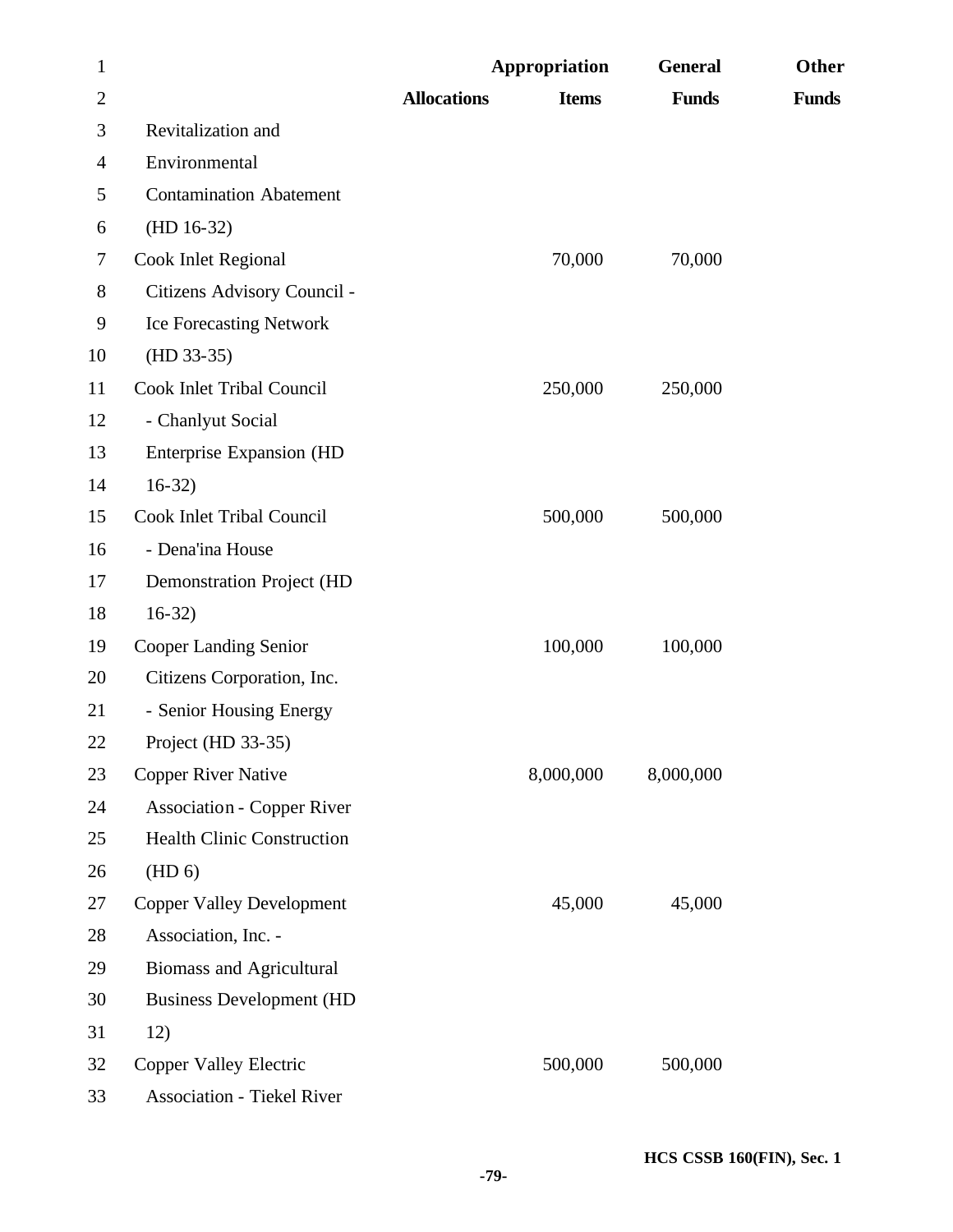| | Allocations | Appropriation Items | General Funds | Other Funds |
|---|---|---|---|---|
| Revitalization and Environmental Contamination Abatement (HD 16-32) | | | | |
| Cook Inlet Regional Citizens Advisory Council - Ice Forecasting Network (HD 33-35) | | 70,000 | 70,000 | |
| Cook Inlet Tribal Council - Chanlyut Social Enterprise Expansion (HD 16-32) | | 250,000 | 250,000 | |
| Cook Inlet Tribal Council - Dena'ina House Demonstration Project (HD 16-32) | | 500,000 | 500,000 | |
| Cooper Landing Senior Citizens Corporation, Inc. - Senior Housing Energy Project (HD 33-35) | | 100,000 | 100,000 | |
| Copper River Native Association - Copper River Health Clinic Construction (HD 6) | | 8,000,000 | 8,000,000 | |
| Copper Valley Development Association, Inc. - Biomass and Agricultural Business Development (HD 12) | | 45,000 | 45,000 | |
| Copper Valley Electric Association - Tiekel River | | 500,000 | 500,000 | |

HCS CSSB 160(FIN), Sec. 1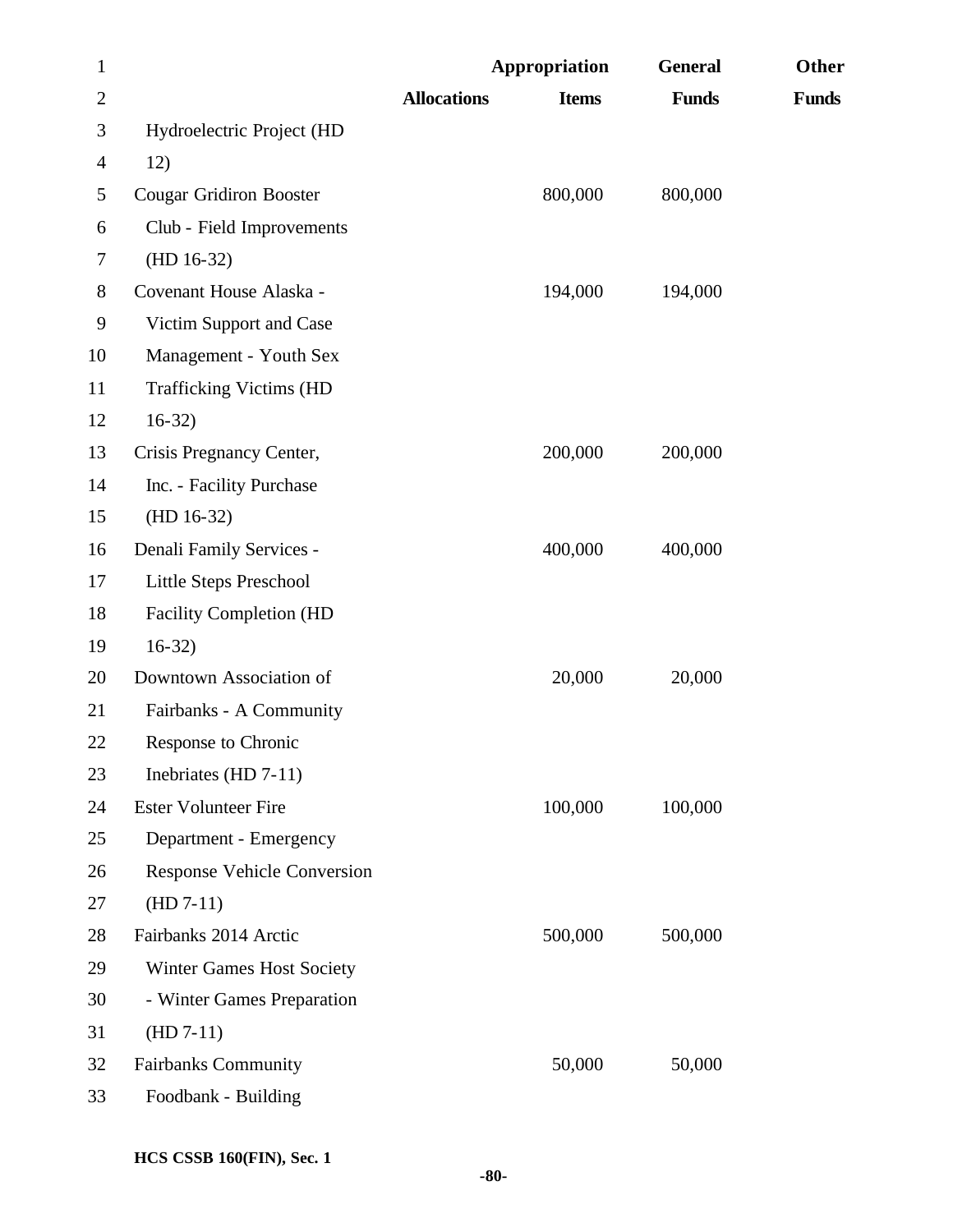| | Allocations | Appropriation Items | General Funds | Other Funds |
|---|---|---|---|---|
| Hydroelectric Project (HD 12) | | | | |
| Cougar Gridiron Booster Club - Field Improvements (HD 16-32) | | 800,000 | 800,000 | |
| Covenant House Alaska - Victim Support and Case Management - Youth Sex Trafficking Victims (HD 16-32) | | 194,000 | 194,000 | |
| Crisis Pregnancy Center, Inc. - Facility Purchase (HD 16-32) | | 200,000 | 200,000 | |
| Denali Family Services - Little Steps Preschool Facility Completion (HD 16-32) | | 400,000 | 400,000 | |
| Downtown Association of Fairbanks - A Community Response to Chronic Inebriates (HD 7-11) | | 20,000 | 20,000 | |
| Ester Volunteer Fire Department - Emergency Response Vehicle Conversion (HD 7-11) | | 100,000 | 100,000 | |
| Fairbanks 2014 Arctic Winter Games Host Society - Winter Games Preparation (HD 7-11) | | 500,000 | 500,000 | |
| Fairbanks Community Foodbank - Building | | 50,000 | 50,000 | |

HCS CSSB 160(FIN), Sec. 1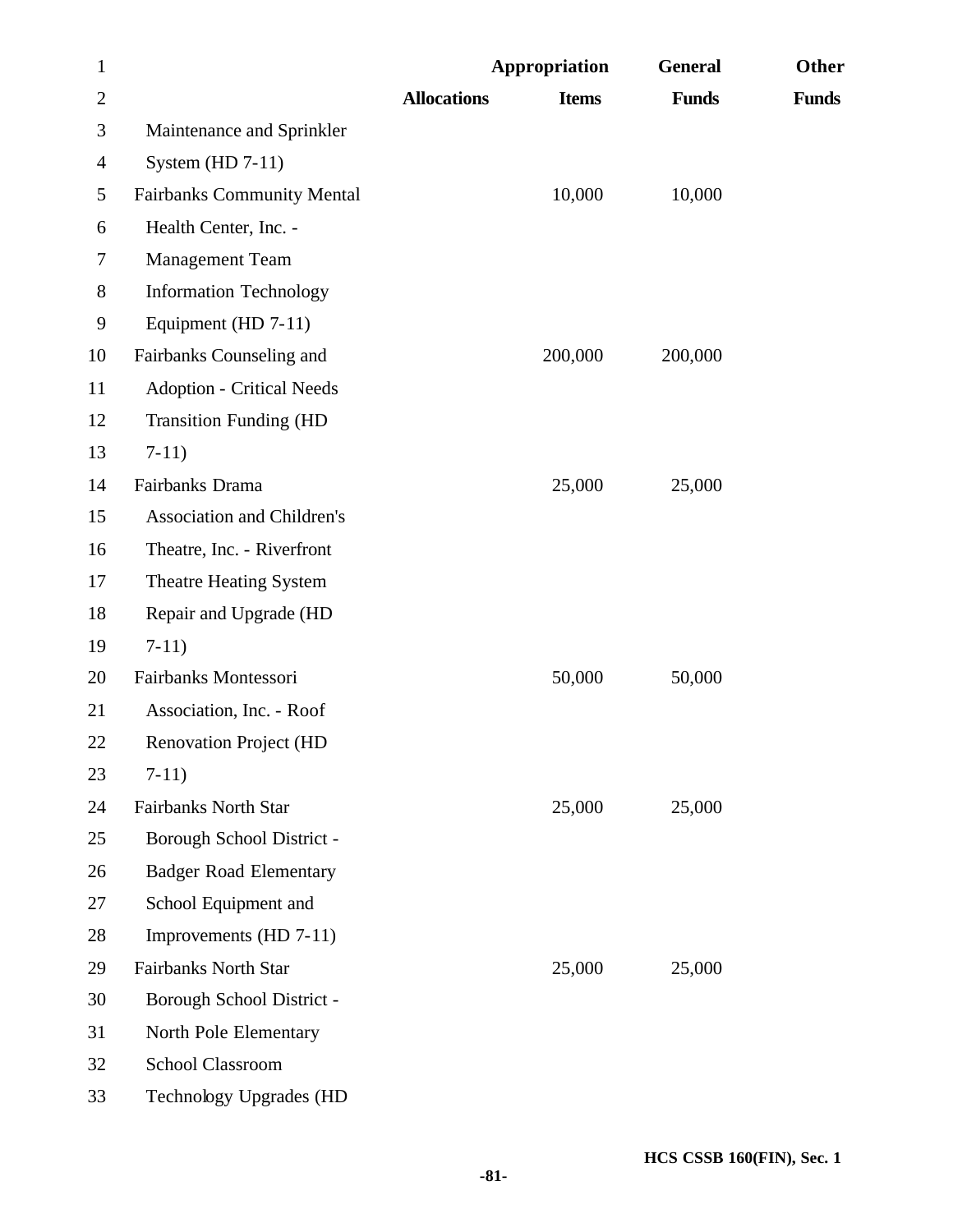| | Allocations | Appropriation Items | General Funds | Other Funds |
|---|---|---|---|---|
| Maintenance and Sprinkler System (HD 7-11) | | | | |
| Fairbanks Community Mental Health Center, Inc. - Management Team Information Technology Equipment (HD 7-11) | | 10,000 | 10,000 | |
| Fairbanks Counseling and Adoption - Critical Needs Transition Funding (HD 7-11) | | 200,000 | 200,000 | |
| Fairbanks Drama Association and Children's Theatre, Inc. - Riverfront Theatre Heating System Repair and Upgrade (HD 7-11) | | 25,000 | 25,000 | |
| Fairbanks Montessori Association, Inc. - Roof Renovation Project (HD 7-11) | | 50,000 | 50,000 | |
| Fairbanks North Star Borough School District - Badger Road Elementary School Equipment and Improvements (HD 7-11) | | 25,000 | 25,000 | |
| Fairbanks North Star Borough School District - North Pole Elementary School Classroom Technology Upgrades (HD | | 25,000 | 25,000 | |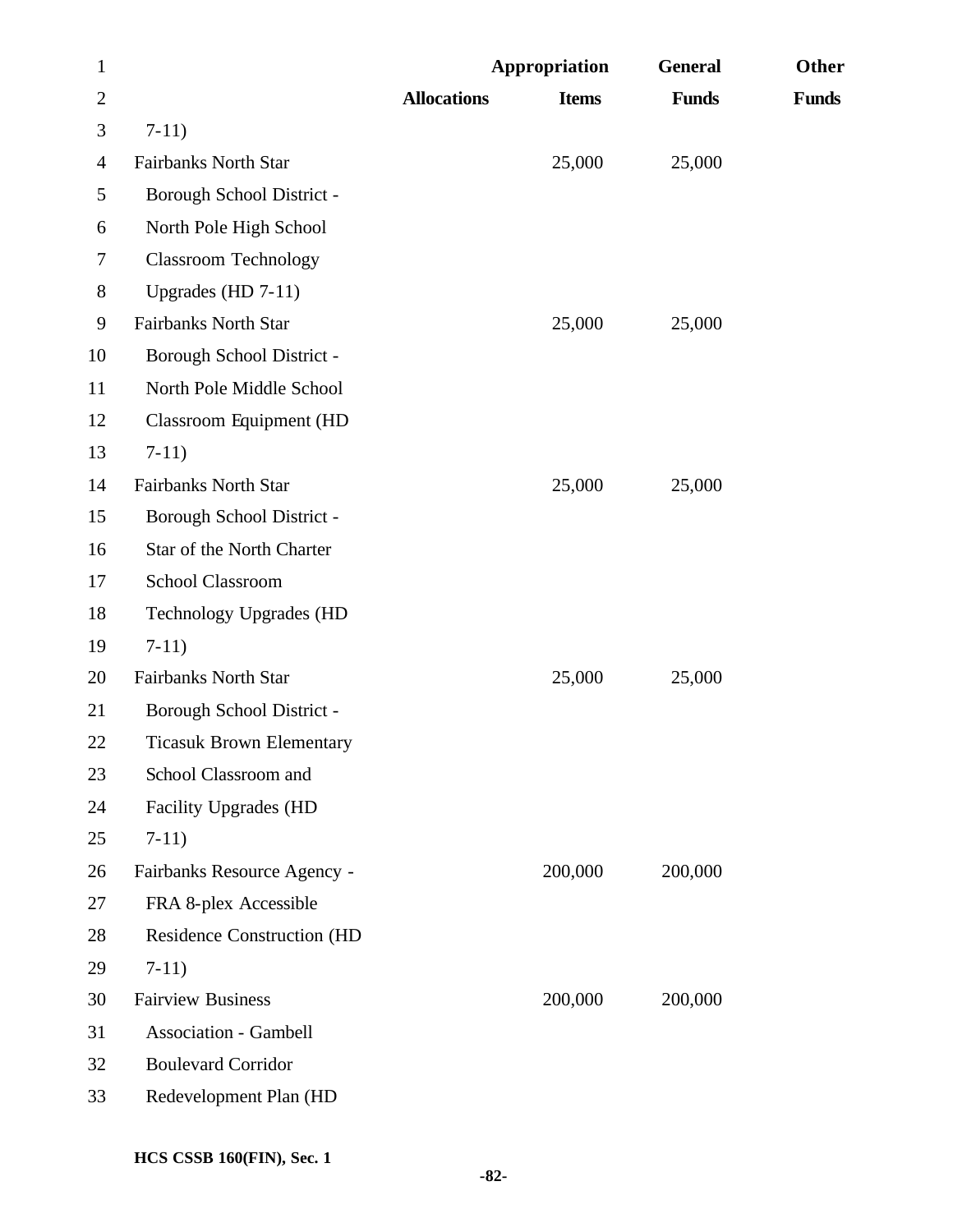| | Allocations | Appropriation Items | General Funds | Other Funds |
|---|---|---|---|---|
| 7-11) | | | | |
| Fairbanks North Star Borough School District - North Pole High School Classroom Technology Upgrades (HD 7-11) | | 25,000 | 25,000 | |
| Fairbanks North Star Borough School District - North Pole Middle School Classroom Equipment (HD 7-11) | | 25,000 | 25,000 | |
| Fairbanks North Star Borough School District - Star of the North Charter School Classroom Technology Upgrades (HD 7-11) | | 25,000 | 25,000 | |
| Fairbanks North Star Borough School District - Ticasuk Brown Elementary School Classroom and Facility Upgrades (HD 7-11) | | 25,000 | 25,000 | |
| Fairbanks Resource Agency - FRA 8-plex Accessible Residence Construction (HD 7-11) | | 200,000 | 200,000 | |
| Fairview Business Association - Gambell Boulevard Corridor Redevelopment Plan (HD | | 200,000 | 200,000 | |

HCS CSSB 160(FIN), Sec. 1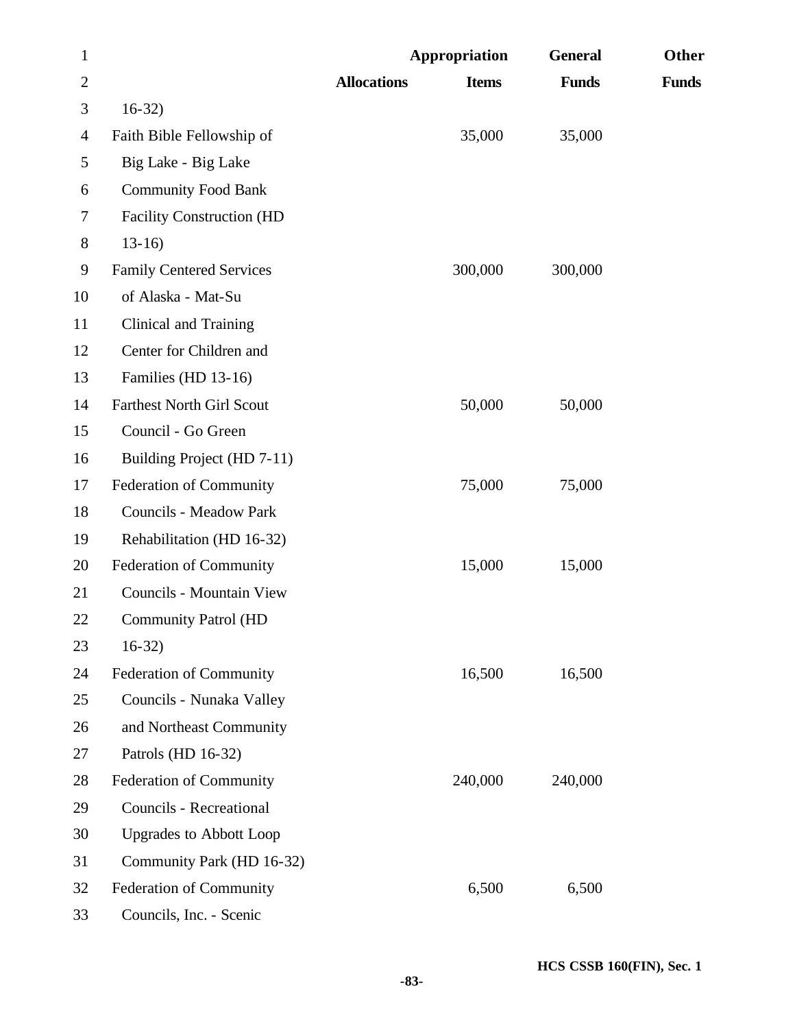| | Allocations | Appropriation Items | General Funds | Other Funds |
|---|---|---|---|---|
| 16-32) | | | | |
| Faith Bible Fellowship of Big Lake - Big Lake Community Food Bank Facility Construction (HD 13-16) | | 35,000 | 35,000 | |
| Family Centered Services of Alaska - Mat-Su Clinical and Training Center for Children and Families (HD 13-16) | | 300,000 | 300,000 | |
| Farthest North Girl Scout Council - Go Green Building Project (HD 7-11) | | 50,000 | 50,000 | |
| Federation of Community Councils - Meadow Park Rehabilitation (HD 16-32) | | 75,000 | 75,000 | |
| Federation of Community Councils - Mountain View Community Patrol (HD 16-32) | | 15,000 | 15,000 | |
| Federation of Community Councils - Nunaka Valley and Northeast Community Patrols (HD 16-32) | | 16,500 | 16,500 | |
| Federation of Community Councils - Recreational Upgrades to Abbott Loop Community Park (HD 16-32) | | 240,000 | 240,000 | |
| Federation of Community Councils, Inc. - Scenic | | 6,500 | 6,500 | |

HCS CSSB 160(FIN), Sec. 1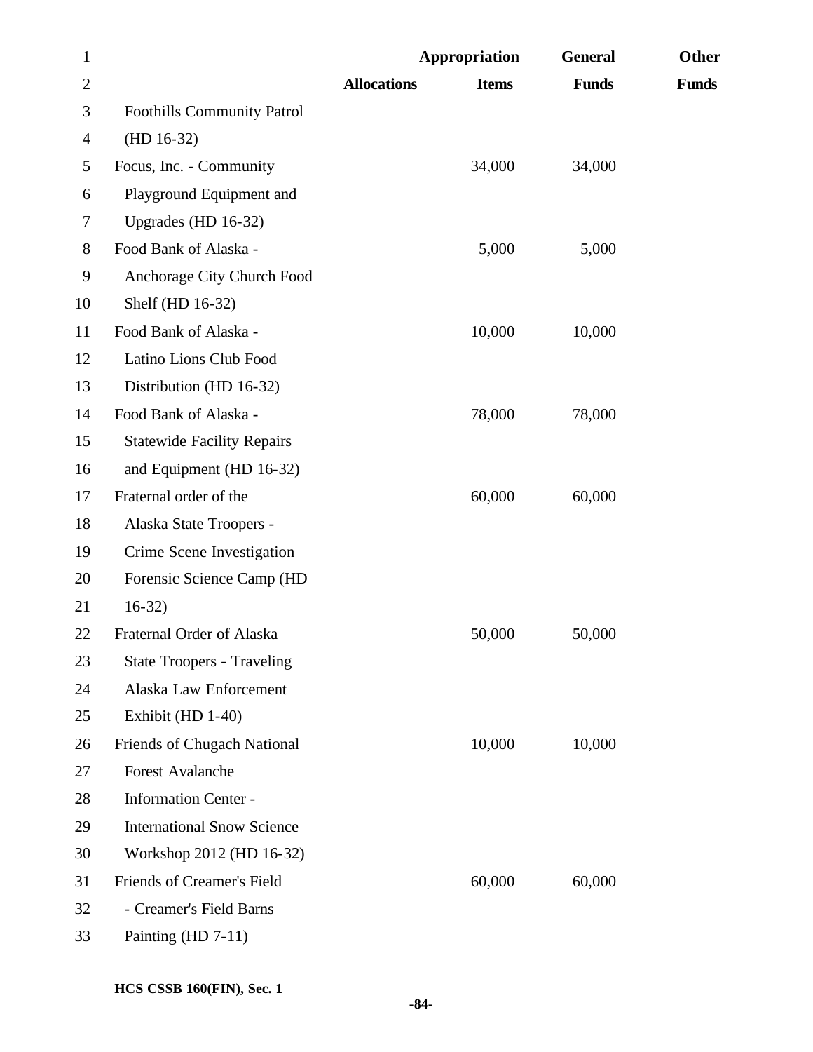| | Allocations | Appropriation Items | General Funds | Other Funds |
|---|---|---|---|---|
| Foothills Community Patrol (HD 16-32) | | | | |
| Focus, Inc. - Community Playground Equipment and Upgrades (HD 16-32) | | 34,000 | 34,000 | |
| Food Bank of Alaska - Anchorage City Church Food Shelf (HD 16-32) | | 5,000 | 5,000 | |
| Food Bank of Alaska - Latino Lions Club Food Distribution (HD 16-32) | | 10,000 | 10,000 | |
| Food Bank of Alaska - Statewide Facility Repairs and Equipment (HD 16-32) | | 78,000 | 78,000 | |
| Fraternal order of the Alaska State Troopers - Crime Scene Investigation Forensic Science Camp (HD 16-32) | | 60,000 | 60,000 | |
| Fraternal Order of Alaska State Troopers - Traveling Alaska Law Enforcement Exhibit (HD 1-40) | | 50,000 | 50,000 | |
| Friends of Chugach National Forest Avalanche Information Center - International Snow Science Workshop 2012 (HD 16-32) | | 10,000 | 10,000 | |
| Friends of Creamer's Field - Creamer's Field Barns Painting (HD 7-11) | | 60,000 | 60,000 | |

HCS CSSB 160(FIN), Sec. 1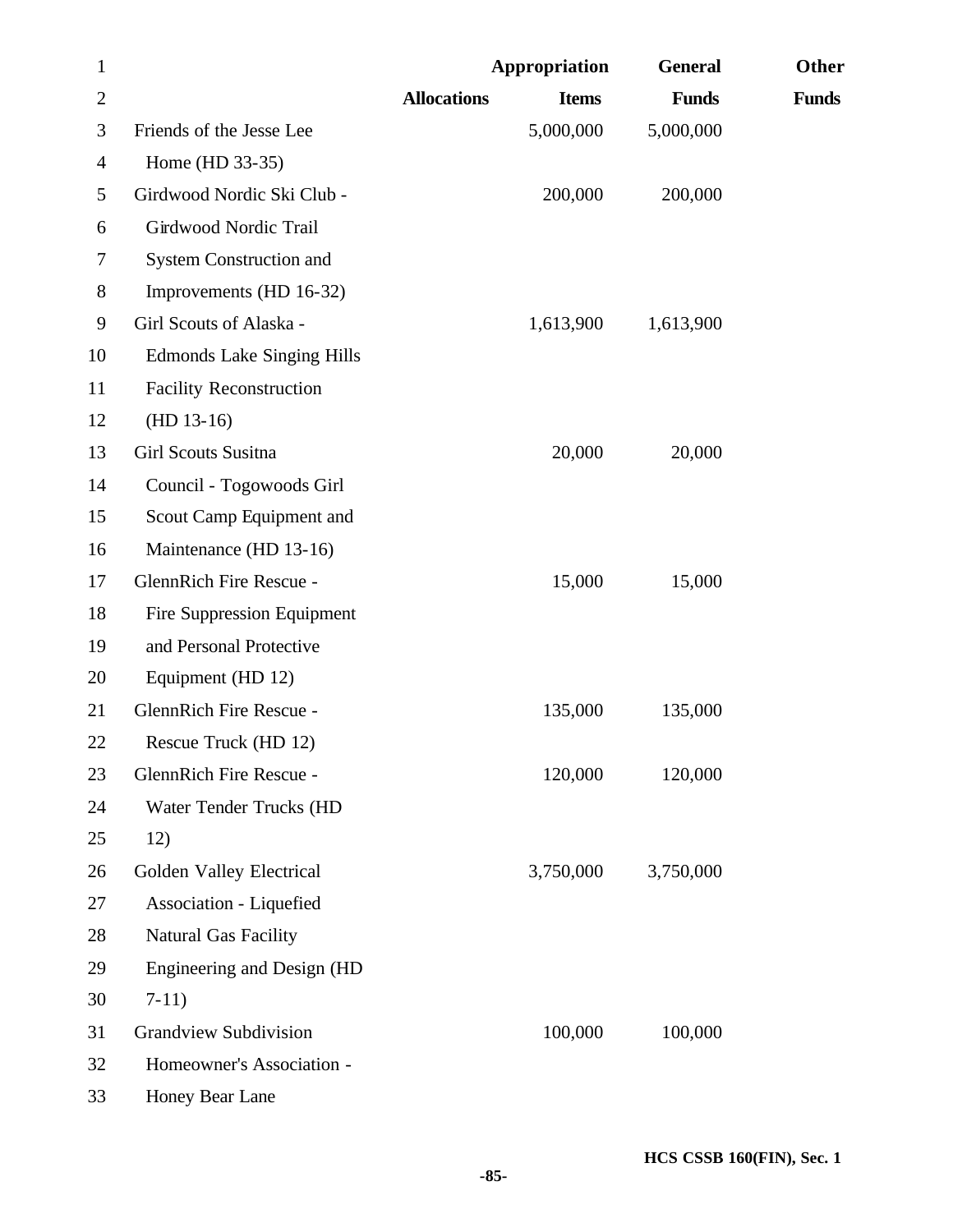| | Allocations | Appropriation Items | General Funds | Other Funds |
|---|---|---|---|---|
| Friends of the Jesse Lee Home (HD 33-35) | | 5,000,000 | 5,000,000 | |
| Girdwood Nordic Ski Club - Girdwood Nordic Trail System Construction and Improvements (HD 16-32) | | 200,000 | 200,000 | |
| Girl Scouts of Alaska - Edmonds Lake Singing Hills Facility Reconstruction (HD 13-16) | | 1,613,900 | 1,613,900 | |
| Girl Scouts Susitna Council - Togowoods Girl Scout Camp Equipment and Maintenance (HD 13-16) | | 20,000 | 20,000 | |
| GlennRich Fire Rescue - Fire Suppression Equipment and Personal Protective Equipment (HD 12) | | 15,000 | 15,000 | |
| GlennRich Fire Rescue - Rescue Truck (HD 12) | | 135,000 | 135,000 | |
| GlennRich Fire Rescue - Water Tender Trucks (HD 12) | | 120,000 | 120,000 | |
| Golden Valley Electrical Association - Liquefied Natural Gas Facility Engineering and Design (HD 7-11) | | 3,750,000 | 3,750,000 | |
| Grandview Subdivision Homeowner's Association - Honey Bear Lane | | 100,000 | 100,000 | |

HCS CSSB 160(FIN), Sec. 1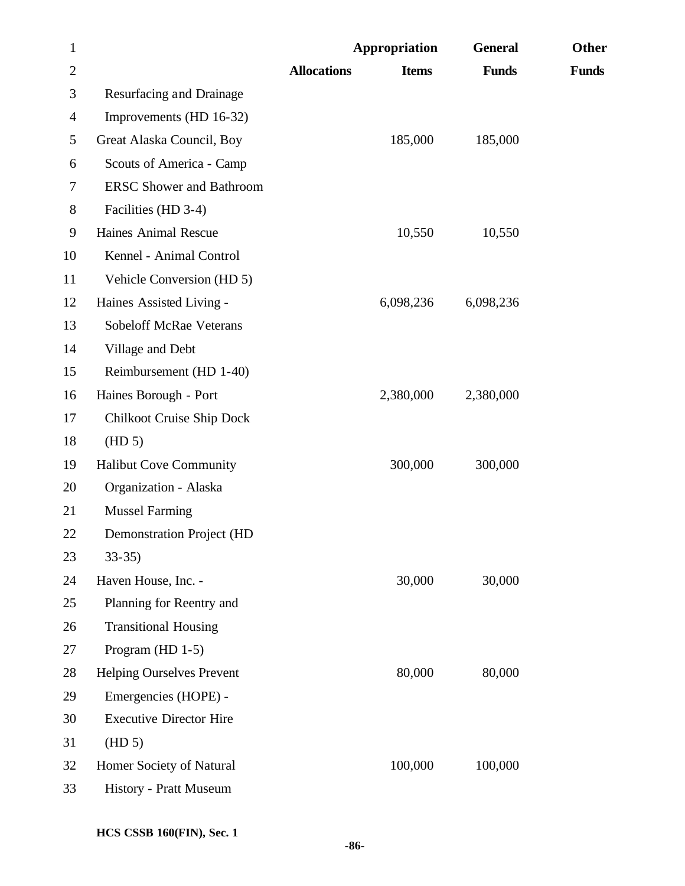| | Allocations | Appropriation Items | General Funds | Other Funds |
|---|---|---|---|---|
| Resurfacing and Drainage Improvements (HD 16-32) | | | | |
| Great Alaska Council, Boy Scouts of America - Camp ERSC Shower and Bathroom Facilities (HD 3-4) | | 185,000 | 185,000 | |
| Haines Animal Rescue Kennel - Animal Control Vehicle Conversion (HD 5) | | 10,550 | 10,550 | |
| Haines Assisted Living - Sobeloff McRae Veterans Village and Debt Reimbursement (HD 1-40) | | 6,098,236 | 6,098,236 | |
| Haines Borough - Port Chilkoot Cruise Ship Dock (HD 5) | | 2,380,000 | 2,380,000 | |
| Halibut Cove Community Organization - Alaska Mussel Farming Demonstration Project (HD 33-35) | | 300,000 | 300,000 | |
| Haven House, Inc. - Planning for Reentry and Transitional Housing Program (HD 1-5) | | 30,000 | 30,000 | |
| Helping Ourselves Prevent Emergencies (HOPE) - Executive Director Hire (HD 5) | | 80,000 | 80,000 | |
| Homer Society of Natural History - Pratt Museum | | 100,000 | 100,000 | |

HCS CSSB 160(FIN), Sec. 1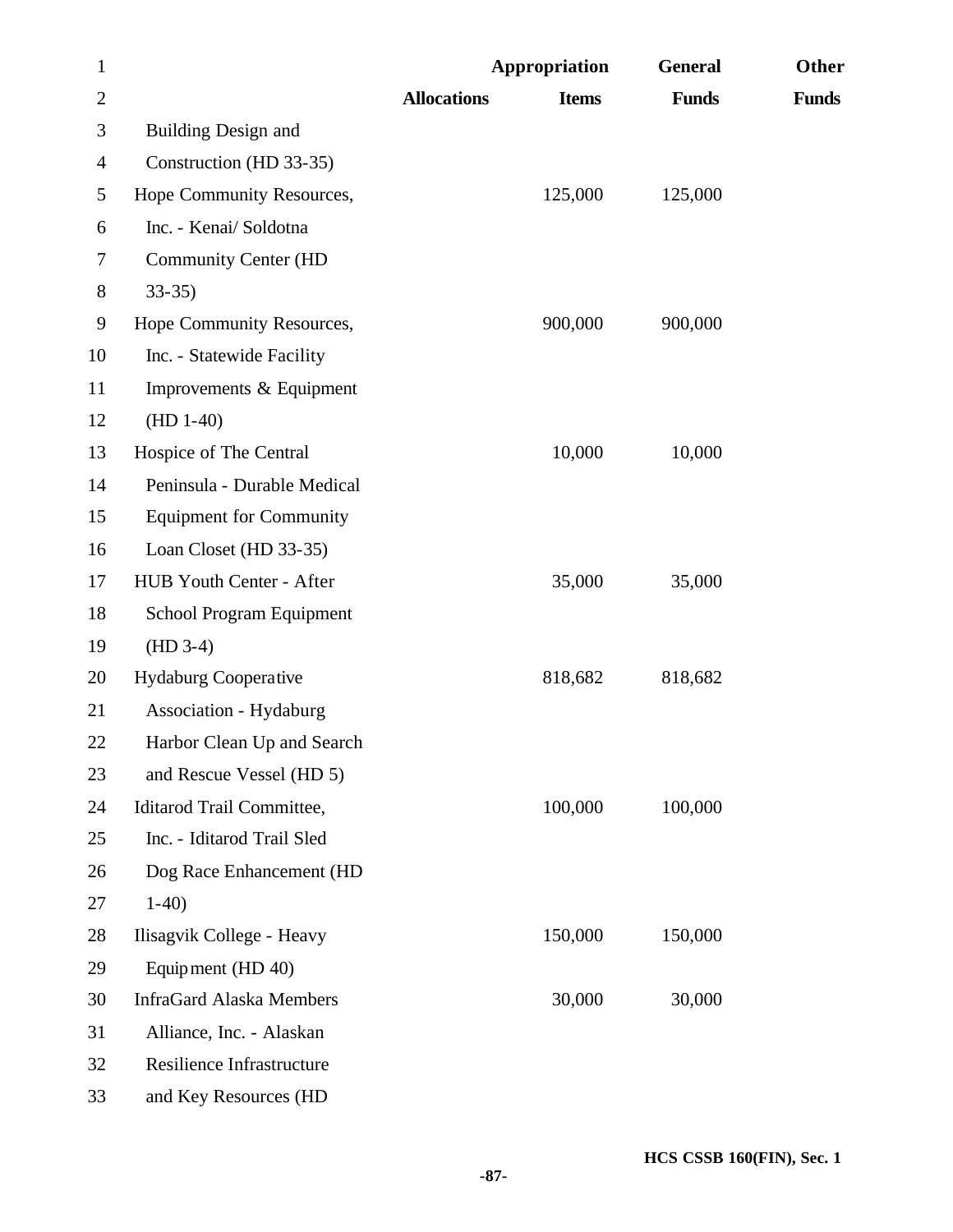| | Allocations | Appropriation Items | General Funds | Other Funds |
|---|---|---|---|---|
| Building Design and Construction (HD 33-35) | | | | |
| Hope Community Resources, Inc. - Kenai/ Soldotna Community Center (HD 33-35) | | 125,000 | 125,000 | |
| Hope Community Resources, Inc. - Statewide Facility Improvements & Equipment (HD 1-40) | | 900,000 | 900,000 | |
| Hospice of The Central Peninsula - Durable Medical Equipment for Community Loan Closet (HD 33-35) | | 10,000 | 10,000 | |
| HUB Youth Center - After School Program Equipment (HD 3-4) | | 35,000 | 35,000 | |
| Hydaburg Cooperative Association - Hydaburg Harbor Clean Up and Search and Rescue Vessel (HD 5) | | 818,682 | 818,682 | |
| Iditarod Trail Committee, Inc. - Iditarod Trail Sled Dog Race Enhancement (HD 1-40) | | 100,000 | 100,000 | |
| Ilisagvik College - Heavy Equipment (HD 40) | | 150,000 | 150,000 | |
| InfraGard Alaska Members Alliance, Inc. - Alaskan Resilience Infrastructure and Key Resources (HD | | 30,000 | 30,000 | |

HCS CSSB 160(FIN), Sec. 1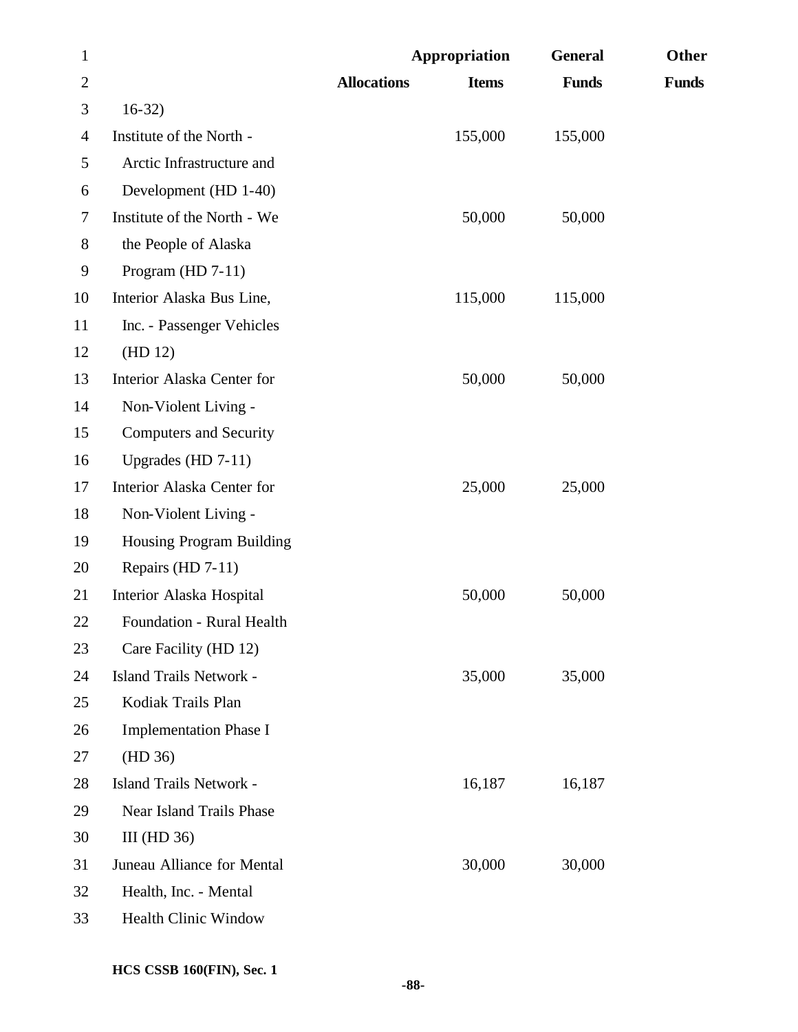| | Allocations | Appropriation Items | General Funds | Other Funds |
|---|---|---|---|---|
| 16-32) | | | | |
| Institute of the North - Arctic Infrastructure and Development (HD 1-40) | | 155,000 | 155,000 | |
| Institute of the North - We the People of Alaska Program (HD 7-11) | | 50,000 | 50,000 | |
| Interior Alaska Bus Line, Inc. - Passenger Vehicles (HD 12) | | 115,000 | 115,000 | |
| Interior Alaska Center for Non-Violent Living - Computers and Security Upgrades (HD 7-11) | | 50,000 | 50,000 | |
| Interior Alaska Center for Non-Violent Living - Housing Program Building Repairs (HD 7-11) | | 25,000 | 25,000 | |
| Interior Alaska Hospital Foundation - Rural Health Care Facility (HD 12) | | 50,000 | 50,000 | |
| Island Trails Network - Kodiak Trails Plan Implementation Phase I (HD 36) | | 35,000 | 35,000 | |
| Island Trails Network - Near Island Trails Phase III (HD 36) | | 16,187 | 16,187 | |
| Juneau Alliance for Mental Health, Inc. - Mental Health Clinic Window | | 30,000 | 30,000 | |

HCS CSSB 160(FIN), Sec. 1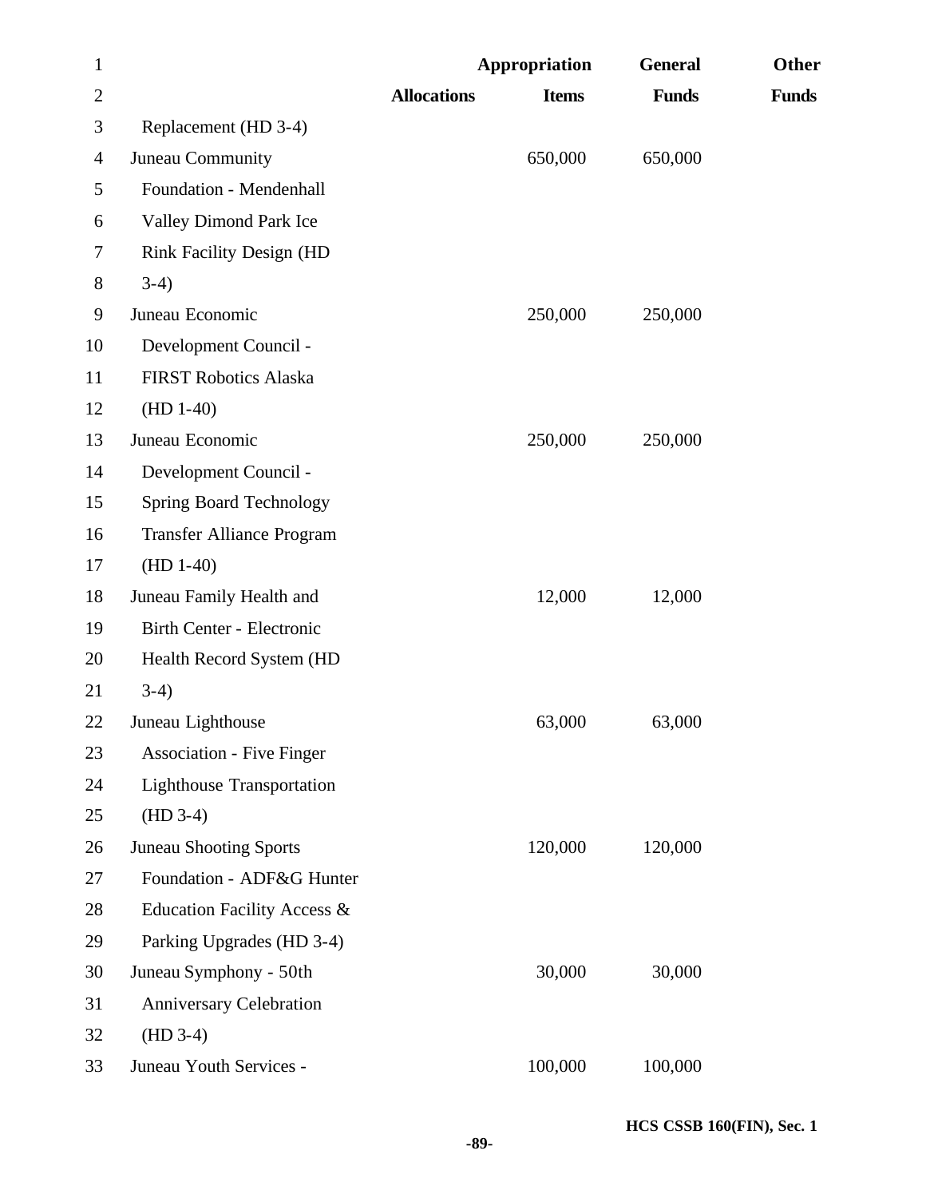| | Allocations | Appropriation Items | General Funds | Other Funds |
|---|---|---|---|---|
| Replacement (HD 3-4) | | | | |
| Juneau Community Foundation - Mendenhall Valley Dimond Park Ice Rink Facility Design (HD 3-4) | | 650,000 | 650,000 | |
| Juneau Economic Development Council - FIRST Robotics Alaska (HD 1-40) | | 250,000 | 250,000 | |
| Juneau Economic Development Council - Spring Board Technology Transfer Alliance Program (HD 1-40) | | 250,000 | 250,000 | |
| Juneau Family Health and Birth Center - Electronic Health Record System (HD 3-4) | | 12,000 | 12,000 | |
| Juneau Lighthouse Association - Five Finger Lighthouse Transportation (HD 3-4) | | 63,000 | 63,000 | |
| Juneau Shooting Sports Foundation - ADF&G Hunter Education Facility Access & Parking Upgrades (HD 3-4) | | 120,000 | 120,000 | |
| Juneau Symphony - 50th Anniversary Celebration (HD 3-4) | | 30,000 | 30,000 | |
| Juneau Youth Services - | | 100,000 | 100,000 | |

HCS CSSB 160(FIN), Sec. 1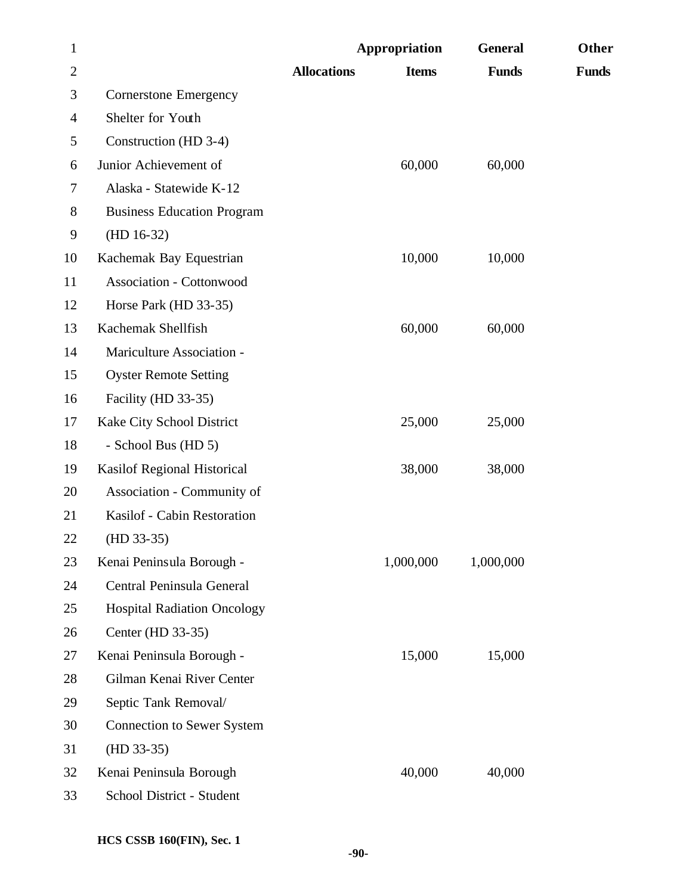| | Allocations | Appropriation Items | General Funds | Other Funds |
|---|---|---|---|---|
| Cornerstone Emergency Shelter for Youth Construction (HD 3-4) | | | | |
| Junior Achievement of Alaska - Statewide K-12 Business Education Program (HD 16-32) | | 60,000 | 60,000 | |
| Kachemak Bay Equestrian Association - Cottonwood Horse Park (HD 33-35) | | 10,000 | 10,000 | |
| Kachemak Shellfish Mariculture Association - Oyster Remote Setting Facility (HD 33-35) | | 60,000 | 60,000 | |
| Kake City School District - School Bus (HD 5) | | 25,000 | 25,000 | |
| Kasilof Regional Historical Association - Community of Kasilof - Cabin Restoration (HD 33-35) | | 38,000 | 38,000 | |
| Kenai Peninsula Borough - Central Peninsula General Hospital Radiation Oncology Center (HD 33-35) | | 1,000,000 | 1,000,000 | |
| Kenai Peninsula Borough - Gilman Kenai River Center Septic Tank Removal/ Connection to Sewer System (HD 33-35) | | 15,000 | 15,000 | |
| Kenai Peninsula Borough School District - Student | | 40,000 | 40,000 | |

HCS CSSB 160(FIN), Sec. 1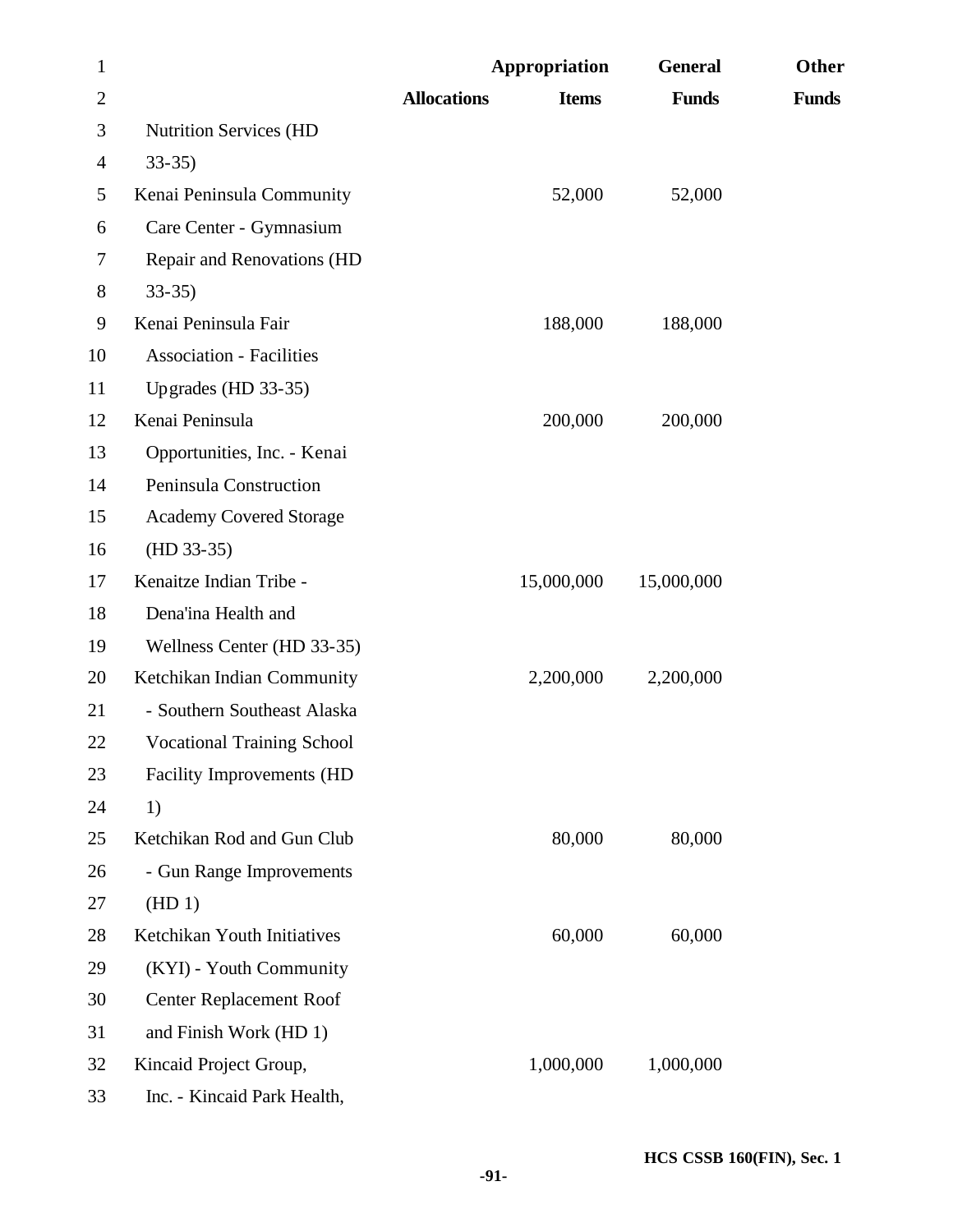| | Allocations | Appropriation Items | General Funds | Other Funds |
|---|---|---|---|---|
| Nutrition Services (HD 33-35) | | | | |
| Kenai Peninsula Community Care Center - Gymnasium Repair and Renovations (HD 33-35) | | 52,000 | 52,000 | |
| Kenai Peninsula Fair Association - Facilities Upgrades (HD 33-35) | | 188,000 | 188,000 | |
| Kenai Peninsula Opportunities, Inc. - Kenai Peninsula Construction Academy Covered Storage (HD 33-35) | | 200,000 | 200,000 | |
| Kenaitze Indian Tribe - Dena'ina Health and Wellness Center (HD 33-35) | | 15,000,000 | 15,000,000 | |
| Ketchikan Indian Community - Southern Southeast Alaska Vocational Training School Facility Improvements (HD 1) | | 2,200,000 | 2,200,000 | |
| Ketchikan Rod and Gun Club - Gun Range Improvements (HD 1) | | 80,000 | 80,000 | |
| Ketchikan Youth Initiatives (KYI) - Youth Community Center Replacement Roof and Finish Work (HD 1) | | 60,000 | 60,000 | |
| Kincaid Project Group, Inc. - Kincaid Park Health, | | 1,000,000 | 1,000,000 | |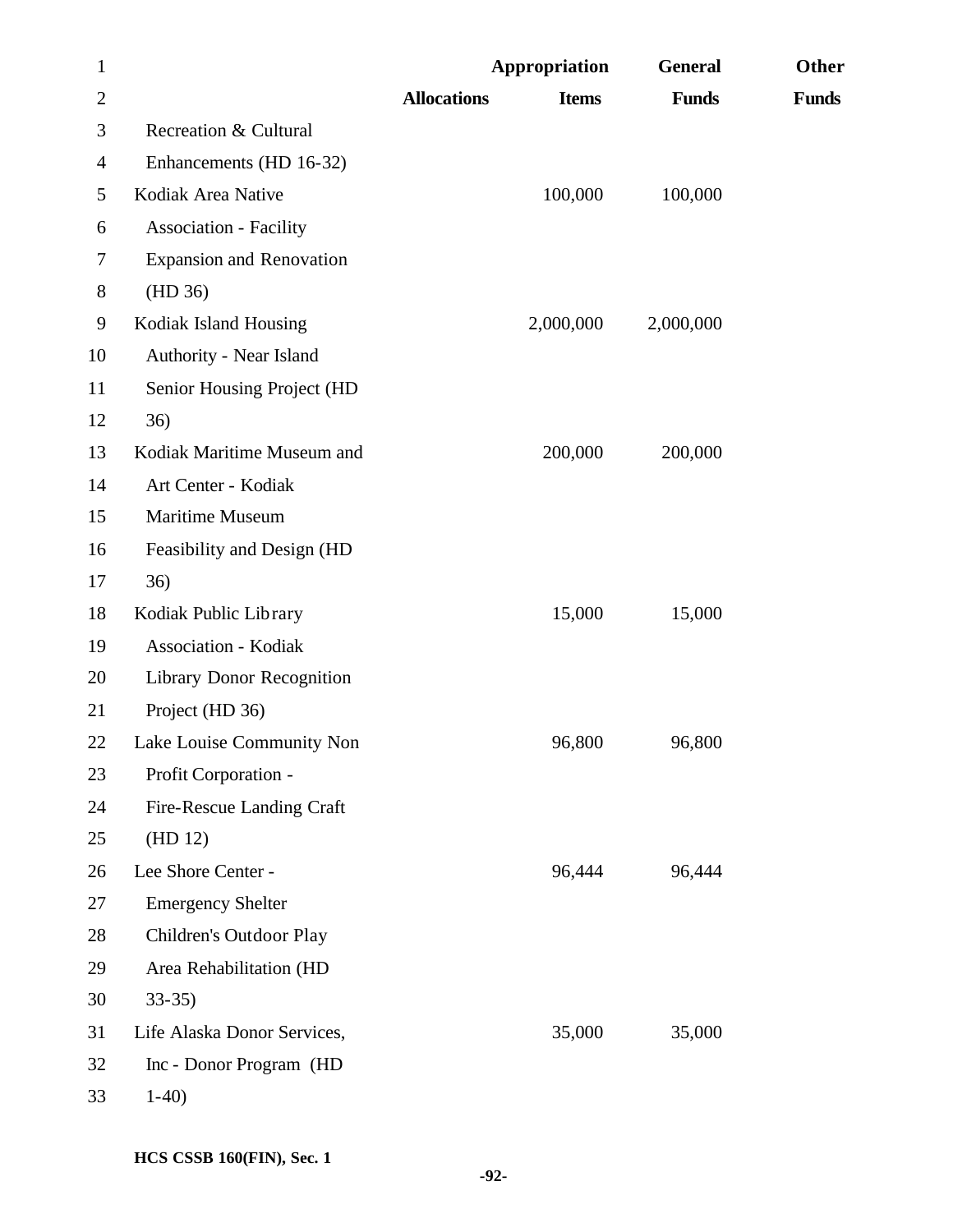| | Allocations | Appropriation Items | General Funds | Other Funds |
|---|---|---|---|---|
| Recreation & Cultural Enhancements (HD 16-32) | | | | |
| Kodiak Area Native Association - Facility Expansion and Renovation (HD 36) | | 100,000 | 100,000 | |
| Kodiak Island Housing Authority - Near Island Senior Housing Project (HD 36) | | 2,000,000 | 2,000,000 | |
| Kodiak Maritime Museum and Art Center - Kodiak Maritime Museum Feasibility and Design (HD 36) | | 200,000 | 200,000 | |
| Kodiak Public Library Association - Kodiak Library Donor Recognition Project (HD 36) | | 15,000 | 15,000 | |
| Lake Louise Community Non Profit Corporation - Fire-Rescue Landing Craft (HD 12) | | 96,800 | 96,800 | |
| Lee Shore Center - Emergency Shelter Children's Outdoor Play Area Rehabilitation (HD 33-35) | | 96,444 | 96,444 | |
| Life Alaska Donor Services, Inc - Donor Program (HD 1-40) | | 35,000 | 35,000 | |

HCS CSSB 160(FIN), Sec. 1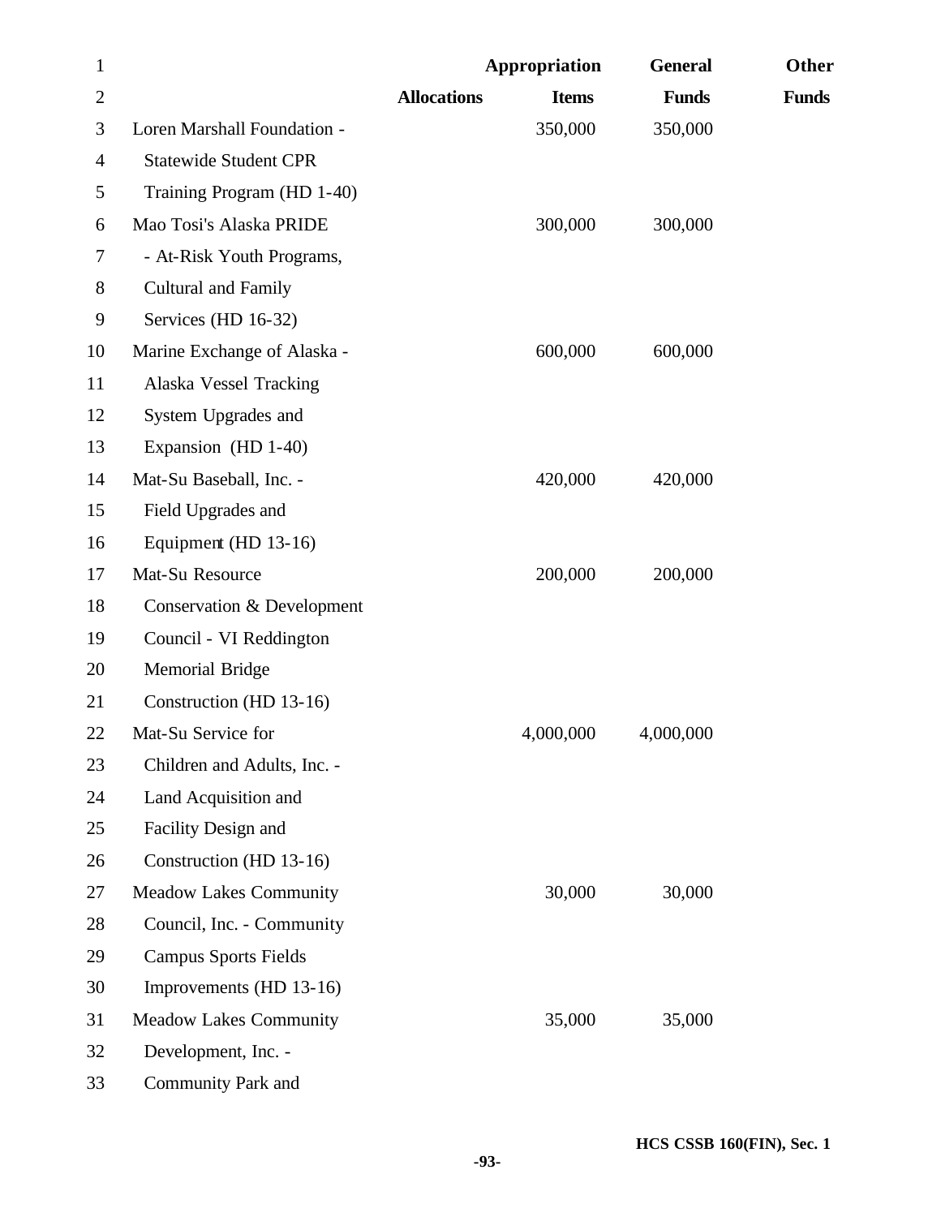| | Allocations | Appropriation Items | General Funds | Other Funds |
|---|---|---|---|---|
| Loren Marshall Foundation - Statewide Student CPR Training Program (HD 1-40) | | 350,000 | 350,000 | |
| Mao Tosi's Alaska PRIDE - At-Risk Youth Programs, Cultural and Family Services (HD 16-32) | | 300,000 | 300,000 | |
| Marine Exchange of Alaska - Alaska Vessel Tracking System Upgrades and Expansion (HD 1-40) | | 600,000 | 600,000 | |
| Mat-Su Baseball, Inc. - Field Upgrades and Equipment (HD 13-16) | | 420,000 | 420,000 | |
| Mat-Su Resource Conservation & Development Council - VI Reddington Memorial Bridge Construction (HD 13-16) | | 200,000 | 200,000 | |
| Mat-Su Service for Children and Adults, Inc. - Land Acquisition and Facility Design and Construction (HD 13-16) | | 4,000,000 | 4,000,000 | |
| Meadow Lakes Community Council, Inc. - Community Campus Sports Fields Improvements (HD 13-16) | | 30,000 | 30,000 | |
| Meadow Lakes Community Development, Inc. - Community Park and | | 35,000 | 35,000 | |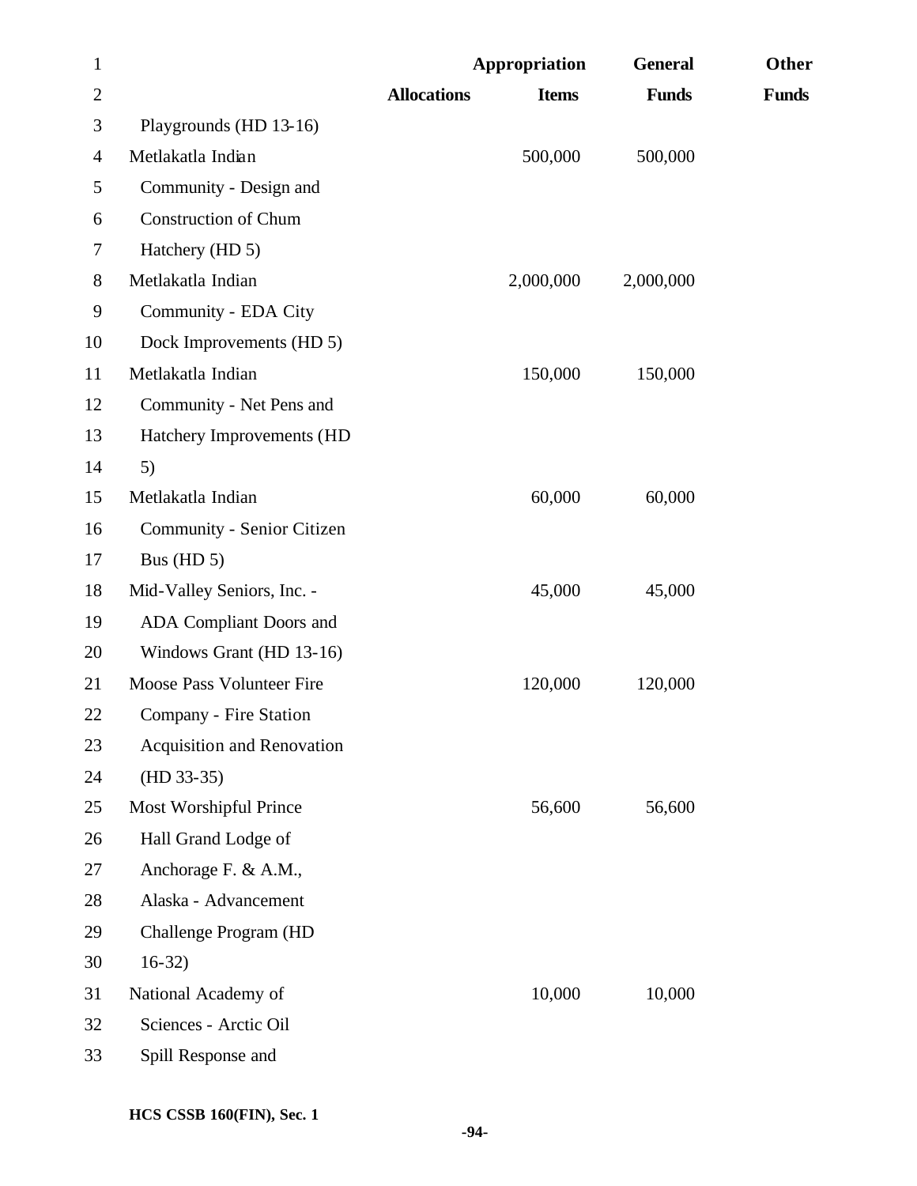| | Allocations | Appropriation Items | General Funds | Other Funds |
|---|---|---|---|---|
| Playgrounds (HD 13-16) | | | | |
| Metlakatla Indian Community - Design and Construction of Chum Hatchery (HD 5) | | 500,000 | 500,000 | |
| Metlakatla Indian Community - EDA City Dock Improvements (HD 5) | | 2,000,000 | 2,000,000 | |
| Metlakatla Indian Community - Net Pens and Hatchery Improvements (HD 5) | | 150,000 | 150,000 | |
| Metlakatla Indian Community - Senior Citizen Bus (HD 5) | | 60,000 | 60,000 | |
| Mid-Valley Seniors, Inc. - ADA Compliant Doors and Windows Grant (HD 13-16) | | 45,000 | 45,000 | |
| Moose Pass Volunteer Fire Company - Fire Station Acquisition and Renovation (HD 33-35) | | 120,000 | 120,000 | |
| Most Worshipful Prince Hall Grand Lodge of Anchorage F. & A.M., Alaska - Advancement Challenge Program (HD 16-32) | | 56,600 | 56,600 | |
| National Academy of Sciences - Arctic Oil Spill Response and | | 10,000 | 10,000 | |

HCS CSSB 160(FIN), Sec. 1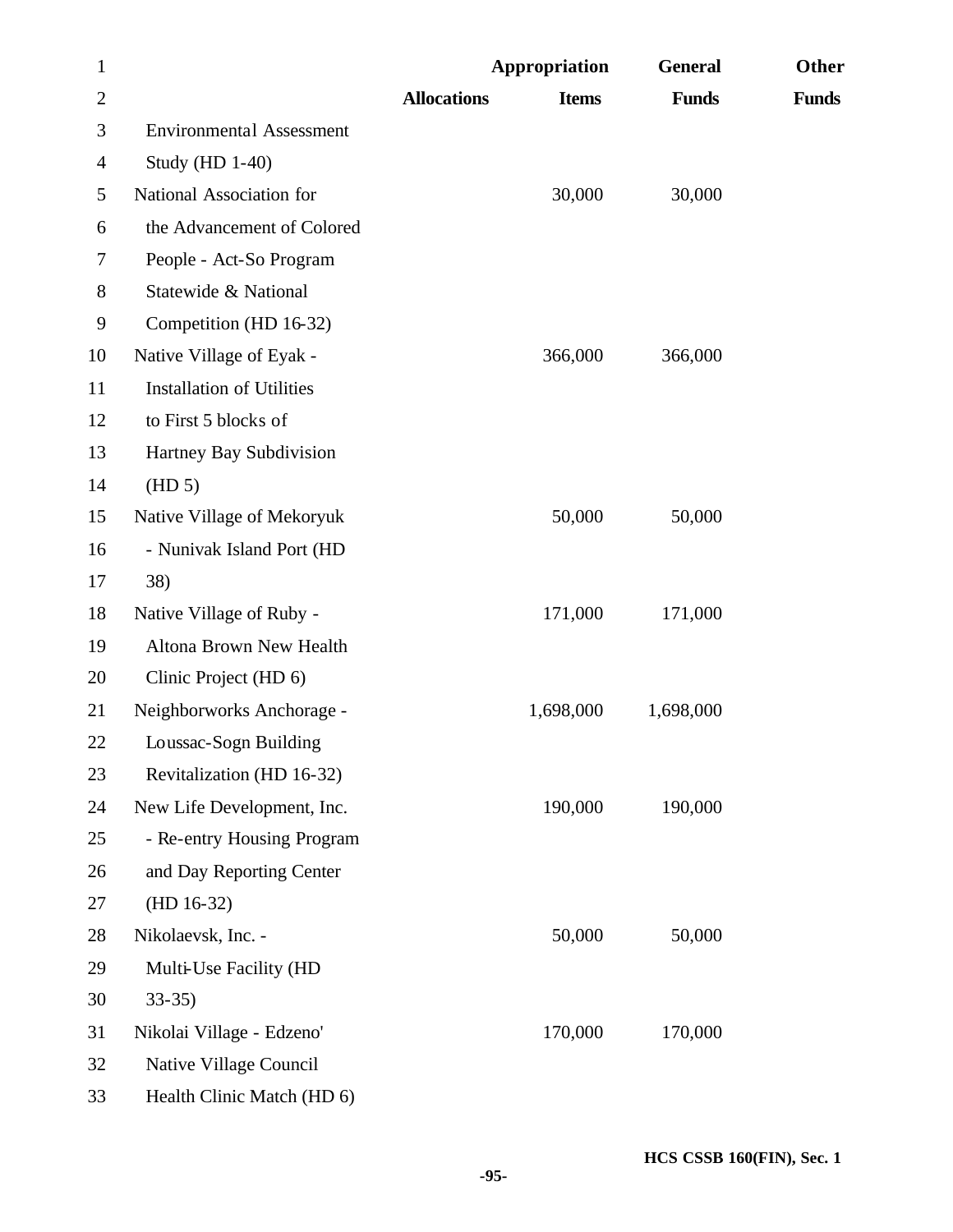| | Allocations | Appropriation Items | General Funds | Other Funds |
|---|---|---|---|---|
| Environmental Assessment Study (HD 1-40) | | | | |
| National Association for the Advancement of Colored People - Act-So Program Statewide & National Competition (HD 16-32) | | 30,000 | 30,000 | |
| Native Village of Eyak - Installation of Utilities to First 5 blocks of Hartney Bay Subdivision (HD 5) | | 366,000 | 366,000 | |
| Native Village of Mekoryuk - Nunivak Island Port (HD 38) | | 50,000 | 50,000 | |
| Native Village of Ruby - Altona Brown New Health Clinic Project (HD 6) | | 171,000 | 171,000 | |
| Neighborworks Anchorage - Loussac-Sogn Building Revitalization (HD 16-32) | | 1,698,000 | 1,698,000 | |
| New Life Development, Inc. - Re-entry Housing Program and Day Reporting Center (HD 16-32) | | 190,000 | 190,000 | |
| Nikolaevsk, Inc. - Multi-Use Facility (HD 33-35) | | 50,000 | 50,000 | |
| Nikolai Village - Edzeno' Native Village Council Health Clinic Match (HD 6) | | 170,000 | 170,000 | |

HCS CSSB 160(FIN), Sec. 1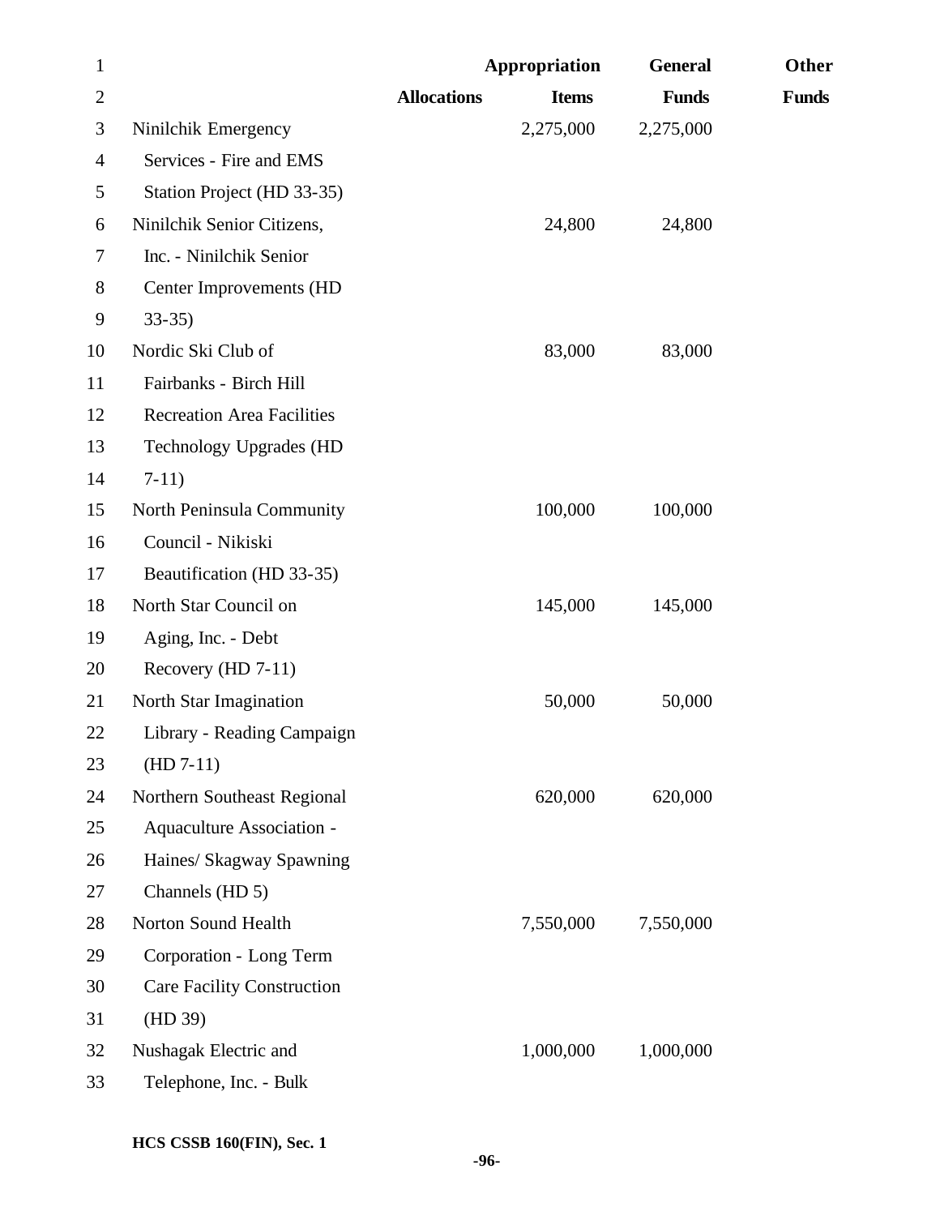| | Allocations | Appropriation Items | General Funds | Other Funds |
|---|---|---|---|---|
| Ninilchik Emergency Services - Fire and EMS Station Project (HD 33-35) | | 2,275,000 | 2,275,000 | |
| Ninilchik Senior Citizens, Inc. - Ninilchik Senior Center Improvements (HD 33-35) | | 24,800 | 24,800 | |
| Nordic Ski Club of Fairbanks - Birch Hill Recreation Area Facilities Technology Upgrades (HD 7-11) | | 83,000 | 83,000 | |
| North Peninsula Community Council - Nikiski Beautification (HD 33-35) | | 100,000 | 100,000 | |
| North Star Council on Aging, Inc. - Debt Recovery (HD 7-11) | | 145,000 | 145,000 | |
| North Star Imagination Library - Reading Campaign (HD 7-11) | | 50,000 | 50,000 | |
| Northern Southeast Regional Aquaculture Association - Haines/ Skagway Spawning Channels (HD 5) | | 620,000 | 620,000 | |
| Norton Sound Health Corporation - Long Term Care Facility Construction (HD 39) | | 7,550,000 | 7,550,000 | |
| Nushagak Electric and Telephone, Inc. - Bulk | | 1,000,000 | 1,000,000 | |

HCS CSSB 160(FIN), Sec. 1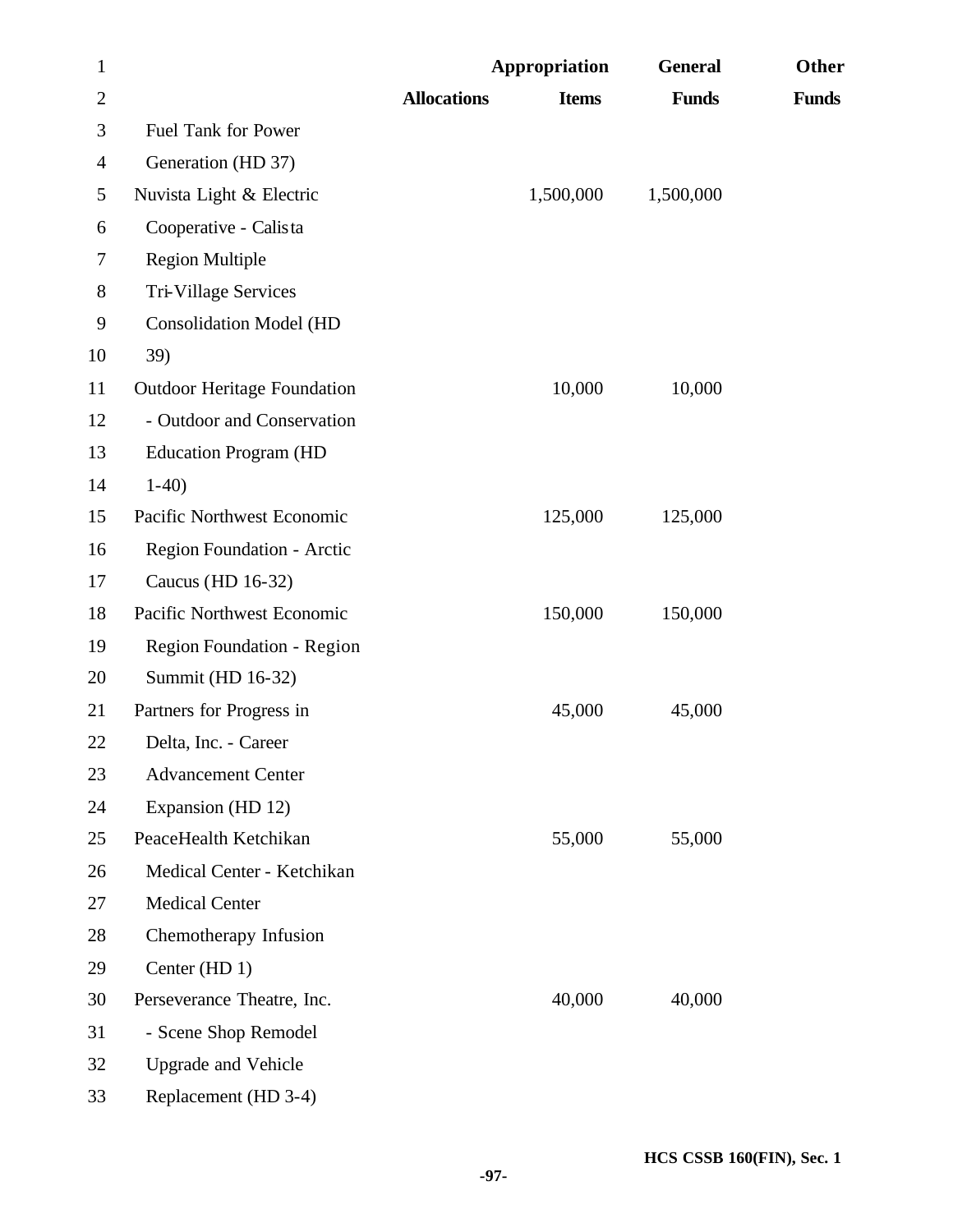| | Allocations | Appropriation Items | General Funds | Other Funds |
|---|---|---|---|---|
| Fuel Tank for Power Generation (HD 37) | | | | |
| Nuvista Light & Electric Cooperative - Calista Region Multiple Tri-Village Services Consolidation Model (HD 39) | | 1,500,000 | 1,500,000 | |
| Outdoor Heritage Foundation - Outdoor and Conservation Education Program (HD 1-40) | | 10,000 | 10,000 | |
| Pacific Northwest Economic Region Foundation - Arctic Caucus (HD 16-32) | | 125,000 | 125,000 | |
| Pacific Northwest Economic Region Foundation - Region Summit (HD 16-32) | | 150,000 | 150,000 | |
| Partners for Progress in Delta, Inc. - Career Advancement Center Expansion (HD 12) | | 45,000 | 45,000 | |
| PeaceHealth Ketchikan Medical Center - Ketchikan Medical Center Chemotherapy Infusion Center (HD 1) | | 55,000 | 55,000 | |
| Perseverance Theatre, Inc. - Scene Shop Remodel Upgrade and Vehicle Replacement (HD 3-4) | | 40,000 | 40,000 | |

HCS CSSB 160(FIN), Sec. 1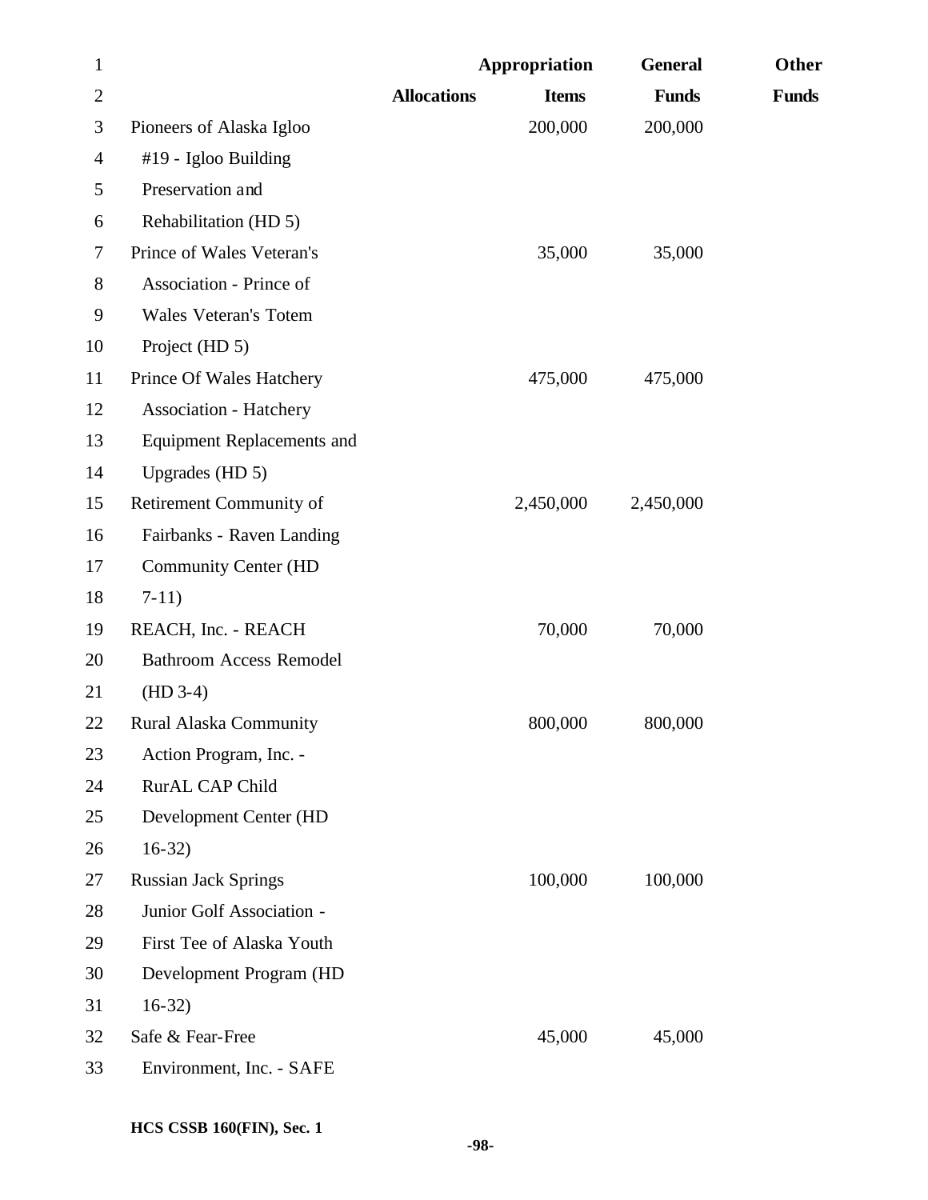| | Allocations | Appropriation Items | General Funds | Other Funds |
|---|---|---|---|---|
| Pioneers of Alaska Igloo #19 - Igloo Building Preservation and Rehabilitation (HD 5) | | 200,000 | 200,000 | |
| Prince of Wales Veteran's Association - Prince of Wales Veteran's Totem Project (HD 5) | | 35,000 | 35,000 | |
| Prince Of Wales Hatchery Association - Hatchery Equipment Replacements and Upgrades (HD 5) | | 475,000 | 475,000 | |
| Retirement Community of Fairbanks - Raven Landing Community Center (HD 7-11) | | 2,450,000 | 2,450,000 | |
| REACH, Inc. - REACH Bathroom Access Remodel (HD 3-4) | | 70,000 | 70,000 | |
| Rural Alaska Community Action Program, Inc. - RurAL CAP Child Development Center (HD 16-32) | | 800,000 | 800,000 | |
| Russian Jack Springs Junior Golf Association - First Tee of Alaska Youth Development Program (HD 16-32) | | 100,000 | 100,000 | |
| Safe & Fear-Free Environment, Inc. - SAFE | | 45,000 | 45,000 | |

HCS CSSB 160(FIN), Sec. 1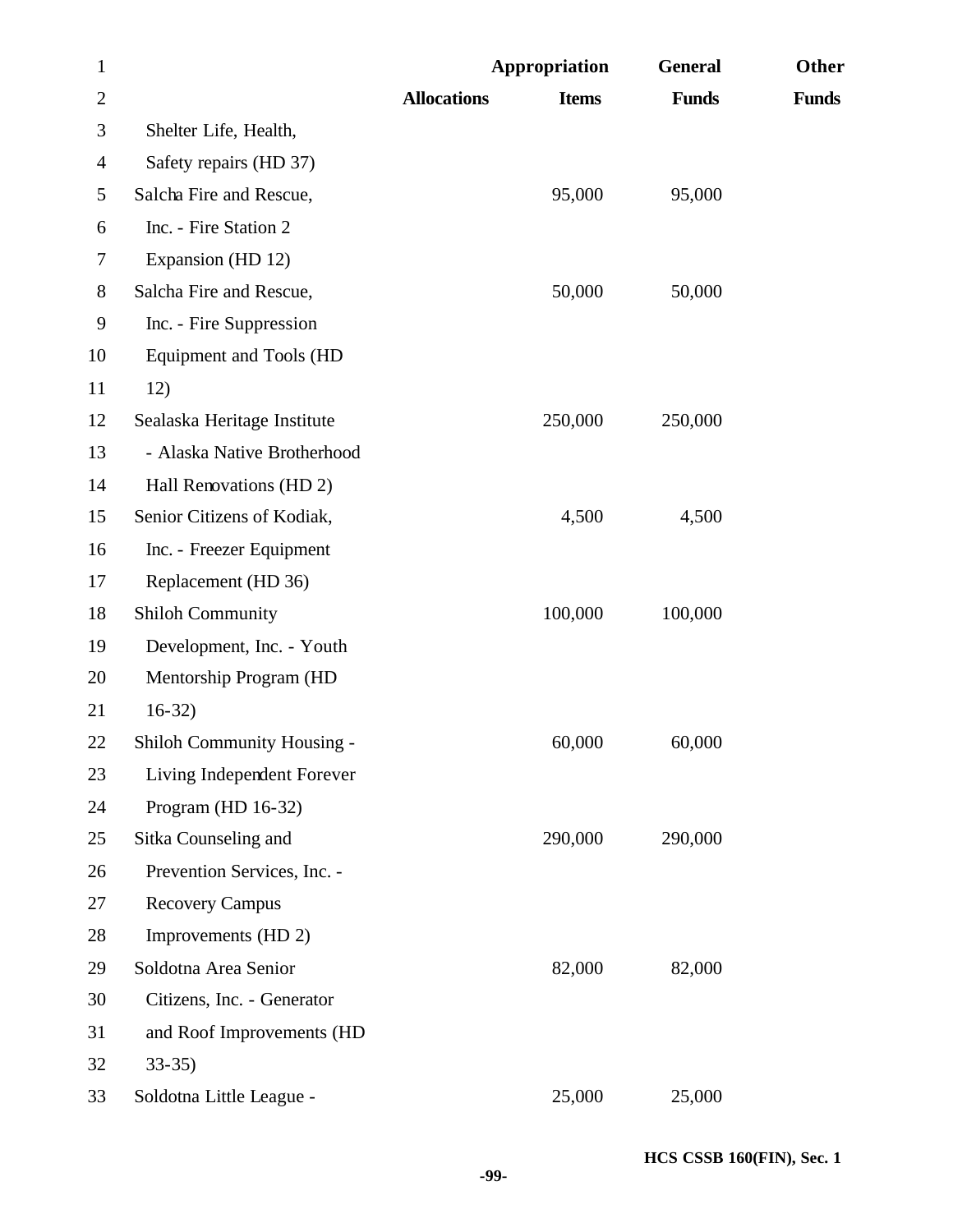| | Allocations | Appropriation Items | General Funds | Other Funds |
|---|---|---|---|---|
| Shelter Life, Health, Safety repairs (HD 37) | | | | |
| Salcha Fire and Rescue, Inc. - Fire Station 2 Expansion (HD 12) | | 95,000 | 95,000 | |
| Salcha Fire and Rescue, Inc. - Fire Suppression Equipment and Tools (HD 12) | | 50,000 | 50,000 | |
| Sealaska Heritage Institute - Alaska Native Brotherhood Hall Renovations (HD 2) | | 250,000 | 250,000 | |
| Senior Citizens of Kodiak, Inc. - Freezer Equipment Replacement (HD 36) | | 4,500 | 4,500 | |
| Shiloh Community Development, Inc. - Youth Mentorship Program (HD 16-32) | | 100,000 | 100,000 | |
| Shiloh Community Housing - Living Independent Forever Program (HD 16-32) | | 60,000 | 60,000 | |
| Sitka Counseling and Prevention Services, Inc. - Recovery Campus Improvements (HD 2) | | 290,000 | 290,000 | |
| Soldotna Area Senior Citizens, Inc. - Generator and Roof Improvements (HD 33-35) | | 82,000 | 82,000 | |
| Soldotna Little League - | | 25,000 | 25,000 | |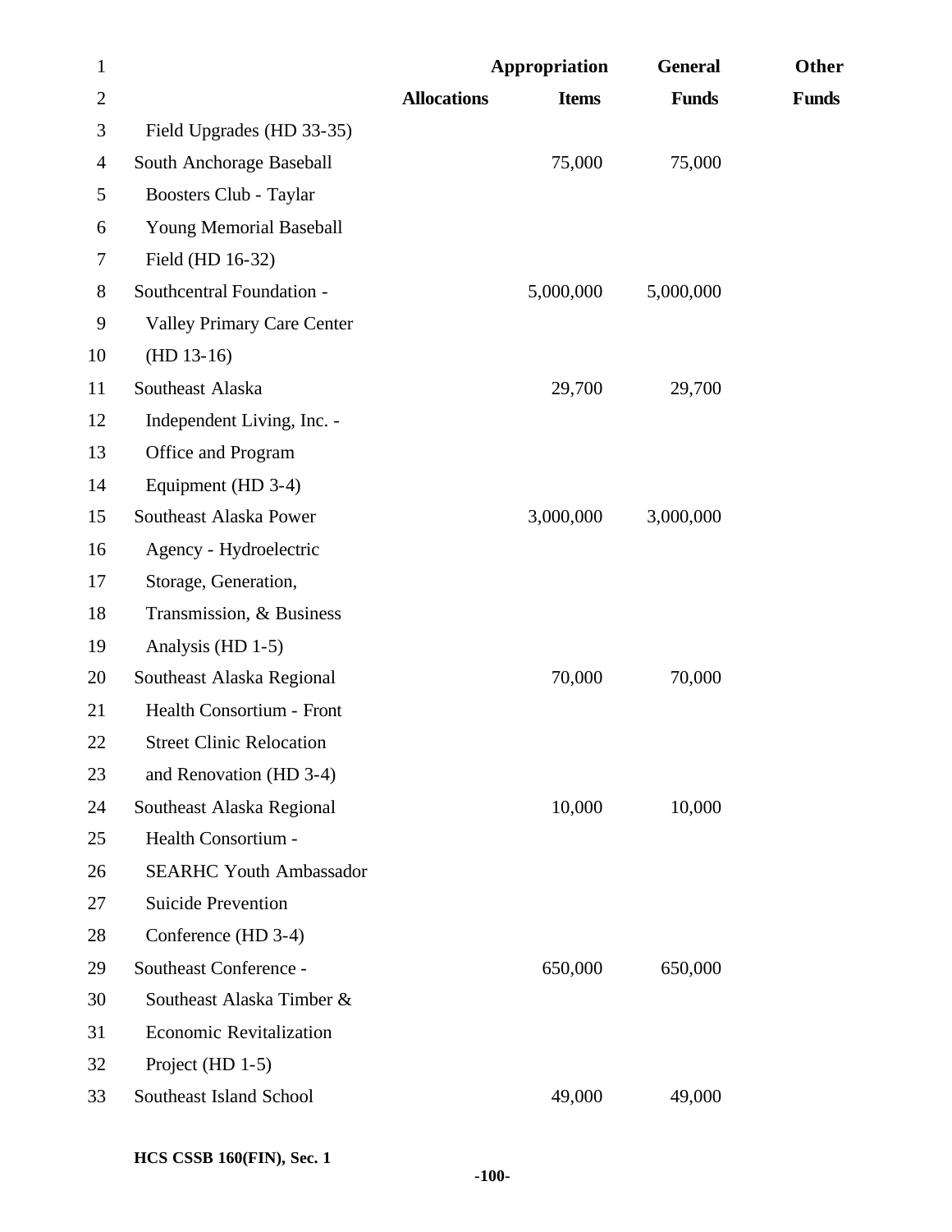| | Allocations | Appropriation Items | General Funds | Other Funds |
|---|---|---|---|---|
| Field Upgrades (HD 33-35) | | | | |
| South Anchorage Baseball Boosters Club - Taylar Young Memorial Baseball Field (HD 16-32) | | 75,000 | 75,000 | |
| Southcentral Foundation - Valley Primary Care Center (HD 13-16) | | 5,000,000 | 5,000,000 | |
| Southeast Alaska Independent Living, Inc. - Office and Program Equipment (HD 3-4) | | 29,700 | 29,700 | |
| Southeast Alaska Power Agency - Hydroelectric Storage, Generation, Transmission, & Business Analysis (HD 1-5) | | 3,000,000 | 3,000,000 | |
| Southeast Alaska Regional Health Consortium - Front Street Clinic Relocation and Renovation (HD 3-4) | | 70,000 | 70,000 | |
| Southeast Alaska Regional Health Consortium - SEARHC Youth Ambassador Suicide Prevention Conference (HD 3-4) | | 10,000 | 10,000 | |
| Southeast Conference - Southeast Alaska Timber & Economic Revitalization Project (HD 1-5) | | 650,000 | 650,000 | |
| Southeast Island School | | 49,000 | 49,000 | |

HCS CSSB 160(FIN), Sec. 1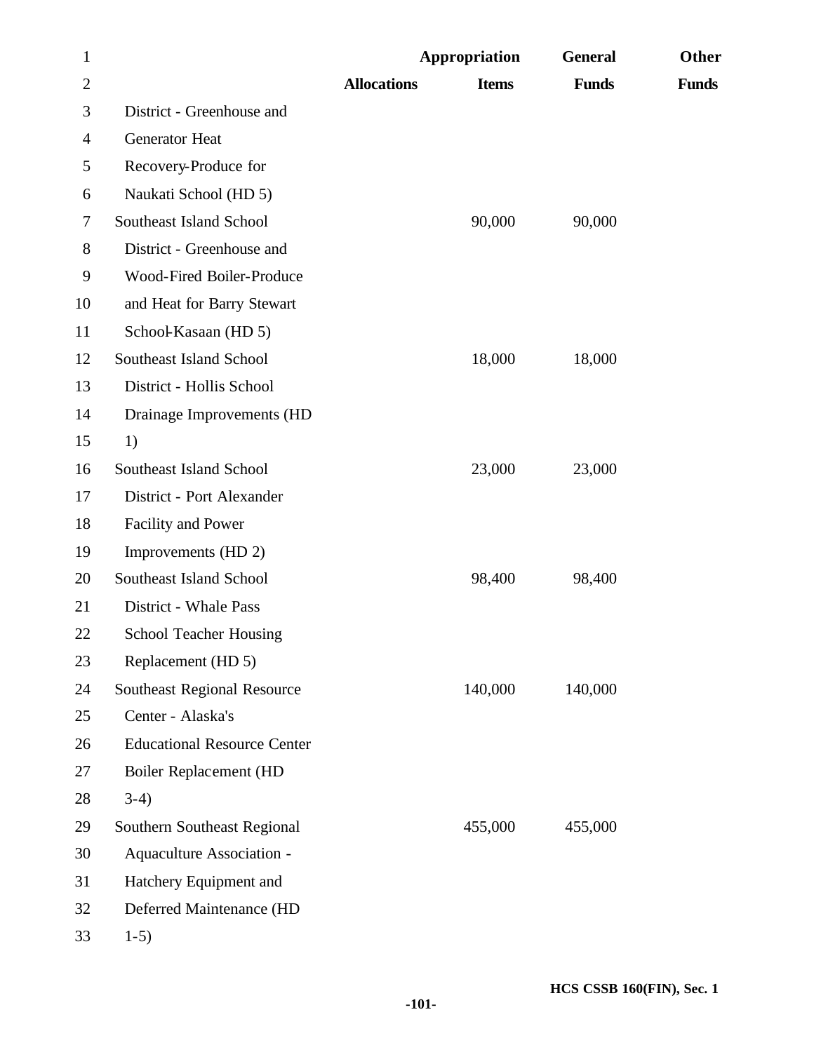| | Allocations | Appropriation Items | General Funds | Other Funds |
|---|---|---|---|---|
| District - Greenhouse and Generator Heat Recovery-Produce for Naukati School (HD 5) | | | | |
| Southeast Island School District - Greenhouse and Wood-Fired Boiler-Produce and Heat for Barry Stewart School-Kasaan (HD 5) | | 90,000 | 90,000 | |
| Southeast Island School District - Hollis School Drainage Improvements (HD 1) | | 18,000 | 18,000 | |
| Southeast Island School District - Port Alexander Facility and Power Improvements (HD 2) | | 23,000 | 23,000 | |
| Southeast Island School District - Whale Pass School Teacher Housing Replacement (HD 5) | | 98,400 | 98,400 | |
| Southeast Regional Resource Center - Alaska's Educational Resource Center Boiler Replacement (HD 3-4) | | 140,000 | 140,000 | |
| Southern Southeast Regional Aquaculture Association - Hatchery Equipment and Deferred Maintenance (HD 1-5) | | 455,000 | 455,000 | |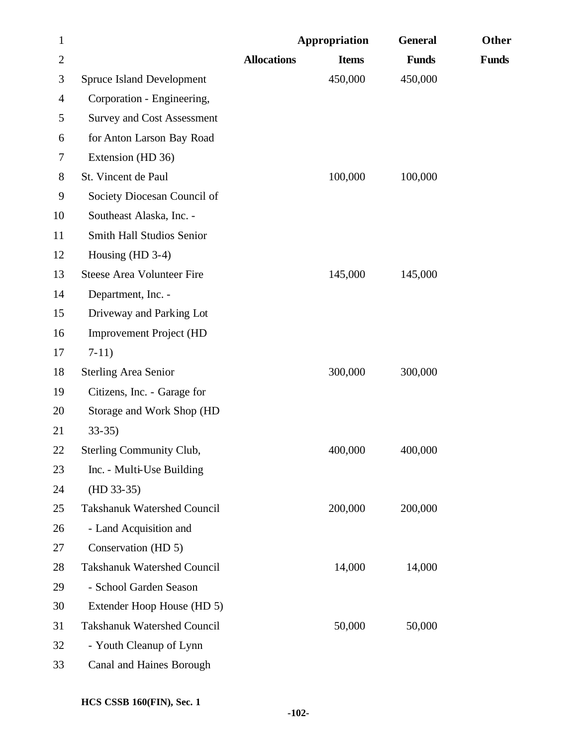| | Allocations | Appropriation Items | General Funds | Other Funds |
|---|---|---|---|---|
| Spruce Island Development Corporation - Engineering, Survey and Cost Assessment for Anton Larson Bay Road Extension (HD 36) | | 450,000 | 450,000 | |
| St. Vincent de Paul Society Diocesan Council of Southeast Alaska, Inc. - Smith Hall Studios Senior Housing (HD 3-4) | | 100,000 | 100,000 | |
| Steese Area Volunteer Fire Department, Inc. - Driveway and Parking Lot Improvement Project (HD 7-11) | | 145,000 | 145,000 | |
| Sterling Area Senior Citizens, Inc. - Garage for Storage and Work Shop (HD 33-35) | | 300,000 | 300,000 | |
| Sterling Community Club, Inc. - Multi-Use Building (HD 33-35) | | 400,000 | 400,000 | |
| Takshanuk Watershed Council - Land Acquisition and Conservation (HD 5) | | 200,000 | 200,000 | |
| Takshanuk Watershed Council - School Garden Season Extender Hoop House (HD 5) | | 14,000 | 14,000 | |
| Takshanuk Watershed Council - Youth Cleanup of Lynn Canal and Haines Borough | | 50,000 | 50,000 | |

HCS CSSB 160(FIN), Sec. 1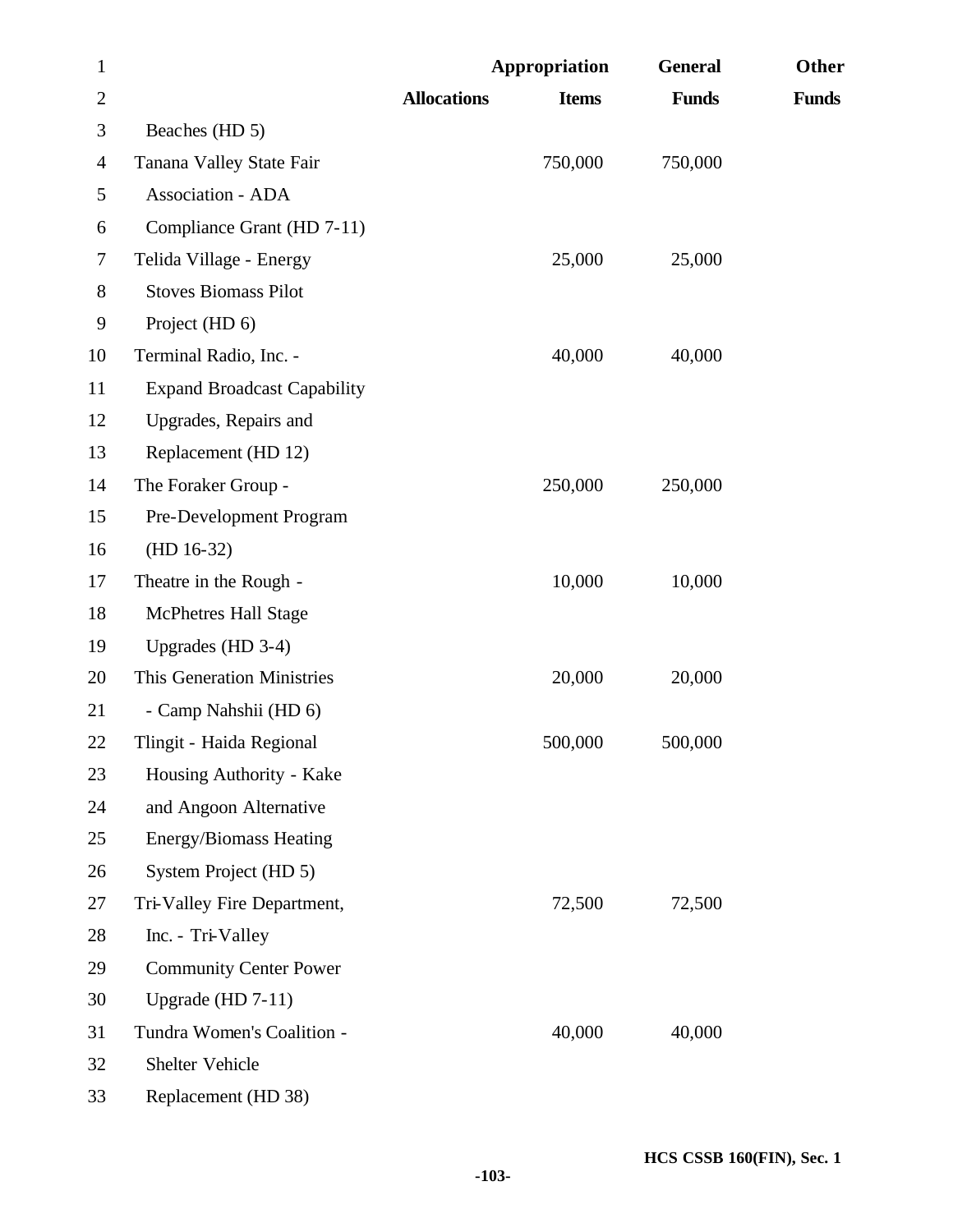| | Allocations | Appropriation Items | General Funds | Other Funds |
|---|---|---|---|---|
| Beaches (HD 5) | | | | |
| Tanana Valley State Fair Association - ADA Compliance Grant (HD 7-11) | | 750,000 | 750,000 | |
| Telida Village - Energy Stoves Biomass Pilot Project (HD 6) | | 25,000 | 25,000 | |
| Terminal Radio, Inc. - Expand Broadcast Capability Upgrades, Repairs and Replacement (HD 12) | | 40,000 | 40,000 | |
| The Foraker Group - Pre-Development Program (HD 16-32) | | 250,000 | 250,000 | |
| Theatre in the Rough - McPhetres Hall Stage Upgrades (HD 3-4) | | 10,000 | 10,000 | |
| This Generation Ministries - Camp Nahshii (HD 6) | | 20,000 | 20,000 | |
| Tlingit - Haida Regional Housing Authority - Kake and Angoon Alternative Energy/Biomass Heating System Project (HD 5) | | 500,000 | 500,000 | |
| Tri-Valley Fire Department, Inc. - Tri-Valley Community Center Power Upgrade (HD 7-11) | | 72,500 | 72,500 | |
| Tundra Women's Coalition - Shelter Vehicle Replacement (HD 38) | | 40,000 | 40,000 | |

HCS CSSB 160(FIN), Sec. 1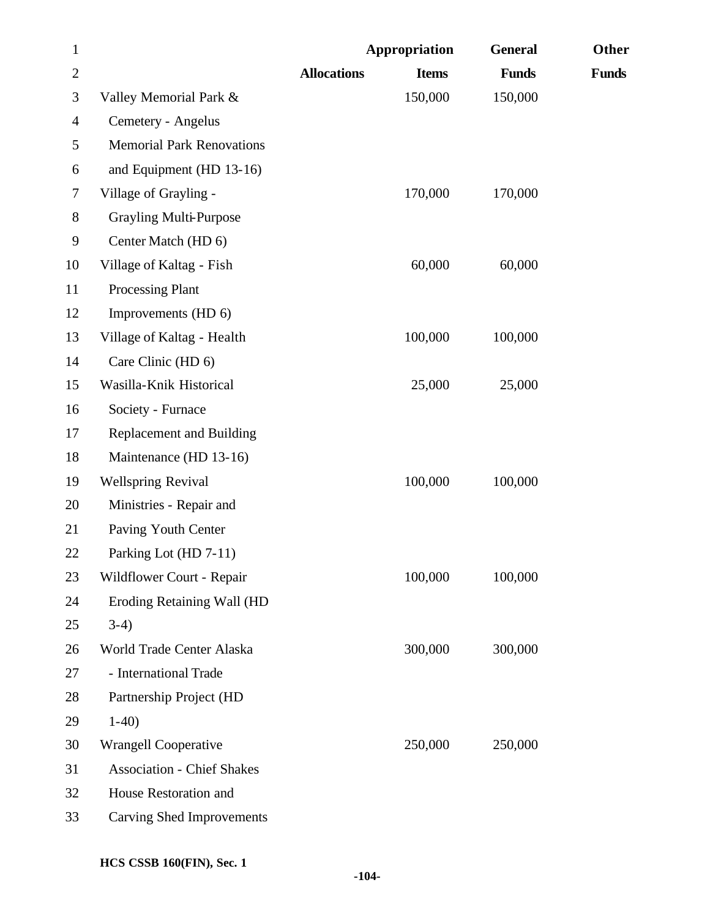| | Allocations | Appropriation Items | General Funds | Other Funds |
|---|---|---|---|---|
| Valley Memorial Park & Cemetery - Angelus Memorial Park Renovations and Equipment (HD 13-16) | | 150,000 | 150,000 | |
| Village of Grayling - Grayling Multi-Purpose Center Match (HD 6) | | 170,000 | 170,000 | |
| Village of Kaltag - Fish Processing Plant Improvements (HD 6) | | 60,000 | 60,000 | |
| Village of Kaltag - Health Care Clinic (HD 6) | | 100,000 | 100,000 | |
| Wasilla-Knik Historical Society - Furnace Replacement and Building Maintenance (HD 13-16) | | 25,000 | 25,000 | |
| Wellspring Revival Ministries - Repair and Paving Youth Center Parking Lot (HD 7-11) | | 100,000 | 100,000 | |
| Wildflower Court - Repair Eroding Retaining Wall (HD 3-4) | | 100,000 | 100,000 | |
| World Trade Center Alaska - International Trade Partnership Project (HD 1-40) | | 300,000 | 300,000 | |
| Wrangell Cooperative Association - Chief Shakes House Restoration and Carving Shed Improvements | | 250,000 | 250,000 | |

HCS CSSB 160(FIN), Sec. 1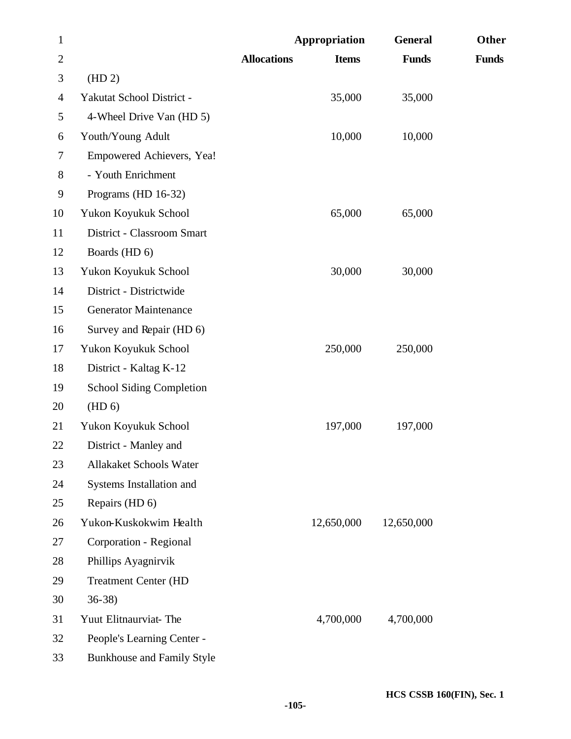| | Allocations | Appropriation Items | General Funds | Other Funds |
|---|---|---|---|---|
| (HD 2) | | | | |
| Yakutat School District - 4-Wheel Drive Van (HD 5) | | 35,000 | 35,000 | |
| Youth/Young Adult Empowered Achievers, Yea! - Youth Enrichment Programs (HD 16-32) | | 10,000 | 10,000 | |
| Yukon Koyukuk School District - Classroom Smart Boards (HD 6) | | 65,000 | 65,000 | |
| Yukon Koyukuk School District - Districtwide Generator Maintenance Survey and Repair (HD 6) | | 30,000 | 30,000 | |
| Yukon Koyukuk School District - Kaltag K-12 School Siding Completion (HD 6) | | 250,000 | 250,000 | |
| Yukon Koyukuk School District - Manley and Allakaket Schools Water Systems Installation and Repairs (HD 6) | | 197,000 | 197,000 | |
| Yukon-Kuskokwim Health Corporation - Regional Phillips Ayagnirvik Treatment Center (HD 36-38) | | 12,650,000 | 12,650,000 | |
| Yuut Elitnaurviat- The People's Learning Center - Bunkhouse and Family Style | | 4,700,000 | 4,700,000 | |

HCS CSSB 160(FIN), Sec. 1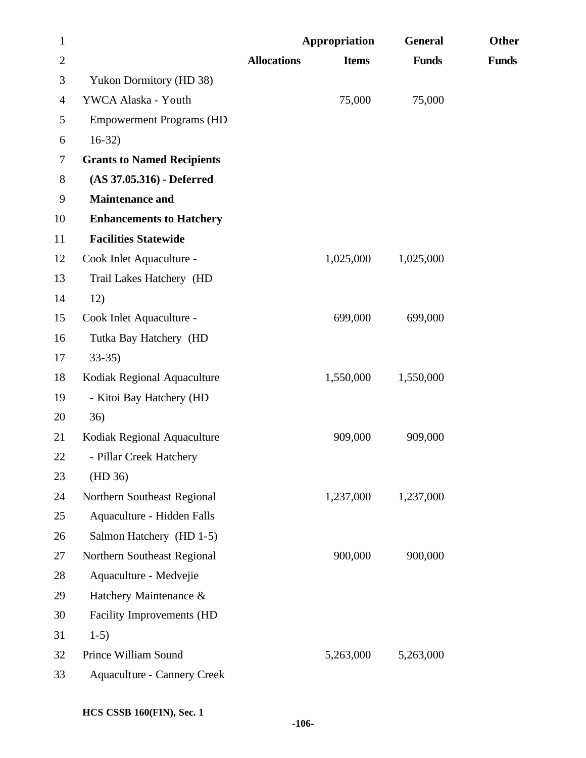| | Allocations | Appropriation Items | General Funds | Other Funds |
|---|---|---|---|---|
| Yukon Dormitory (HD 38) | | | | |
| YWCA Alaska - Youth Empowerment Programs (HD 16-32) | | 75,000 | 75,000 | |
| **Grants to Named Recipients (AS 37.05.316) - Deferred Maintenance and Enhancements to Hatchery Facilities Statewide** | | | | |
| Cook Inlet Aquaculture - Trail Lakes Hatchery (HD 12) | | 1,025,000 | 1,025,000 | |
| Cook Inlet Aquaculture - Tutka Bay Hatchery (HD 33-35) | | 699,000 | 699,000 | |
| Kodiak Regional Aquaculture - Kitoi Bay Hatchery (HD 36) | | 1,550,000 | 1,550,000 | |
| Kodiak Regional Aquaculture - Pillar Creek Hatchery (HD 36) | | 909,000 | 909,000 | |
| Northern Southeast Regional Aquaculture - Hidden Falls Salmon Hatchery (HD 1-5) | | 1,237,000 | 1,237,000 | |
| Northern Southeast Regional Aquaculture - Medvejie Hatchery Maintenance & Facility Improvements (HD 1-5) | | 900,000 | 900,000 | |
| Prince William Sound Aquaculture - Cannery Creek | | 5,263,000 | 5,263,000 | |

HCS CSSB 160(FIN), Sec. 1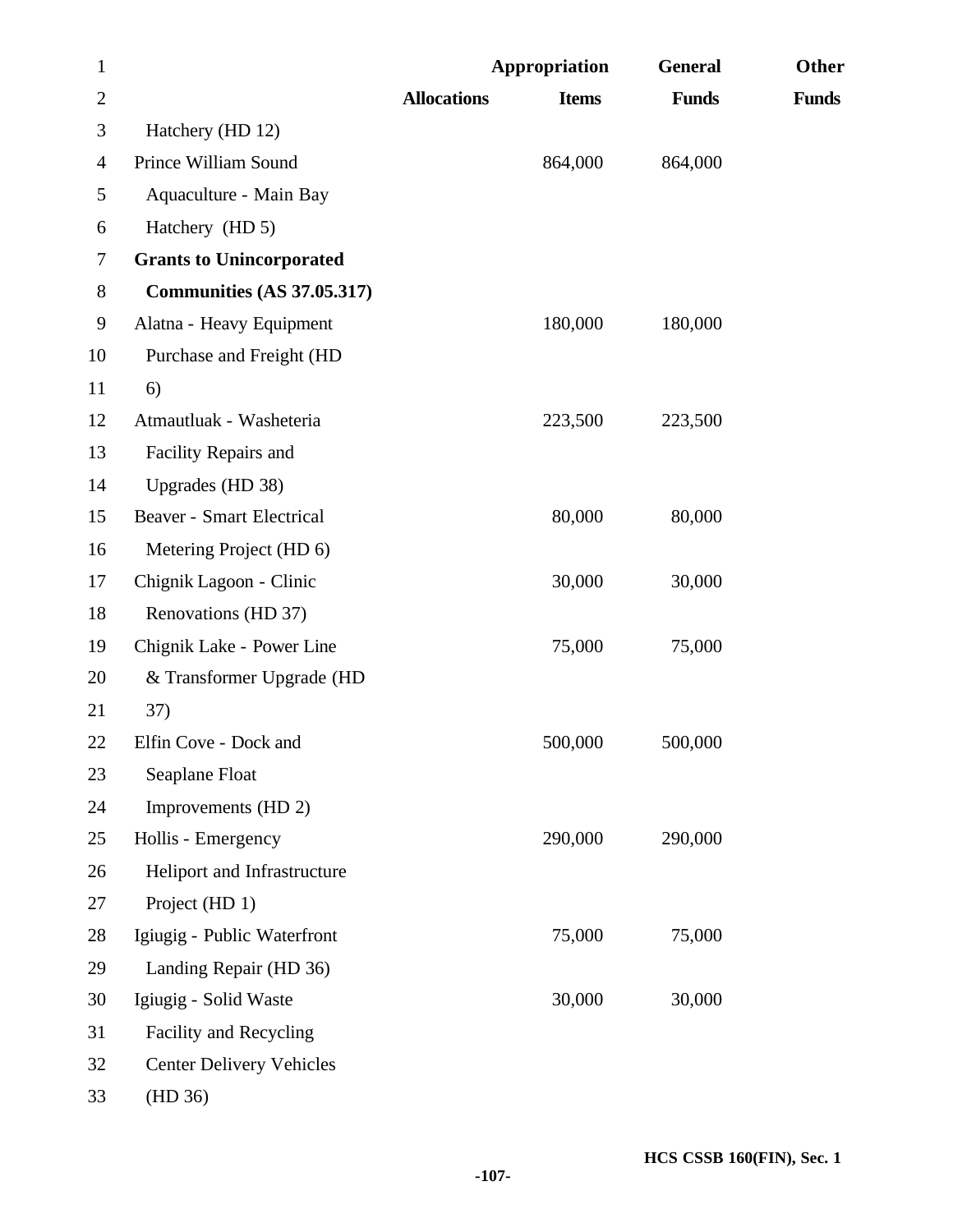| | Allocations | Appropriation Items | General Funds | Other Funds |
|---|---|---|---|---|
| Hatchery (HD 12) | | | | |
| Prince William Sound Aquaculture - Main Bay Hatchery (HD 5) | | 864,000 | 864,000 | |
| **Grants to Unincorporated Communities (AS 37.05.317)** | | | | |
| Alatna - Heavy Equipment Purchase and Freight (HD 6) | | 180,000 | 180,000 | |
| Atmautluak - Washeteria Facility Repairs and Upgrades (HD 38) | | 223,500 | 223,500 | |
| Beaver - Smart Electrical Metering Project (HD 6) | | 80,000 | 80,000 | |
| Chignik Lagoon - Clinic Renovations (HD 37) | | 30,000 | 30,000 | |
| Chignik Lake - Power Line & Transformer Upgrade (HD 37) | | 75,000 | 75,000 | |
| Elfin Cove - Dock and Seaplane Float Improvements (HD 2) | | 500,000 | 500,000 | |
| Hollis - Emergency Heliport and Infrastructure Project (HD 1) | | 290,000 | 290,000 | |
| Igiugig - Public Waterfront Landing Repair (HD 36) | | 75,000 | 75,000 | |
| Igiugig - Solid Waste Facility and Recycling Center Delivery Vehicles (HD 36) | | 30,000 | 30,000 | |

HCS CSSB 160(FIN), Sec. 1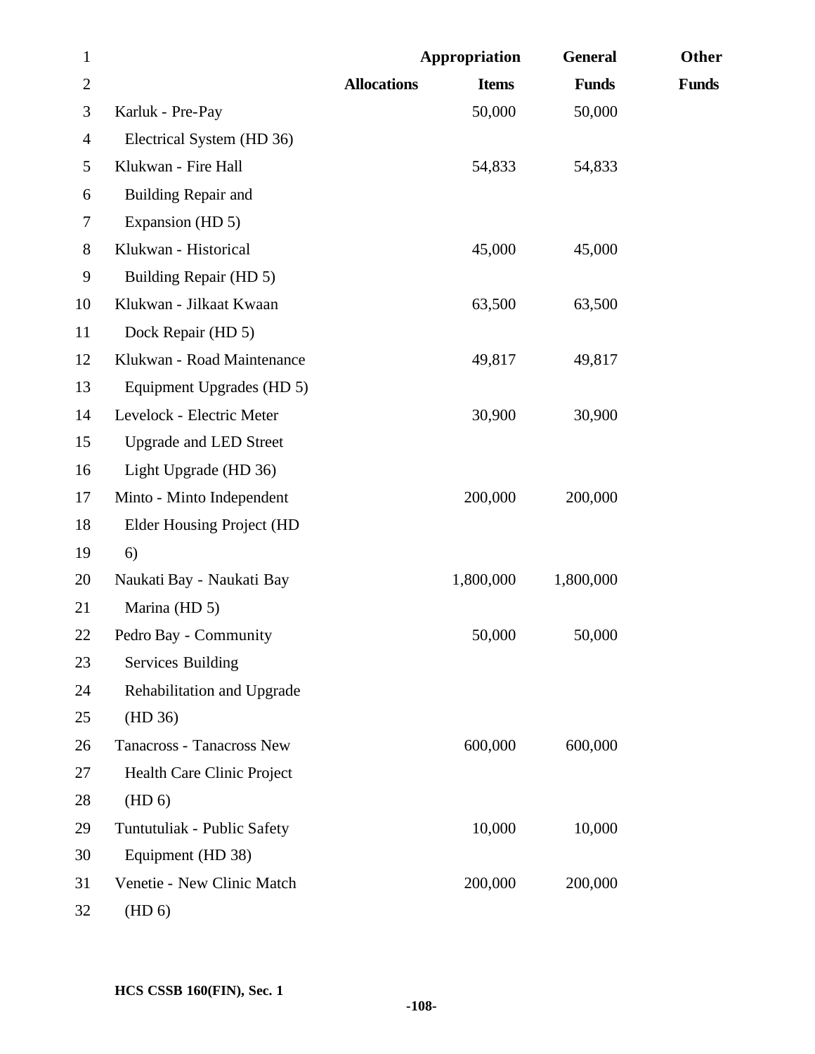| | Allocations | Appropriation Items | General Funds | Other Funds |
|---|---|---|---|---|
| Karluk - Pre-Pay Electrical System (HD 36) | | 50,000 | 50,000 | |
| Klukwan - Fire Hall Building Repair and Expansion (HD 5) | | 54,833 | 54,833 | |
| Klukwan - Historical Building Repair (HD 5) | | 45,000 | 45,000 | |
| Klukwan - Jilkaat Kwaan Dock Repair (HD 5) | | 63,500 | 63,500 | |
| Klukwan - Road Maintenance Equipment Upgrades (HD 5) | | 49,817 | 49,817 | |
| Levelock - Electric Meter Upgrade and LED Street Light Upgrade (HD 36) | | 30,900 | 30,900 | |
| Minto - Minto Independent Elder Housing Project (HD 6) | | 200,000 | 200,000 | |
| Naukati Bay - Naukati Bay Marina (HD 5) | | 1,800,000 | 1,800,000 | |
| Pedro Bay - Community Services Building Rehabilitation and Upgrade (HD 36) | | 50,000 | 50,000 | |
| Tanacross - Tanacross New Health Care Clinic Project (HD 6) | | 600,000 | 600,000 | |
| Tuntutuliak - Public Safety Equipment (HD 38) | | 10,000 | 10,000 | |
| Venetie - New Clinic Match (HD 6) | | 200,000 | 200,000 | |

HCS CSSB 160(FIN), Sec. 1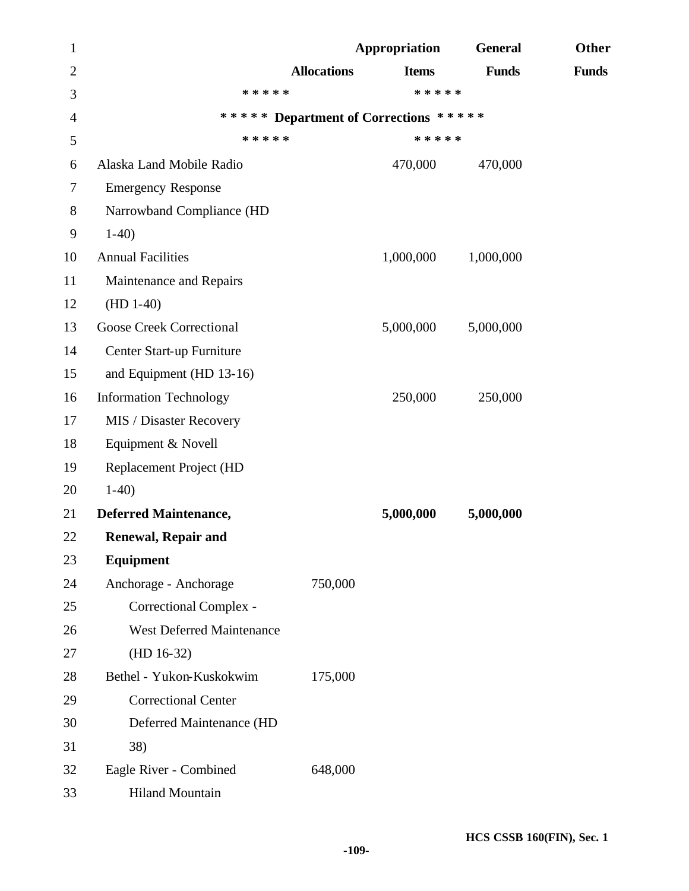| | Allocations | Appropriation Items | General Funds | Other Funds |
|---|---|---|---|---|
| ***** | | ***** | | |
| ***** Department of Corrections ***** | | | | |
| ***** | | ***** | | |
| Alaska Land Mobile Radio Emergency Response Narrowband Compliance (HD 1-40) | | 470,000 | 470,000 | |
| Annual Facilities Maintenance and Repairs (HD 1-40) | | 1,000,000 | 1,000,000 | |
| Goose Creek Correctional Center Start-up Furniture and Equipment (HD 13-16) | | 5,000,000 | 5,000,000 | |
| Information Technology MIS / Disaster Recovery Equipment & Novell Replacement Project (HD 1-40) | | 250,000 | 250,000 | |
| **Deferred Maintenance, Renewal, Repair and Equipment** | | **5,000,000** | **5,000,000** | |
| Anchorage - Anchorage Correctional Complex - West Deferred Maintenance (HD 16-32) | 750,000 | | | |
| Bethel - Yukon-Kuskokwim Correctional Center Deferred Maintenance (HD 38) | 175,000 | | | |
| Eagle River - Combined Hiland Mountain | 648,000 | | | |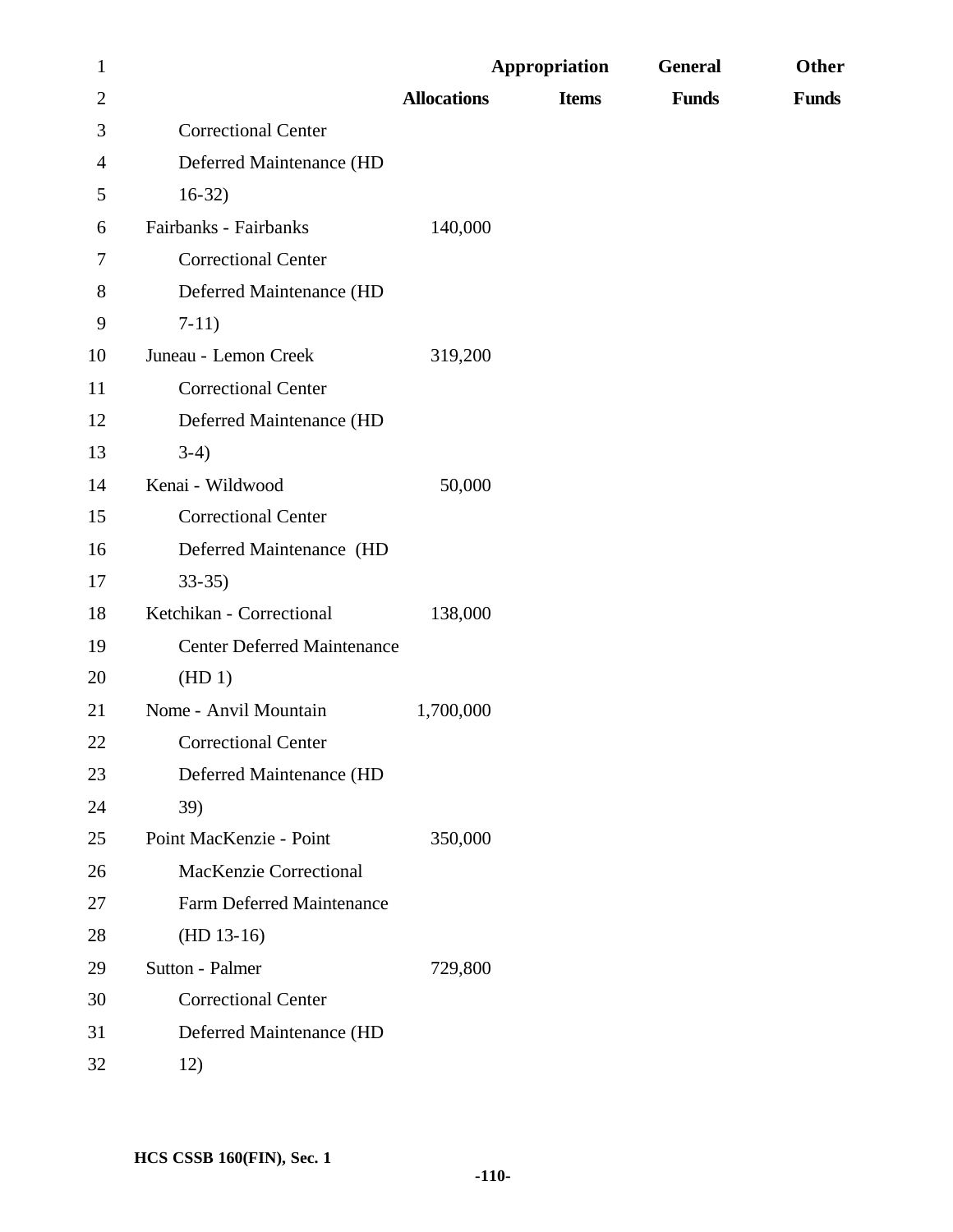| | Allocations | Appropriation Items | General Funds | Other Funds |
|---|---|---|---|---|
| Correctional Center Deferred Maintenance (HD 16-32) | | | | |
| Fairbanks - Fairbanks Correctional Center Deferred Maintenance (HD 7-11) | 140,000 | | | |
| Juneau - Lemon Creek Correctional Center Deferred Maintenance (HD 3-4) | 319,200 | | | |
| Kenai - Wildwood Correctional Center Deferred Maintenance (HD 33-35) | 50,000 | | | |
| Ketchikan - Correctional Center Deferred Maintenance (HD 1) | 138,000 | | | |
| Nome - Anvil Mountain Correctional Center Deferred Maintenance (HD 39) | 1,700,000 | | | |
| Point MacKenzie - Point MacKenzie Correctional Farm Deferred Maintenance (HD 13-16) | 350,000 | | | |
| Sutton - Palmer Correctional Center Deferred Maintenance (HD 12) | 729,800 | | | |

HCS CSSB 160(FIN), Sec. 1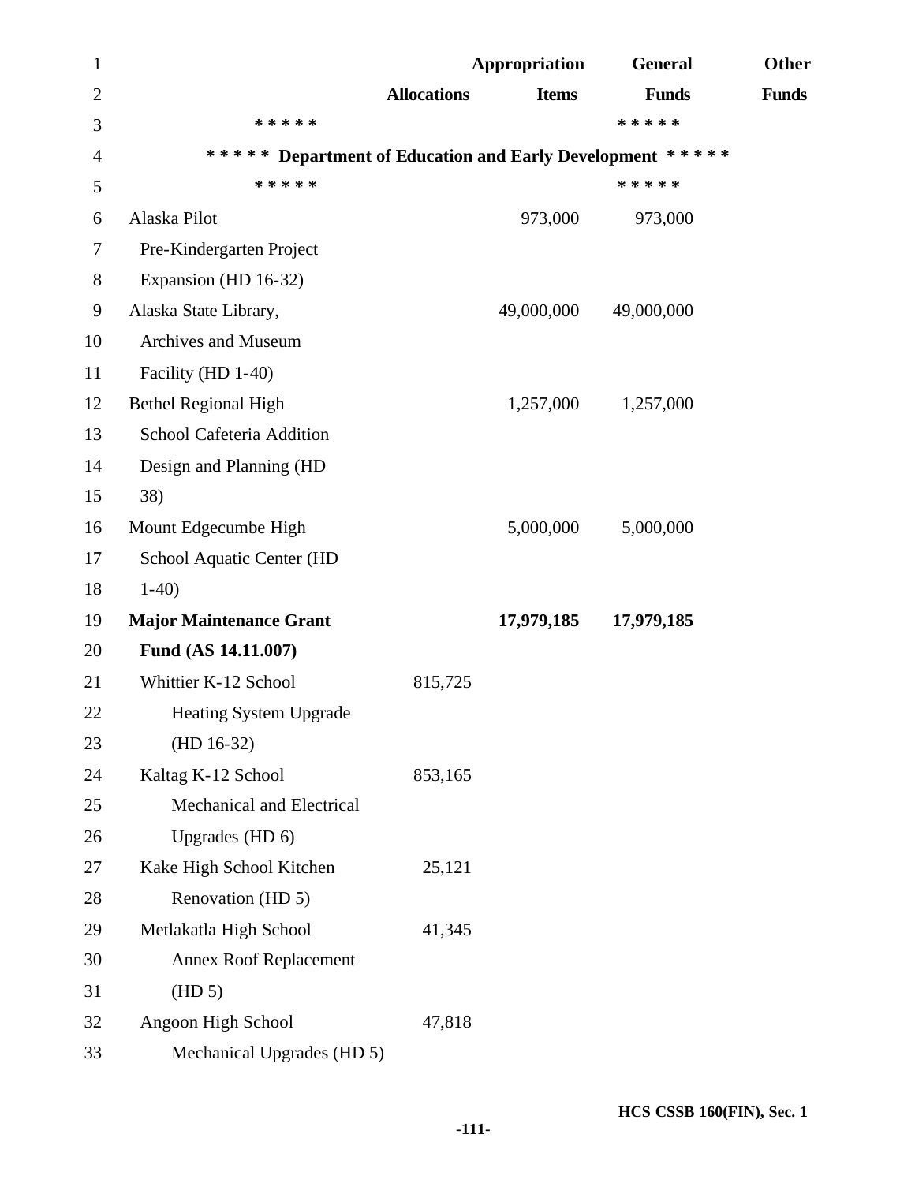| | Allocations | Appropriation Items | General Funds | Other Funds |
|---|---|---|---|---|
| ***** Department of Education and Early Development ***** | | | | |
| Alaska Pilot Pre-Kindergarten Project Expansion (HD 16-32) | | 973,000 | 973,000 | |
| Alaska State Library, Archives and Museum Facility (HD 1-40) | | 49,000,000 | 49,000,000 | |
| Bethel Regional High School Cafeteria Addition Design and Planning (HD 38) | | 1,257,000 | 1,257,000 | |
| Mount Edgecumbe High School Aquatic Center (HD 1-40) | | 5,000,000 | 5,000,000 | |
| **Major Maintenance Grant Fund (AS 14.11.007)** | | **17,979,185** | **17,979,185** | |
| Whittier K-12 School Heating System Upgrade (HD 16-32) | 815,725 | | | |
| Kaltag K-12 School Mechanical and Electrical Upgrades (HD 6) | 853,165 | | | |
| Kake High School Kitchen Renovation (HD 5) | 25,121 | | | |
| Metlakatla High School Annex Roof Replacement (HD 5) | 41,345 | | | |
| Angoon High School Mechanical Upgrades (HD 5) | 47,818 | | | |

HCS CSSB 160(FIN), Sec. 1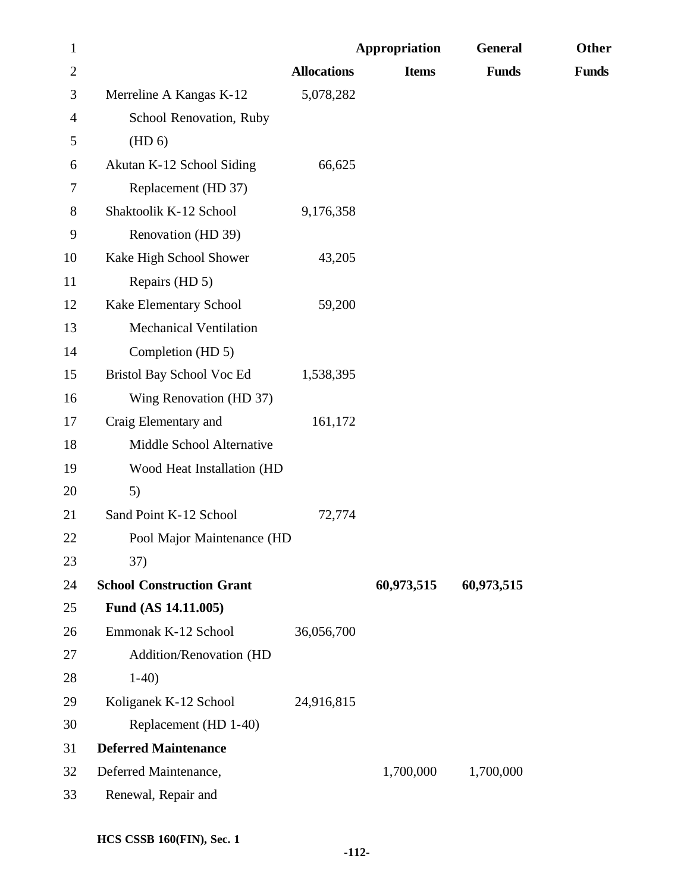| | Allocations | Appropriation Items | General Funds | Other Funds |
|---|---|---|---|---|
| Merreline A Kangas K-12 School Renovation, Ruby (HD 6) | 5,078,282 | | | |
| Akutan K-12 School Siding Replacement (HD 37) | 66,625 | | | |
| Shaktoolik K-12 School Renovation (HD 39) | 9,176,358 | | | |
| Kake High School Shower Repairs (HD 5) | 43,205 | | | |
| Kake Elementary School Mechanical Ventilation Completion (HD 5) | 59,200 | | | |
| Bristol Bay School Voc Ed Wing Renovation (HD 37) | 1,538,395 | | | |
| Craig Elementary and Middle School Alternative Wood Heat Installation (HD 5) | 161,172 | | | |
| Sand Point K-12 School Pool Major Maintenance (HD 37) | 72,774 | | | |
| **School Construction Grant Fund (AS 14.11.005)** | | **60,973,515** | **60,973,515** | |
| Emmonak K-12 School Addition/Renovation (HD 1-40) | 36,056,700 | | | |
| Koliganek K-12 School Replacement (HD 1-40) | 24,916,815 | | | |
| **Deferred Maintenance** | | | | |
| Deferred Maintenance, Renewal, Repair and | | 1,700,000 | 1,700,000 | |

HCS CSSB 160(FIN), Sec. 1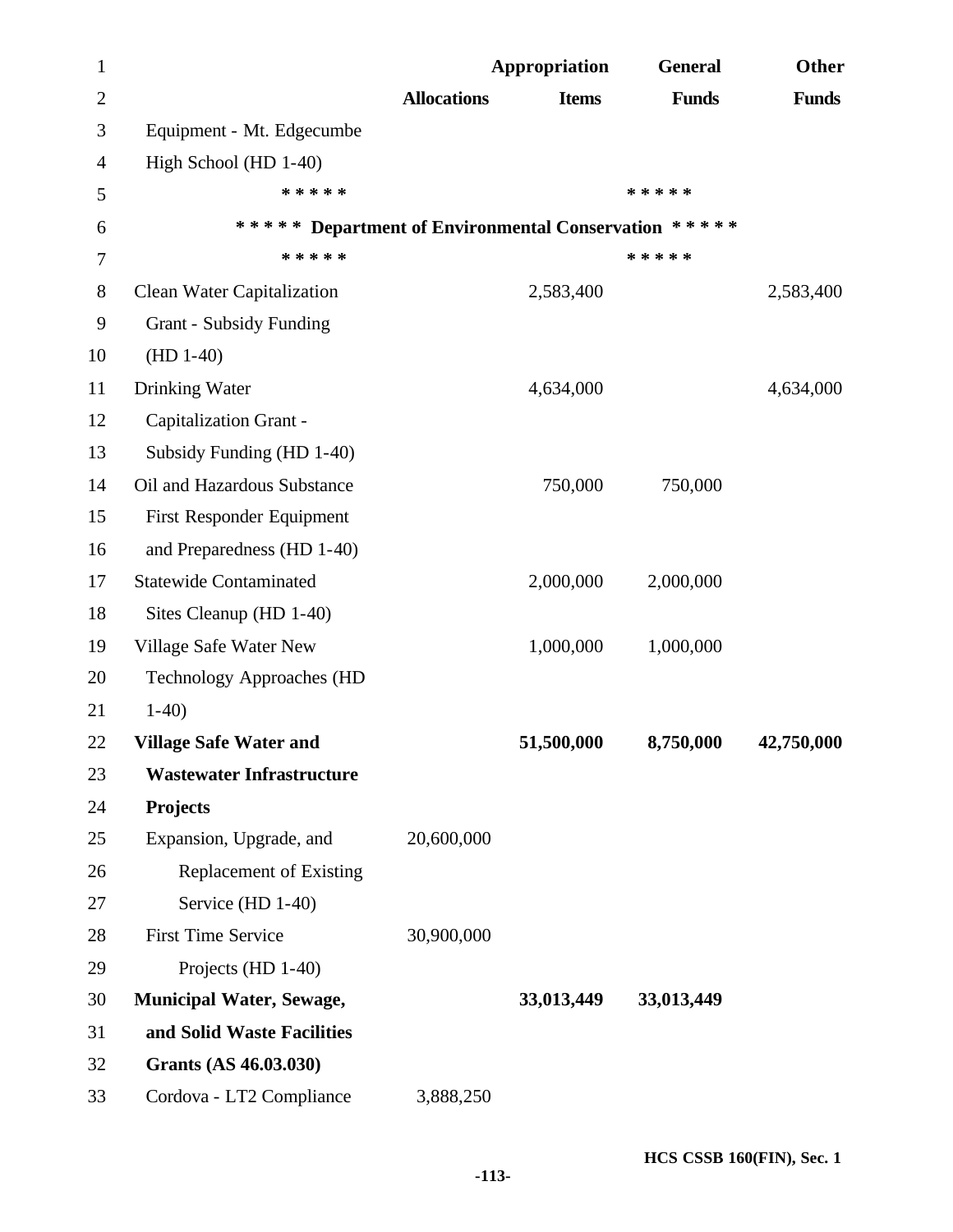| | Allocations | Appropriation Items | General Funds | Other Funds |
|---|---|---|---|---|
| Equipment - Mt. Edgecumbe High School (HD 1-40) | | | | |

***** *****

***** Department of Environmental Conservation *****

***** *****

| | Allocations | Appropriation Items | General Funds | Other Funds |
|---|---|---|---|---|
| Clean Water Capitalization Grant - Subsidy Funding (HD 1-40) | | 2,583,400 | | 2,583,400 |
| Drinking Water Capitalization Grant - Subsidy Funding (HD 1-40) | | 4,634,000 | | 4,634,000 |
| Oil and Hazardous Substance First Responder Equipment and Preparedness (HD 1-40) | | 750,000 | 750,000 | |
| Statewide Contaminated Sites Cleanup (HD 1-40) | | 2,000,000 | 2,000,000 | |
| Village Safe Water New Technology Approaches (HD 1-40) | | 1,000,000 | 1,000,000 | |
| **Village Safe Water and Wastewater Infrastructure Projects** | | **51,500,000** | **8,750,000** | **42,750,000** |
| Expansion, Upgrade, and Replacement of Existing Service (HD 1-40) | 20,600,000 | | | |
| First Time Service Projects (HD 1-40) | 30,900,000 | | | |
| **Municipal Water, Sewage, and Solid Waste Facilities Grants (AS 46.03.030)** | | **33,013,449** | **33,013,449** | |
| Cordova - LT2 Compliance | 3,888,250 | | | |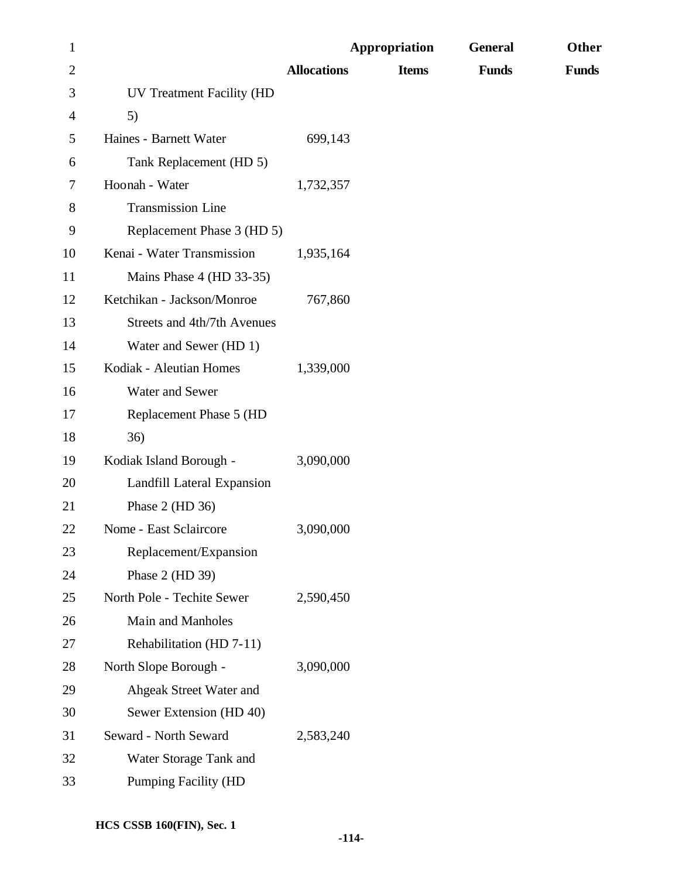| | Allocations | Appropriation Items | General Funds | Other Funds |
|---|---|---|---|---|
| UV Treatment Facility (HD 5) | | | | |
| Haines - Barnett Water Tank Replacement (HD 5) | 699,143 | | | |
| Hoonah - Water Transmission Line Replacement Phase 3 (HD 5) | 1,732,357 | | | |
| Kenai - Water Transmission Mains Phase 4 (HD 33-35) | 1,935,164 | | | |
| Ketchikan - Jackson/Monroe Streets and 4th/7th Avenues Water and Sewer (HD 1) | 767,860 | | | |
| Kodiak - Aleutian Homes Water and Sewer Replacement Phase 5 (HD 36) | 1,339,000 | | | |
| Kodiak Island Borough - Landfill Lateral Expansion Phase 2 (HD 36) | 3,090,000 | | | |
| Nome - East Sclaircore Replacement/Expansion Phase 2 (HD 39) | 3,090,000 | | | |
| North Pole - Techite Sewer Main and Manholes Rehabilitation (HD 7-11) | 2,590,450 | | | |
| North Slope Borough - Ahgeak Street Water and Sewer Extension (HD 40) | 3,090,000 | | | |
| Seward - North Seward Water Storage Tank and Pumping Facility (HD | 2,583,240 | | | |

HCS CSSB 160(FIN), Sec. 1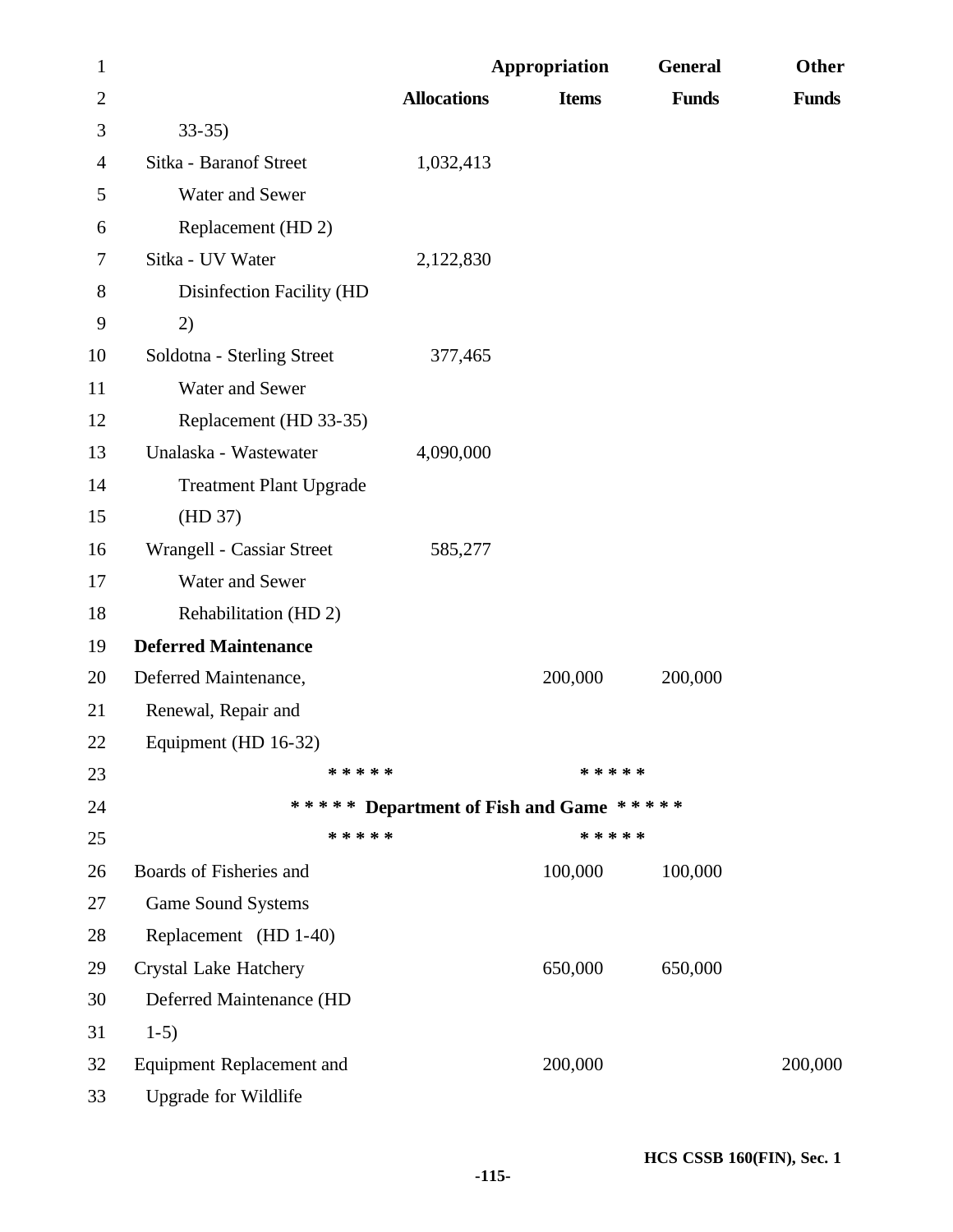| | Allocations | Appropriation Items | General Funds | Other Funds |
|---|---|---|---|---|
| 33-35) | | | | |
| Sitka - Baranof Street Water and Sewer Replacement (HD 2) | 1,032,413 | | | |
| Sitka - UV Water Disinfection Facility (HD 2) | 2,122,830 | | | |
| Soldotna - Sterling Street Water and Sewer Replacement (HD 33-35) | 377,465 | | | |
| Unalaska - Wastewater Treatment Plant Upgrade (HD 37) | 4,090,000 | | | |
| Wrangell - Cassiar Street Water and Sewer Rehabilitation (HD 2) | 585,277 | | | |
| **Deferred Maintenance** | | | | |
| Deferred Maintenance, Renewal, Repair and Equipment (HD 16-32) | | 200,000 | 200,000 | |

**\*\*\*\*\* Department of Fish and Game \*\*\*\*\***

| | Allocations | Appropriation Items | General Funds | Other Funds |
|---|---|---|---|---|
| Boards of Fisheries and Game Sound Systems Replacement (HD 1-40) | | 100,000 | 100,000 | |
| Crystal Lake Hatchery Deferred Maintenance (HD 1-5) | | 650,000 | 650,000 | |
| Equipment Replacement and Upgrade for Wildlife | | 200,000 | | 200,000 |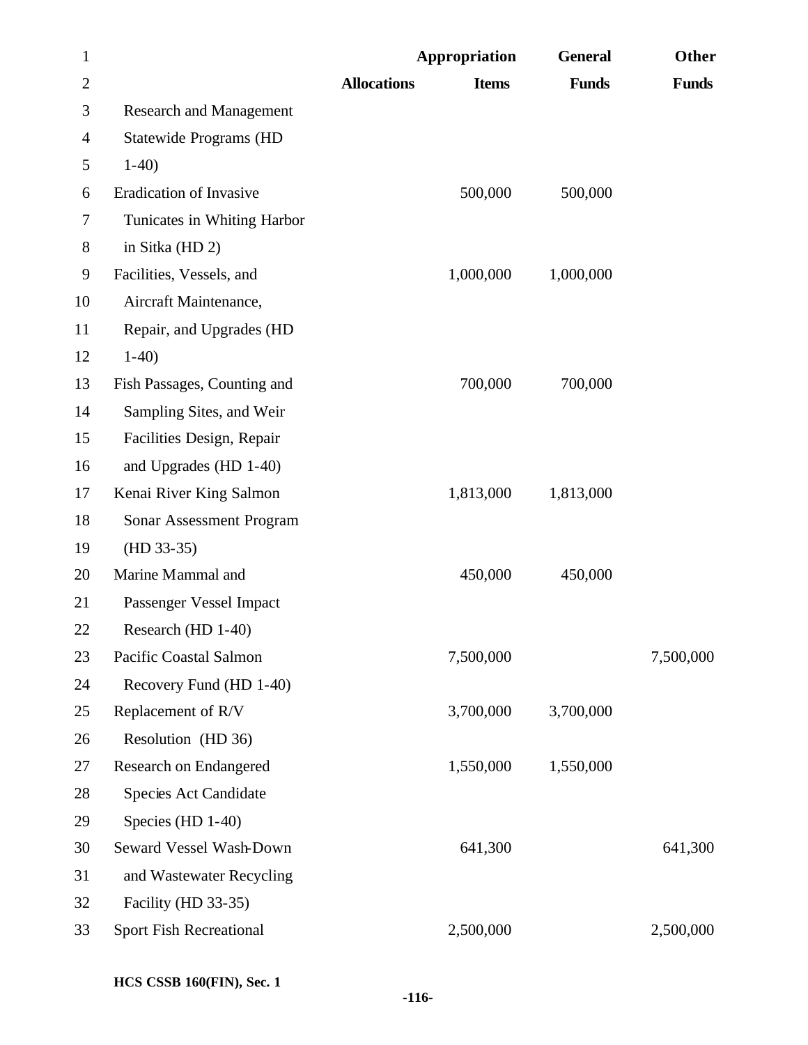| | Allocations | Appropriation Items | General Funds | Other Funds |
|---|---|---|---|---|
| Research and Management Statewide Programs (HD 1-40) | | | | |
| Eradication of Invasive Tunicates in Whiting Harbor in Sitka (HD 2) | | 500,000 | 500,000 | |
| Facilities, Vessels, and Aircraft Maintenance, Repair, and Upgrades (HD 1-40) | | 1,000,000 | 1,000,000 | |
| Fish Passages, Counting and Sampling Sites, and Weir Facilities Design, Repair and Upgrades (HD 1-40) | | 700,000 | 700,000 | |
| Kenai River King Salmon Sonar Assessment Program (HD 33-35) | | 1,813,000 | 1,813,000 | |
| Marine Mammal and Passenger Vessel Impact Research (HD 1-40) | | 450,000 | 450,000 | |
| Pacific Coastal Salmon Recovery Fund (HD 1-40) | | 7,500,000 | | 7,500,000 |
| Replacement of R/V Resolution (HD 36) | | 3,700,000 | 3,700,000 | |
| Research on Endangered Species Act Candidate Species (HD 1-40) | | 1,550,000 | 1,550,000 | |
| Seward Vessel Wash-Down and Wastewater Recycling Facility (HD 33-35) | | 641,300 | | 641,300 |
| Sport Fish Recreational | | 2,500,000 | | 2,500,000 |

HCS CSSB 160(FIN), Sec. 1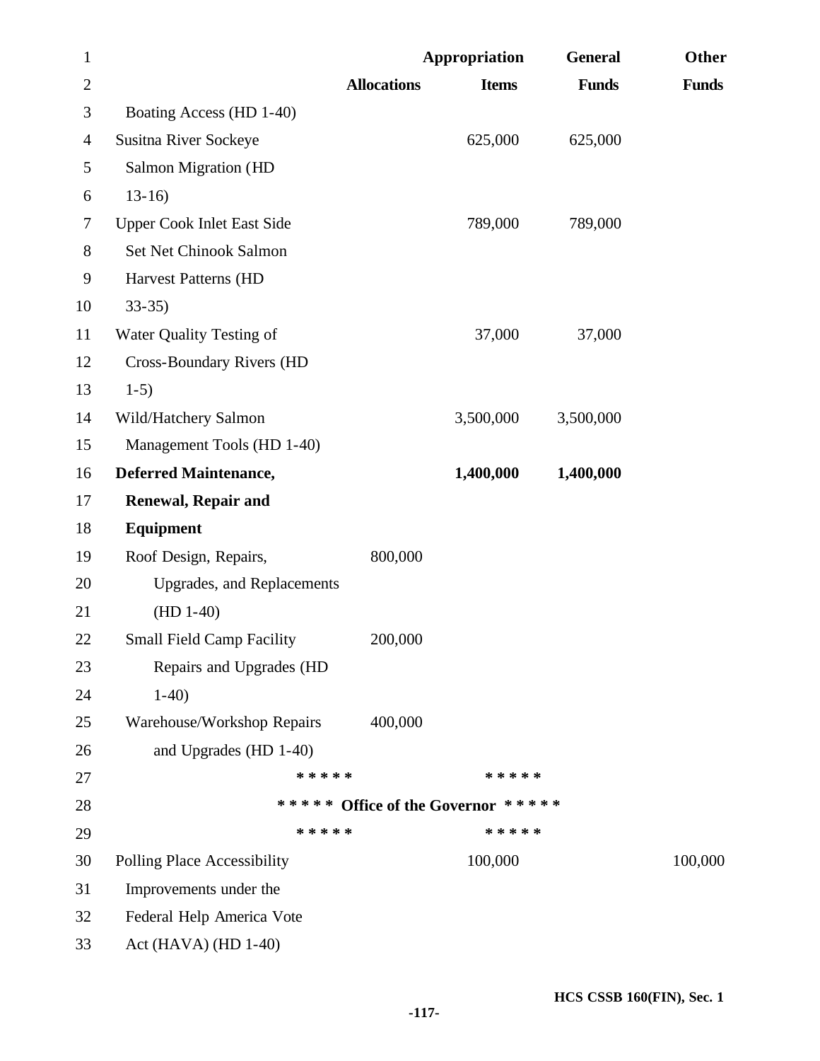| | Allocations | Appropriation Items | General Funds | Other Funds |
|---|---|---|---|---|
| Boating Access (HD 1-40) | | | | |
| Susitna River Sockeye Salmon Migration (HD 13-16) | | 625,000 | 625,000 | |
| Upper Cook Inlet East Side Set Net Chinook Salmon Harvest Patterns (HD 33-35) | | 789,000 | 789,000 | |
| Water Quality Testing of Cross-Boundary Rivers (HD 1-5) | | 37,000 | 37,000 | |
| Wild/Hatchery Salmon Management Tools (HD 1-40) | | 3,500,000 | 3,500,000 | |
| **Deferred Maintenance, Renewal, Repair and Equipment** | | **1,400,000** | **1,400,000** | |
| Roof Design, Repairs, Upgrades, and Replacements (HD 1-40) | 800,000 | | | |
| Small Field Camp Facility Repairs and Upgrades (HD 1-40) | 200,000 | | | |
| Warehouse/Workshop Repairs and Upgrades (HD 1-40) | 400,000 | | | |

\* \* \* \* \* \* \* \* \* \*

**\* \* \* \* \* Office of the Governor \* \* \* \* \***

\* \* \* \* \* \* \* \* \* \*

| | Allocations | Appropriation Items | General Funds | Other Funds |
|---|---|---|---|---|
| Polling Place Accessibility Improvements under the Federal Help America Vote Act (HAVA) (HD 1-40) | | 100,000 | | 100,000 |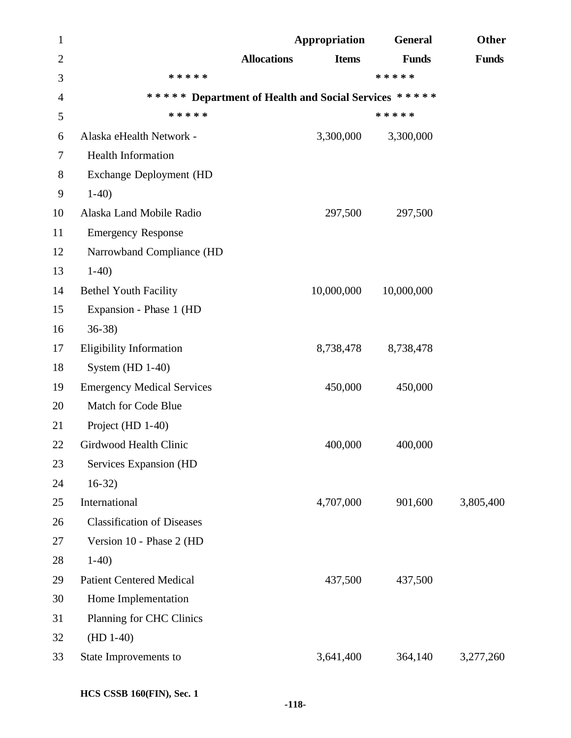| | Allocations | Appropriation Items | General Funds | Other Funds |
|---|---|---|---|---|
| ***** | | | ***** | |
| ***** Department of Health and Social Services ***** | | | | |
| ***** | | | ***** | |
| Alaska eHealth Network - Health Information Exchange Deployment (HD 1-40) | | 3,300,000 | 3,300,000 | |
| Alaska Land Mobile Radio Emergency Response Narrowband Compliance (HD 1-40) | | 297,500 | 297,500 | |
| Bethel Youth Facility Expansion - Phase 1 (HD 36-38) | | 10,000,000 | 10,000,000 | |
| Eligibility Information System (HD 1-40) | | 8,738,478 | 8,738,478 | |
| Emergency Medical Services Match for Code Blue Project (HD 1-40) | | 450,000 | 450,000 | |
| Girdwood Health Clinic Services Expansion (HD 16-32) | | 400,000 | 400,000 | |
| International Classification of Diseases Version 10 - Phase 2 (HD 1-40) | | 4,707,000 | 901,600 | 3,805,400 |
| Patient Centered Medical Home Implementation Planning for CHC Clinics (HD 1-40) | | 437,500 | 437,500 | |
| State Improvements to | | 3,641,400 | 364,140 | 3,277,260 |

HCS CSSB 160(FIN), Sec. 1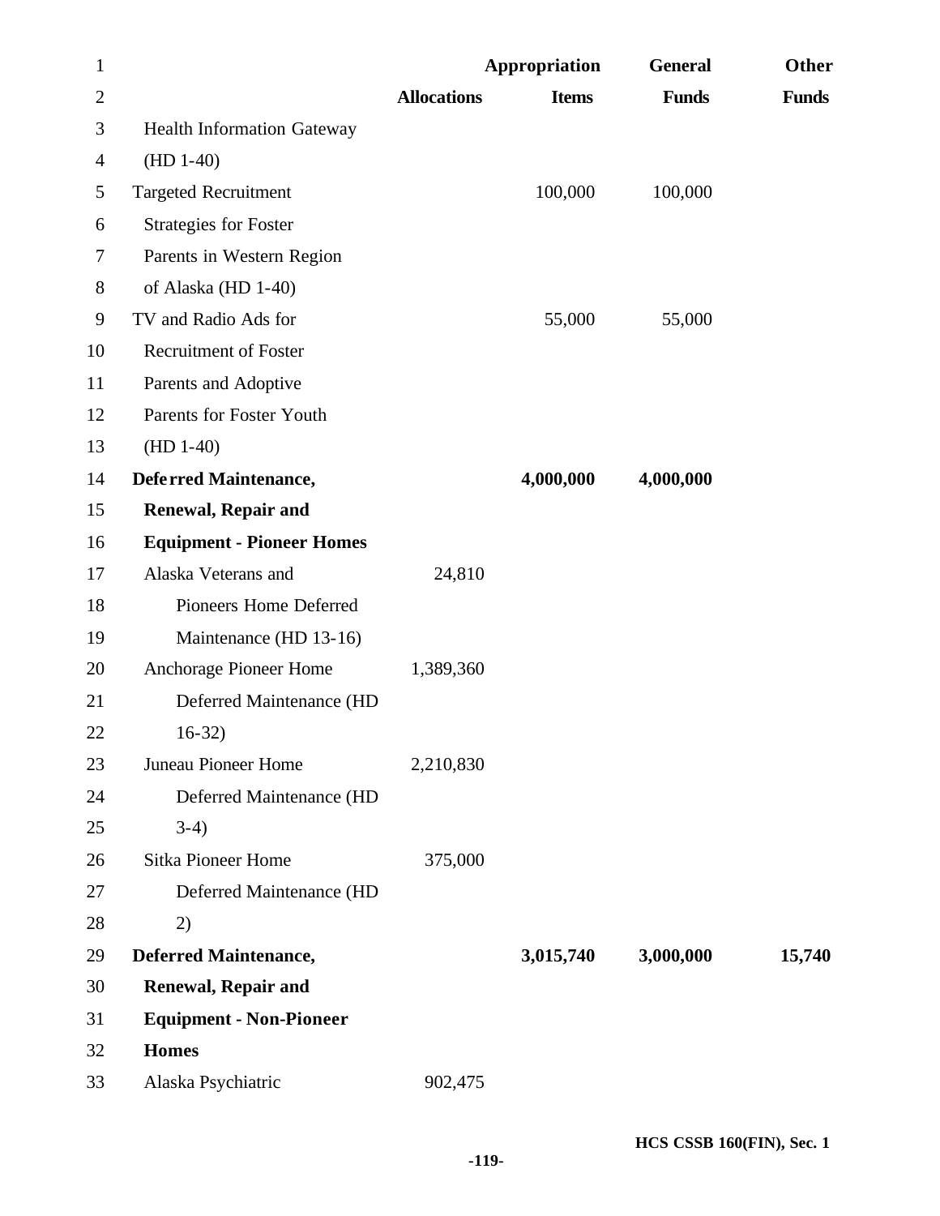| | Allocations | Appropriation Items | General Funds | Other Funds |
|---|---|---|---|---|
| Health Information Gateway (HD 1-40) | | | | |
| Targeted Recruitment Strategies for Foster Parents in Western Region of Alaska (HD 1-40) | | 100,000 | 100,000 | |
| TV and Radio Ads for Recruitment of Foster Parents and Adoptive Parents for Foster Youth (HD 1-40) | | 55,000 | 55,000 | |
| **Deferred Maintenance, Renewal, Repair and Equipment - Pioneer Homes** | | **4,000,000** | **4,000,000** | |
| Alaska Veterans and Pioneers Home Deferred Maintenance (HD 13-16) | 24,810 | | | |
| Anchorage Pioneer Home Deferred Maintenance (HD 16-32) | 1,389,360 | | | |
| Juneau Pioneer Home Deferred Maintenance (HD 3-4) | 2,210,830 | | | |
| Sitka Pioneer Home Deferred Maintenance (HD 2) | 375,000 | | | |
| **Deferred Maintenance, Renewal, Repair and Equipment - Non-Pioneer Homes** | | **3,015,740** | **3,000,000** | **15,740** |
| Alaska Psychiatric | 902,475 | | | |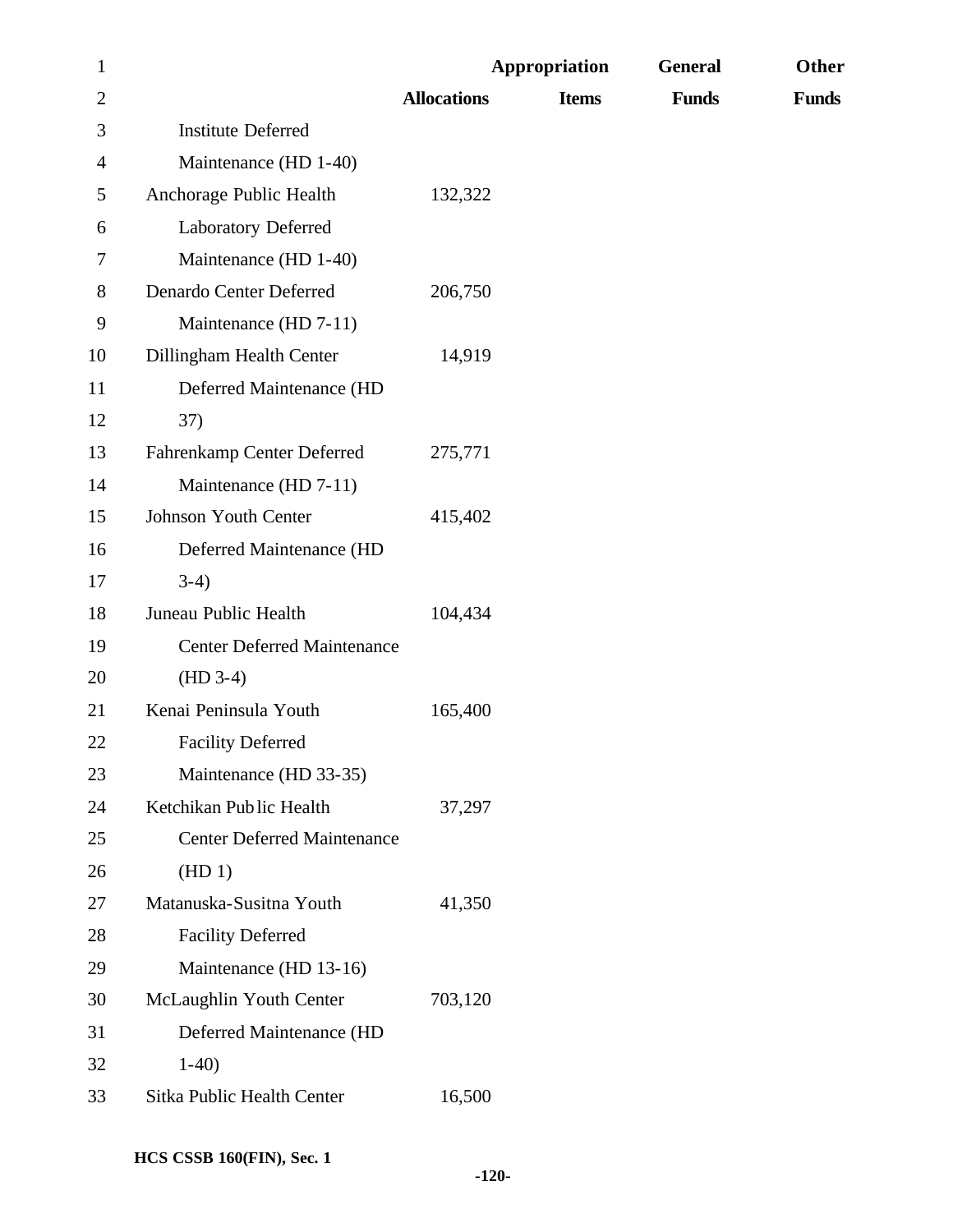| | Allocations | Appropriation Items | General Funds | Other Funds |
|---|---|---|---|---|
| Institute Deferred Maintenance (HD 1-40) | | | | |
| Anchorage Public Health Laboratory Deferred Maintenance (HD 1-40) | 132,322 | | | |
| Denardo Center Deferred Maintenance (HD 7-11) | 206,750 | | | |
| Dillingham Health Center Deferred Maintenance (HD 37) | 14,919 | | | |
| Fahrenkamp Center Deferred Maintenance (HD 7-11) | 275,771 | | | |
| Johnson Youth Center Deferred Maintenance (HD 3-4) | 415,402 | | | |
| Juneau Public Health Center Deferred Maintenance (HD 3-4) | 104,434 | | | |
| Kenai Peninsula Youth Facility Deferred Maintenance (HD 33-35) | 165,400 | | | |
| Ketchikan Public Health Center Deferred Maintenance (HD 1) | 37,297 | | | |
| Matanuska-Susitna Youth Facility Deferred Maintenance (HD 13-16) | 41,350 | | | |
| McLaughlin Youth Center Deferred Maintenance (HD 1-40) | 703,120 | | | |
| Sitka Public Health Center | 16,500 | | | |

HCS CSSB 160(FIN), Sec. 1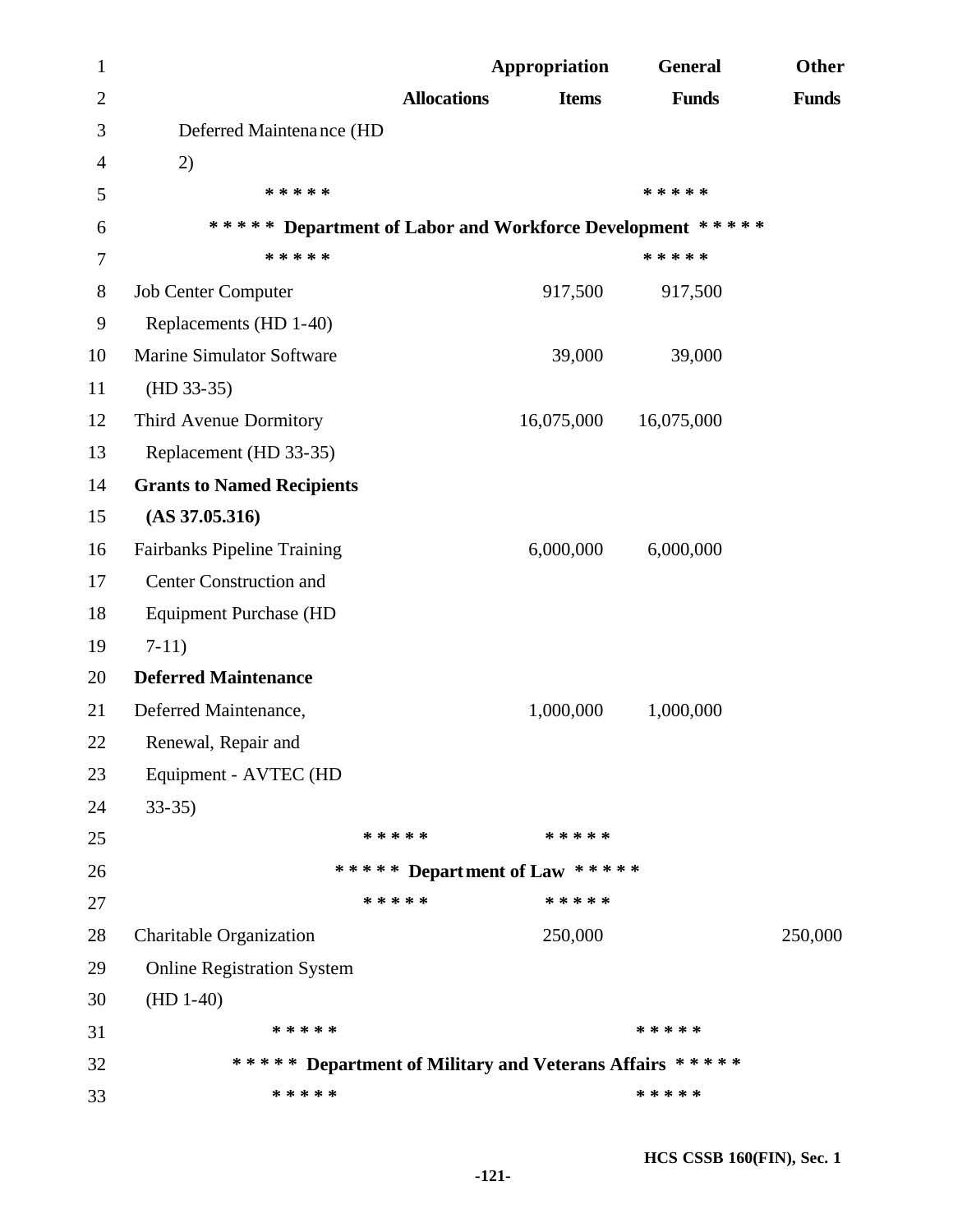| | Allocations | Appropriation Items | General Funds | Other Funds |
|---|---|---|---|---|
| Deferred Maintenance (HD 2) | | | | |
| ***** Department of Labor and Workforce Development ***** | | | | |
| Job Center Computer Replacements (HD 1-40) | | 917,500 | 917,500 | |
| Marine Simulator Software (HD 33-35) | | 39,000 | 39,000 | |
| Third Avenue Dormitory Replacement (HD 33-35) | | 16,075,000 | 16,075,000 | |
| **Grants to Named Recipients (AS 37.05.316)** | | | | |
| Fairbanks Pipeline Training Center Construction and Equipment Purchase (HD 7-11) | | 6,000,000 | 6,000,000 | |
| **Deferred Maintenance** | | | | |
| Deferred Maintenance, Renewal, Repair and Equipment - AVTEC (HD 33-35) | | 1,000,000 | 1,000,000 | |
| ***** Department of Law ***** | | | | |
| Charitable Organization Online Registration System (HD 1-40) | | 250,000 | | 250,000 |
| ***** Department of Military and Veterans Affairs ***** | | | | |

HCS CSSB 160(FIN), Sec. 1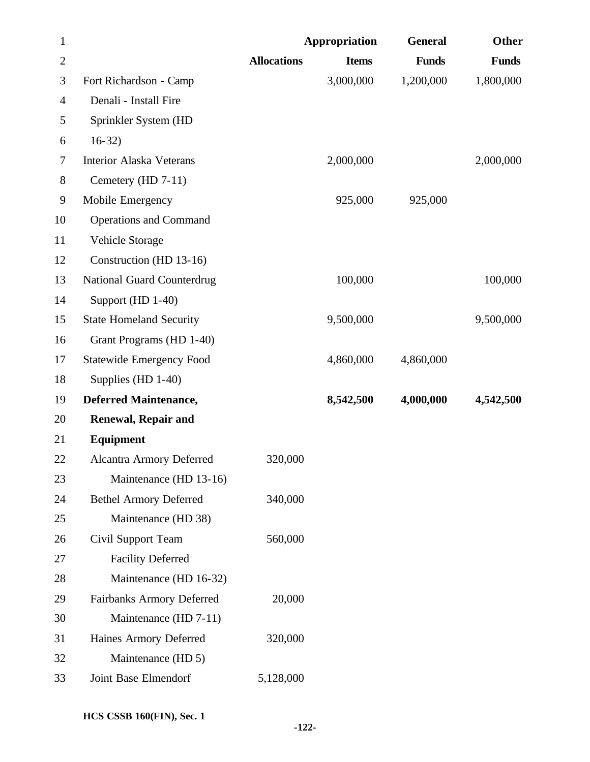| | Allocations | Appropriation Items | General Funds | Other Funds |
|---|---|---|---|---|
| Fort Richardson - Camp Denali - Install Fire Sprinkler System (HD 16-32) | | 3,000,000 | 1,200,000 | 1,800,000 |
| Interior Alaska Veterans Cemetery (HD 7-11) | | 2,000,000 | | 2,000,000 |
| Mobile Emergency Operations and Command Vehicle Storage Construction (HD 13-16) | | 925,000 | 925,000 | |
| National Guard Counterdrug Support (HD 1-40) | | 100,000 | | 100,000 |
| State Homeland Security Grant Programs (HD 1-40) | | 9,500,000 | | 9,500,000 |
| Statewide Emergency Food Supplies (HD 1-40) | | 4,860,000 | 4,860,000 | |
| **Deferred Maintenance, Renewal, Repair and Equipment** | | **8,542,500** | **4,000,000** | **4,542,500** |
| Alcantra Armory Deferred Maintenance (HD 13-16) | 320,000 | | | |
| Bethel Armory Deferred Maintenance (HD 38) | 340,000 | | | |
| Civil Support Team Facility Deferred Maintenance (HD 16-32) | 560,000 | | | |
| Fairbanks Armory Deferred Maintenance (HD 7-11) | 20,000 | | | |
| Haines Armory Deferred Maintenance (HD 5) | 320,000 | | | |
| Joint Base Elmendorf | 5,128,000 | | | |

**HCS CSSB 160(FIN), Sec. 1**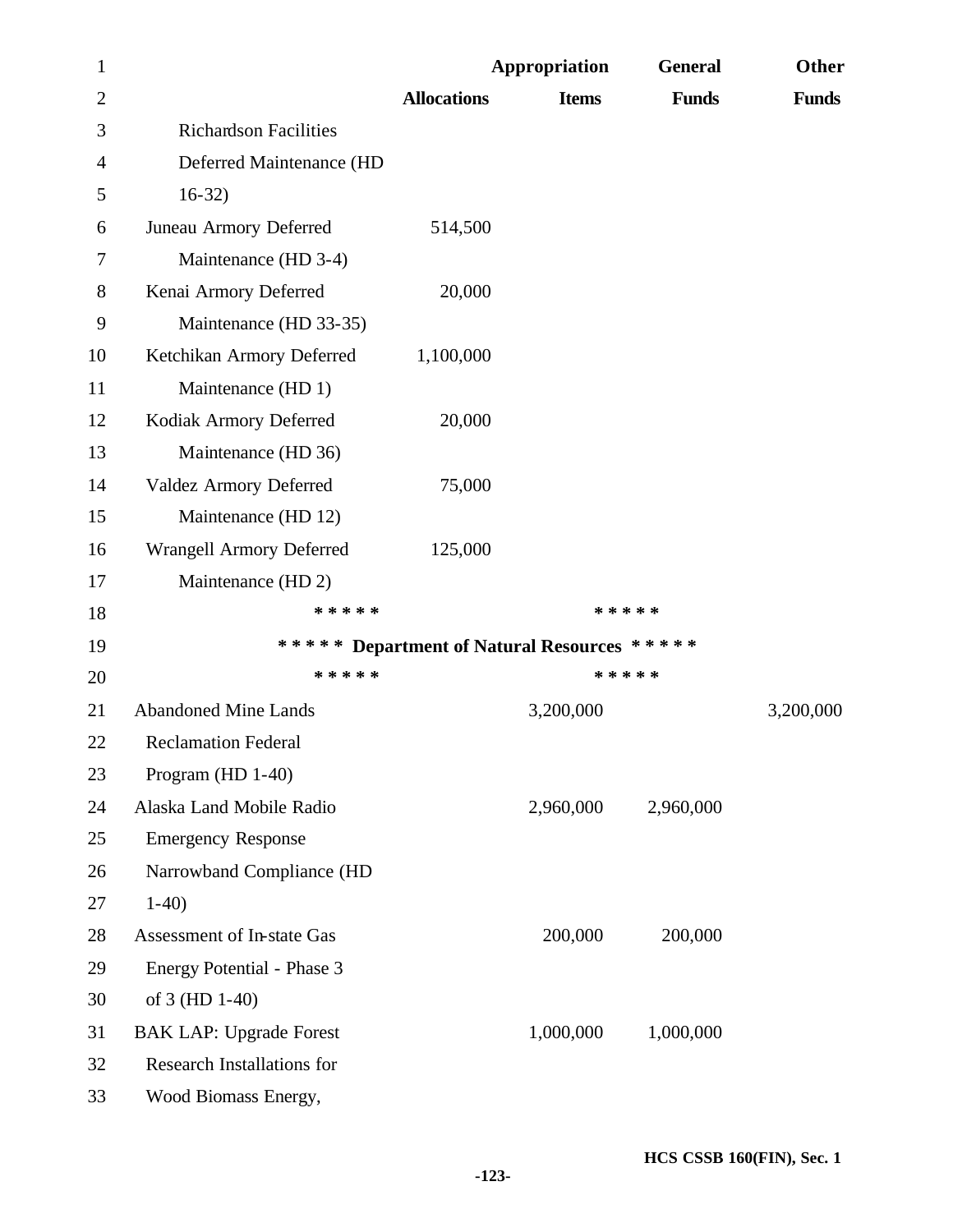| | Allocations | Appropriation Items | General Funds | Other Funds |
|---|---|---|---|---|
| Richardson Facilities Deferred Maintenance (HD 16-32) | | | | |
| Juneau Armory Deferred Maintenance (HD 3-4) | 514,500 | | | |
| Kenai Armory Deferred Maintenance (HD 33-35) | 20,000 | | | |
| Ketchikan Armory Deferred Maintenance (HD 1) | 1,100,000 | | | |
| Kodiak Armory Deferred Maintenance (HD 36) | 20,000 | | | |
| Valdez Armory Deferred Maintenance (HD 12) | 75,000 | | | |
| Wrangell Armory Deferred Maintenance (HD 2) | 125,000 | | | |

**\* \* \* \* \* \* \* \* \* \***

**\* \* \* \* \* Department of Natural Resources \* \* \* \* \***

**\* \* \* \* \* \* \* \* \* \***

| | Allocations | Appropriation Items | General Funds | Other Funds |
|---|---|---|---|---|
| Abandoned Mine Lands Reclamation Federal Program (HD 1-40) | | 3,200,000 | | 3,200,000 |
| Alaska Land Mobile Radio Emergency Response Narrowband Compliance (HD 1-40) | | 2,960,000 | 2,960,000 | |
| Assessment of In-state Gas Energy Potential - Phase 3 of 3 (HD 1-40) | | 200,000 | 200,000 | |
| BAK LAP: Upgrade Forest Research Installations for Wood Biomass Energy, | | 1,000,000 | 1,000,000 | |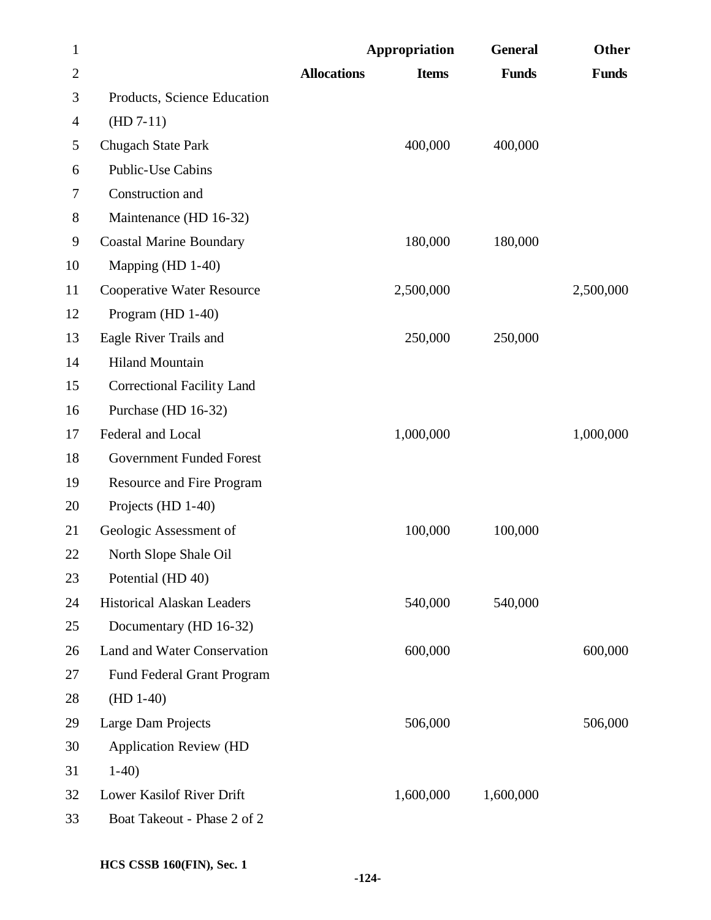| | Allocations | Appropriation Items | General Funds | Other Funds |
|---|---|---|---|---|
| Products, Science Education (HD 7-11) | | | | |
| Chugach State Park Public-Use Cabins Construction and Maintenance (HD 16-32) | | 400,000 | 400,000 | |
| Coastal Marine Boundary Mapping (HD 1-40) | | 180,000 | 180,000 | |
| Cooperative Water Resource Program (HD 1-40) | | 2,500,000 | | 2,500,000 |
| Eagle River Trails and Hiland Mountain Correctional Facility Land Purchase (HD 16-32) | | 250,000 | 250,000 | |
| Federal and Local Government Funded Forest Resource and Fire Program Projects (HD 1-40) | | 1,000,000 | | 1,000,000 |
| Geologic Assessment of North Slope Shale Oil Potential (HD 40) | | 100,000 | 100,000 | |
| Historical Alaskan Leaders Documentary (HD 16-32) | | 540,000 | 540,000 | |
| Land and Water Conservation Fund Federal Grant Program (HD 1-40) | | 600,000 | | 600,000 |
| Large Dam Projects Application Review (HD 1-40) | | 506,000 | | 506,000 |
| Lower Kasilof River Drift Boat Takeout - Phase 2 of 2 | | 1,600,000 | 1,600,000 | |

HCS CSSB 160(FIN), Sec. 1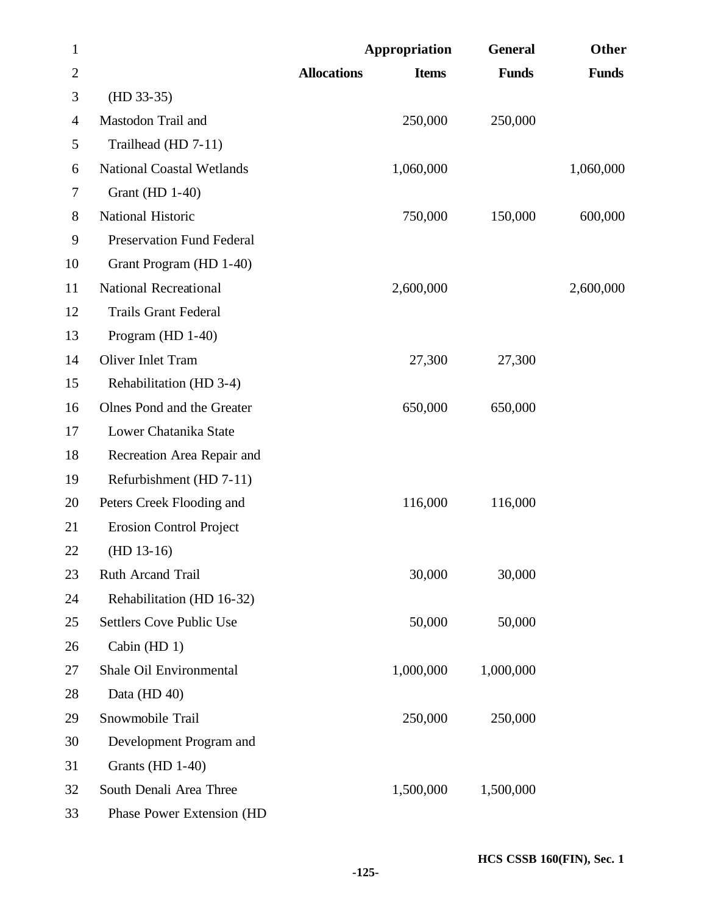| | Allocations | Appropriation Items | General Funds | Other Funds |
|---|---|---|---|---|
| (HD 33-35) | | | | |
| Mastodon Trail and Trailhead (HD 7-11) | | 250,000 | 250,000 | |
| National Coastal Wetlands Grant (HD 1-40) | | 1,060,000 | | 1,060,000 |
| National Historic Preservation Fund Federal Grant Program (HD 1-40) | | 750,000 | 150,000 | 600,000 |
| National Recreational Trails Grant Federal Program (HD 1-40) | | 2,600,000 | | 2,600,000 |
| Oliver Inlet Tram Rehabilitation (HD 3-4) | | 27,300 | 27,300 | |
| Olnes Pond and the Greater Lower Chatanika State Recreation Area Repair and Refurbishment (HD 7-11) | | 650,000 | 650,000 | |
| Peters Creek Flooding and Erosion Control Project (HD 13-16) | | 116,000 | 116,000 | |
| Ruth Arcand Trail Rehabilitation (HD 16-32) | | 30,000 | 30,000 | |
| Settlers Cove Public Use Cabin (HD 1) | | 50,000 | 50,000 | |
| Shale Oil Environmental Data (HD 40) | | 1,000,000 | 1,000,000 | |
| Snowmobile Trail Development Program and Grants (HD 1-40) | | 250,000 | 250,000 | |
| South Denali Area Three Phase Power Extension (HD | | 1,500,000 | 1,500,000 | |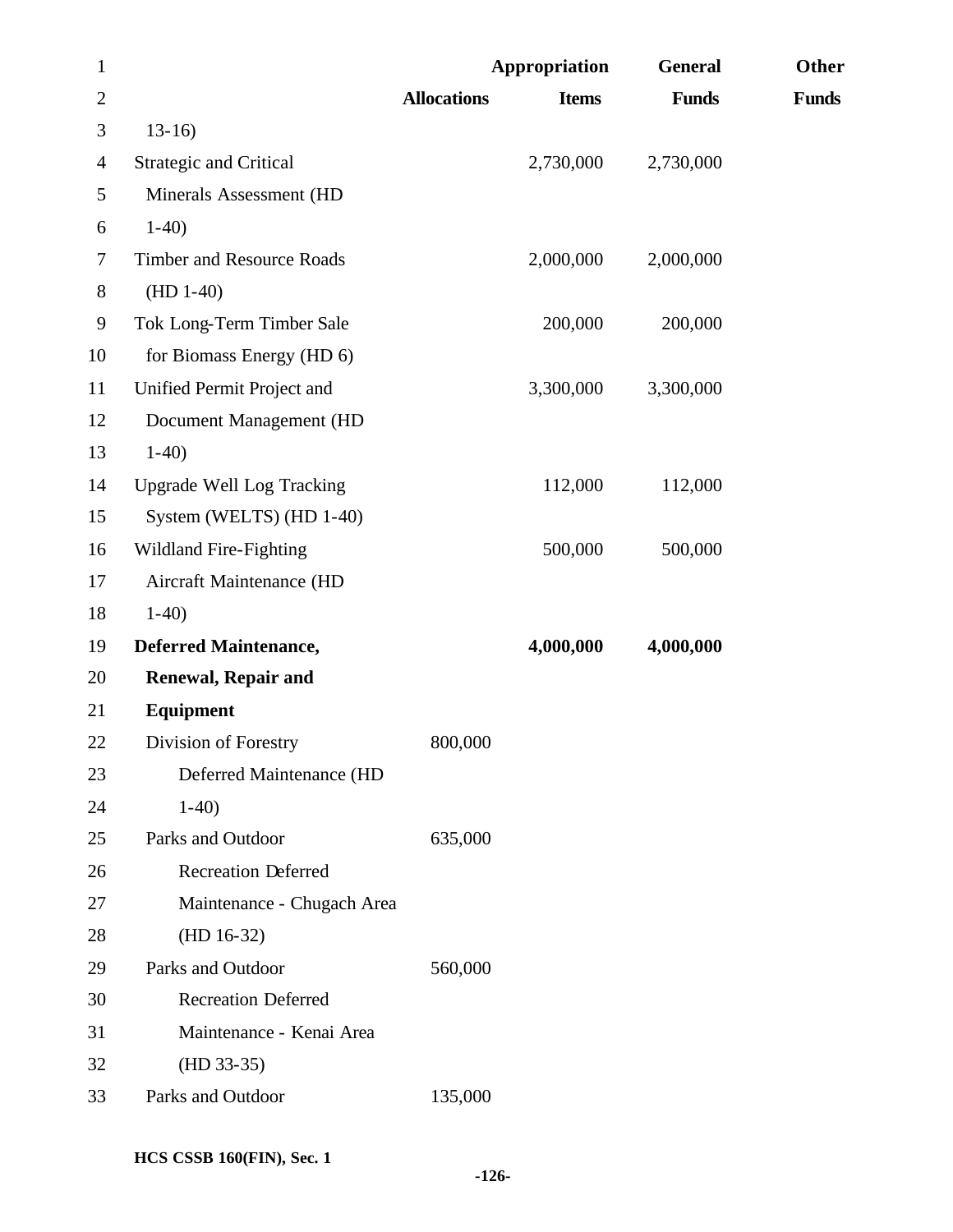| | Allocations | Appropriation Items | General Funds | Other Funds |
|---|---|---|---|---|
| 13-16) | | | | |
| Strategic and Critical Minerals Assessment (HD 1-40) | | 2,730,000 | 2,730,000 | |
| Timber and Resource Roads (HD 1-40) | | 2,000,000 | 2,000,000 | |
| Tok Long-Term Timber Sale for Biomass Energy (HD 6) | | 200,000 | 200,000 | |
| Unified Permit Project and Document Management (HD 1-40) | | 3,300,000 | 3,300,000 | |
| Upgrade Well Log Tracking System (WELTS) (HD 1-40) | | 112,000 | 112,000 | |
| Wildland Fire-Fighting Aircraft Maintenance (HD 1-40) | | 500,000 | 500,000 | |
| **Deferred Maintenance, Renewal, Repair and Equipment** | | **4,000,000** | **4,000,000** | |
| Division of Forestry Deferred Maintenance (HD 1-40) | 800,000 | | | |
| Parks and Outdoor Recreation Deferred Maintenance - Chugach Area (HD 16-32) | 635,000 | | | |
| Parks and Outdoor Recreation Deferred Maintenance - Kenai Area (HD 33-35) | 560,000 | | | |
| Parks and Outdoor | 135,000 | | | |

HCS CSSB 160(FIN), Sec. 1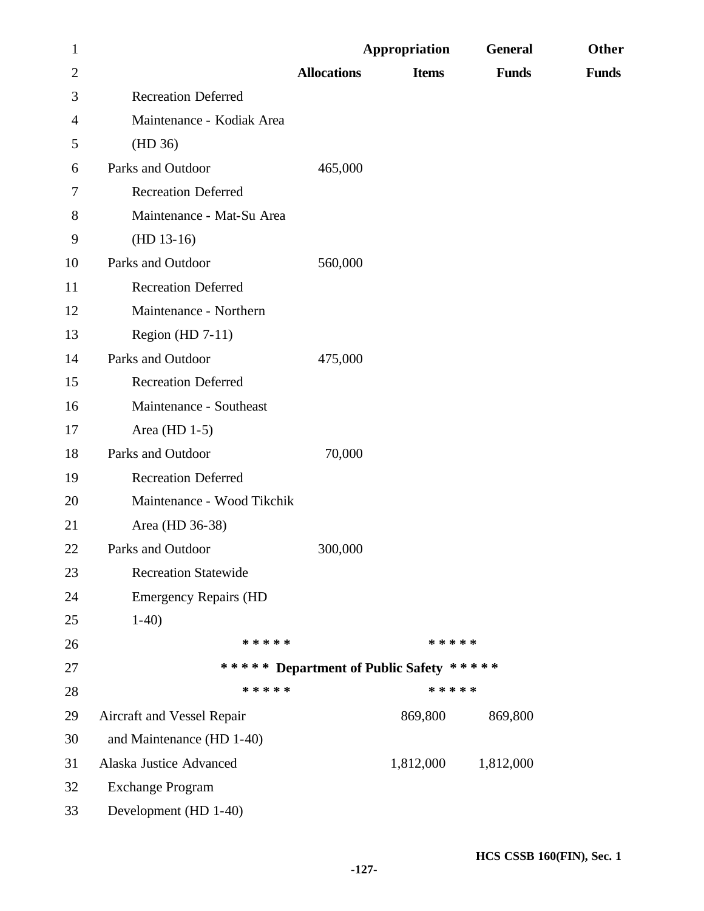| | Allocations | Appropriation Items | General Funds | Other Funds |
|---|---|---|---|---|
| Recreation Deferred Maintenance - Kodiak Area (HD 36) | | | | |
| Parks and Outdoor Recreation Deferred Maintenance - Mat-Su Area (HD 13-16) | 465,000 | | | |
| Parks and Outdoor Recreation Deferred Maintenance - Northern Region (HD 7-11) | 560,000 | | | |
| Parks and Outdoor Recreation Deferred Maintenance - Southeast Area (HD 1-5) | 475,000 | | | |
| Parks and Outdoor Recreation Deferred Maintenance - Wood Tikchik Area (HD 36-38) | 70,000 | | | |
| Parks and Outdoor Recreation Statewide Emergency Repairs (HD 1-40) | 300,000 | | | |

\* \* \* \* \*                                        \* \* \* \* \*

**\* \* \* \* \* Department of Public Safety \* \* \* \* \***

\* \* \* \* \*                                        \* \* \* \* \*

| | Allocations | Appropriation Items | General Funds | Other Funds |
|---|---|---|---|---|
| Aircraft and Vessel Repair and Maintenance (HD 1-40) | | 869,800 | 869,800 | |
| Alaska Justice Advanced Exchange Program Development (HD 1-40) | | 1,812,000 | 1,812,000 | |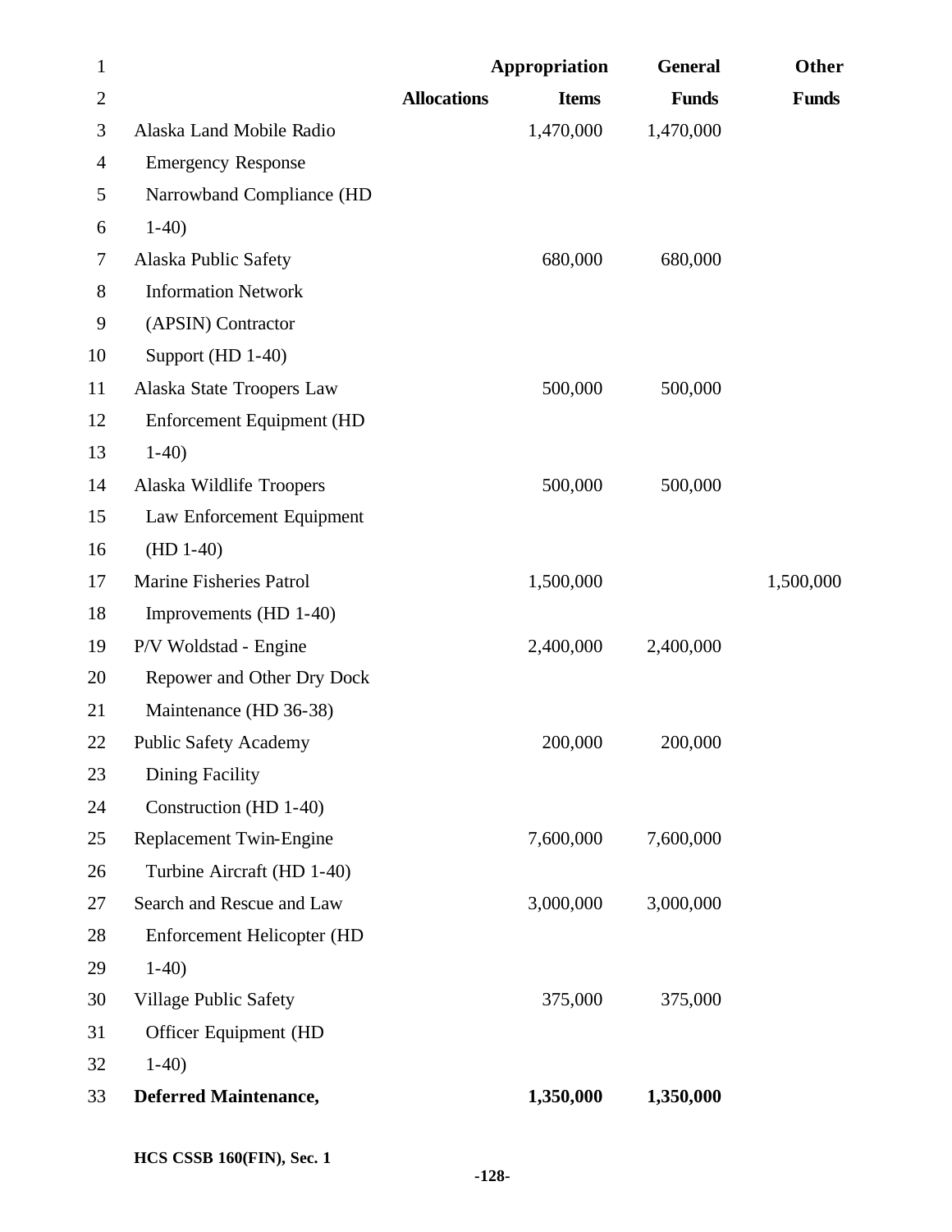| | Allocations | Appropriation Items | General Funds | Other Funds |
|---|---|---|---|---|
| Alaska Land Mobile Radio Emergency Response Narrowband Compliance (HD 1-40) | | 1,470,000 | 1,470,000 | |
| Alaska Public Safety Information Network (APSIN) Contractor Support (HD 1-40) | | 680,000 | 680,000 | |
| Alaska State Troopers Law Enforcement Equipment (HD 1-40) | | 500,000 | 500,000 | |
| Alaska Wildlife Troopers Law Enforcement Equipment (HD 1-40) | | 500,000 | 500,000 | |
| Marine Fisheries Patrol Improvements (HD 1-40) | | 1,500,000 | | 1,500,000 |
| P/V Woldstad - Engine Repower and Other Dry Dock Maintenance (HD 36-38) | | 2,400,000 | 2,400,000 | |
| Public Safety Academy Dining Facility Construction (HD 1-40) | | 200,000 | 200,000 | |
| Replacement Twin-Engine Turbine Aircraft (HD 1-40) | | 7,600,000 | 7,600,000 | |
| Search and Rescue and Law Enforcement Helicopter (HD 1-40) | | 3,000,000 | 3,000,000 | |
| Village Public Safety Officer Equipment (HD 1-40) | | 375,000 | 375,000 | |
| **Deferred Maintenance,** | | **1,350,000** | **1,350,000** | |

HCS CSSB 160(FIN), Sec. 1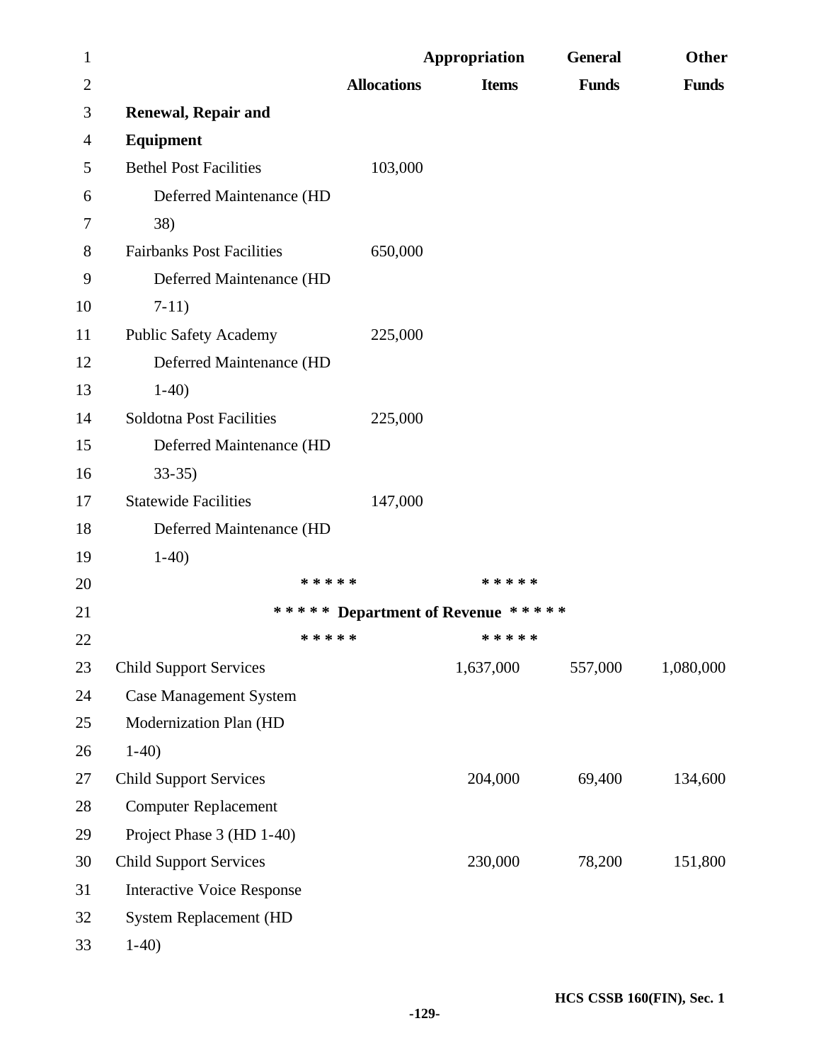| | Allocations | Appropriation Items | General Funds | Other Funds |
|---|---|---|---|---|
| **Renewal, Repair and Equipment** | | | | |
| Bethel Post Facilities Deferred Maintenance (HD 38) | 103,000 | | | |
| Fairbanks Post Facilities Deferred Maintenance (HD 7-11) | 650,000 | | | |
| Public Safety Academy Deferred Maintenance (HD 1-40) | 225,000 | | | |
| Soldotna Post Facilities Deferred Maintenance (HD 33-35) | 225,000 | | | |
| Statewide Facilities Deferred Maintenance (HD 1-40) | 147,000 | | | |

***** *****

**\* \* \* \* \* Department of Revenue \* \* \* \* \***

***** *****

| | Allocations | Appropriation Items | General Funds | Other Funds |
|---|---|---|---|---|
| Child Support Services Case Management System Modernization Plan (HD 1-40) | | 1,637,000 | 557,000 | 1,080,000 |
| Child Support Services Computer Replacement Project Phase 3 (HD 1-40) | | 204,000 | 69,400 | 134,600 |
| Child Support Services Interactive Voice Response System Replacement (HD 1-40) | | 230,000 | 78,200 | 151,800 |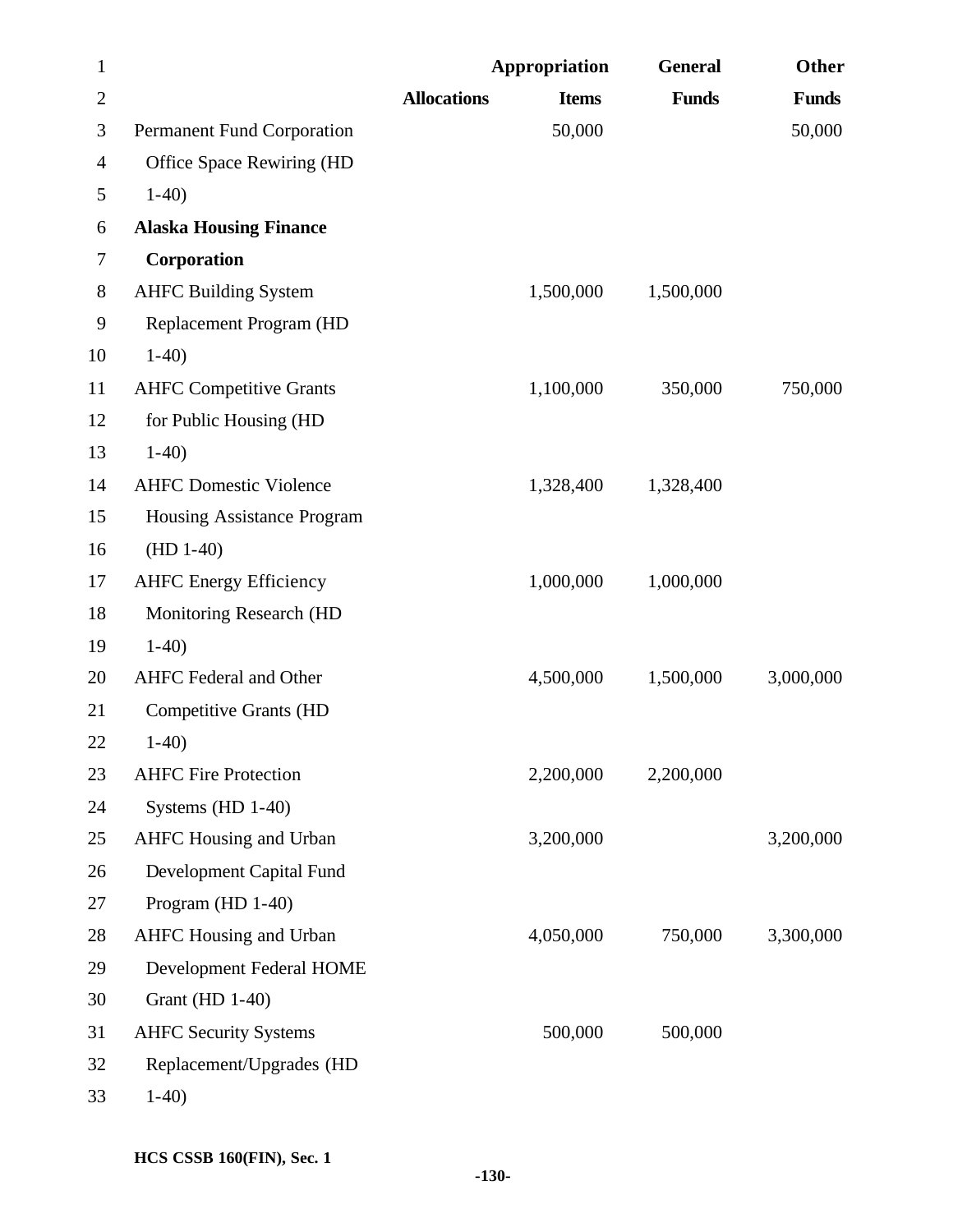| | Allocations | Appropriation Items | General Funds | Other Funds |
|---|---|---|---|---|
| Permanent Fund Corporation Office Space Rewiring (HD 1-40) | | 50,000 | | 50,000 |
| **Alaska Housing Finance Corporation** | | | | |
| AHFC Building System Replacement Program (HD 1-40) | | 1,500,000 | 1,500,000 | |
| AHFC Competitive Grants for Public Housing (HD 1-40) | | 1,100,000 | 350,000 | 750,000 |
| AHFC Domestic Violence Housing Assistance Program (HD 1-40) | | 1,328,400 | 1,328,400 | |
| AHFC Energy Efficiency Monitoring Research (HD 1-40) | | 1,000,000 | 1,000,000 | |
| AHFC Federal and Other Competitive Grants (HD 1-40) | | 4,500,000 | 1,500,000 | 3,000,000 |
| AHFC Fire Protection Systems (HD 1-40) | | 2,200,000 | 2,200,000 | |
| AHFC Housing and Urban Development Capital Fund Program (HD 1-40) | | 3,200,000 | | 3,200,000 |
| AHFC Housing and Urban Development Federal HOME Grant (HD 1-40) | | 4,050,000 | 750,000 | 3,300,000 |
| AHFC Security Systems Replacement/Upgrades (HD 1-40) | | 500,000 | 500,000 | |

**HCS CSSB 160(FIN), Sec. 1**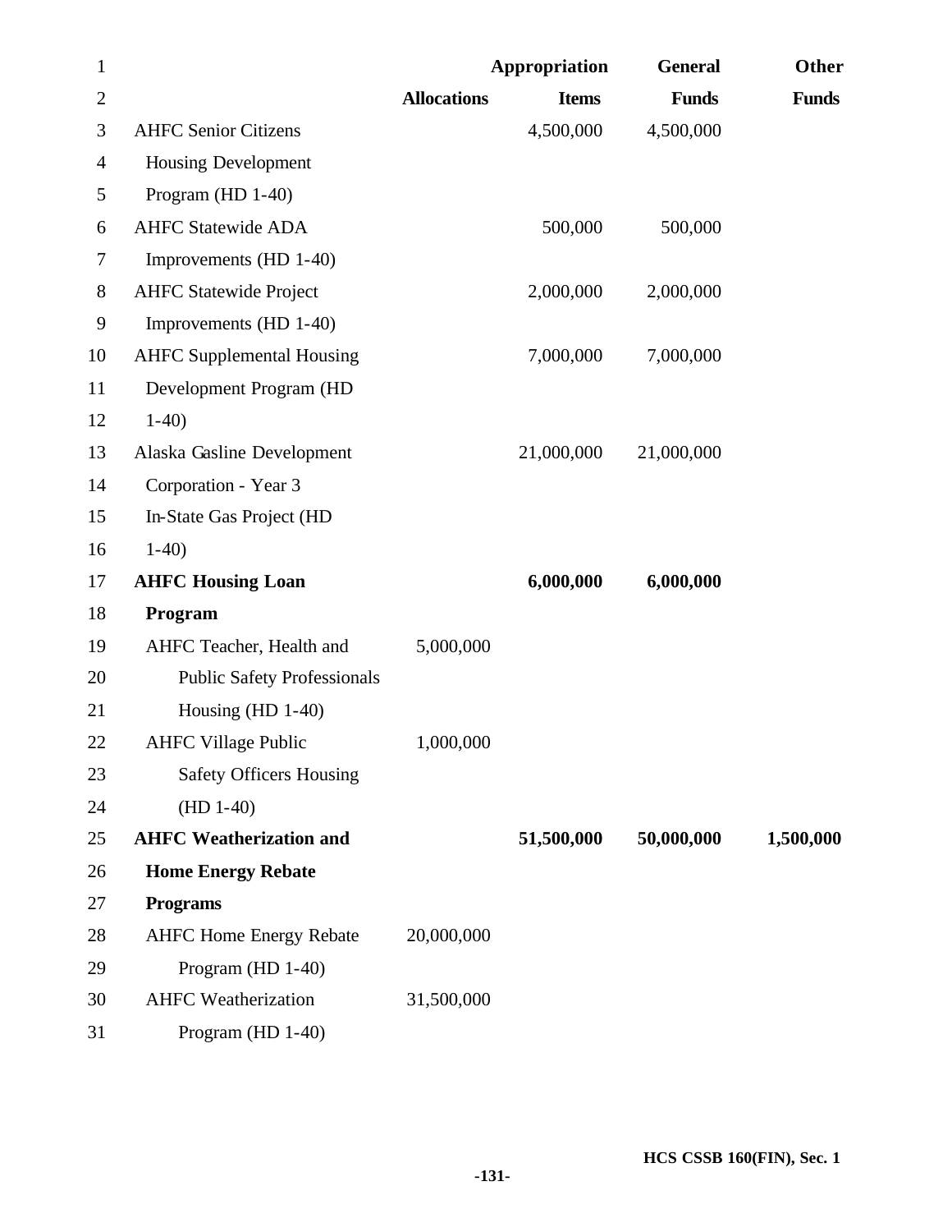| | Allocations | Appropriation Items | General Funds | Other Funds |
|---|---|---|---|---|
| AHFC Senior Citizens Housing Development Program (HD 1-40) | | 4,500,000 | 4,500,000 | |
| AHFC Statewide ADA Improvements (HD 1-40) | | 500,000 | 500,000 | |
| AHFC Statewide Project Improvements (HD 1-40) | | 2,000,000 | 2,000,000 | |
| AHFC Supplemental Housing Development Program (HD 1-40) | | 7,000,000 | 7,000,000 | |
| Alaska Gasline Development Corporation - Year 3 In-State Gas Project (HD 1-40) | | 21,000,000 | 21,000,000 | |
| **AHFC Housing Loan Program** | | **6,000,000** | **6,000,000** | |
| AHFC Teacher, Health and Public Safety Professionals Housing (HD 1-40) | 5,000,000 | | | |
| AHFC Village Public Safety Officers Housing (HD 1-40) | 1,000,000 | | | |
| **AHFC Weatherization and Home Energy Rebate Programs** | | **51,500,000** | **50,000,000** | **1,500,000** |
| AHFC Home Energy Rebate Program (HD 1-40) | 20,000,000 | | | |
| AHFC Weatherization Program (HD 1-40) | 31,500,000 | | | |

HCS CSSB 160(FIN), Sec. 1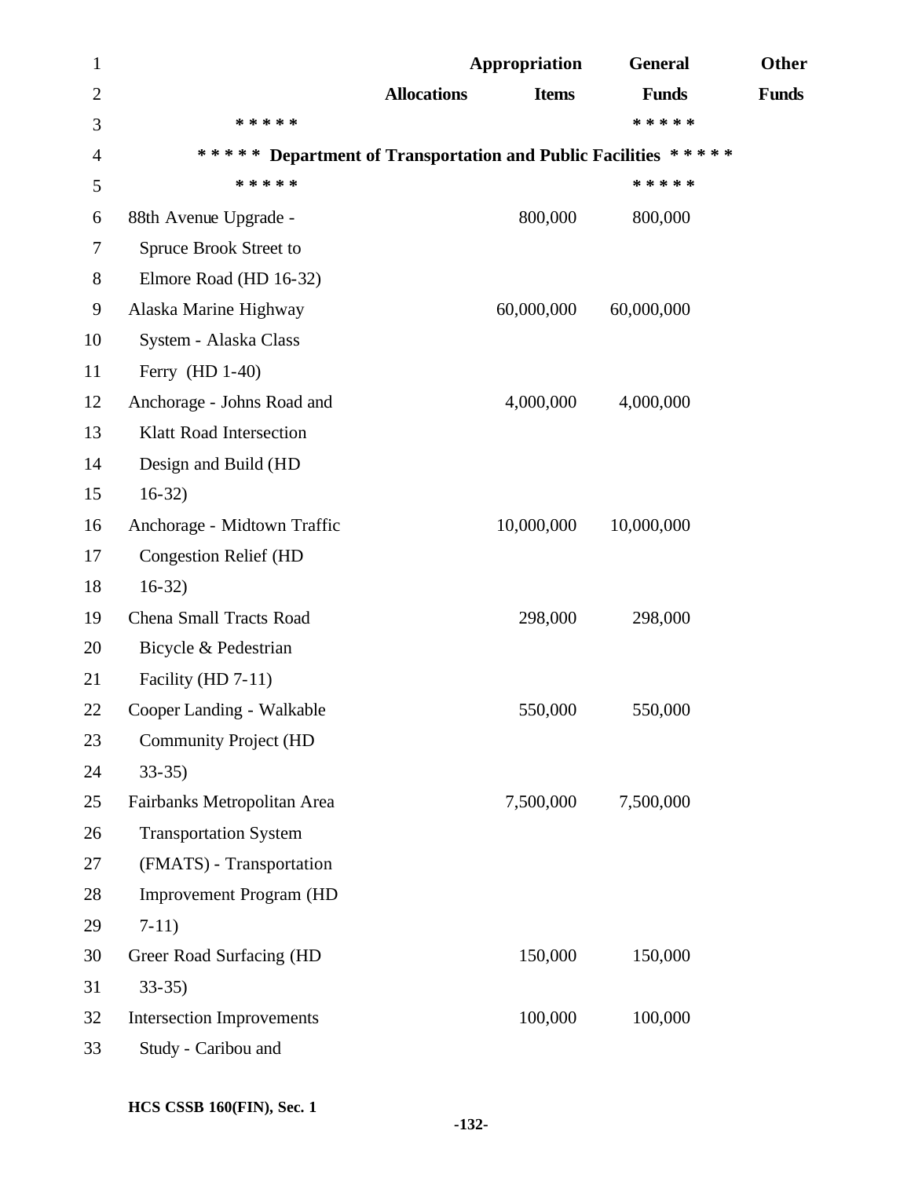| | Allocations | Appropriation Items | General Funds | Other Funds |
|---|---|---|---|---|
| ***** | | | ***** | |
| ***** Department of Transportation and Public Facilities ***** | | | | |
| ***** | | | ***** | |
| 88th Avenue Upgrade - Spruce Brook Street to Elmore Road (HD 16-32) | | 800,000 | 800,000 | |
| Alaska Marine Highway System - Alaska Class Ferry (HD 1-40) | | 60,000,000 | 60,000,000 | |
| Anchorage - Johns Road and Klatt Road Intersection Design and Build (HD 16-32) | | 4,000,000 | 4,000,000 | |
| Anchorage - Midtown Traffic Congestion Relief (HD 16-32) | | 10,000,000 | 10,000,000 | |
| Chena Small Tracts Road Bicycle & Pedestrian Facility (HD 7-11) | | 298,000 | 298,000 | |
| Cooper Landing - Walkable Community Project (HD 33-35) | | 550,000 | 550,000 | |
| Fairbanks Metropolitan Area Transportation System (FMATS) - Transportation Improvement Program (HD 7-11) | | 7,500,000 | 7,500,000 | |
| Greer Road Surfacing (HD 33-35) | | 150,000 | 150,000 | |
| Intersection Improvements Study - Caribou and | | 100,000 | 100,000 | |

HCS CSSB 160(FIN), Sec. 1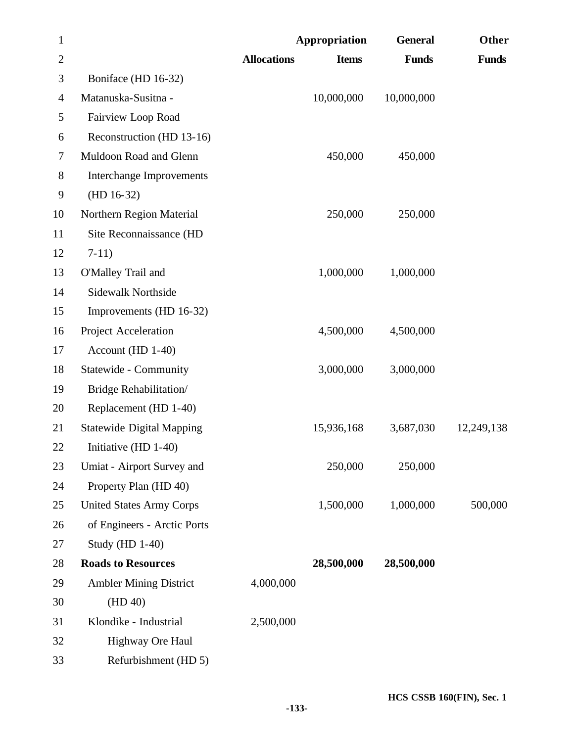| | Allocations | Appropriation Items | General Funds | Other Funds |
|---|---|---|---|---|
| Boniface (HD 16-32) | | | | |
| Matanuska-Susitna - Fairview Loop Road Reconstruction (HD 13-16) | | 10,000,000 | 10,000,000 | |
| Muldoon Road and Glenn Interchange Improvements (HD 16-32) | | 450,000 | 450,000 | |
| Northern Region Material Site Reconnaissance (HD 7-11) | | 250,000 | 250,000 | |
| O'Malley Trail and Sidewalk Northside Improvements (HD 16-32) | | 1,000,000 | 1,000,000 | |
| Project Acceleration Account (HD 1-40) | | 4,500,000 | 4,500,000 | |
| Statewide - Community Bridge Rehabilitation/ Replacement (HD 1-40) | | 3,000,000 | 3,000,000 | |
| Statewide Digital Mapping Initiative (HD 1-40) | | 15,936,168 | 3,687,030 | 12,249,138 |
| Umiat - Airport Survey and Property Plan (HD 40) | | 250,000 | 250,000 | |
| United States Army Corps of Engineers - Arctic Ports Study (HD 1-40) | | 1,500,000 | 1,000,000 | 500,000 |
| **Roads to Resources** | | **28,500,000** | **28,500,000** | |
| Ambler Mining District (HD 40) | 4,000,000 | | | |
| Klondike - Industrial Highway Ore Haul Refurbishment (HD 5) | 2,500,000 | | | |

HCS CSSB 160(FIN), Sec. 1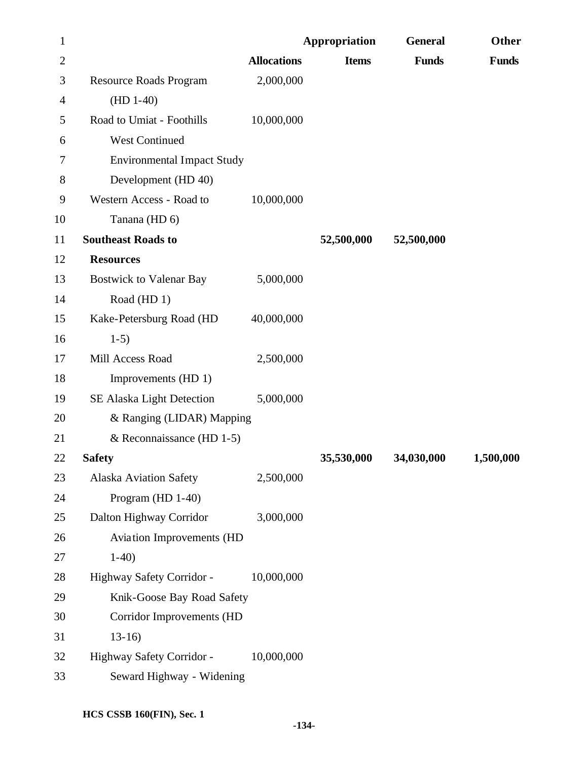| | Allocations | Appropriation Items | General Funds | Other Funds |
|---|---|---|---|---|
| Resource Roads Program (HD 1-40) | 2,000,000 | | | |
| Road to Umiat - Foothills West Continued Environmental Impact Study Development (HD 40) | 10,000,000 | | | |
| Western Access - Road to Tanana (HD 6) | 10,000,000 | | | |
| **Southeast Roads to Resources** | | **52,500,000** | **52,500,000** | |
| Bostwick to Valenar Bay Road (HD 1) | 5,000,000 | | | |
| Kake-Petersburg Road (HD 1-5) | 40,000,000 | | | |
| Mill Access Road Improvements (HD 1) | 2,500,000 | | | |
| SE Alaska Light Detection & Ranging (LIDAR) Mapping & Reconnaissance (HD 1-5) | 5,000,000 | | | |
| **Safety** | | **35,530,000** | **34,030,000** | **1,500,000** |
| Alaska Aviation Safety Program (HD 1-40) | 2,500,000 | | | |
| Dalton Highway Corridor Aviation Improvements (HD 1-40) | 3,000,000 | | | |
| Highway Safety Corridor - Knik-Goose Bay Road Safety Corridor Improvements (HD 13-16) | 10,000,000 | | | |
| Highway Safety Corridor - Seward Highway - Widening | 10,000,000 | | | |

HCS CSSB 160(FIN), Sec. 1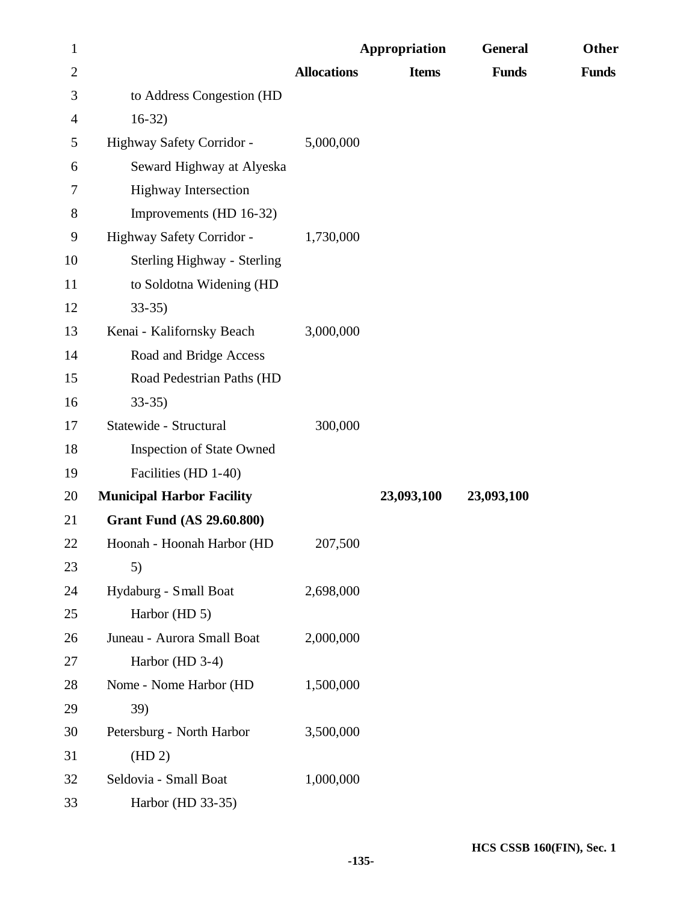| | Allocations | Appropriation Items | General Funds | Other Funds |
|---|---|---|---|---|
| to Address Congestion (HD 16-32) | | | | |
| Highway Safety Corridor - Seward Highway at Alyeska Highway Intersection Improvements (HD 16-32) | 5,000,000 | | | |
| Highway Safety Corridor - Sterling Highway - Sterling to Soldotna Widening (HD 33-35) | 1,730,000 | | | |
| Kenai - Kalifornsky Beach Road and Bridge Access Road Pedestrian Paths (HD 33-35) | 3,000,000 | | | |
| Statewide - Structural Inspection of State Owned Facilities (HD 1-40) | 300,000 | | | |
| **Municipal Harbor Facility Grant Fund (AS 29.60.800)** | | **23,093,100** | **23,093,100** | |
| Hoonah - Hoonah Harbor (HD 5) | 207,500 | | | |
| Hydaburg - Small Boat Harbor (HD 5) | 2,698,000 | | | |
| Juneau - Aurora Small Boat Harbor (HD 3-4) | 2,000,000 | | | |
| Nome - Nome Harbor (HD 39) | 1,500,000 | | | |
| Petersburg - North Harbor (HD 2) | 3,500,000 | | | |
| Seldovia - Small Boat Harbor (HD 33-35) | 1,000,000 | | | |

HCS CSSB 160(FIN), Sec. 1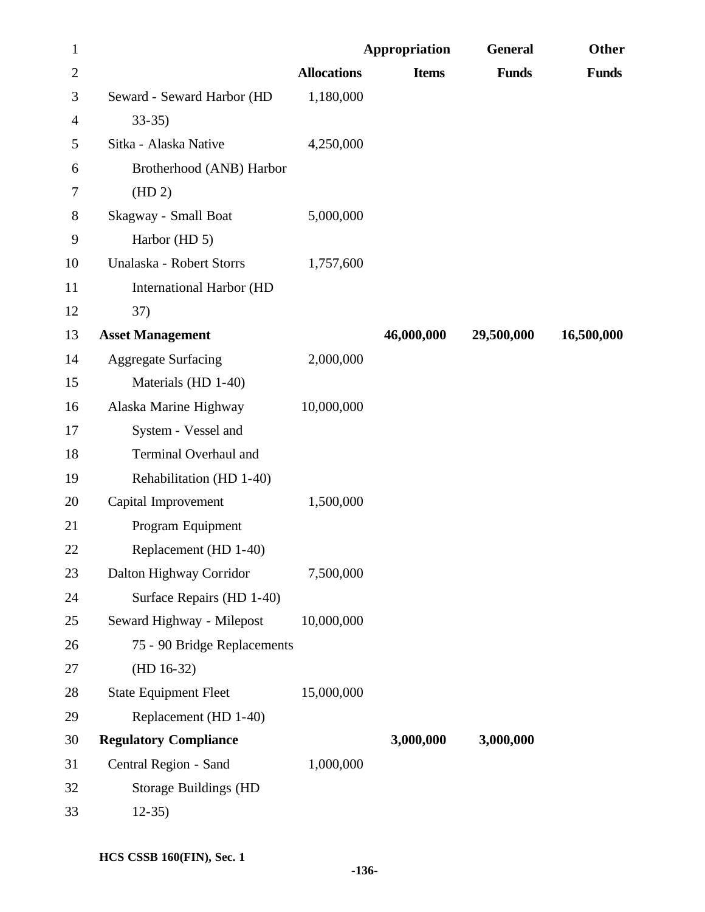| | Allocations | Appropriation Items | General Funds | Other Funds |
|---|---|---|---|---|
| Seward - Seward Harbor (HD 33-35) | 1,180,000 | | | |
| Sitka - Alaska Native Brotherhood (ANB) Harbor (HD 2) | 4,250,000 | | | |
| Skagway - Small Boat Harbor (HD 5) | 5,000,000 | | | |
| Unalaska - Robert Storrs International Harbor (HD 37) | 1,757,600 | | | |
| **Asset Management** | | **46,000,000** | **29,500,000** | **16,500,000** |
| Aggregate Surfacing Materials (HD 1-40) | 2,000,000 | | | |
| Alaska Marine Highway System - Vessel and Terminal Overhaul and Rehabilitation (HD 1-40) | 10,000,000 | | | |
| Capital Improvement Program Equipment Replacement (HD 1-40) | 1,500,000 | | | |
| Dalton Highway Corridor Surface Repairs (HD 1-40) | 7,500,000 | | | |
| Seward Highway - Milepost 75 - 90 Bridge Replacements (HD 16-32) | 10,000,000 | | | |
| State Equipment Fleet Replacement (HD 1-40) | 15,000,000 | | | |
| **Regulatory Compliance** | | **3,000,000** | **3,000,000** | |
| Central Region - Sand Storage Buildings (HD 12-35) | 1,000,000 | | | |

**HCS CSSB 160(FIN), Sec. 1**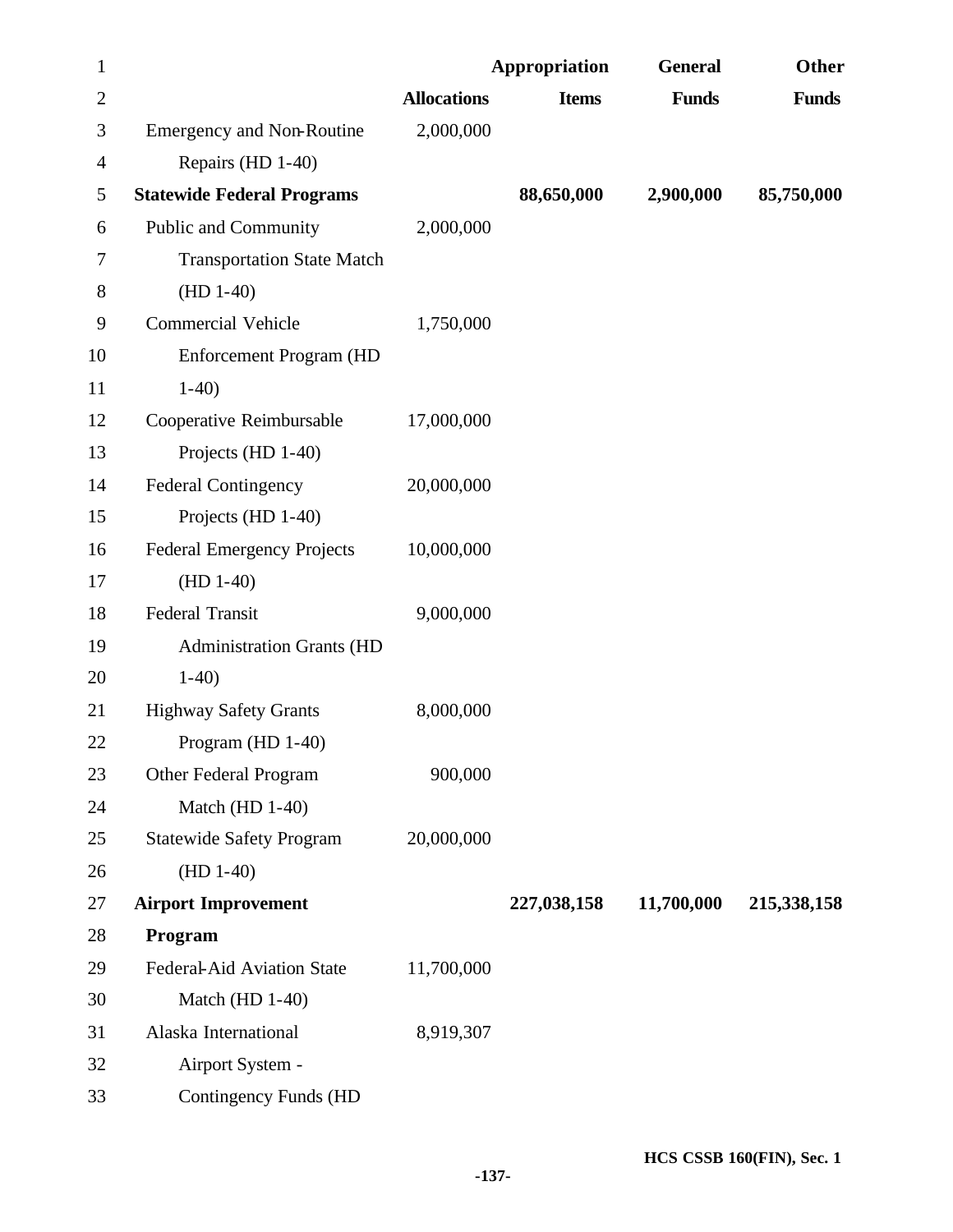| | Allocations | Appropriation Items | General Funds | Other Funds |
|---|---|---|---|---|
| Emergency and Non-Routine Repairs (HD 1-40) | 2,000,000 | | | |
| **Statewide Federal Programs** | | **88,650,000** | **2,900,000** | **85,750,000** |
| Public and Community Transportation State Match (HD 1-40) | 2,000,000 | | | |
| Commercial Vehicle Enforcement Program (HD 1-40) | 1,750,000 | | | |
| Cooperative Reimbursable Projects (HD 1-40) | 17,000,000 | | | |
| Federal Contingency Projects (HD 1-40) | 20,000,000 | | | |
| Federal Emergency Projects (HD 1-40) | 10,000,000 | | | |
| Federal Transit Administration Grants (HD 1-40) | 9,000,000 | | | |
| Highway Safety Grants Program (HD 1-40) | 8,000,000 | | | |
| Other Federal Program Match (HD 1-40) | 900,000 | | | |
| Statewide Safety Program (HD 1-40) | 20,000,000 | | | |
| **Airport Improvement Program** | | **227,038,158** | **11,700,000** | **215,338,158** |
| Federal-Aid Aviation State Match (HD 1-40) | 11,700,000 | | | |
| Alaska International Airport System - Contingency Funds (HD | 8,919,307 | | | |

HCS CSSB 160(FIN), Sec. 1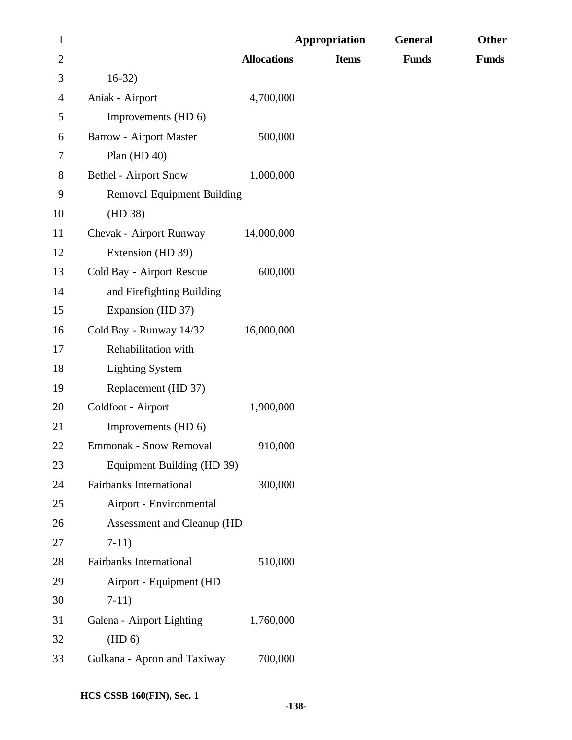| | Allocations | Appropriation Items | General Funds | Other Funds |
|---|---|---|---|---|
| 16-32) | | | | |
| Aniak - Airport Improvements (HD 6) | 4,700,000 | | | |
| Barrow - Airport Master Plan (HD 40) | 500,000 | | | |
| Bethel - Airport Snow Removal Equipment Building (HD 38) | 1,000,000 | | | |
| Chevak - Airport Runway Extension (HD 39) | 14,000,000 | | | |
| Cold Bay - Airport Rescue and Firefighting Building Expansion (HD 37) | 600,000 | | | |
| Cold Bay - Runway 14/32 Rehabilitation with Lighting System Replacement (HD 37) | 16,000,000 | | | |
| Coldfoot - Airport Improvements (HD 6) | 1,900,000 | | | |
| Emmonak - Snow Removal Equipment Building (HD 39) | 910,000 | | | |
| Fairbanks International Airport - Environmental Assessment and Cleanup (HD 7-11) | 300,000 | | | |
| Fairbanks International Airport - Equipment (HD 7-11) | 510,000 | | | |
| Galena - Airport Lighting (HD 6) | 1,760,000 | | | |
| Gulkana - Apron and Taxiway | 700,000 | | | |

HCS CSSB 160(FIN), Sec. 1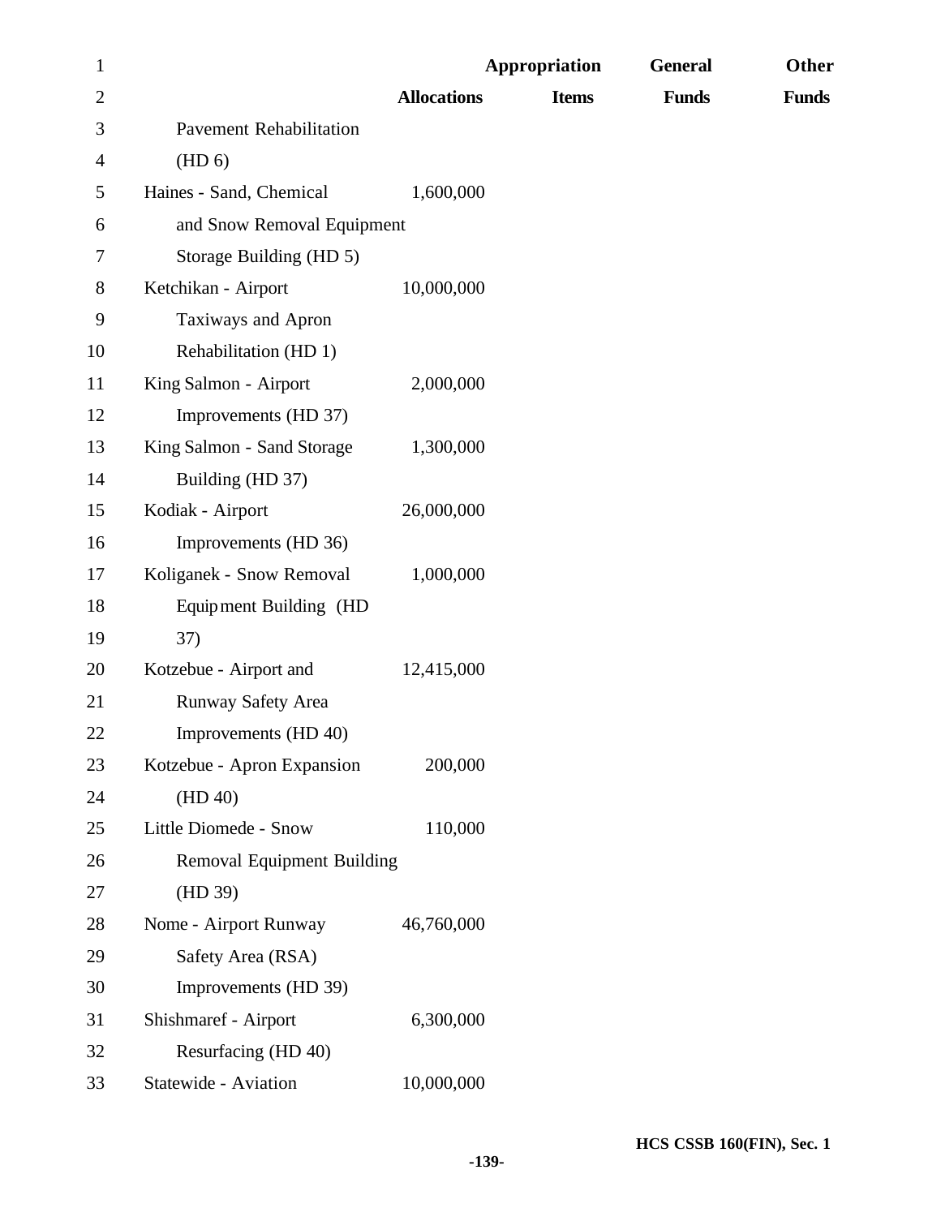| | Allocations | Appropriation Items | General Funds | Other Funds |
|---|---|---|---|---|
| Pavement Rehabilitation (HD 6) | | | | |
| Haines - Sand, Chemical and Snow Removal Equipment Storage Building (HD 5) | 1,600,000 | | | |
| Ketchikan - Airport Taxiways and Apron Rehabilitation (HD 1) | 10,000,000 | | | |
| King Salmon - Airport Improvements (HD 37) | 2,000,000 | | | |
| King Salmon - Sand Storage Building (HD 37) | 1,300,000 | | | |
| Kodiak - Airport Improvements (HD 36) | 26,000,000 | | | |
| Koliganek - Snow Removal Equipment Building (HD 37) | 1,000,000 | | | |
| Kotzebue - Airport and Runway Safety Area Improvements (HD 40) | 12,415,000 | | | |
| Kotzebue - Apron Expansion (HD 40) | 200,000 | | | |
| Little Diomede - Snow Removal Equipment Building (HD 39) | 110,000 | | | |
| Nome - Airport Runway Safety Area (RSA) Improvements (HD 39) | 46,760,000 | | | |
| Shishmaref - Airport Resurfacing (HD 40) | 6,300,000 | | | |
| Statewide - Aviation | 10,000,000 | | | |

HCS CSSB 160(FIN), Sec. 1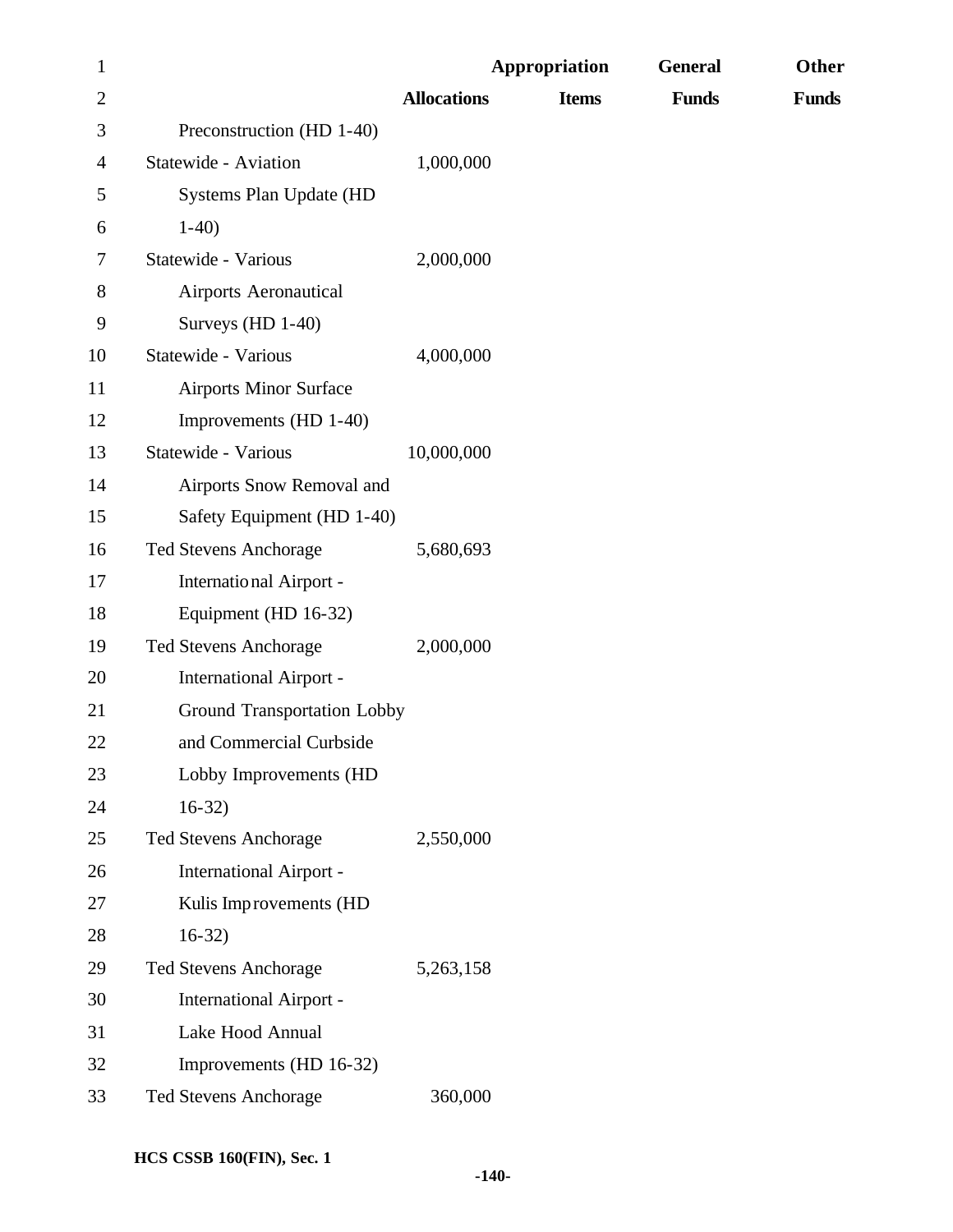| | Allocations | Appropriation Items | General Funds | Other Funds |
|---|---|---|---|---|
| Preconstruction (HD 1-40) | | | | |
| Statewide - Aviation Systems Plan Update (HD 1-40) | 1,000,000 | | | |
| Statewide - Various Airports Aeronautical Surveys (HD 1-40) | 2,000,000 | | | |
| Statewide - Various Airports Minor Surface Improvements (HD 1-40) | 4,000,000 | | | |
| Statewide - Various Airports Snow Removal and Safety Equipment (HD 1-40) | 10,000,000 | | | |
| Ted Stevens Anchorage International Airport - Equipment (HD 16-32) | 5,680,693 | | | |
| Ted Stevens Anchorage International Airport - Ground Transportation Lobby and Commercial Curbside Lobby Improvements (HD 16-32) | 2,000,000 | | | |
| Ted Stevens Anchorage International Airport - Kulis Improvements (HD 16-32) | 2,550,000 | | | |
| Ted Stevens Anchorage International Airport - Lake Hood Annual Improvements (HD 16-32) | 5,263,158 | | | |
| Ted Stevens Anchorage | 360,000 | | | |

HCS CSSB 160(FIN), Sec. 1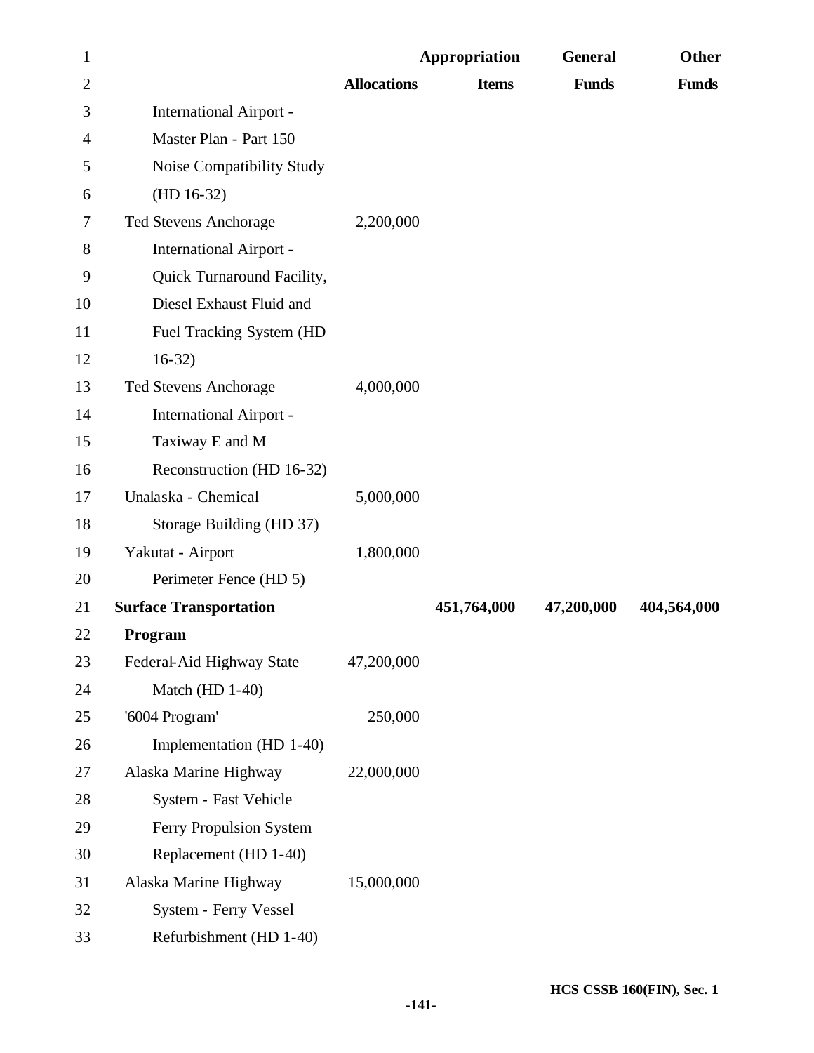| | Allocations | Appropriation Items | General Funds | Other Funds |
|---|---|---|---|---|
| International Airport - Master Plan - Part 150 Noise Compatibility Study (HD 16-32) | | | | |
| Ted Stevens Anchorage International Airport - Quick Turnaround Facility, Diesel Exhaust Fluid and Fuel Tracking System (HD 16-32) | 2,200,000 | | | |
| Ted Stevens Anchorage International Airport - Taxiway E and M Reconstruction (HD 16-32) | 4,000,000 | | | |
| Unalaska - Chemical Storage Building (HD 37) | 5,000,000 | | | |
| Yakutat - Airport Perimeter Fence (HD 5) | 1,800,000 | | | |
| **Surface Transportation Program** | | **451,764,000** | **47,200,000** | **404,564,000** |
| Federal-Aid Highway State Match (HD 1-40) | 47,200,000 | | | |
| '6004 Program' Implementation (HD 1-40) | 250,000 | | | |
| Alaska Marine Highway System - Fast Vehicle Ferry Propulsion System Replacement (HD 1-40) | 22,000,000 | | | |
| Alaska Marine Highway System - Ferry Vessel Refurbishment (HD 1-40) | 15,000,000 | | | |

HCS CSSB 160(FIN), Sec. 1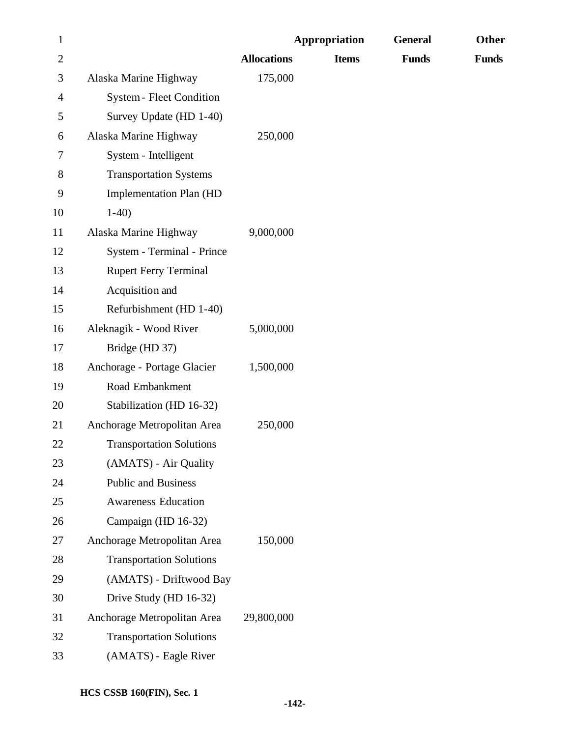| | Allocations | Appropriation Items | General Funds | Other Funds |
|---|---|---|---|---|
| Alaska Marine Highway System - Fleet Condition Survey Update (HD 1-40) | 175,000 | | | |
| Alaska Marine Highway System - Intelligent Transportation Systems Implementation Plan (HD 1-40) | 250,000 | | | |
| Alaska Marine Highway System - Terminal - Prince Rupert Ferry Terminal Acquisition and Refurbishment (HD 1-40) | 9,000,000 | | | |
| Aleknagik - Wood River Bridge (HD 37) | 5,000,000 | | | |
| Anchorage - Portage Glacier Road Embankment Stabilization (HD 16-32) | 1,500,000 | | | |
| Anchorage Metropolitan Area Transportation Solutions (AMATS) - Air Quality Public and Business Awareness Education Campaign (HD 16-32) | 250,000 | | | |
| Anchorage Metropolitan Area Transportation Solutions (AMATS) - Driftwood Bay Drive Study (HD 16-32) | 150,000 | | | |
| Anchorage Metropolitan Area Transportation Solutions (AMATS) - Eagle River | 29,800,000 | | | |

HCS CSSB 160(FIN), Sec. 1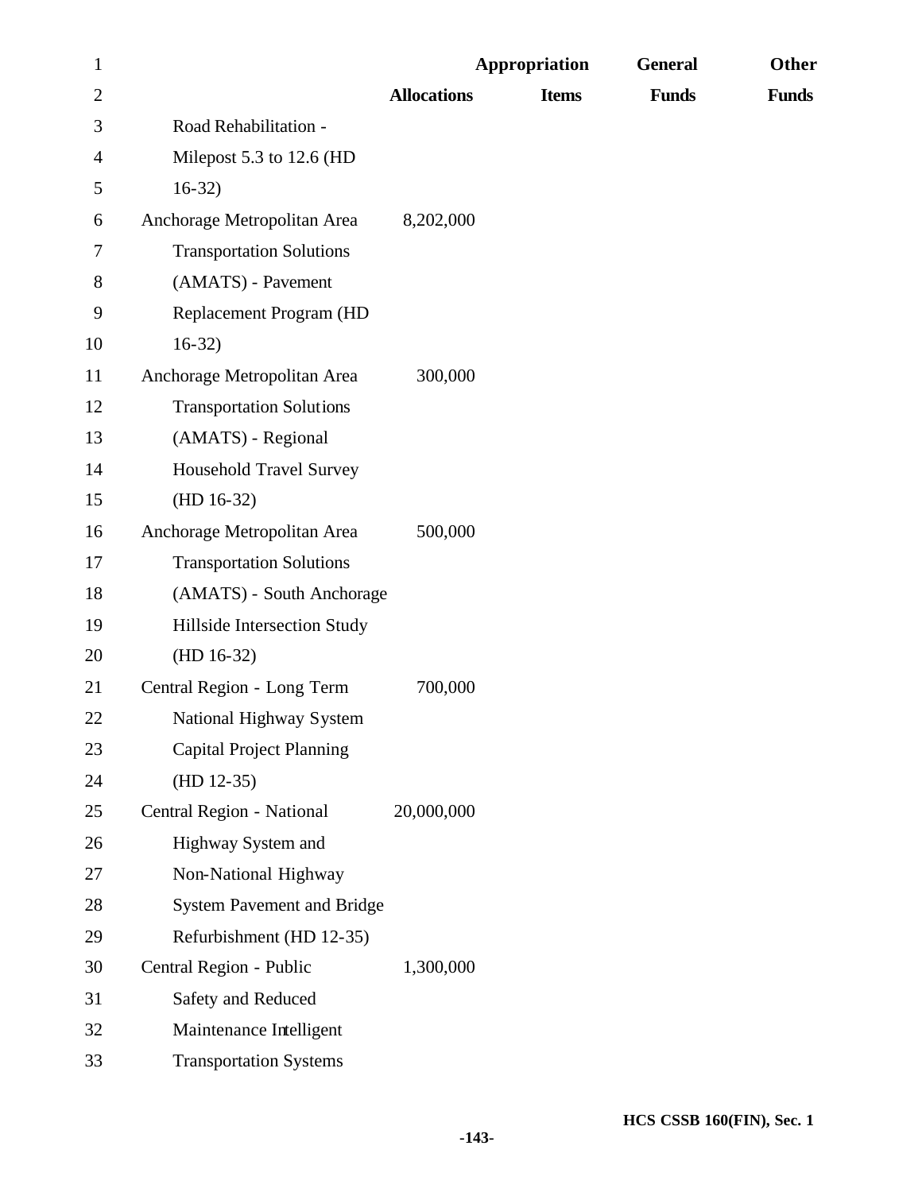| | Allocations | Appropriation Items | General Funds | Other Funds |
|---|---|---|---|---|
| Road Rehabilitation - Milepost 5.3 to 12.6 (HD 16-32) | | | | |
| Anchorage Metropolitan Area Transportation Solutions (AMATS) - Pavement Replacement Program (HD 16-32) | 8,202,000 | | | |
| Anchorage Metropolitan Area Transportation Solutions (AMATS) - Regional Household Travel Survey (HD 16-32) | 300,000 | | | |
| Anchorage Metropolitan Area Transportation Solutions (AMATS) - South Anchorage Hillside Intersection Study (HD 16-32) | 500,000 | | | |
| Central Region - Long Term National Highway System Capital Project Planning (HD 12-35) | 700,000 | | | |
| Central Region - National Highway System and Non-National Highway System Pavement and Bridge Refurbishment (HD 12-35) | 20,000,000 | | | |
| Central Region - Public Safety and Reduced Maintenance Intelligent Transportation Systems | 1,300,000 | | | |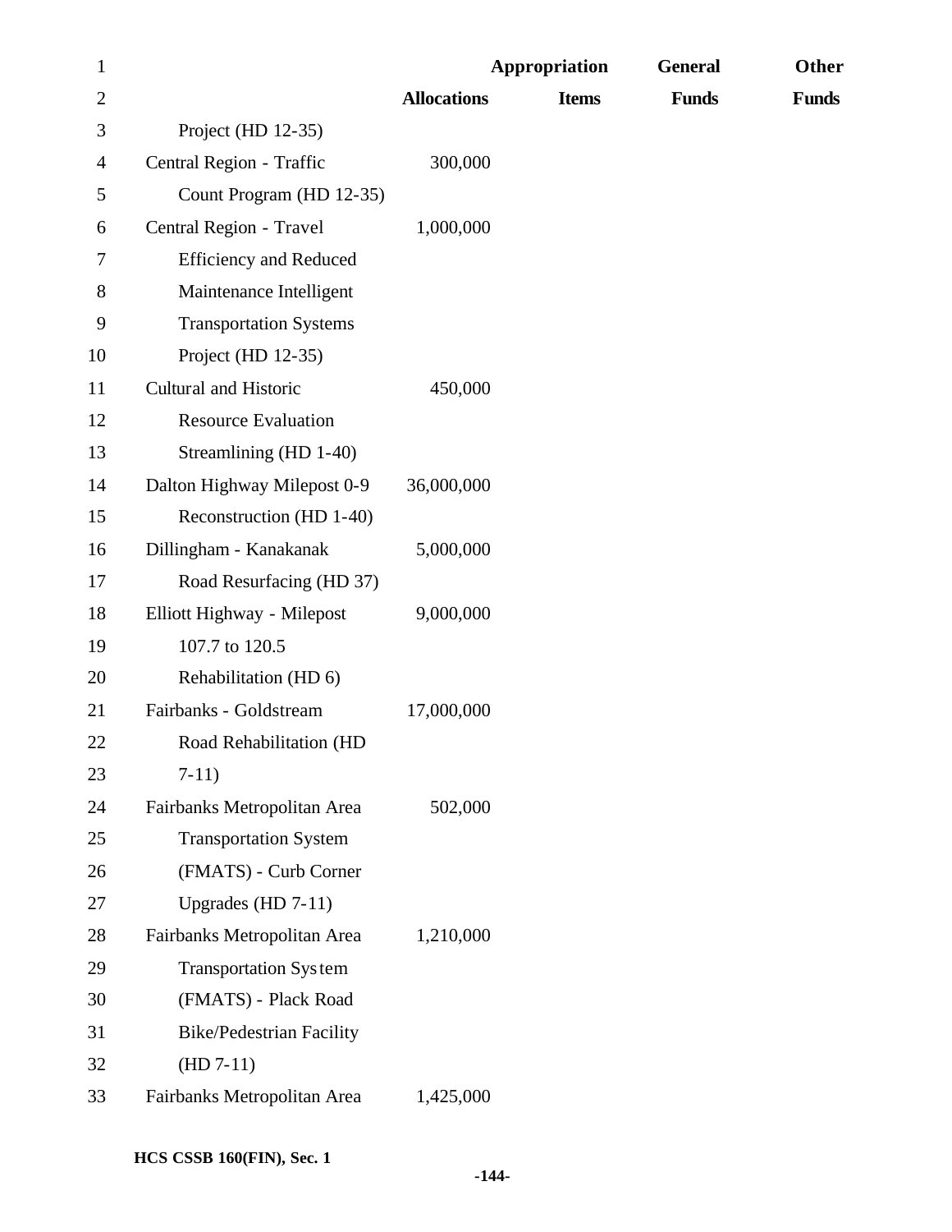| | Allocations | Appropriation Items | General Funds | Other Funds |
|---|---|---|---|---|
| Project (HD 12-35) | | | | |
| Central Region - Traffic Count Program (HD 12-35) | 300,000 | | | |
| Central Region - Travel Efficiency and Reduced Maintenance Intelligent Transportation Systems Project (HD 12-35) | 1,000,000 | | | |
| Cultural and Historic Resource Evaluation Streamlining (HD 1-40) | 450,000 | | | |
| Dalton Highway Milepost 0-9 Reconstruction (HD 1-40) | 36,000,000 | | | |
| Dillingham - Kanakanak Road Resurfacing (HD 37) | 5,000,000 | | | |
| Elliott Highway - Milepost 107.7 to 120.5 Rehabilitation (HD 6) | 9,000,000 | | | |
| Fairbanks - Goldstream Road Rehabilitation (HD 7-11) | 17,000,000 | | | |
| Fairbanks Metropolitan Area Transportation System (FMATS) - Curb Corner Upgrades (HD 7-11) | 502,000 | | | |
| Fairbanks Metropolitan Area Transportation System (FMATS) - Plack Road Bike/Pedestrian Facility (HD 7-11) | 1,210,000 | | | |
| Fairbanks Metropolitan Area | 1,425,000 | | | |

HCS CSSB 160(FIN), Sec. 1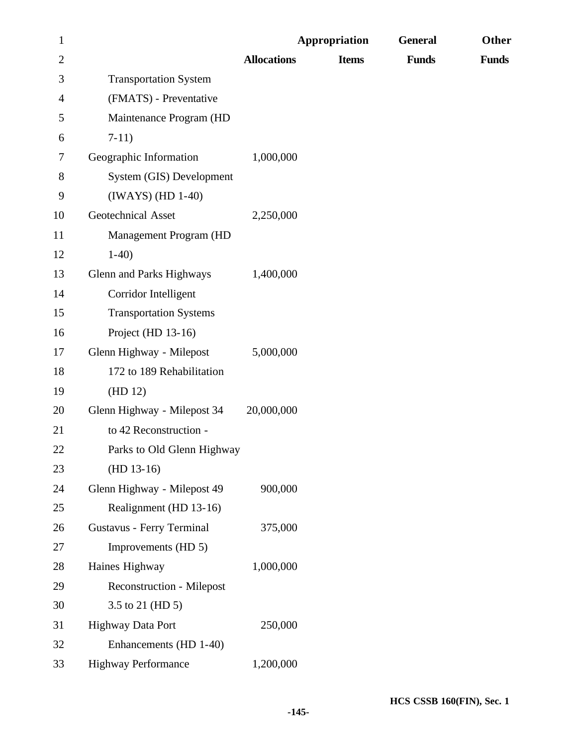| | Allocations | Appropriation Items | General Funds | Other Funds |
|---|---|---|---|---|
| Transportation System (FMATS) - Preventative Maintenance Program (HD 7-11) | | | | |
| Geographic Information System (GIS) Development (IWAYS) (HD 1-40) | 1,000,000 | | | |
| Geotechnical Asset Management Program (HD 1-40) | 2,250,000 | | | |
| Glenn and Parks Highways Corridor Intelligent Transportation Systems Project (HD 13-16) | 1,400,000 | | | |
| Glenn Highway - Milepost 172 to 189 Rehabilitation (HD 12) | 5,000,000 | | | |
| Glenn Highway - Milepost 34 to 42 Reconstruction - Parks to Old Glenn Highway (HD 13-16) | 20,000,000 | | | |
| Glenn Highway - Milepost 49 Realignment (HD 13-16) | 900,000 | | | |
| Gustavus - Ferry Terminal Improvements (HD 5) | 375,000 | | | |
| Haines Highway Reconstruction - Milepost 3.5 to 21 (HD 5) | 1,000,000 | | | |
| Highway Data Port Enhancements (HD 1-40) | 250,000 | | | |
| Highway Performance | 1,200,000 | | | |

HCS CSSB 160(FIN), Sec. 1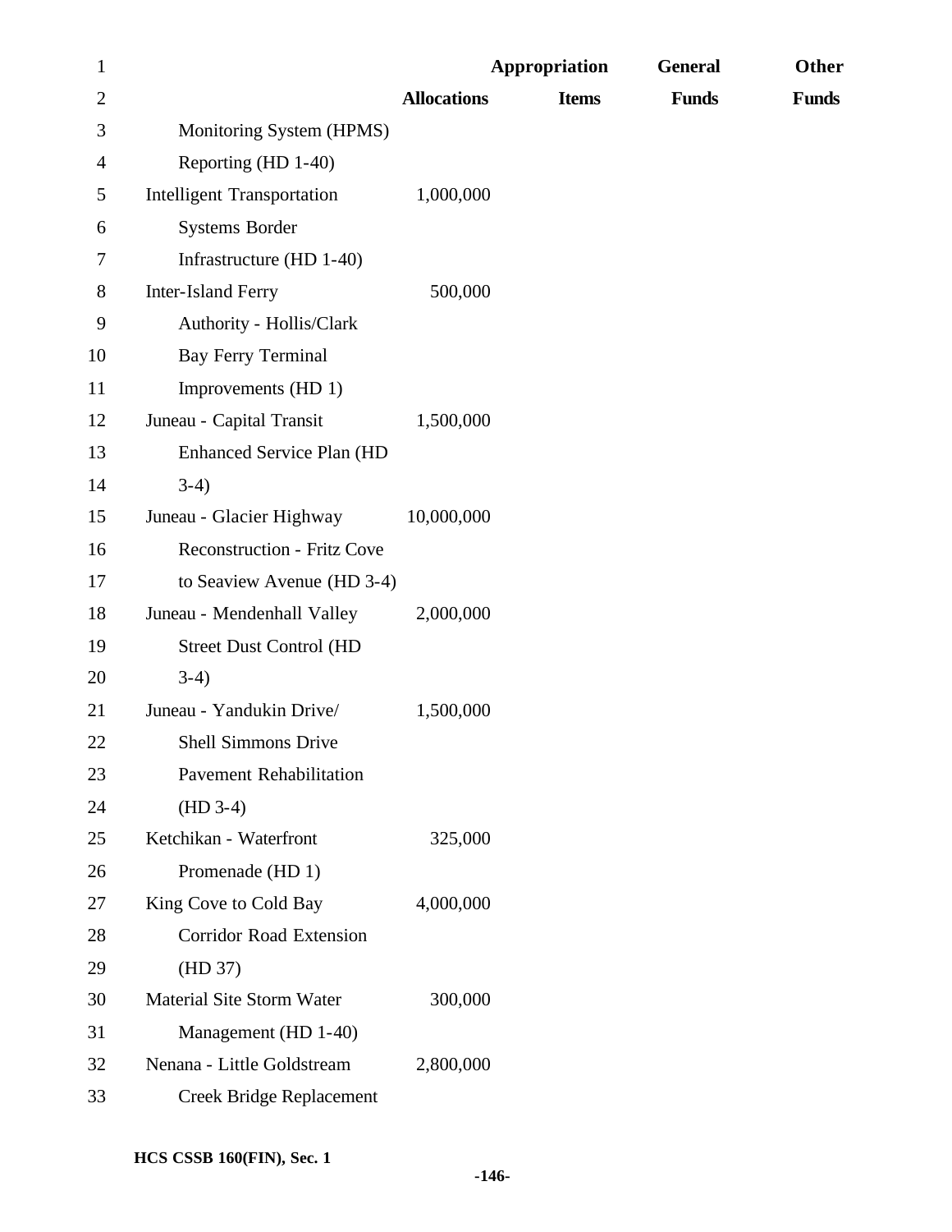| | Allocations | Appropriation Items | General Funds | Other Funds |
|---|---|---|---|---|
| Monitoring System (HPMS) Reporting (HD 1-40) | | | | |
| Intelligent Transportation Systems Border Infrastructure (HD 1-40) | 1,000,000 | | | |
| Inter-Island Ferry Authority - Hollis/Clark Bay Ferry Terminal Improvements (HD 1) | 500,000 | | | |
| Juneau - Capital Transit Enhanced Service Plan (HD 3-4) | 1,500,000 | | | |
| Juneau - Glacier Highway Reconstruction - Fritz Cove to Seaview Avenue (HD 3-4) | 10,000,000 | | | |
| Juneau - Mendenhall Valley Street Dust Control (HD 3-4) | 2,000,000 | | | |
| Juneau - Yandukin Drive/ Shell Simmons Drive Pavement Rehabilitation (HD 3-4) | 1,500,000 | | | |
| Ketchikan - Waterfront Promenade (HD 1) | 325,000 | | | |
| King Cove to Cold Bay Corridor Road Extension (HD 37) | 4,000,000 | | | |
| Material Site Storm Water Management (HD 1-40) | 300,000 | | | |
| Nenana - Little Goldstream Creek Bridge Replacement | 2,800,000 | | | |

HCS CSSB 160(FIN), Sec. 1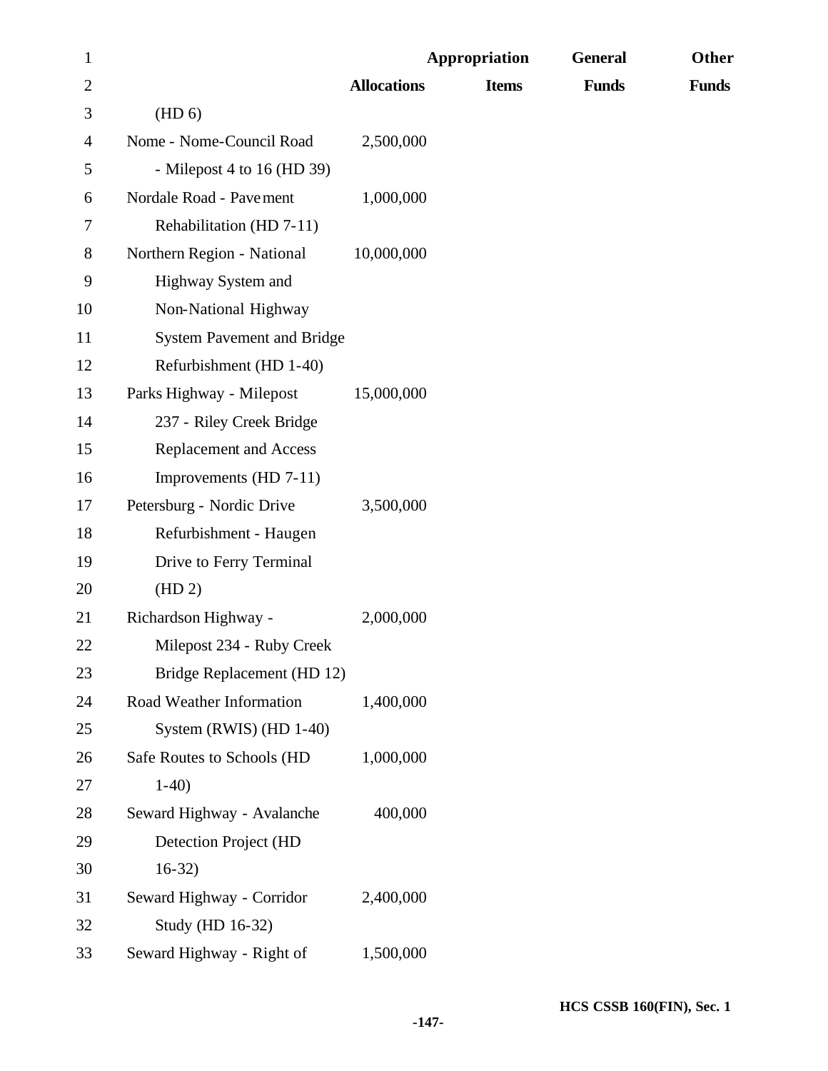| | Allocations | Appropriation Items | General Funds | Other Funds |
|---|---|---|---|---|
| (HD 6) | | | | |
| Nome - Nome-Council Road - Milepost 4 to 16 (HD 39) | 2,500,000 | | | |
| Nordale Road - Pavement Rehabilitation (HD 7-11) | 1,000,000 | | | |
| Northern Region - National Highway System and Non-National Highway System Pavement and Bridge Refurbishment (HD 1-40) | 10,000,000 | | | |
| Parks Highway - Milepost 237 - Riley Creek Bridge Replacement and Access Improvements (HD 7-11) | 15,000,000 | | | |
| Petersburg - Nordic Drive Refurbishment - Haugen Drive to Ferry Terminal (HD 2) | 3,500,000 | | | |
| Richardson Highway - Milepost 234 - Ruby Creek Bridge Replacement (HD 12) | 2,000,000 | | | |
| Road Weather Information System (RWIS) (HD 1-40) | 1,400,000 | | | |
| Safe Routes to Schools (HD 1-40) | 1,000,000 | | | |
| Seward Highway - Avalanche Detection Project (HD 16-32) | 400,000 | | | |
| Seward Highway - Corridor Study (HD 16-32) | 2,400,000 | | | |
| Seward Highway - Right of | 1,500,000 | | | |

HCS CSSB 160(FIN), Sec. 1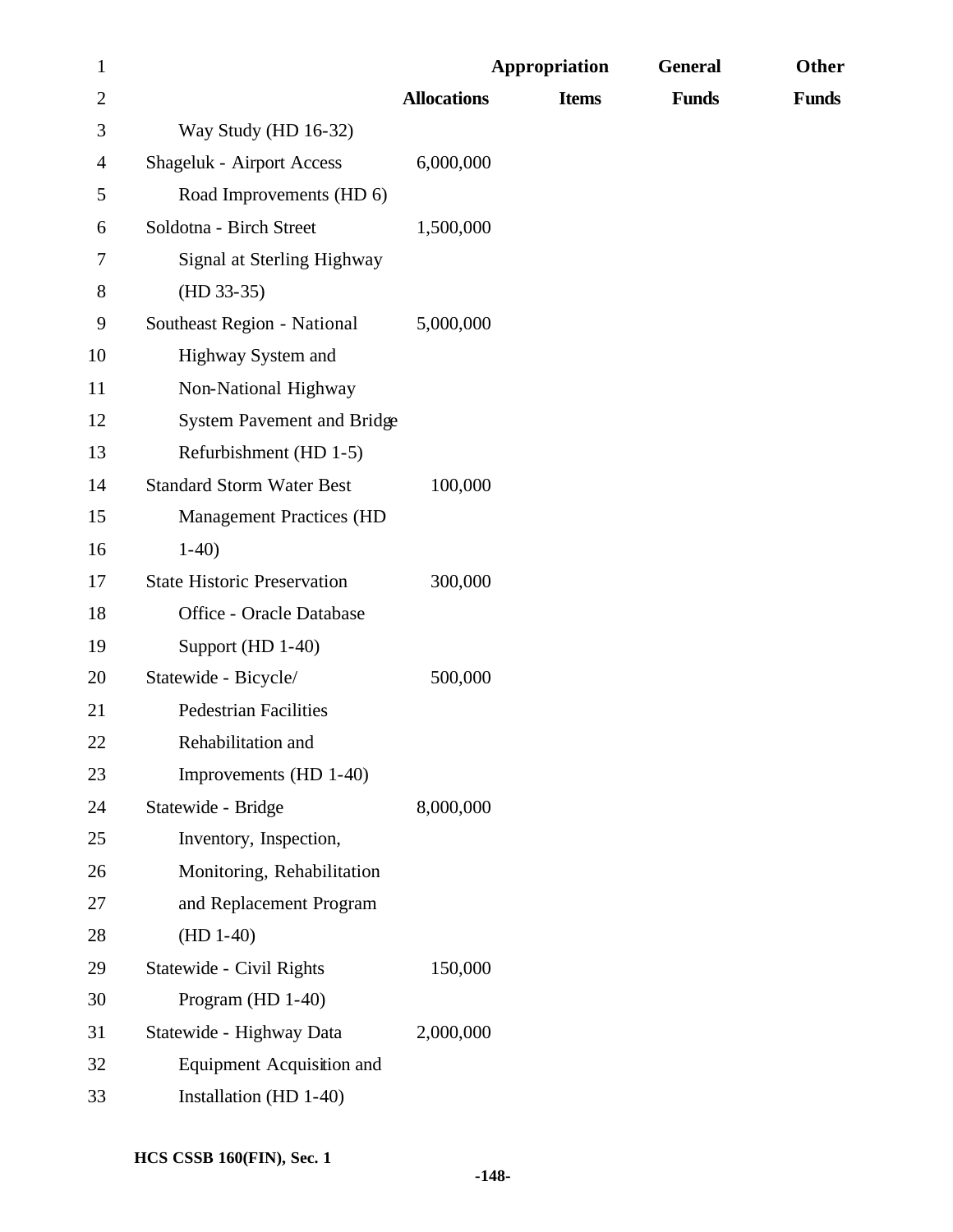| | Allocations | Appropriation Items | General Funds | Other Funds |
|---|---|---|---|---|
| Way Study (HD 16-32) | | | | |
| Shageluk - Airport Access Road Improvements (HD 6) | 6,000,000 | | | |
| Soldotna - Birch Street Signal at Sterling Highway (HD 33-35) | 1,500,000 | | | |
| Southeast Region - National Highway System and Non-National Highway System Pavement and Bridge Refurbishment (HD 1-5) | 5,000,000 | | | |
| Standard Storm Water Best Management Practices (HD 1-40) | 100,000 | | | |
| State Historic Preservation Office - Oracle Database Support (HD 1-40) | 300,000 | | | |
| Statewide - Bicycle/ Pedestrian Facilities Rehabilitation and Improvements (HD 1-40) | 500,000 | | | |
| Statewide - Bridge Inventory, Inspection, Monitoring, Rehabilitation and Replacement Program (HD 1-40) | 8,000,000 | | | |
| Statewide - Civil Rights Program (HD 1-40) | 150,000 | | | |
| Statewide - Highway Data Equipment Acquisition and Installation (HD 1-40) | 2,000,000 | | | |

HCS CSSB 160(FIN), Sec. 1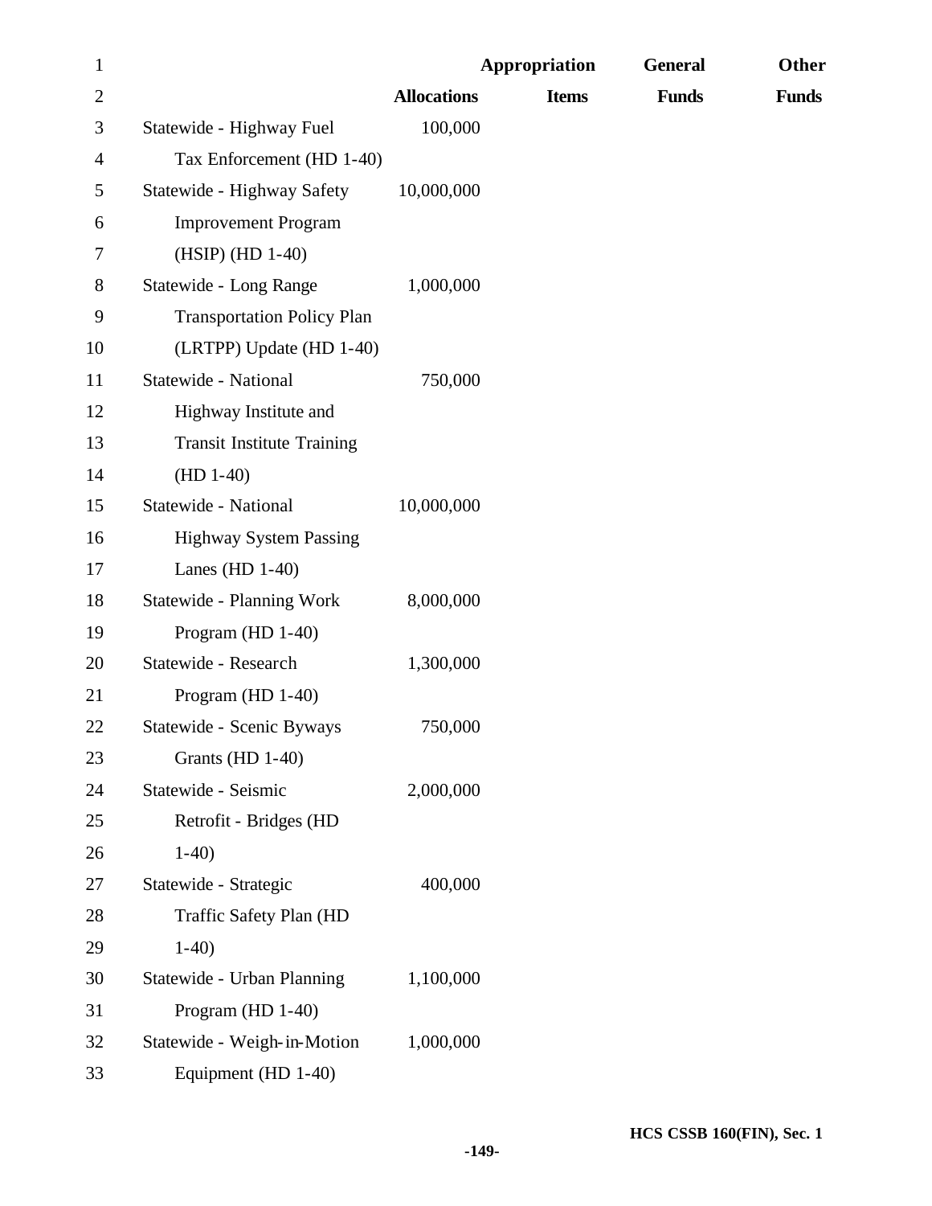| | Allocations | Appropriation Items | General Funds | Other Funds |
|---|---|---|---|---|
| Statewide - Highway Fuel Tax Enforcement (HD 1-40) | 100,000 | | | |
| Statewide - Highway Safety Improvement Program (HSIP) (HD 1-40) | 10,000,000 | | | |
| Statewide - Long Range Transportation Policy Plan (LRTPP) Update (HD 1-40) | 1,000,000 | | | |
| Statewide - National Highway Institute and Transit Institute Training (HD 1-40) | 750,000 | | | |
| Statewide - National Highway System Passing Lanes (HD 1-40) | 10,000,000 | | | |
| Statewide - Planning Work Program (HD 1-40) | 8,000,000 | | | |
| Statewide - Research Program (HD 1-40) | 1,300,000 | | | |
| Statewide - Scenic Byways Grants (HD 1-40) | 750,000 | | | |
| Statewide - Seismic Retrofit - Bridges (HD 1-40) | 2,000,000 | | | |
| Statewide - Strategic Traffic Safety Plan (HD 1-40) | 400,000 | | | |
| Statewide - Urban Planning Program (HD 1-40) | 1,100,000 | | | |
| Statewide - Weigh-in-Motion Equipment (HD 1-40) | 1,000,000 | | | |

HCS CSSB 160(FIN), Sec. 1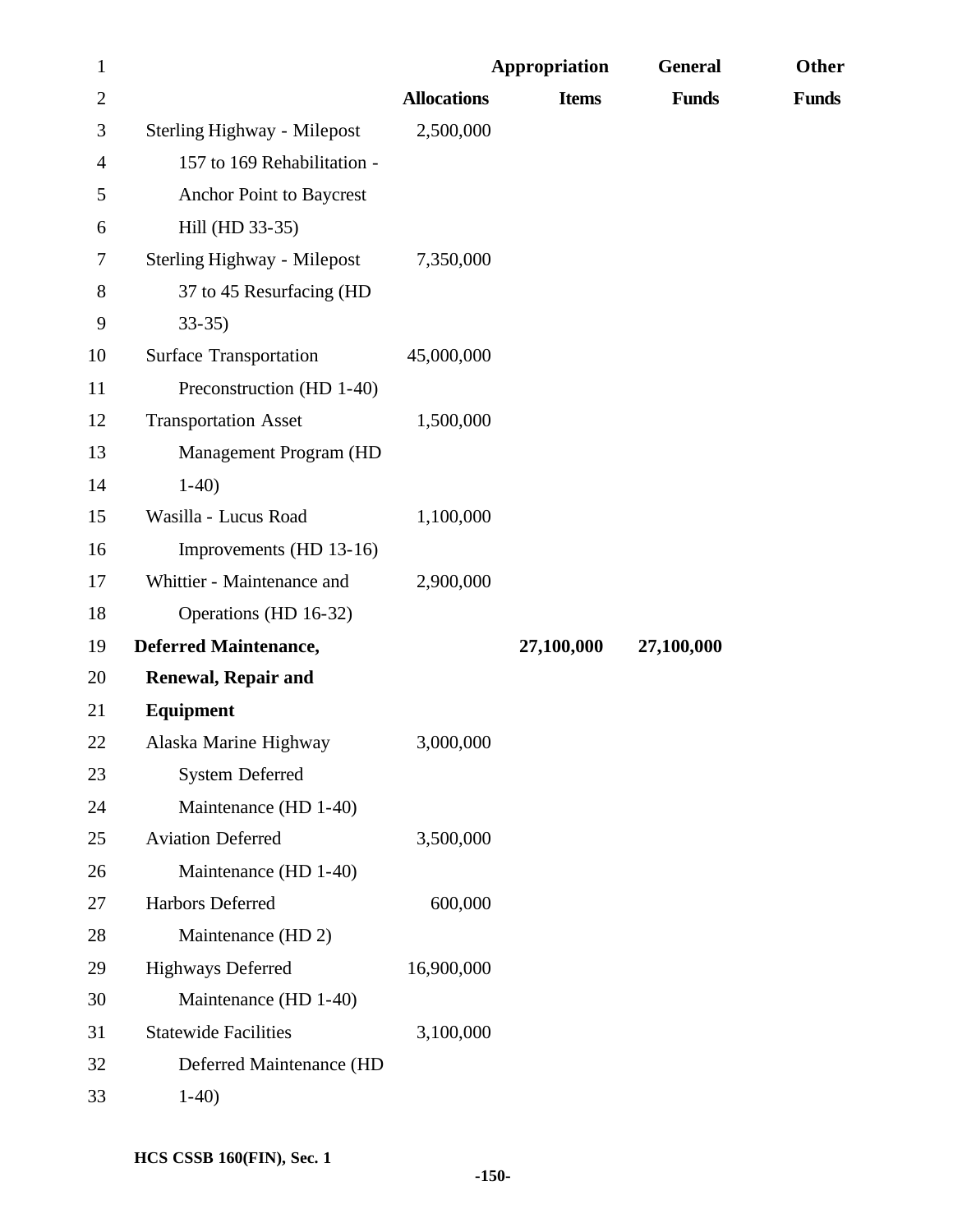| | Allocations | Appropriation Items | General Funds | Other Funds |
|---|---|---|---|---|
| Sterling Highway - Milepost 157 to 169 Rehabilitation - Anchor Point to Baycrest Hill (HD 33-35) | 2,500,000 | | | |
| Sterling Highway - Milepost 37 to 45 Resurfacing (HD 33-35) | 7,350,000 | | | |
| Surface Transportation Preconstruction (HD 1-40) | 45,000,000 | | | |
| Transportation Asset Management Program (HD 1-40) | 1,500,000 | | | |
| Wasilla - Lucus Road Improvements (HD 13-16) | 1,100,000 | | | |
| Whittier - Maintenance and Operations (HD 16-32) | 2,900,000 | | | |
| **Deferred Maintenance, Renewal, Repair and Equipment** | | **27,100,000** | **27,100,000** | |
| Alaska Marine Highway System Deferred Maintenance (HD 1-40) | 3,000,000 | | | |
| Aviation Deferred Maintenance (HD 1-40) | 3,500,000 | | | |
| Harbors Deferred Maintenance (HD 2) | 600,000 | | | |
| Highways Deferred Maintenance (HD 1-40) | 16,900,000 | | | |
| Statewide Facilities Deferred Maintenance (HD 1-40) | 3,100,000 | | | |

**HCS CSSB 160(FIN), Sec. 1**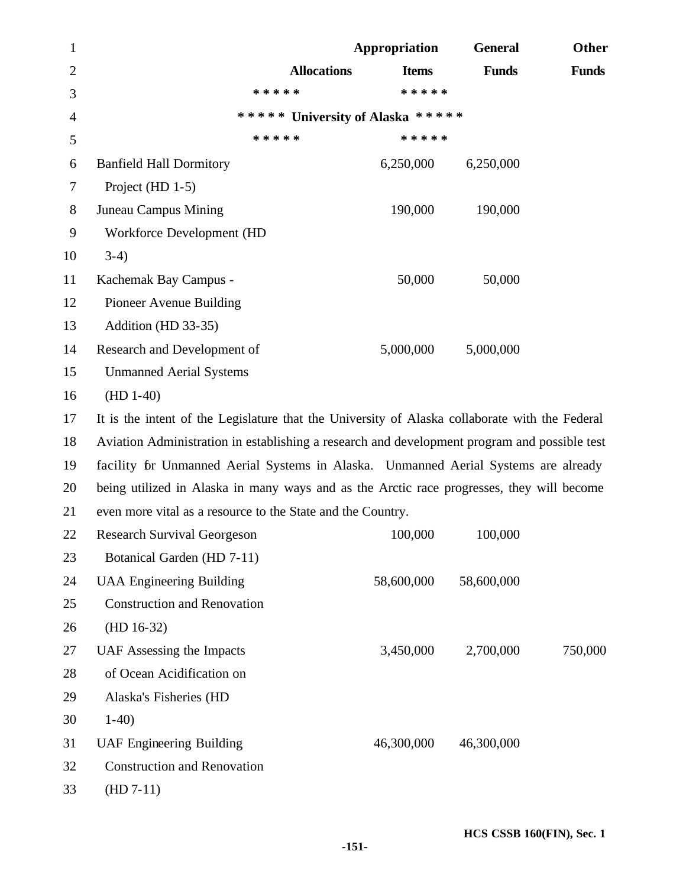| | Allocations | Appropriation Items | General Funds | Other Funds |
|---|---|---|---|---|
| | ***** | ***** | | |
| | ***** University of Alaska ***** | | | |
| | ***** | ***** | | |
| Banfield Hall Dormitory Project (HD 1-5) | | 6,250,000 | 6,250,000 | |
| Juneau Campus Mining Workforce Development (HD 3-4) | | 190,000 | 190,000 | |
| Kachemak Bay Campus - Pioneer Avenue Building Addition (HD 33-35) | | 50,000 | 50,000 | |
| Research and Development of Unmanned Aerial Systems (HD 1-40) | | 5,000,000 | 5,000,000 | |

It is the intent of the Legislature that the University of Alaska collaborate with the Federal Aviation Administration in establishing a research and development program and possible test facility for Unmanned Aerial Systems in Alaska. Unmanned Aerial Systems are already being utilized in Alaska in many ways and as the Arctic race progresses, they will become even more vital as a resource to the State and the Country.

| | Allocations | Appropriation Items | General Funds | Other Funds |
|---|---|---|---|---|
| Research Survival Georgeson Botanical Garden (HD 7-11) | | 100,000 | 100,000 | |
| UAA Engineering Building Construction and Renovation (HD 16-32) | | 58,600,000 | 58,600,000 | |
| UAF Assessing the Impacts of Ocean Acidification on Alaska's Fisheries (HD 1-40) | | 3,450,000 | 2,700,000 | 750,000 |
| UAF Engineering Building Construction and Renovation (HD 7-11) | | 46,300,000 | 46,300,000 | |

HCS CSSB 160(FIN), Sec. 1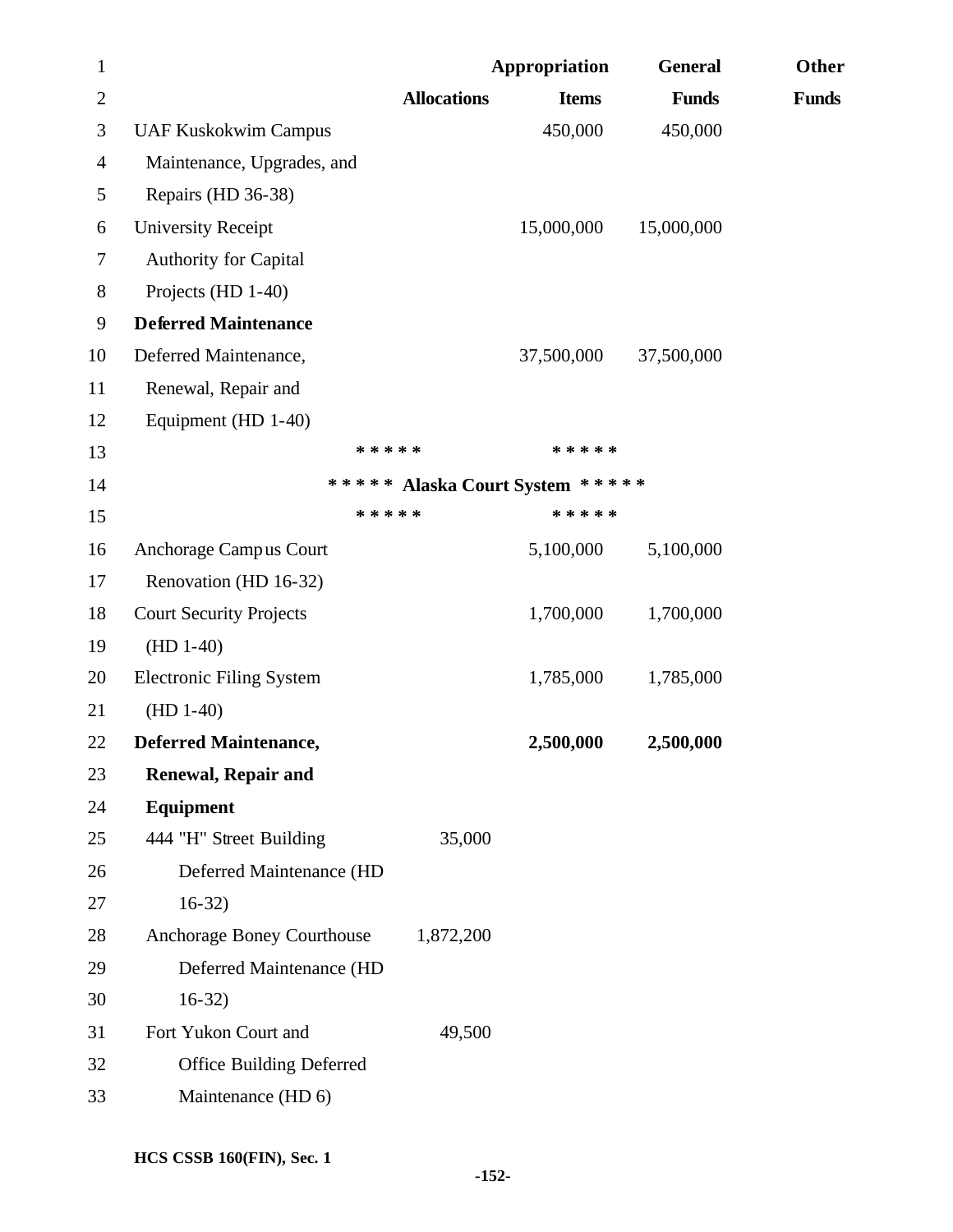| | Allocations | Appropriation Items | General Funds | Other Funds |
|---|---|---|---|---|
| UAF Kuskokwim Campus Maintenance, Upgrades, and Repairs (HD 36-38) | | 450,000 | 450,000 | |
| University Receipt Authority for Capital Projects (HD 1-40) | | 15,000,000 | 15,000,000 | |
| **Deferred Maintenance** | | | | |
| Deferred Maintenance, Renewal, Repair and Equipment (HD 1-40) | | 37,500,000 | 37,500,000 | |

\* \* \* \* \* \* \* \* \* \*

**\* \* \* \* \* Alaska Court System \* \* \* \* \***

\* \* \* \* \* \* \* \* \* \*

| | Allocations | Appropriation Items | General Funds | Other Funds |
|---|---|---|---|---|
| Anchorage Campus Court Renovation (HD 16-32) | | 5,100,000 | 5,100,000 | |
| Court Security Projects (HD 1-40) | | 1,700,000 | 1,700,000 | |
| Electronic Filing System (HD 1-40) | | 1,785,000 | 1,785,000 | |
| **Deferred Maintenance, Renewal, Repair and Equipment** | | **2,500,000** | **2,500,000** | |
| 444 "H" Street Building Deferred Maintenance (HD 16-32) | 35,000 | | | |
| Anchorage Boney Courthouse Deferred Maintenance (HD 16-32) | 1,872,200 | | | |
| Fort Yukon Court and Office Building Deferred Maintenance (HD 6) | 49,500 | | | |

**HCS CSSB 160(FIN), Sec. 1**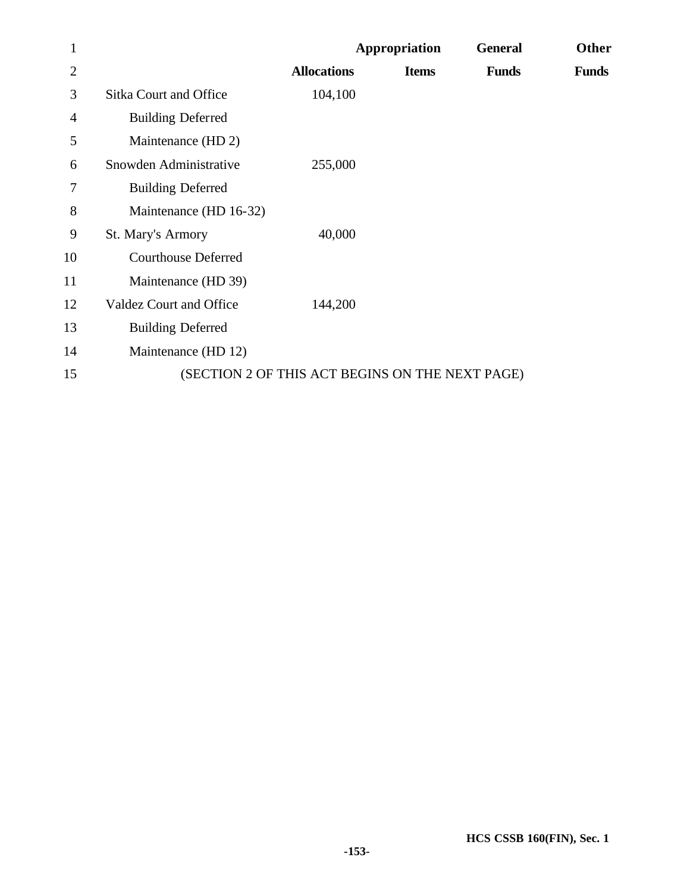| | Allocations | Appropriation Items | General Funds | Other Funds |
|---|---|---|---|---|
| Sitka Court and Office Building Deferred Maintenance (HD 2) | 104,100 | | | |
| Snowden Administrative Building Deferred Maintenance (HD 16-32) | 255,000 | | | |
| St. Mary's Armory Courthouse Deferred Maintenance (HD 39) | 40,000 | | | |
| Valdez Court and Office Building Deferred Maintenance (HD 12) | 144,200 | | | |

(SECTION 2 OF THIS ACT BEGINS ON THE NEXT PAGE)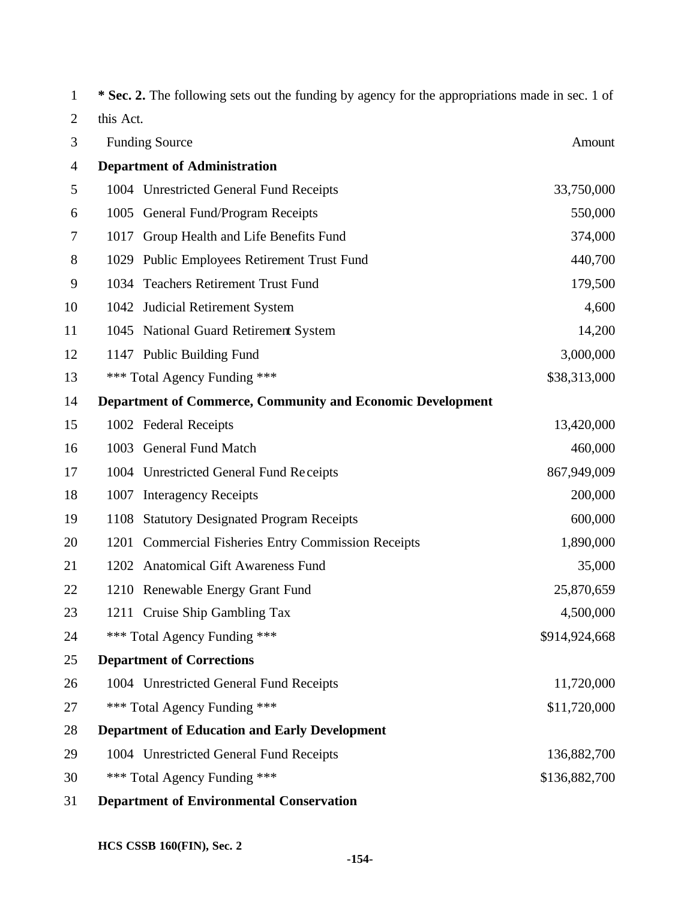**\* Sec. 2.** The following sets out the funding by agency for the appropriations made in sec. 1 of this Act.

| Funding Source | Amount |
|---|---|
| **Department of Administration** | |
| 1004 Unrestricted General Fund Receipts | 33,750,000 |
| 1005 General Fund/Program Receipts | 550,000 |
| 1017 Group Health and Life Benefits Fund | 374,000 |
| 1029 Public Employees Retirement Trust Fund | 440,700 |
| 1034 Teachers Retirement Trust Fund | 179,500 |
| 1042 Judicial Retirement System | 4,600 |
| 1045 National Guard Retirement System | 14,200 |
| 1147 Public Building Fund | 3,000,000 |
| \*\*\* Total Agency Funding \*\*\* | $38,313,000 |
| **Department of Commerce, Community and Economic Development** | |
| 1002 Federal Receipts | 13,420,000 |
| 1003 General Fund Match | 460,000 |
| 1004 Unrestricted General Fund Receipts | 867,949,009 |
| 1007 Interagency Receipts | 200,000 |
| 1108 Statutory Designated Program Receipts | 600,000 |
| 1201 Commercial Fisheries Entry Commission Receipts | 1,890,000 |
| 1202 Anatomical Gift Awareness Fund | 35,000 |
| 1210 Renewable Energy Grant Fund | 25,870,659 |
| 1211 Cruise Ship Gambling Tax | 4,500,000 |
| \*\*\* Total Agency Funding \*\*\* | $914,924,668 |
| **Department of Corrections** | |
| 1004 Unrestricted General Fund Receipts | 11,720,000 |
| \*\*\* Total Agency Funding \*\*\* | $11,720,000 |
| **Department of Education and Early Development** | |
| 1004 Unrestricted General Fund Receipts | 136,882,700 |
| \*\*\* Total Agency Funding \*\*\* | $136,882,700 |
| **Department of Environmental Conservation** | |

HCS CSSB 160(FIN), Sec. 2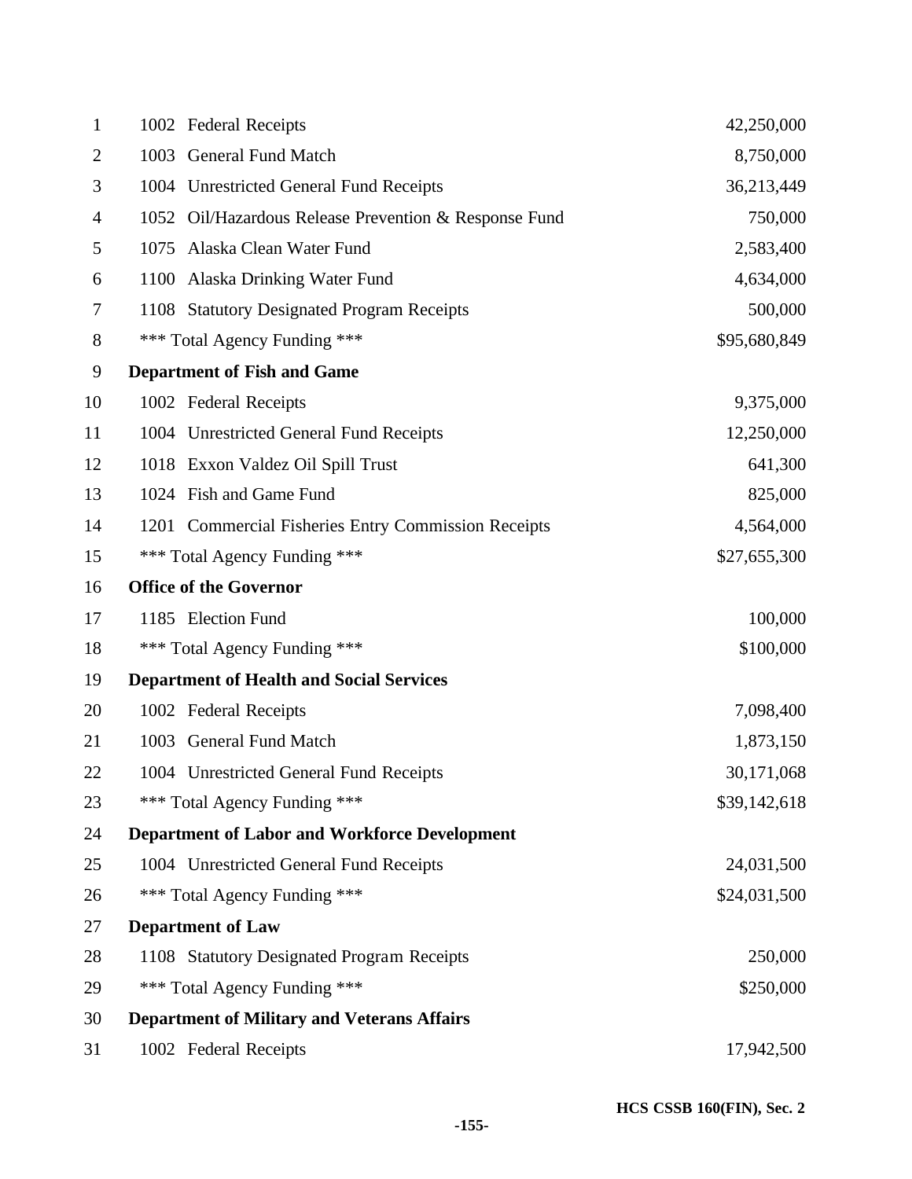| | |
|---|---|
| 1002 Federal Receipts | 42,250,000 |
| 1003 General Fund Match | 8,750,000 |
| 1004 Unrestricted General Fund Receipts | 36,213,449 |
| 1052 Oil/Hazardous Release Prevention & Response Fund | 750,000 |
| 1075 Alaska Clean Water Fund | 2,583,400 |
| 1100 Alaska Drinking Water Fund | 4,634,000 |
| 1108 Statutory Designated Program Receipts | 500,000 |
| *** Total Agency Funding *** | $95,680,849 |
| **Department of Fish and Game** | |
| 1002 Federal Receipts | 9,375,000 |
| 1004 Unrestricted General Fund Receipts | 12,250,000 |
| 1018 Exxon Valdez Oil Spill Trust | 641,300 |
| 1024 Fish and Game Fund | 825,000 |
| 1201 Commercial Fisheries Entry Commission Receipts | 4,564,000 |
| *** Total Agency Funding *** | $27,655,300 |
| **Office of the Governor** | |
| 1185 Election Fund | 100,000 |
| *** Total Agency Funding *** | $100,000 |
| **Department of Health and Social Services** | |
| 1002 Federal Receipts | 7,098,400 |
| 1003 General Fund Match | 1,873,150 |
| 1004 Unrestricted General Fund Receipts | 30,171,068 |
| *** Total Agency Funding *** | $39,142,618 |
| **Department of Labor and Workforce Development** | |
| 1004 Unrestricted General Fund Receipts | 24,031,500 |
| *** Total Agency Funding *** | $24,031,500 |
| **Department of Law** | |
| 1108 Statutory Designated Program Receipts | 250,000 |
| *** Total Agency Funding *** | $250,000 |
| **Department of Military and Veterans Affairs** | |
| 1002 Federal Receipts | 17,942,500 |

HCS CSSB 160(FIN), Sec. 2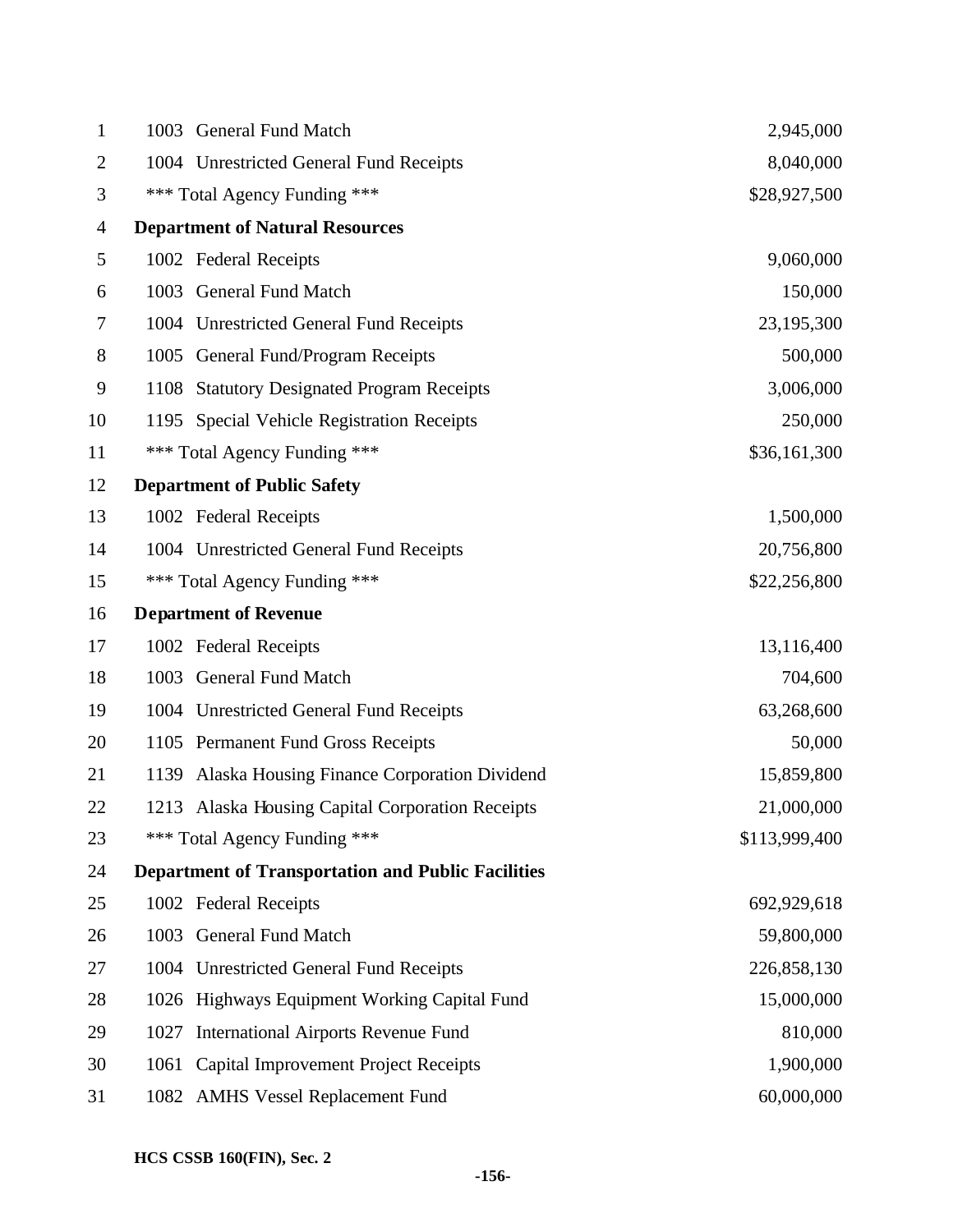| | | |
|---|---|---|
| 1 | 1003 General Fund Match | 2,945,000 |
| 2 | 1004 Unrestricted General Fund Receipts | 8,040,000 |
| 3 | *** Total Agency Funding *** | $28,927,500 |
| 4 | **Department of Natural Resources** | |
| 5 | 1002 Federal Receipts | 9,060,000 |
| 6 | 1003 General Fund Match | 150,000 |
| 7 | 1004 Unrestricted General Fund Receipts | 23,195,300 |
| 8 | 1005 General Fund/Program Receipts | 500,000 |
| 9 | 1108 Statutory Designated Program Receipts | 3,006,000 |
| 10 | 1195 Special Vehicle Registration Receipts | 250,000 |
| 11 | *** Total Agency Funding *** | $36,161,300 |
| 12 | **Department of Public Safety** | |
| 13 | 1002 Federal Receipts | 1,500,000 |
| 14 | 1004 Unrestricted General Fund Receipts | 20,756,800 |
| 15 | *** Total Agency Funding *** | $22,256,800 |
| 16 | **Department of Revenue** | |
| 17 | 1002 Federal Receipts | 13,116,400 |
| 18 | 1003 General Fund Match | 704,600 |
| 19 | 1004 Unrestricted General Fund Receipts | 63,268,600 |
| 20 | 1105 Permanent Fund Gross Receipts | 50,000 |
| 21 | 1139 Alaska Housing Finance Corporation Dividend | 15,859,800 |
| 22 | 1213 Alaska Housing Capital Corporation Receipts | 21,000,000 |
| 23 | *** Total Agency Funding *** | $113,999,400 |
| 24 | **Department of Transportation and Public Facilities** | |
| 25 | 1002 Federal Receipts | 692,929,618 |
| 26 | 1003 General Fund Match | 59,800,000 |
| 27 | 1004 Unrestricted General Fund Receipts | 226,858,130 |
| 28 | 1026 Highways Equipment Working Capital Fund | 15,000,000 |
| 29 | 1027 International Airports Revenue Fund | 810,000 |
| 30 | 1061 Capital Improvement Project Receipts | 1,900,000 |
| 31 | 1082 AMHS Vessel Replacement Fund | 60,000,000 |

HCS CSSB 160(FIN), Sec. 2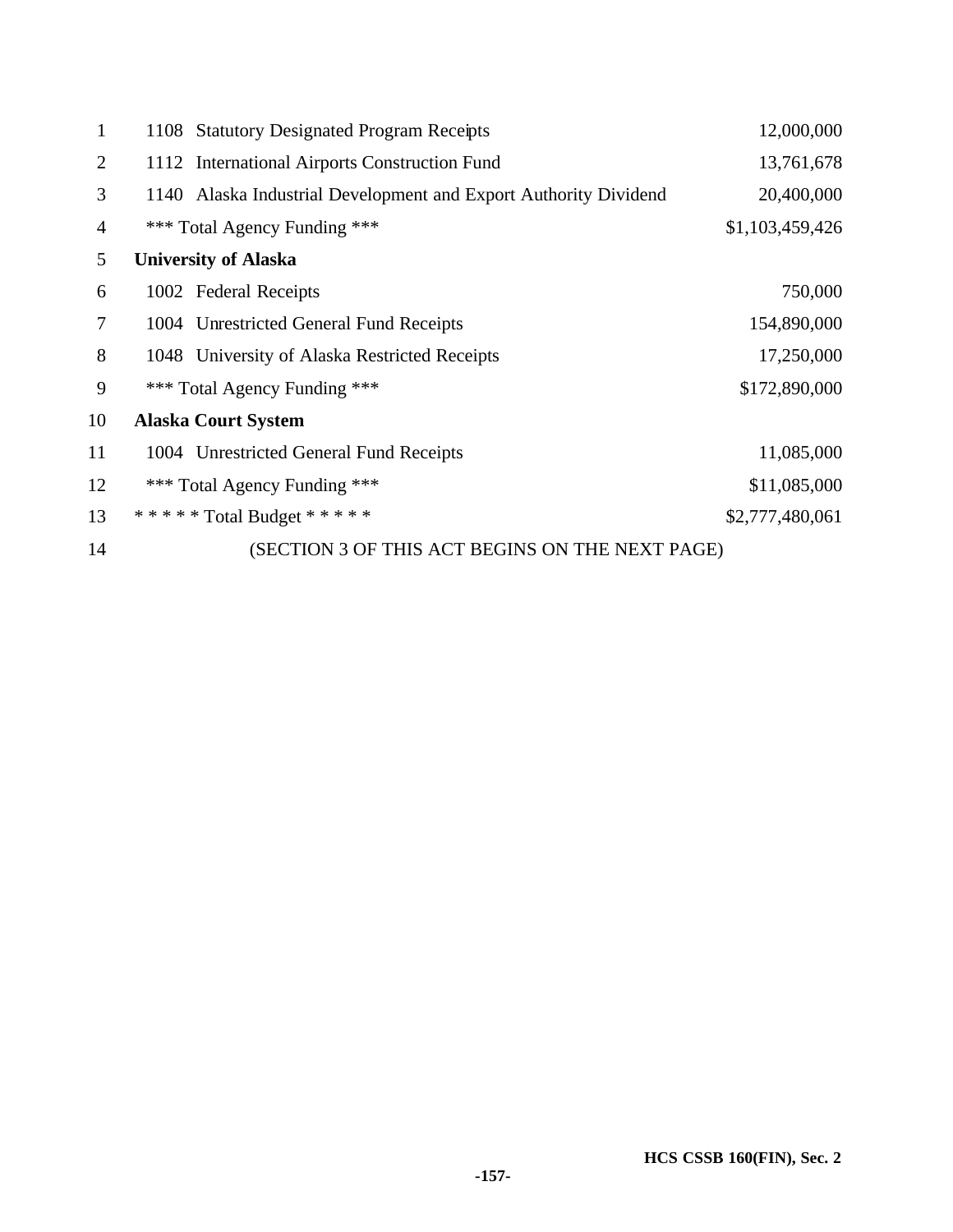| | |
|---|---:|
| 1108 Statutory Designated Program Receipts | 12,000,000 |
| 1112 International Airports Construction Fund | 13,761,678 |
| 1140 Alaska Industrial Development and Export Authority Dividend | 20,400,000 |
| *** Total Agency Funding *** | $1,103,459,426 |
| **University of Alaska** | |
| 1002 Federal Receipts | 750,000 |
| 1004 Unrestricted General Fund Receipts | 154,890,000 |
| 1048 University of Alaska Restricted Receipts | 17,250,000 |
| *** Total Agency Funding *** | $172,890,000 |
| **Alaska Court System** | |
| 1004 Unrestricted General Fund Receipts | 11,085,000 |
| *** Total Agency Funding *** | $11,085,000 |
| * * * * * Total Budget * * * * * | $2,777,480,061 |

(SECTION 3 OF THIS ACT BEGINS ON THE NEXT PAGE)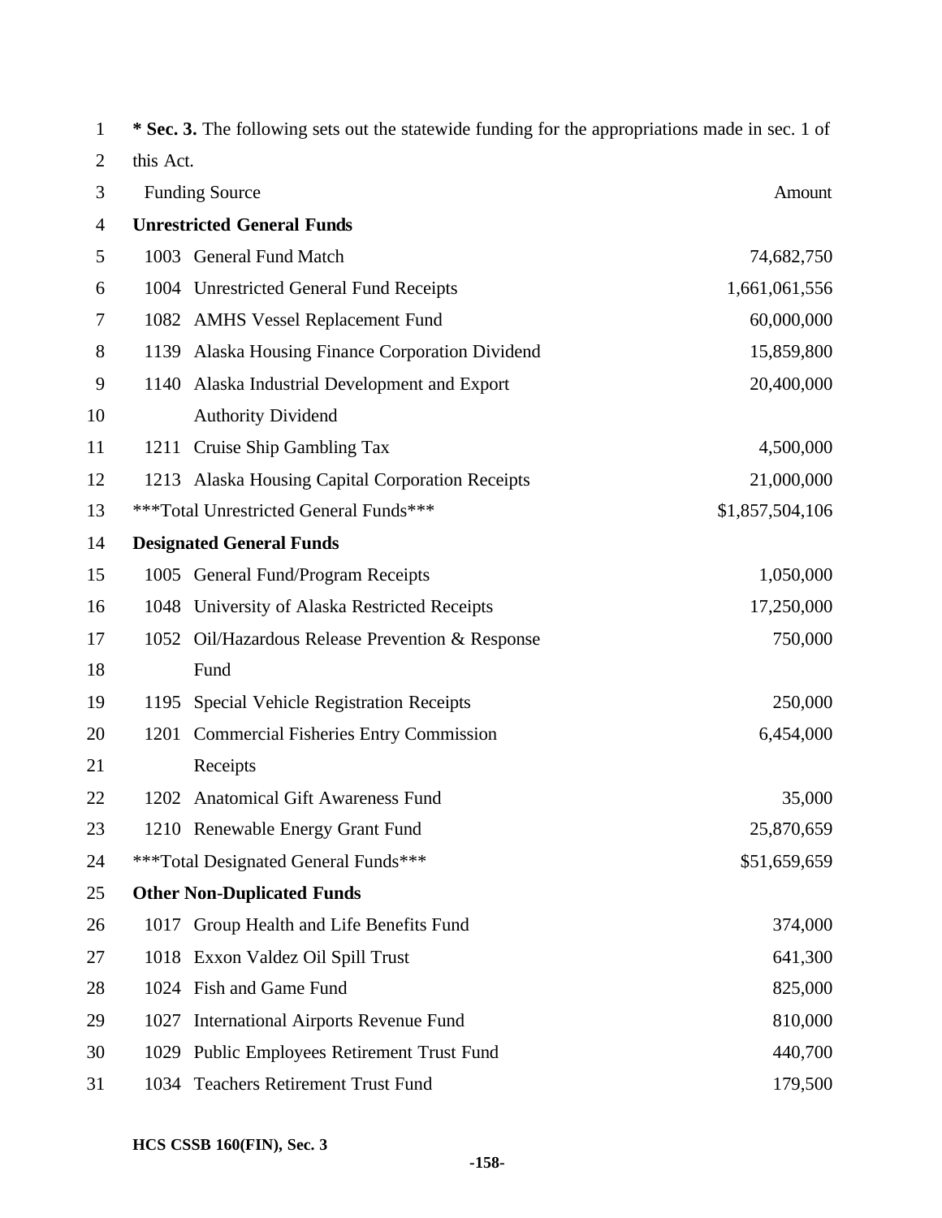**\* Sec. 3.** The following sets out the statewide funding for the appropriations made in sec. 1 of this Act.

| Funding Source | Amount |
|---|---|
| **Unrestricted General Funds** | |
| 1003 General Fund Match | 74,682,750 |
| 1004 Unrestricted General Fund Receipts | 1,661,061,556 |
| 1082 AMHS Vessel Replacement Fund | 60,000,000 |
| 1139 Alaska Housing Finance Corporation Dividend | 15,859,800 |
| 1140 Alaska Industrial Development and Export Authority Dividend | 20,400,000 |
| 1211 Cruise Ship Gambling Tax | 4,500,000 |
| 1213 Alaska Housing Capital Corporation Receipts | 21,000,000 |
| \*\*\*Total Unrestricted General Funds\*\*\* | $1,857,504,106 |
| **Designated General Funds** | |
| 1005 General Fund/Program Receipts | 1,050,000 |
| 1048 University of Alaska Restricted Receipts | 17,250,000 |
| 1052 Oil/Hazardous Release Prevention & Response Fund | 750,000 |
| 1195 Special Vehicle Registration Receipts | 250,000 |
| 1201 Commercial Fisheries Entry Commission Receipts | 6,454,000 |
| 1202 Anatomical Gift Awareness Fund | 35,000 |
| 1210 Renewable Energy Grant Fund | 25,870,659 |
| \*\*\*Total Designated General Funds\*\*\* | $51,659,659 |
| **Other Non-Duplicated Funds** | |
| 1017 Group Health and Life Benefits Fund | 374,000 |
| 1018 Exxon Valdez Oil Spill Trust | 641,300 |
| 1024 Fish and Game Fund | 825,000 |
| 1027 International Airports Revenue Fund | 810,000 |
| 1029 Public Employees Retirement Trust Fund | 440,700 |
| 1034 Teachers Retirement Trust Fund | 179,500 |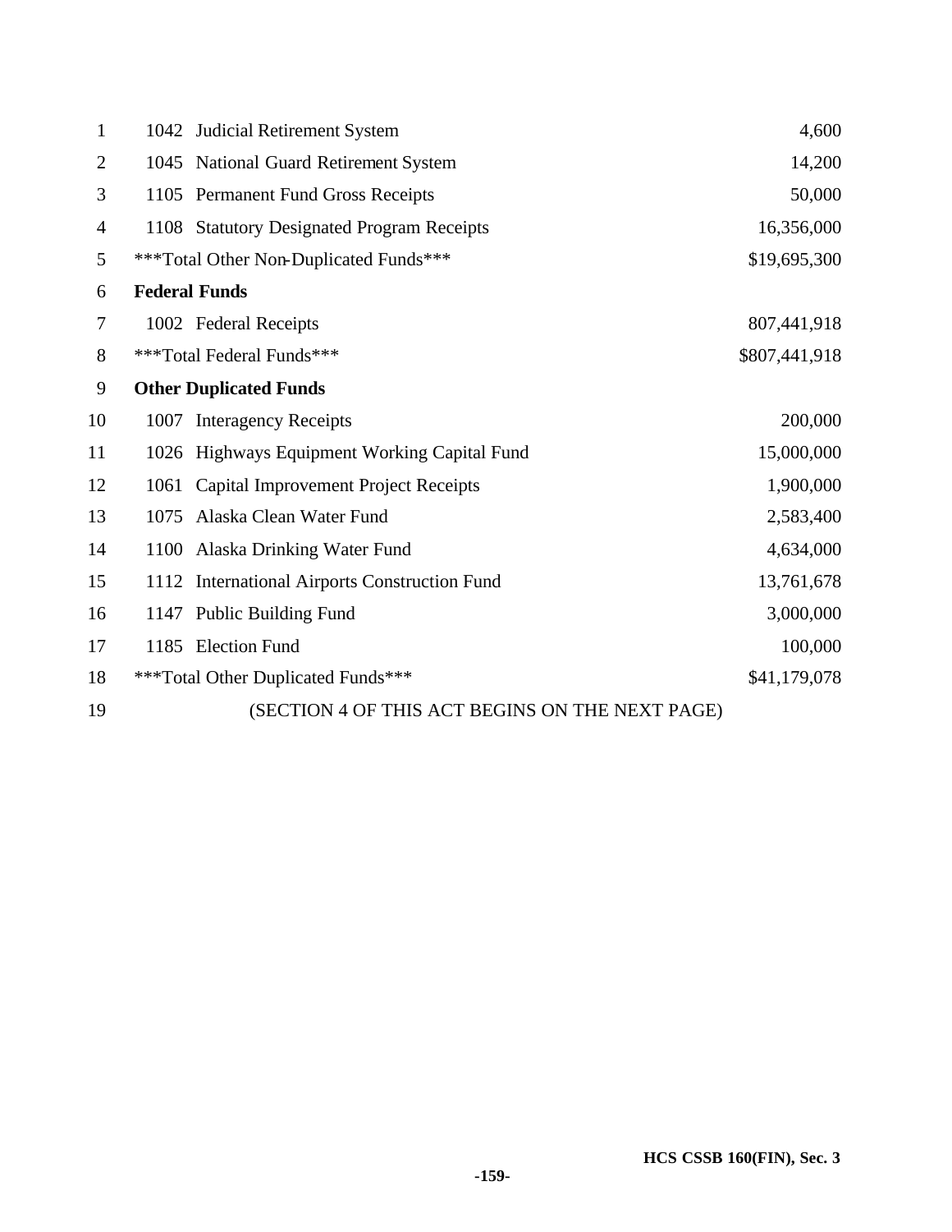| | | |
|---|---|---|
| 1042 | Judicial Retirement System | 4,600 |
| 1045 | National Guard Retirement System | 14,200 |
| 1105 | Permanent Fund Gross Receipts | 50,000 |
| 1108 | Statutory Designated Program Receipts | 16,356,000 |
| ***Total Other Non-Duplicated Funds*** | | $19,695,300 |
| **Federal Funds** | | |
| 1002 | Federal Receipts | 807,441,918 |
| ***Total Federal Funds*** | | $807,441,918 |
| **Other Duplicated Funds** | | |
| 1007 | Interagency Receipts | 200,000 |
| 1026 | Highways Equipment Working Capital Fund | 15,000,000 |
| 1061 | Capital Improvement Project Receipts | 1,900,000 |
| 1075 | Alaska Clean Water Fund | 2,583,400 |
| 1100 | Alaska Drinking Water Fund | 4,634,000 |
| 1112 | International Airports Construction Fund | 13,761,678 |
| 1147 | Public Building Fund | 3,000,000 |
| 1185 | Election Fund | 100,000 |
| ***Total Other Duplicated Funds*** | | $41,179,078 |

(SECTION 4 OF THIS ACT BEGINS ON THE NEXT PAGE)

HCS CSSB 160(FIN), Sec. 3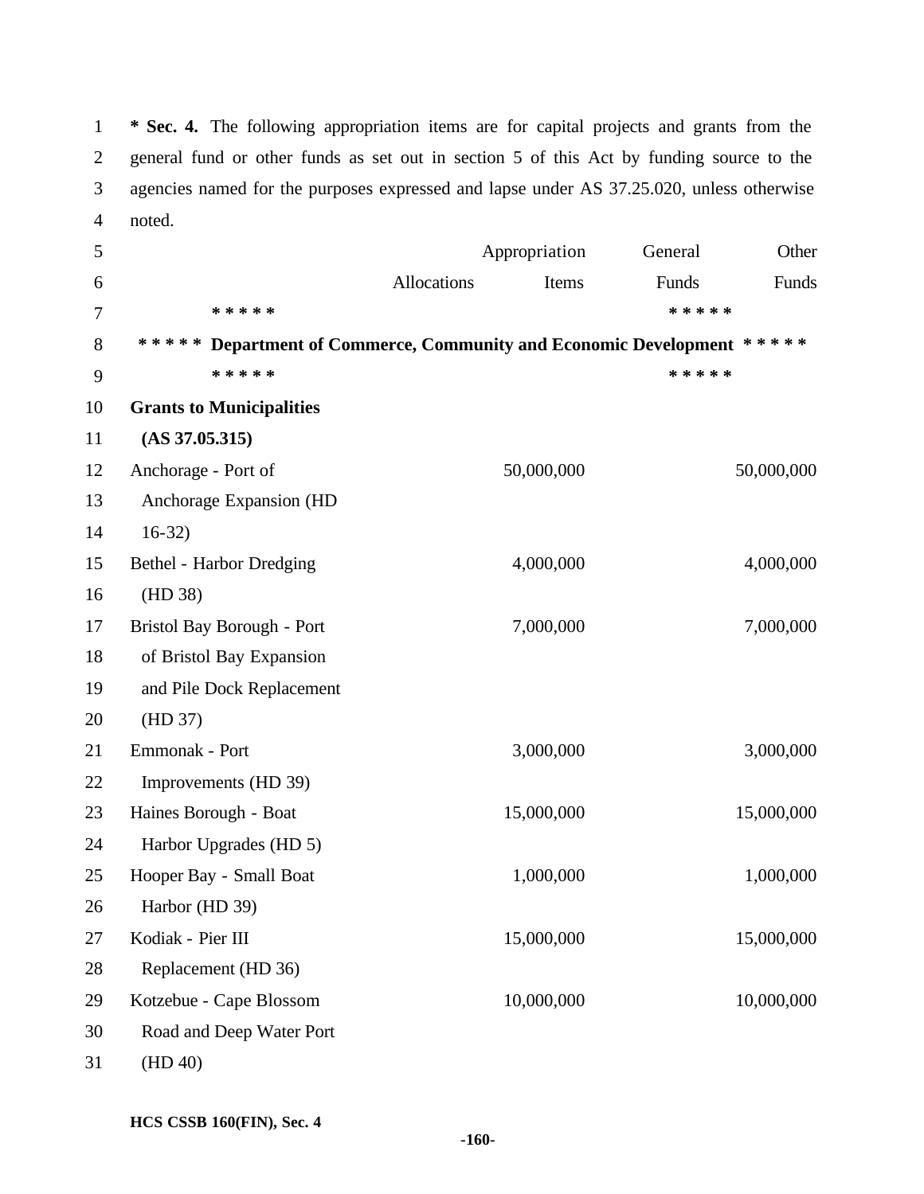**\* Sec. 4.** The following appropriation items are for capital projects and grants from the general fund or other funds as set out in section 5 of this Act by funding source to the agencies named for the purposes expressed and lapse under AS 37.25.020, unless otherwise noted.

| | Allocations | Appropriation Items | General Funds | Other Funds |
|---|---|---|---|---|
| **\* \* \* \* \* Department of Commerce, Community and Economic Development \* \* \* \* \*** | | | | |
| **Grants to Municipalities (AS 37.05.315)** | | | | |
| Anchorage - Port of Anchorage Expansion (HD 16-32) | | 50,000,000 | | 50,000,000 |
| Bethel - Harbor Dredging (HD 38) | | 4,000,000 | | 4,000,000 |
| Bristol Bay Borough - Port of Bristol Bay Expansion and Pile Dock Replacement (HD 37) | | 7,000,000 | | 7,000,000 |
| Emmonak - Port Improvements (HD 39) | | 3,000,000 | | 3,000,000 |
| Haines Borough - Boat Harbor Upgrades (HD 5) | | 15,000,000 | | 15,000,000 |
| Hooper Bay - Small Boat Harbor (HD 39) | | 1,000,000 | | 1,000,000 |
| Kodiak - Pier III Replacement (HD 36) | | 15,000,000 | | 15,000,000 |
| Kotzebue - Cape Blossom Road and Deep Water Port (HD 40) | | 10,000,000 | | 10,000,000 |

HCS CSSB 160(FIN), Sec. 4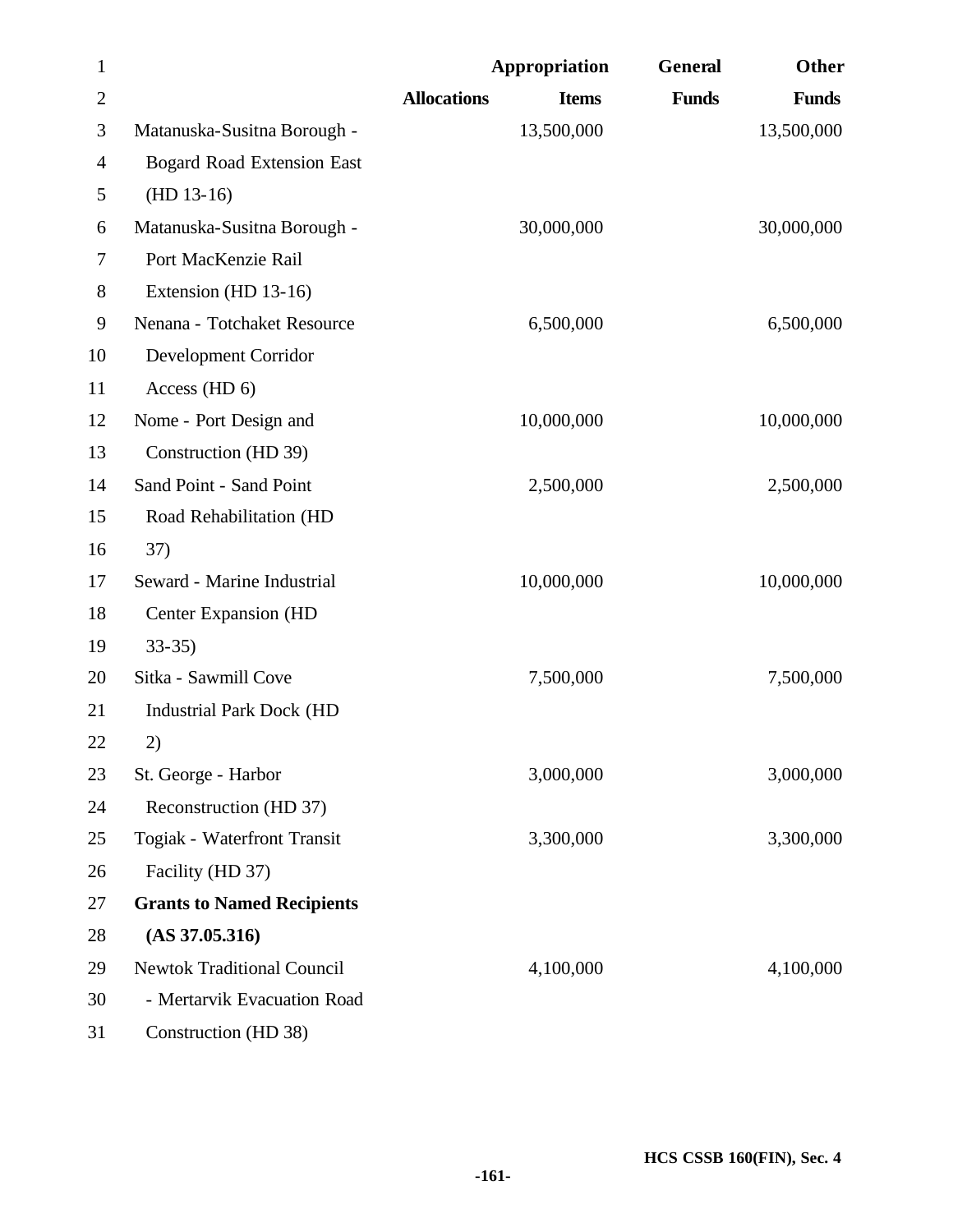| | Allocations | Appropriation Items | General Funds | Other Funds |
|---|---|---|---|---|
| Matanuska-Susitna Borough - Bogard Road Extension East (HD 13-16) | | 13,500,000 | | 13,500,000 |
| Matanuska-Susitna Borough - Port MacKenzie Rail Extension (HD 13-16) | | 30,000,000 | | 30,000,000 |
| Nenana - Totchaket Resource Development Corridor Access (HD 6) | | 6,500,000 | | 6,500,000 |
| Nome - Port Design and Construction (HD 39) | | 10,000,000 | | 10,000,000 |
| Sand Point - Sand Point Road Rehabilitation (HD 37) | | 2,500,000 | | 2,500,000 |
| Seward - Marine Industrial Center Expansion (HD 33-35) | | 10,000,000 | | 10,000,000 |
| Sitka - Sawmill Cove Industrial Park Dock (HD 2) | | 7,500,000 | | 7,500,000 |
| St. George - Harbor Reconstruction (HD 37) | | 3,000,000 | | 3,000,000 |
| Togiak - Waterfront Transit Facility (HD 37) | | 3,300,000 | | 3,300,000 |
| **Grants to Named Recipients (AS 37.05.316)** | | | | |
| Newtok Traditional Council - Mertarvik Evacuation Road Construction (HD 38) | | 4,100,000 | | 4,100,000 |

HCS CSSB 160(FIN), Sec. 4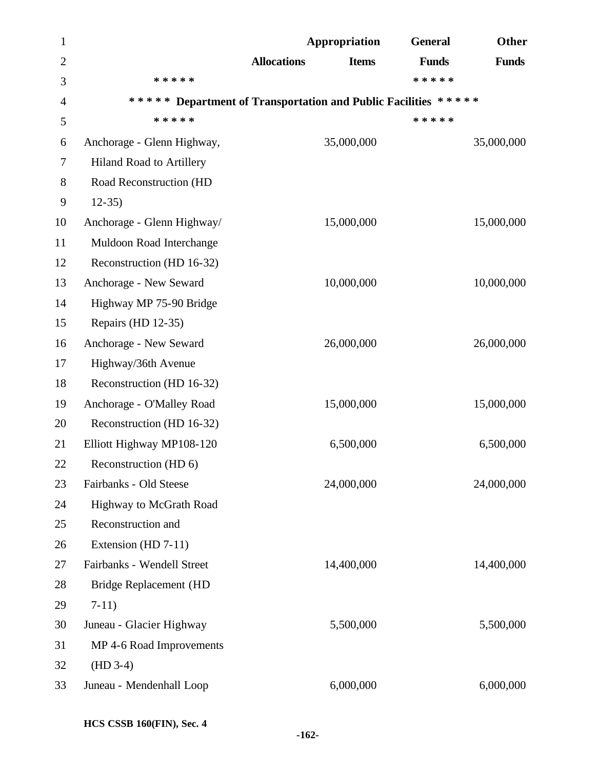| | Allocations | Appropriation Items | General Funds | Other Funds |
|---|---|---|---|---|
| ***** | | | ***** | |
| ***** Department of Transportation and Public Facilities ***** | | | | |
| ***** | | | ***** | |
| Anchorage - Glenn Highway, Hiland Road to Artillery Road Reconstruction (HD 12-35) | | 35,000,000 | | 35,000,000 |
| Anchorage - Glenn Highway/ Muldoon Road Interchange Reconstruction (HD 16-32) | | 15,000,000 | | 15,000,000 |
| Anchorage - New Seward Highway MP 75-90 Bridge Repairs (HD 12-35) | | 10,000,000 | | 10,000,000 |
| Anchorage - New Seward Highway/36th Avenue Reconstruction (HD 16-32) | | 26,000,000 | | 26,000,000 |
| Anchorage - O'Malley Road Reconstruction (HD 16-32) | | 15,000,000 | | 15,000,000 |
| Elliott Highway MP108-120 Reconstruction (HD 6) | | 6,500,000 | | 6,500,000 |
| Fairbanks - Old Steese Highway to McGrath Road Reconstruction and Extension (HD 7-11) | | 24,000,000 | | 24,000,000 |
| Fairbanks - Wendell Street Bridge Replacement (HD 7-11) | | 14,400,000 | | 14,400,000 |
| Juneau - Glacier Highway MP 4-6 Road Improvements (HD 3-4) | | 5,500,000 | | 5,500,000 |
| Juneau - Mendenhall Loop | | 6,000,000 | | 6,000,000 |

HCS CSSB 160(FIN), Sec. 4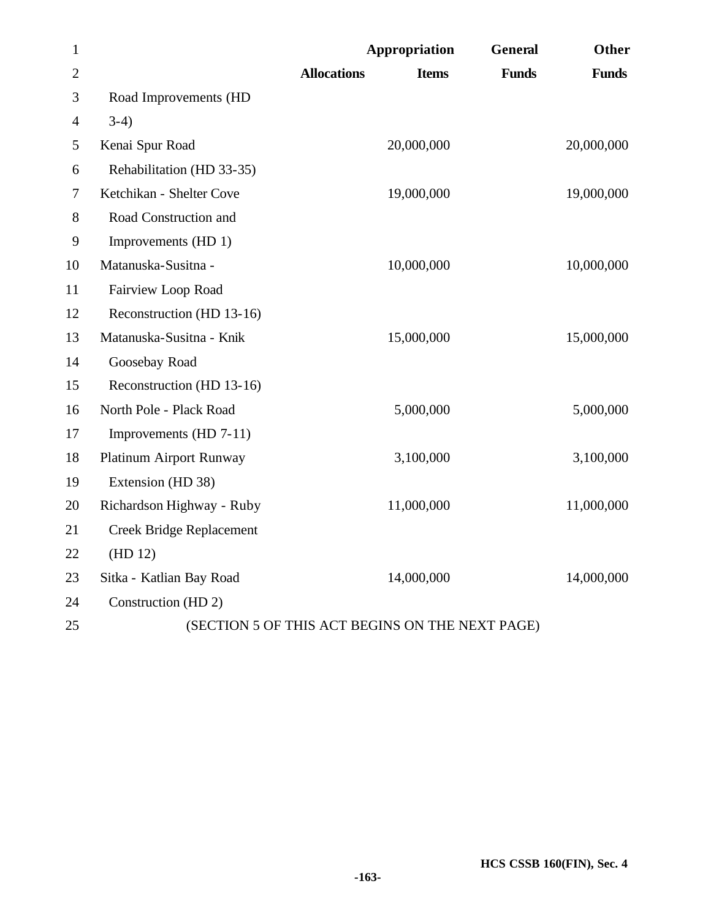| | Allocations | Appropriation Items | General Funds | Other Funds |
|---|---|---|---|---|
| Road Improvements (HD 3-4) | | | | |
| Kenai Spur Road Rehabilitation (HD 33-35) | | 20,000,000 | | 20,000,000 |
| Ketchikan - Shelter Cove Road Construction and Improvements (HD 1) | | 19,000,000 | | 19,000,000 |
| Matanuska-Susitna - Fairview Loop Road Reconstruction (HD 13-16) | | 10,000,000 | | 10,000,000 |
| Matanuska-Susitna - Knik Goosebay Road Reconstruction (HD 13-16) | | 15,000,000 | | 15,000,000 |
| North Pole - Plack Road Improvements (HD 7-11) | | 5,000,000 | | 5,000,000 |
| Platinum Airport Runway Extension (HD 38) | | 3,100,000 | | 3,100,000 |
| Richardson Highway - Ruby Creek Bridge Replacement (HD 12) | | 11,000,000 | | 11,000,000 |
| Sitka - Katlian Bay Road Construction (HD 2) | | 14,000,000 | | 14,000,000 |

(SECTION 5 OF THIS ACT BEGINS ON THE NEXT PAGE)

HCS CSSB 160(FIN), Sec. 4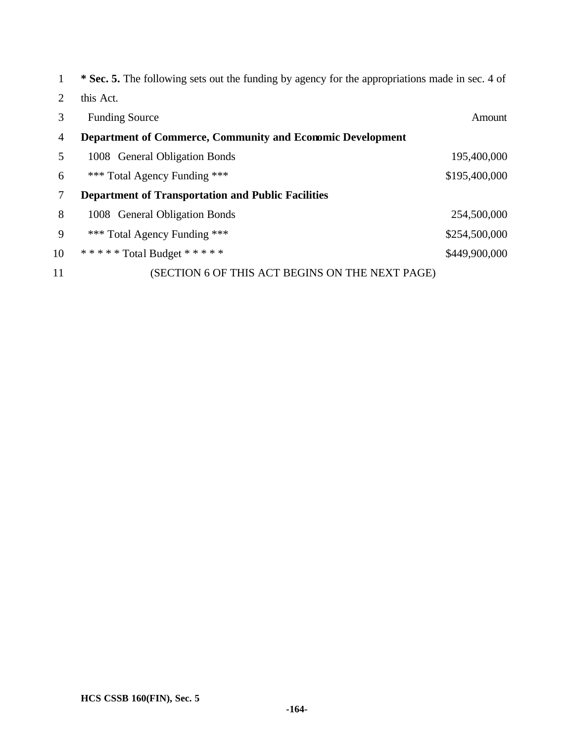**\* Sec. 5.** The following sets out the funding by agency for the appropriations made in sec. 4 of this Act.

| Funding Source | Amount |
|---|---|
| **Department of Commerce, Community and Economic Development** | |
| 1008 General Obligation Bonds | 195,400,000 |
| *** Total Agency Funding *** | $195,400,000 |
| **Department of Transportation and Public Facilities** | |
| 1008 General Obligation Bonds | 254,500,000 |
| *** Total Agency Funding *** | $254,500,000 |
| * * * * * Total Budget * * * * * | $449,900,000 |

(SECTION 6 OF THIS ACT BEGINS ON THE NEXT PAGE)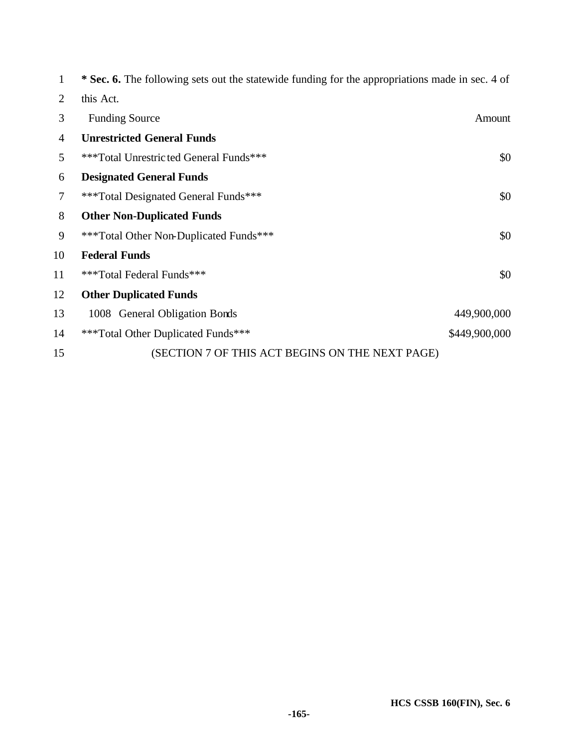**\* Sec. 6.** The following sets out the statewide funding for the appropriations made in sec. 4 of this Act.

| Funding Source | Amount |
|---|---|
| **Unrestricted General Funds** | |
| ***Total Unrestricted General Funds*** | $0 |
| **Designated General Funds** | |
| ***Total Designated General Funds*** | $0 |
| **Other Non-Duplicated Funds** | |
| ***Total Other Non-Duplicated Funds*** | $0 |
| **Federal Funds** | |
| ***Total Federal Funds*** | $0 |
| **Other Duplicated Funds** | |
| 1008 General Obligation Bonds | 449,900,000 |
| ***Total Other Duplicated Funds*** | $449,900,000 |

(SECTION 7 OF THIS ACT BEGINS ON THE NEXT PAGE)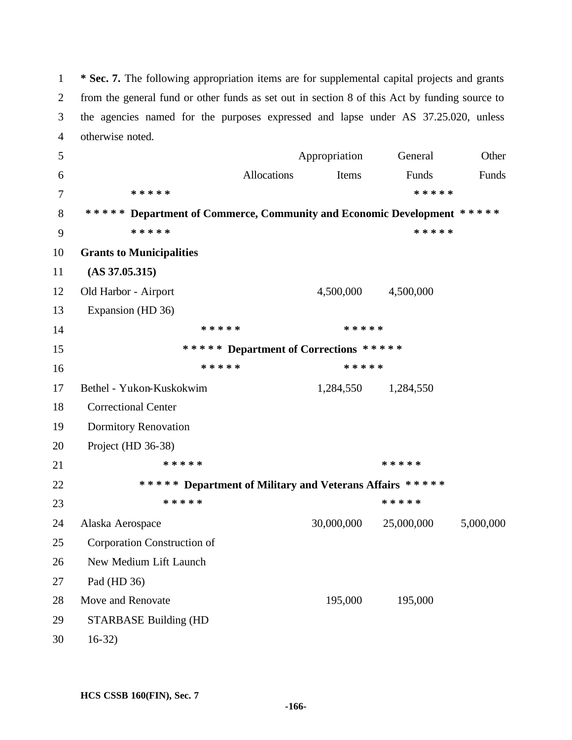**\* Sec. 7.** The following appropriation items are for supplemental capital projects and grants from the general fund or other funds as set out in section 8 of this Act by funding source to the agencies named for the purposes expressed and lapse under AS 37.25.020, unless otherwise noted.

| | Allocations | Appropriation Items | General Funds | Other Funds |
|---|---|---|---|---|
| **\* \* \* \* \* Department of Commerce, Community and Economic Development \* \* \* \* \*** | | | | |
| **Grants to Municipalities (AS 37.05.315)** | | | | |
| Old Harbor - Airport Expansion (HD 36) | | 4,500,000 | 4,500,000 | |
| **\* \* \* \* \* Department of Corrections \* \* \* \* \*** | | | | |
| Bethel - Yukon-Kuskokwim Correctional Center Dormitory Renovation Project (HD 36-38) | | 1,284,550 | 1,284,550 | |
| **\* \* \* \* \* Department of Military and Veterans Affairs \* \* \* \* \*** | | | | |
| Alaska Aerospace Corporation Construction of New Medium Lift Launch Pad (HD 36) | | 30,000,000 | 25,000,000 | 5,000,000 |
| Move and Renovate STARBASE Building (HD 16-32) | | 195,000 | 195,000 | |

HCS CSSB 160(FIN), Sec. 7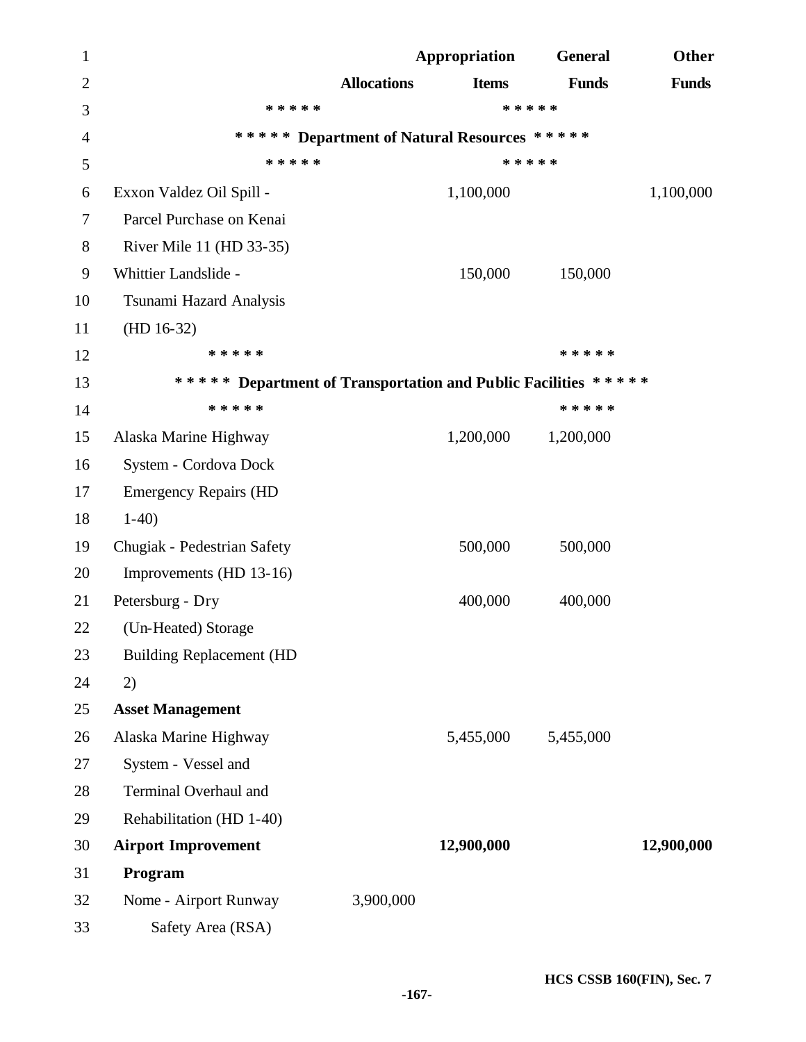| | Allocations | Appropriation Items | General Funds | Other Funds |
|---|---|---|---|---|
| ***** Department of Natural Resources ***** | | | | |
| Exxon Valdez Oil Spill - Parcel Purchase on Kenai River Mile 11 (HD 33-35) | | 1,100,000 | | 1,100,000 |
| Whittier Landslide - Tsunami Hazard Analysis (HD 16-32) | | 150,000 | 150,000 | |
| ***** Department of Transportation and Public Facilities ***** | | | | |
| Alaska Marine Highway System - Cordova Dock Emergency Repairs (HD 1-40) | | 1,200,000 | 1,200,000 | |
| Chugiak - Pedestrian Safety Improvements (HD 13-16) | | 500,000 | 500,000 | |
| Petersburg - Dry (Un-Heated) Storage Building Replacement (HD 2) | | 400,000 | 400,000 | |
| **Asset Management** | | | | |
| Alaska Marine Highway System - Vessel and Terminal Overhaul and Rehabilitation (HD 1-40) | | 5,455,000 | 5,455,000 | |
| **Airport Improvement Program** | | **12,900,000** | | **12,900,000** |
| Nome - Airport Runway Safety Area (RSA) | 3,900,000 | | | |

HCS CSSB 160(FIN), Sec. 7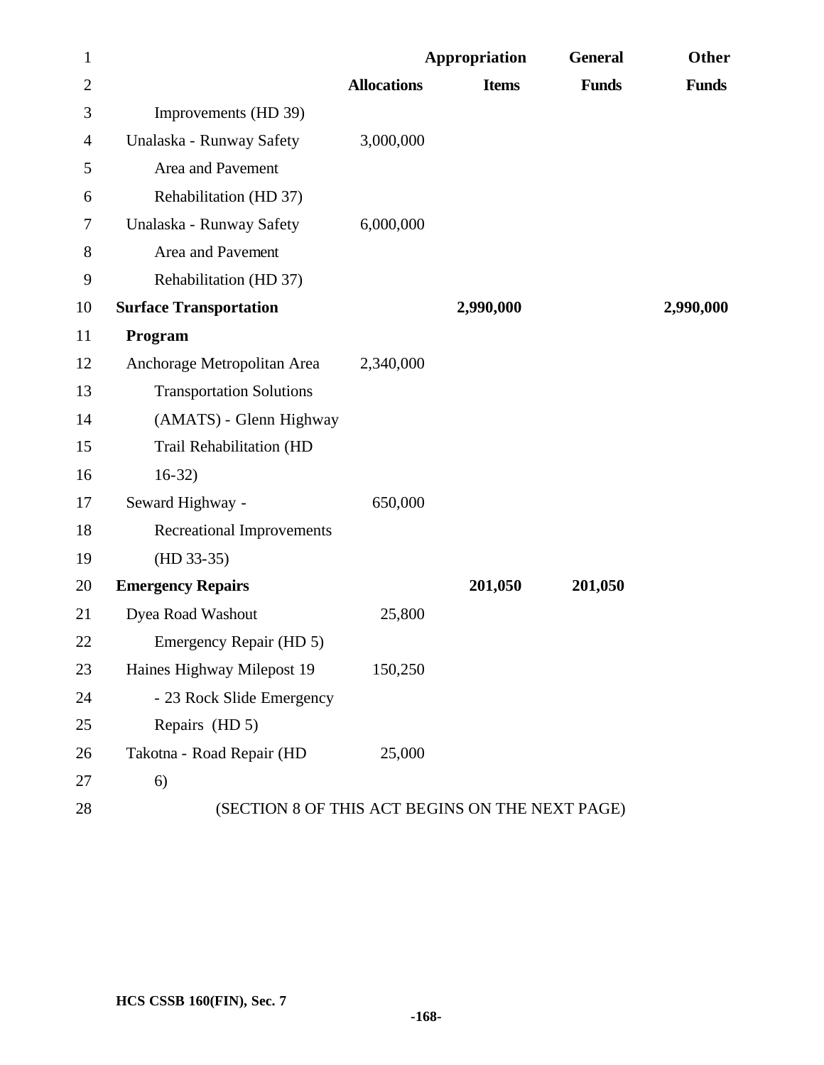| | Allocations | Appropriation Items | General Funds | Other Funds |
|---|---|---|---|---|
| Improvements (HD 39) | | | | |
| Unalaska - Runway Safety Area and Pavement Rehabilitation (HD 37) | 3,000,000 | | | |
| Unalaska - Runway Safety Area and Pavement Rehabilitation (HD 37) | 6,000,000 | | | |
| **Surface Transportation Program** | | **2,990,000** | | **2,990,000** |
| Anchorage Metropolitan Area Transportation Solutions (AMATS) - Glenn Highway Trail Rehabilitation (HD 16-32) | 2,340,000 | | | |
| Seward Highway - Recreational Improvements (HD 33-35) | 650,000 | | | |
| **Emergency Repairs** | | **201,050** | **201,050** | |
| Dyea Road Washout Emergency Repair (HD 5) | 25,800 | | | |
| Haines Highway Milepost 19 - 23 Rock Slide Emergency Repairs (HD 5) | 150,250 | | | |
| Takotna - Road Repair (HD 6) | 25,000 | | | |

(SECTION 8 OF THIS ACT BEGINS ON THE NEXT PAGE)

HCS CSSB 160(FIN), Sec. 7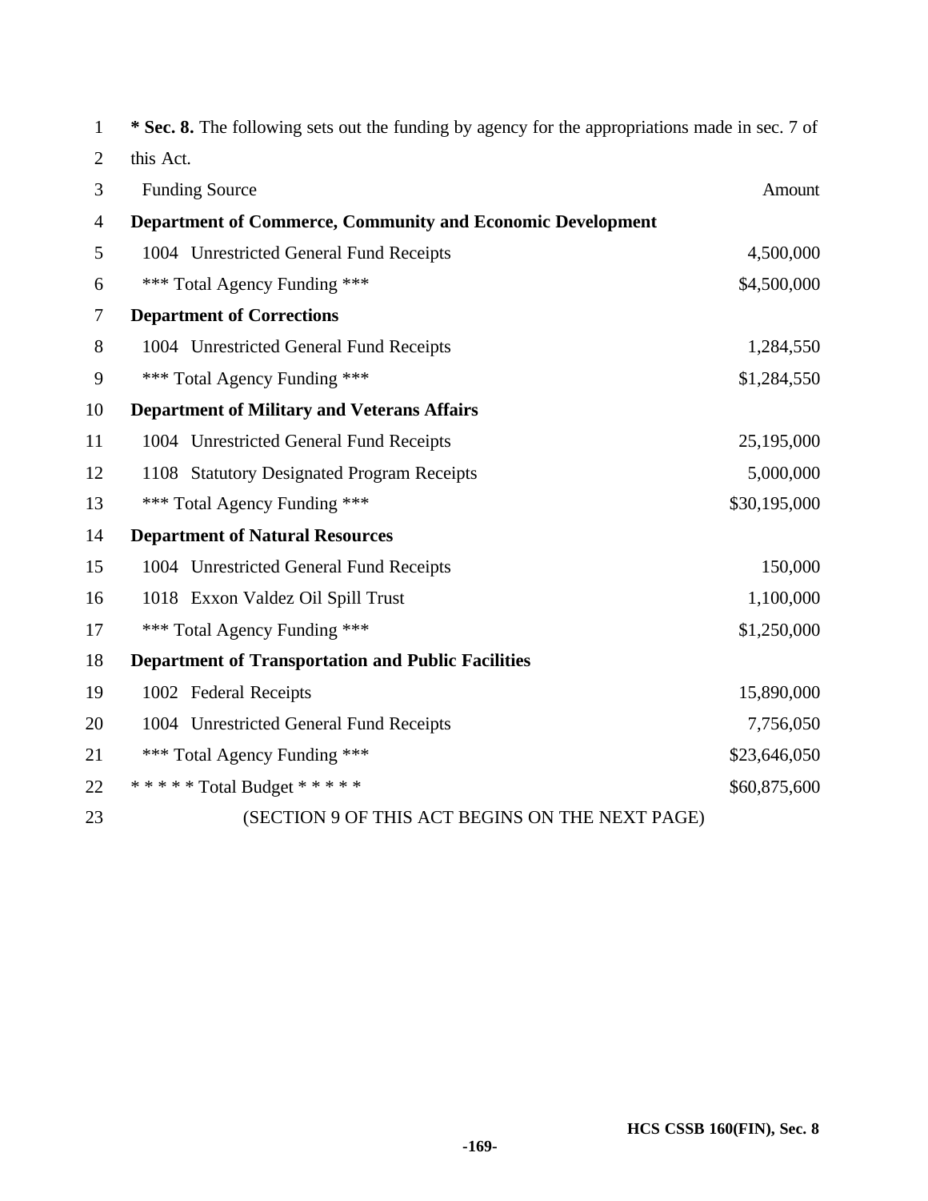**\* Sec. 8.** The following sets out the funding by agency for the appropriations made in sec. 7 of this Act.

| Funding Source | Amount |
| --- | --- |
| **Department of Commerce, Community and Economic Development** | |
| 1004 Unrestricted General Fund Receipts | 4,500,000 |
| *** Total Agency Funding *** | $4,500,000 |
| **Department of Corrections** | |
| 1004 Unrestricted General Fund Receipts | 1,284,550 |
| *** Total Agency Funding *** | $1,284,550 |
| **Department of Military and Veterans Affairs** | |
| 1004 Unrestricted General Fund Receipts | 25,195,000 |
| 1108 Statutory Designated Program Receipts | 5,000,000 |
| *** Total Agency Funding *** | $30,195,000 |
| **Department of Natural Resources** | |
| 1004 Unrestricted General Fund Receipts | 150,000 |
| 1018 Exxon Valdez Oil Spill Trust | 1,100,000 |
| *** Total Agency Funding *** | $1,250,000 |
| **Department of Transportation and Public Facilities** | |
| 1002 Federal Receipts | 15,890,000 |
| 1004 Unrestricted General Fund Receipts | 7,756,050 |
| *** Total Agency Funding *** | $23,646,050 |
| * * * * * Total Budget * * * * * | $60,875,600 |

(SECTION 9 OF THIS ACT BEGINS ON THE NEXT PAGE)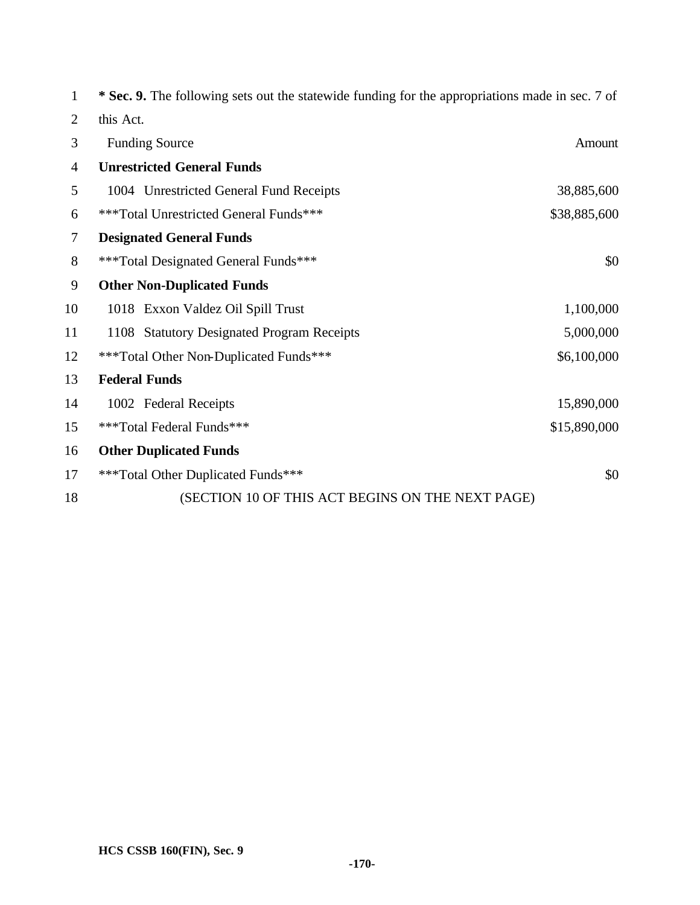**\* Sec. 9.** The following sets out the statewide funding for the appropriations made in sec. 7 of this Act.

| Funding Source | Amount |
|---|---|
| **Unrestricted General Funds** | |
| 1004 Unrestricted General Fund Receipts | 38,885,600 |
| \*\*\*Total Unrestricted General Funds\*\*\* | $38,885,600 |
| **Designated General Funds** | |
| \*\*\*Total Designated General Funds\*\*\* | $0 |
| **Other Non-Duplicated Funds** | |
| 1018 Exxon Valdez Oil Spill Trust | 1,100,000 |
| 1108 Statutory Designated Program Receipts | 5,000,000 |
| \*\*\*Total Other Non-Duplicated Funds\*\*\* | $6,100,000 |
| **Federal Funds** | |
| 1002 Federal Receipts | 15,890,000 |
| \*\*\*Total Federal Funds\*\*\* | $15,890,000 |
| **Other Duplicated Funds** | |
| \*\*\*Total Other Duplicated Funds\*\*\* | $0 |

(SECTION 10 OF THIS ACT BEGINS ON THE NEXT PAGE)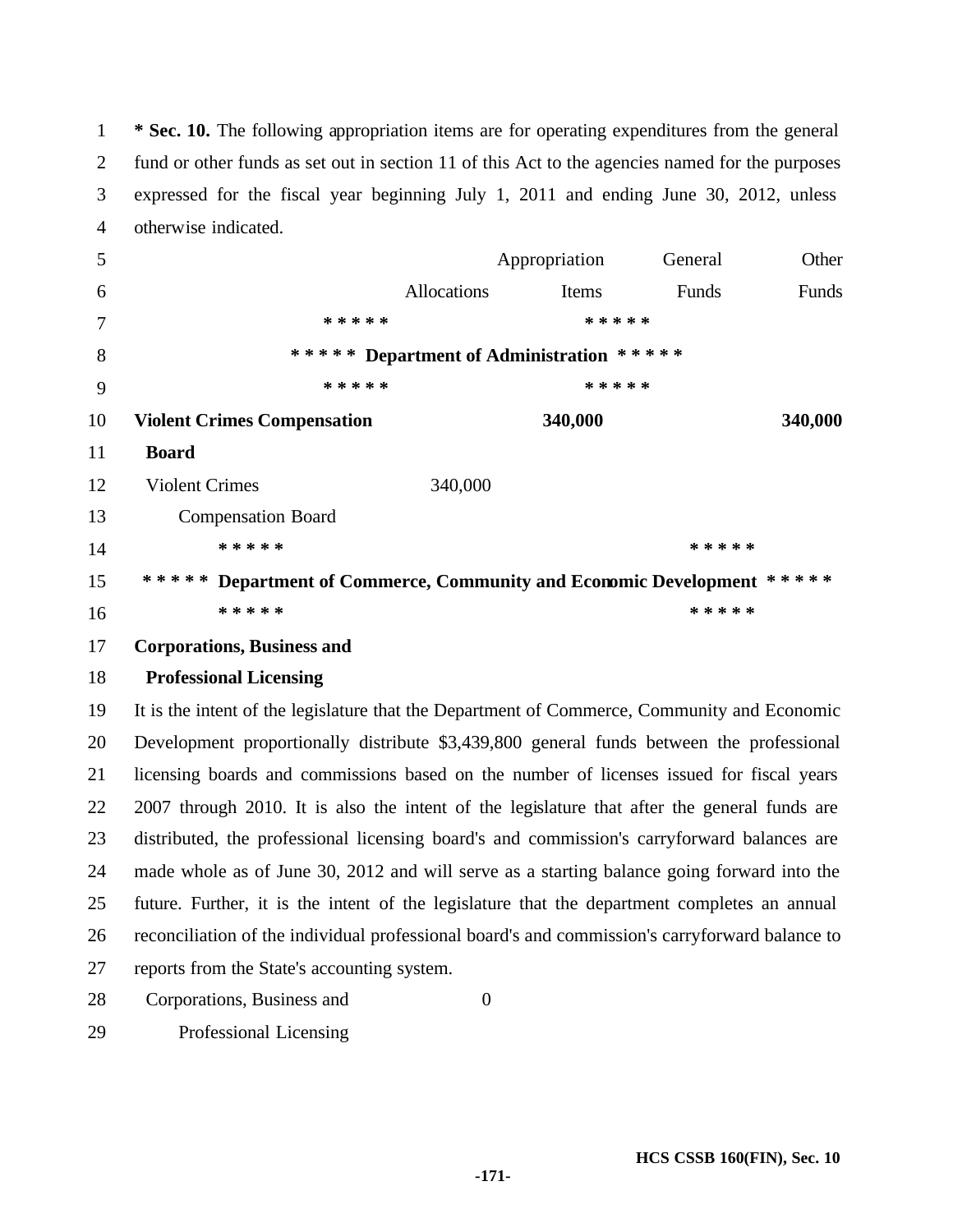**\* Sec. 10.** The following appropriation items are for operating expenditures from the general fund or other funds as set out in section 11 of this Act to the agencies named for the purposes expressed for the fiscal year beginning July 1, 2011 and ending June 30, 2012, unless otherwise indicated.

| | Allocations | Appropriation Items | General Funds | Other Funds |
|---|---|---|---|---|
| | | **\* \* \* \* \* Department of Administration \* \* \* \* \*** | | |
| **Violent Crimes Compensation Board** | | **340,000** | | **340,000** |
| Violent Crimes Compensation Board | 340,000 | | | |
| | | **\* \* \* \* \* Department of Commerce, Community and Economic Development \* \* \* \* \*** | | |
| **Corporations, Business and Professional Licensing** | | | | |

It is the intent of the legislature that the Department of Commerce, Community and Economic Development proportionally distribute $3,439,800 general funds between the professional licensing boards and commissions based on the number of licenses issued for fiscal years 2007 through 2010. It is also the intent of the legislature that after the general funds are distributed, the professional licensing board's and commission's carryforward balances are made whole as of June 30, 2012 and will serve as a starting balance going forward into the future. Further, it is the intent of the legislature that the department completes an annual reconciliation of the individual professional board's and commission's carryforward balance to reports from the State's accounting system.

| | Allocations | Appropriation Items | General Funds | Other Funds |
|---|---|---|---|---|
| Corporations, Business and Professional Licensing | 0 | | | |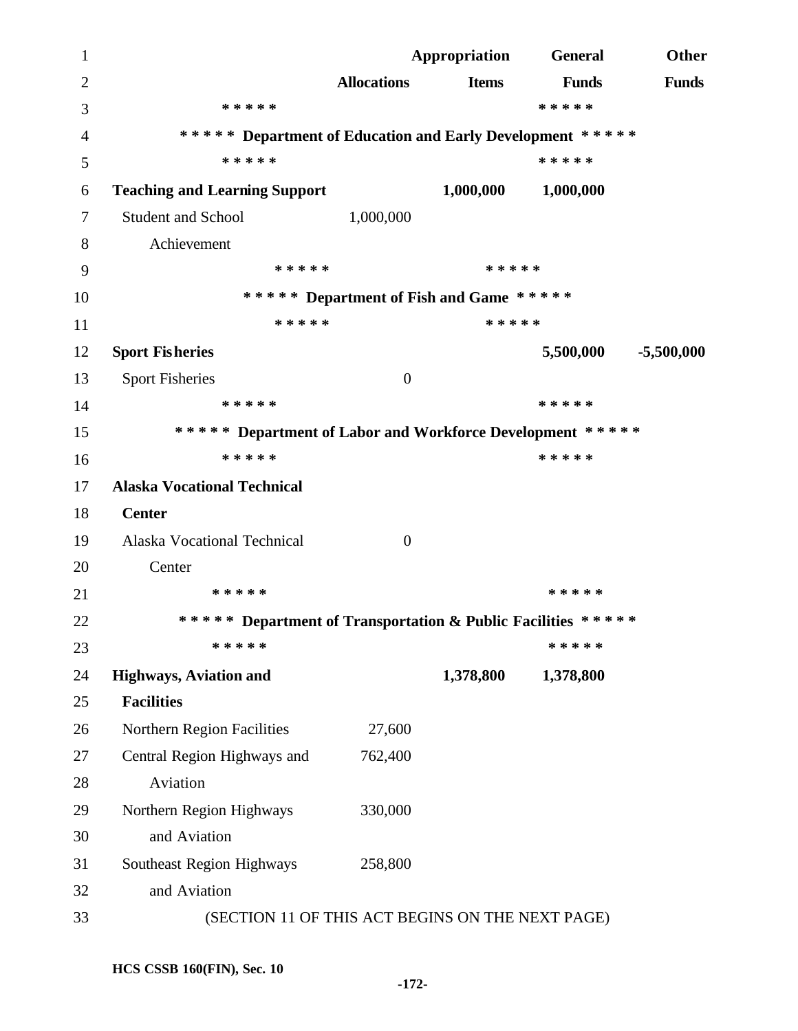| | Allocations | Appropriation Items | General Funds | Other Funds |
|---|---|---|---|---|
| ***** Department of Education and Early Development ***** | | | | |
| **Teaching and Learning Support** | | 1,000,000 | 1,000,000 | |
| Student and School Achievement | 1,000,000 | | | |
| ***** Department of Fish and Game ***** | | | | |
| **Sport Fisheries** | | | 5,500,000 | -5,500,000 |
| Sport Fisheries | 0 | | | |
| ***** Department of Labor and Workforce Development ***** | | | | |
| **Alaska Vocational Technical Center** | | | | |
| Alaska Vocational Technical Center | 0 | | | |
| ***** Department of Transportation & Public Facilities ***** | | | | |
| **Highways, Aviation and Facilities** | | 1,378,800 | 1,378,800 | |
| Northern Region Facilities | 27,600 | | | |
| Central Region Highways and Aviation | 762,400 | | | |
| Northern Region Highways and Aviation | 330,000 | | | |
| Southeast Region Highways and Aviation | 258,800 | | | |

(SECTION 11 OF THIS ACT BEGINS ON THE NEXT PAGE)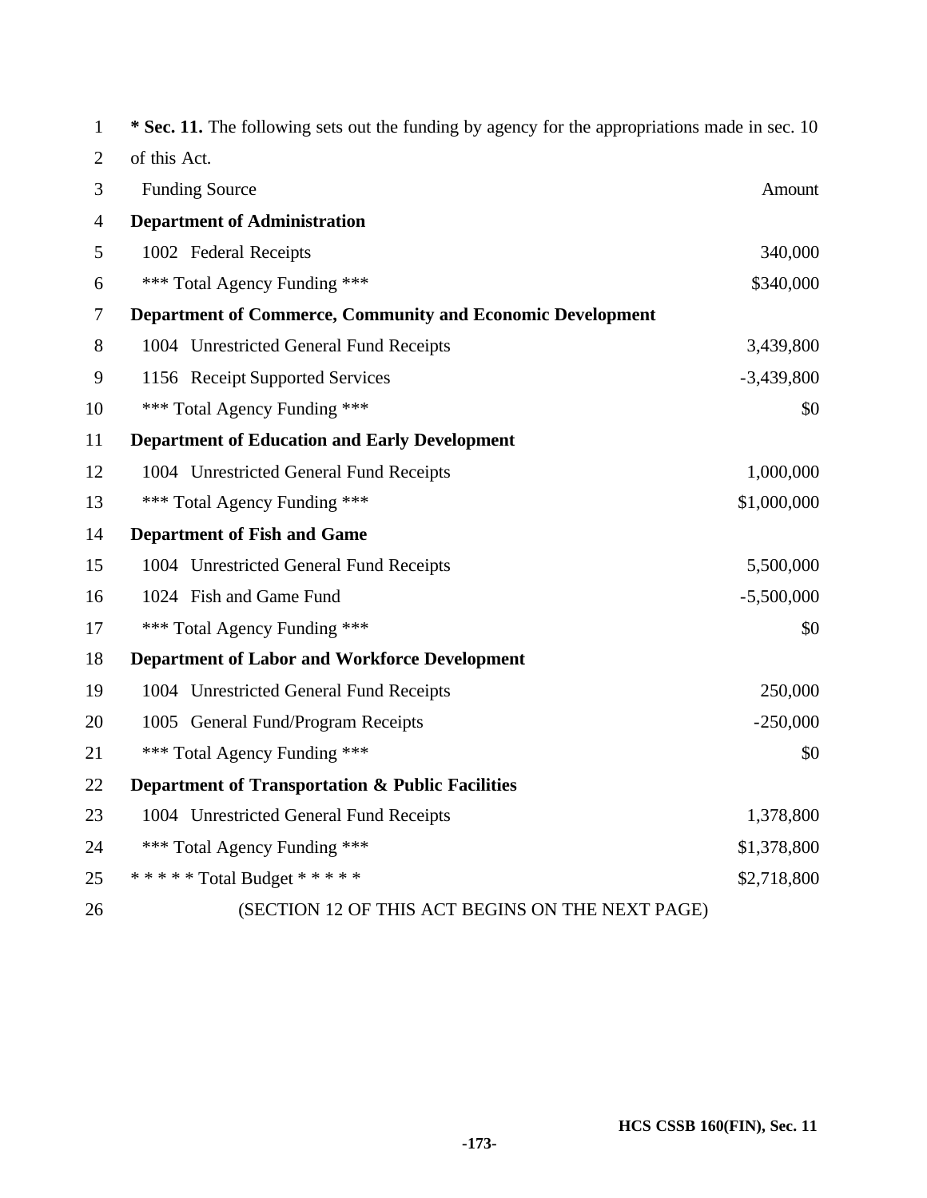**\* Sec. 11.** The following sets out the funding by agency for the appropriations made in sec. 10 of this Act.

| Funding Source | Amount |
| --- | --- |
| **Department of Administration** | |
| 1002 Federal Receipts | 340,000 |
| *** Total Agency Funding *** | $340,000 |
| **Department of Commerce, Community and Economic Development** | |
| 1004 Unrestricted General Fund Receipts | 3,439,800 |
| 1156 Receipt Supported Services | -3,439,800 |
| *** Total Agency Funding *** | $0 |
| **Department of Education and Early Development** | |
| 1004 Unrestricted General Fund Receipts | 1,000,000 |
| *** Total Agency Funding *** | $1,000,000 |
| **Department of Fish and Game** | |
| 1004 Unrestricted General Fund Receipts | 5,500,000 |
| 1024 Fish and Game Fund | -5,500,000 |
| *** Total Agency Funding *** | $0 |
| **Department of Labor and Workforce Development** | |
| 1004 Unrestricted General Fund Receipts | 250,000 |
| 1005 General Fund/Program Receipts | -250,000 |
| *** Total Agency Funding *** | $0 |
| **Department of Transportation & Public Facilities** | |
| 1004 Unrestricted General Fund Receipts | 1,378,800 |
| *** Total Agency Funding *** | $1,378,800 |
| * * * * * Total Budget * * * * * | $2,718,800 |

(SECTION 12 OF THIS ACT BEGINS ON THE NEXT PAGE)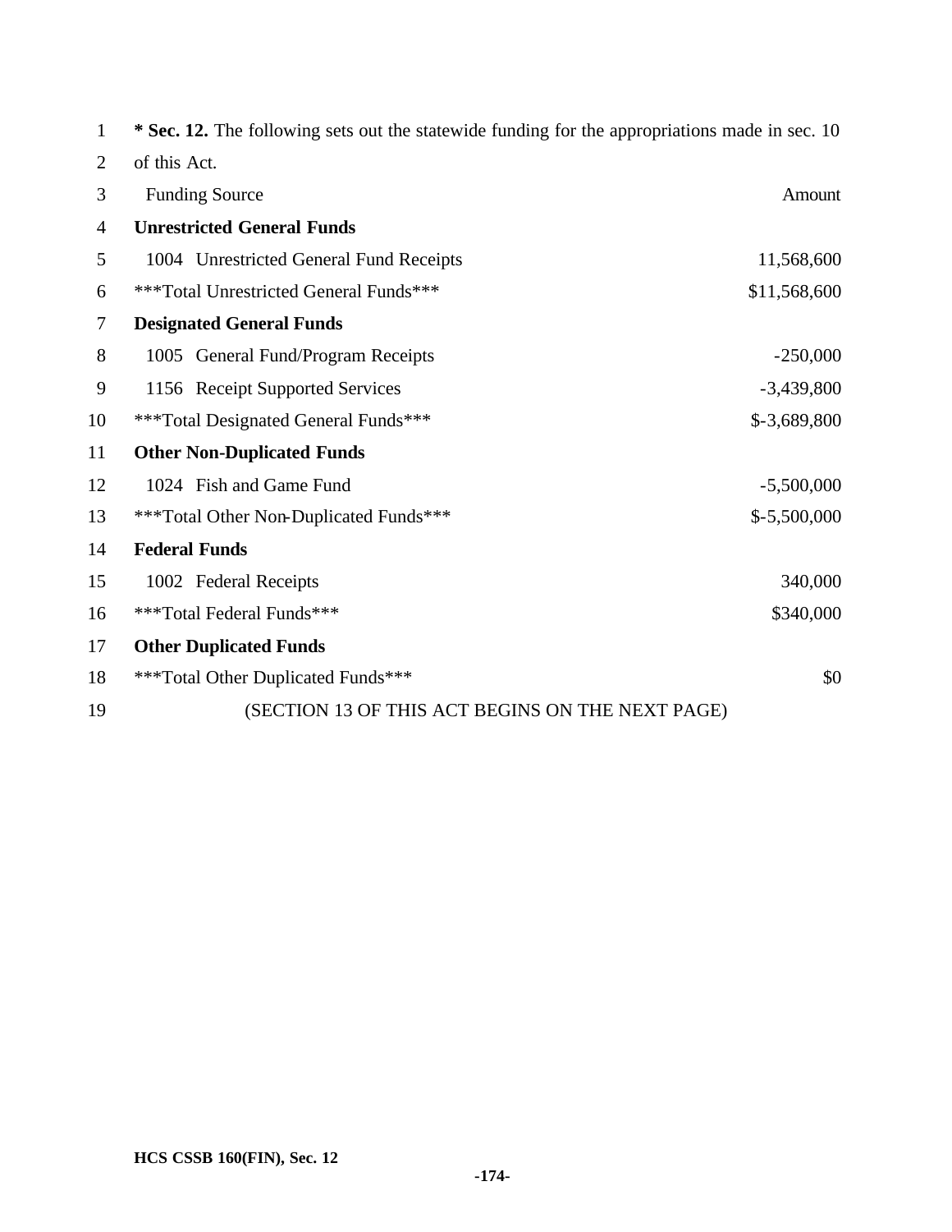**\* Sec. 12.** The following sets out the statewide funding for the appropriations made in sec. 10 of this Act.

| Funding Source | Amount |
|---|---|
| **Unrestricted General Funds** | |
| 1004 Unrestricted General Fund Receipts | 11,568,600 |
| ***Total Unrestricted General Funds*** | $11,568,600 |
| **Designated General Funds** | |
| 1005 General Fund/Program Receipts | -250,000 |
| 1156 Receipt Supported Services | -3,439,800 |
| ***Total Designated General Funds*** | $-3,689,800 |
| **Other Non-Duplicated Funds** | |
| 1024 Fish and Game Fund | -5,500,000 |
| ***Total Other Non-Duplicated Funds*** | $-5,500,000 |
| **Federal Funds** | |
| 1002 Federal Receipts | 340,000 |
| ***Total Federal Funds*** | $340,000 |
| **Other Duplicated Funds** | |
| ***Total Other Duplicated Funds*** | $0 |

(SECTION 13 OF THIS ACT BEGINS ON THE NEXT PAGE)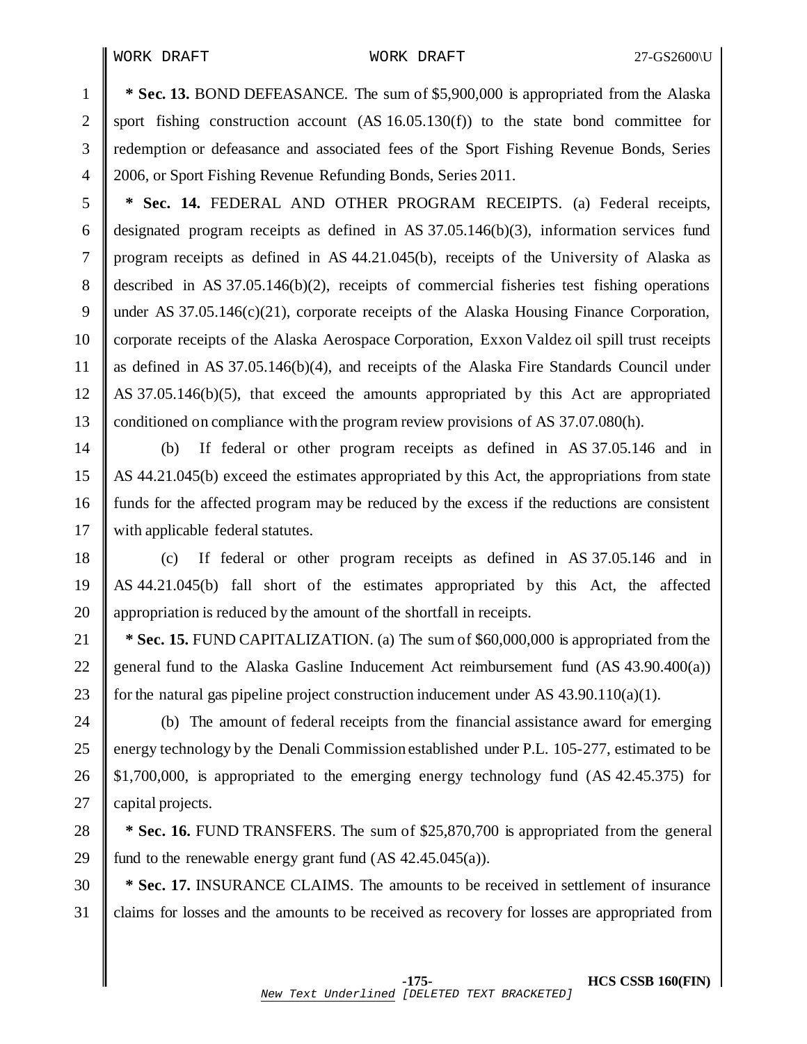**\* Sec. 13.** BOND DEFEASANCE. The sum of $5,900,000 is appropriated from the Alaska sport fishing construction account (AS 16.05.130(f)) to the state bond committee for redemption or defeasance and associated fees of the Sport Fishing Revenue Bonds, Series 2006, or Sport Fishing Revenue Refunding Bonds, Series 2011.

**\* Sec. 14.** FEDERAL AND OTHER PROGRAM RECEIPTS. (a) Federal receipts, designated program receipts as defined in AS 37.05.146(b)(3), information services fund program receipts as defined in AS 44.21.045(b), receipts of the University of Alaska as described in AS 37.05.146(b)(2), receipts of commercial fisheries test fishing operations under AS 37.05.146(c)(21), corporate receipts of the Alaska Housing Finance Corporation, corporate receipts of the Alaska Aerospace Corporation, Exxon Valdez oil spill trust receipts as defined in AS 37.05.146(b)(4), and receipts of the Alaska Fire Standards Council under AS 37.05.146(b)(5), that exceed the amounts appropriated by this Act are appropriated conditioned on compliance with the program review provisions of AS 37.07.080(h).

(b) If federal or other program receipts as defined in AS 37.05.146 and in AS 44.21.045(b) exceed the estimates appropriated by this Act, the appropriations from state funds for the affected program may be reduced by the excess if the reductions are consistent with applicable federal statutes.

(c) If federal or other program receipts as defined in AS 37.05.146 and in AS 44.21.045(b) fall short of the estimates appropriated by this Act, the affected appropriation is reduced by the amount of the shortfall in receipts.

**\* Sec. 15.** FUND CAPITALIZATION. (a) The sum of $60,000,000 is appropriated from the general fund to the Alaska Gasline Inducement Act reimbursement fund (AS 43.90.400(a)) for the natural gas pipeline project construction inducement under AS 43.90.110(a)(1).

(b) The amount of federal receipts from the financial assistance award for emerging energy technology by the Denali Commission established under P.L. 105-277, estimated to be $1,700,000, is appropriated to the emerging energy technology fund (AS 42.45.375) for capital projects.

**\* Sec. 16.** FUND TRANSFERS. The sum of $25,870,700 is appropriated from the general fund to the renewable energy grant fund (AS 42.45.045(a)).

**\* Sec. 17.** INSURANCE CLAIMS. The amounts to be received in settlement of insurance claims for losses and the amounts to be received as recovery for losses are appropriated from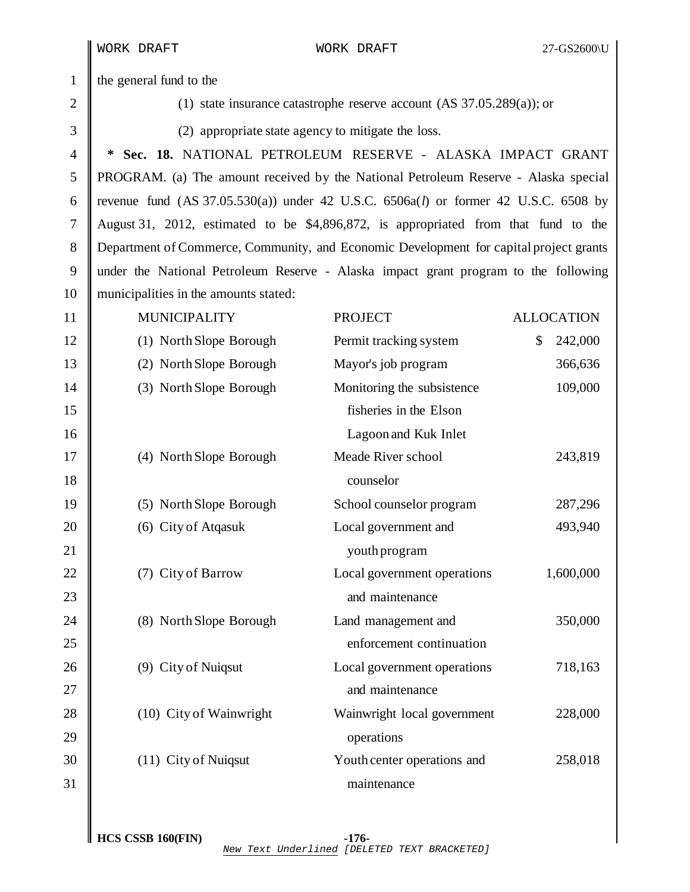the general fund to the

(1) state insurance catastrophe reserve account (AS 37.05.289(a)); or

(2) appropriate state agency to mitigate the loss.

**\* Sec. 18.** NATIONAL PETROLEUM RESERVE - ALASKA IMPACT GRANT PROGRAM. (a) The amount received by the National Petroleum Reserve - Alaska special revenue fund (AS 37.05.530(a)) under 42 U.S.C. 6506a(*l*) or former 42 U.S.C. 6508 by August 31, 2012, estimated to be $4,896,872, is appropriated from that fund to the Department of Commerce, Community, and Economic Development for capital project grants under the National Petroleum Reserve - Alaska impact grant program to the following municipalities in the amounts stated:

| MUNICIPALITY | PROJECT | ALLOCATION |
|---|---|---|
| (1) North Slope Borough | Permit tracking system | $ 242,000 |
| (2) North Slope Borough | Mayor's job program | 366,636 |
| (3) North Slope Borough | Monitoring the subsistence fisheries in the Elson Lagoon and Kuk Inlet | 109,000 |
| (4) North Slope Borough | Meade River school counselor | 243,819 |
| (5) North Slope Borough | School counselor program | 287,296 |
| (6) City of Atqasuk | Local government and youth program | 493,940 |
| (7) City of Barrow | Local government operations and maintenance | 1,600,000 |
| (8) North Slope Borough | Land management and enforcement continuation | 350,000 |
| (9) City of Nuiqsut | Local government operations and maintenance | 718,163 |
| (10) City of Wainwright | Wainwright local government operations | 228,000 |
| (11) City of Nuiqsut | Youth center operations and maintenance | 258,018 |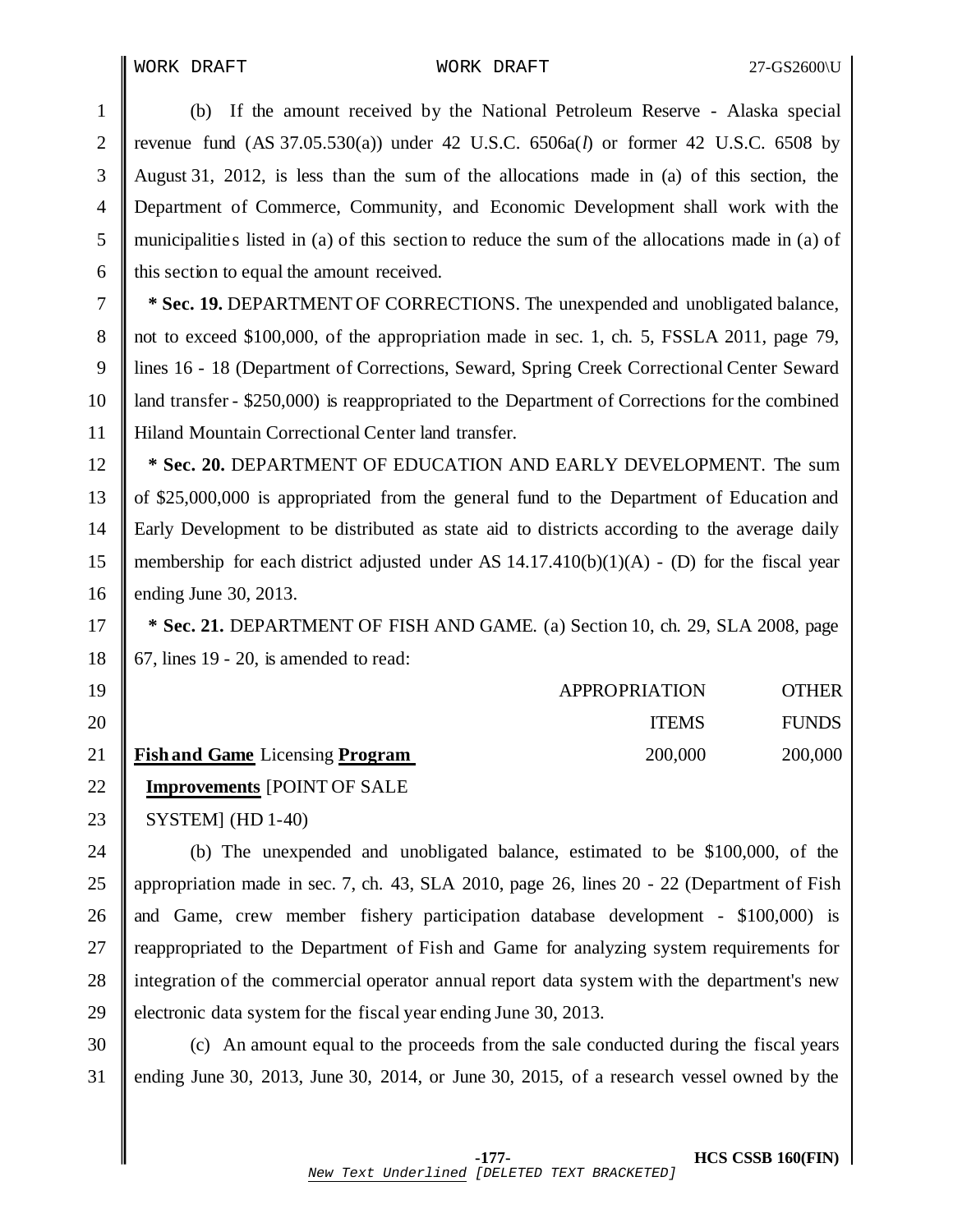(b) If the amount received by the National Petroleum Reserve - Alaska special revenue fund (AS 37.05.530(a)) under 42 U.S.C. 6506a(*l*) or former 42 U.S.C. 6508 by August 31, 2012, is less than the sum of the allocations made in (a) of this section, the Department of Commerce, Community, and Economic Development shall work with the municipalities listed in (a) of this section to reduce the sum of the allocations made in (a) of this section to equal the amount received.

**\* Sec. 19.** DEPARTMENT OF CORRECTIONS. The unexpended and unobligated balance, not to exceed $100,000, of the appropriation made in sec. 1, ch. 5, FSSLA 2011, page 79, lines 16 - 18 (Department of Corrections, Seward, Spring Creek Correctional Center Seward land transfer - $250,000) is reappropriated to the Department of Corrections for the combined Hiland Mountain Correctional Center land transfer.

**\* Sec. 20.** DEPARTMENT OF EDUCATION AND EARLY DEVELOPMENT. The sum of $25,000,000 is appropriated from the general fund to the Department of Education and Early Development to be distributed as state aid to districts according to the average daily membership for each district adjusted under AS 14.17.410(b)(1)(A) - (D) for the fiscal year ending June 30, 2013.

**\* Sec. 21.** DEPARTMENT OF FISH AND GAME. (a) Section 10, ch. 29, SLA 2008, page 67, lines 19 - 20, is amended to read:

| | APPROPRIATION ITEMS | OTHER FUNDS |
|---|---|---|
| **<u>Fish and Game</u>** Licensing **<u>Program Improvements</u>** [POINT OF SALE SYSTEM] (HD 1-40) | 200,000 | 200,000 |

(b) The unexpended and unobligated balance, estimated to be $100,000, of the appropriation made in sec. 7, ch. 43, SLA 2010, page 26, lines 20 - 22 (Department of Fish and Game, crew member fishery participation database development - $100,000) is reappropriated to the Department of Fish and Game for analyzing system requirements for integration of the commercial operator annual report data system with the department's new electronic data system for the fiscal year ending June 30, 2013.

(c) An amount equal to the proceeds from the sale conducted during the fiscal years ending June 30, 2013, June 30, 2014, or June 30, 2015, of a research vessel owned by the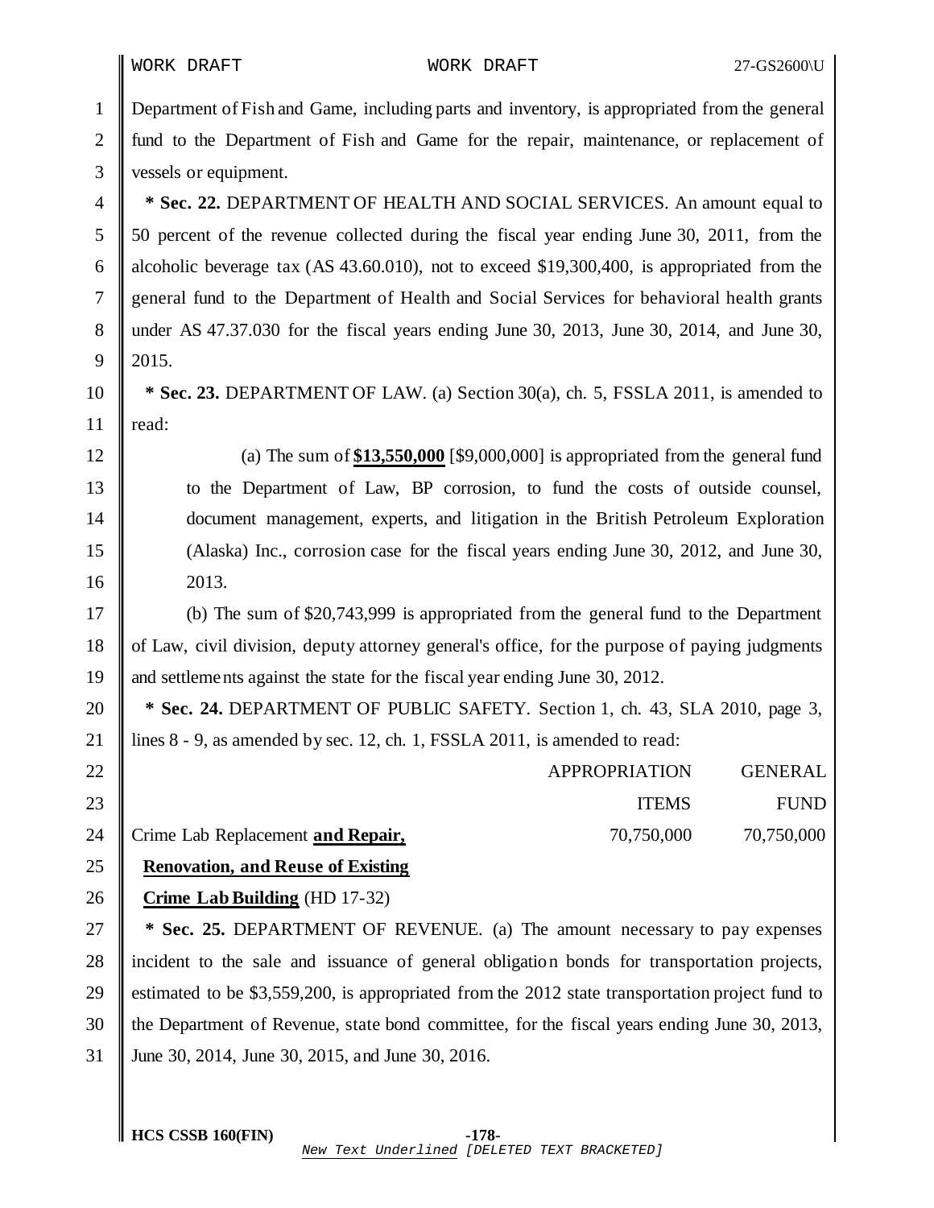Department of Fish and Game, including parts and inventory, is appropriated from the general fund to the Department of Fish and Game for the repair, maintenance, or replacement of vessels or equipment.

**\* Sec. 22.** DEPARTMENT OF HEALTH AND SOCIAL SERVICES. An amount equal to 50 percent of the revenue collected during the fiscal year ending June 30, 2011, from the alcoholic beverage tax (AS 43.60.010), not to exceed $19,300,400, is appropriated from the general fund to the Department of Health and Social Services for behavioral health grants under AS 47.37.030 for the fiscal years ending June 30, 2013, June 30, 2014, and June 30, 2015.

**\* Sec. 23.** DEPARTMENT OF LAW. (a) Section 30(a), ch. 5, FSSLA 2011, is amended to read:

(a) The sum of **<u>$13,550,000</u>** [$9,000,000] is appropriated from the general fund to the Department of Law, BP corrosion, to fund the costs of outside counsel, document management, experts, and litigation in the British Petroleum Exploration (Alaska) Inc., corrosion case for the fiscal years ending June 30, 2012, and June 30, 2013.

(b) The sum of $20,743,999 is appropriated from the general fund to the Department of Law, civil division, deputy attorney general's office, for the purpose of paying judgments and settlements against the state for the fiscal year ending June 30, 2012.

**\* Sec. 24.** DEPARTMENT OF PUBLIC SAFETY. Section 1, ch. 43, SLA 2010, page 3, lines 8 - 9, as amended by sec. 12, ch. 1, FSSLA 2011, is amended to read:

| | APPROPRIATION ITEMS | GENERAL FUND |
|---|---|---|
| Crime Lab Replacement **<u>and Repair, Renovation, and Reuse of Existing Crime Lab Building</u>** (HD 17-32) | 70,750,000 | 70,750,000 |

**\* Sec. 25.** DEPARTMENT OF REVENUE. (a) The amount necessary to pay expenses incident to the sale and issuance of general obligation bonds for transportation projects, estimated to be $3,559,200, is appropriated from the 2012 state transportation project fund to the Department of Revenue, state bond committee, for the fiscal years ending June 30, 2013, June 30, 2014, June 30, 2015, and June 30, 2016.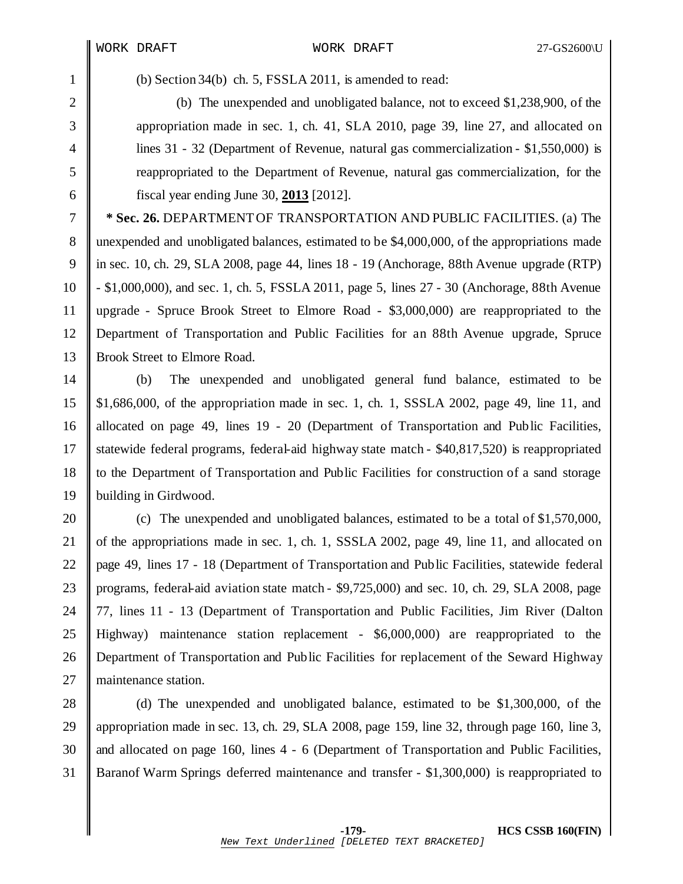(b) Section 34(b) ch. 5, FSSLA 2011, is amended to read:

(b) The unexpended and unobligated balance, not to exceed $1,238,900, of the appropriation made in sec. 1, ch. 41, SLA 2010, page 39, line 27, and allocated on lines 31 - 32 (Department of Revenue, natural gas commercialization - $1,550,000) is reappropriated to the Department of Revenue, natural gas commercialization, for the fiscal year ending June 30, **2013** [2012].

**\* Sec. 26.** DEPARTMENT OF TRANSPORTATION AND PUBLIC FACILITIES. (a) The unexpended and unobligated balances, estimated to be $4,000,000, of the appropriations made in sec. 10, ch. 29, SLA 2008, page 44, lines 18 - 19 (Anchorage, 88th Avenue upgrade (RTP) - $1,000,000), and sec. 1, ch. 5, FSSLA 2011, page 5, lines 27 - 30 (Anchorage, 88th Avenue upgrade - Spruce Brook Street to Elmore Road - $3,000,000) are reappropriated to the Department of Transportation and Public Facilities for an 88th Avenue upgrade, Spruce Brook Street to Elmore Road.

(b) The unexpended and unobligated general fund balance, estimated to be $1,686,000, of the appropriation made in sec. 1, ch. 1, SSSLA 2002, page 49, line 11, and allocated on page 49, lines 19 - 20 (Department of Transportation and Public Facilities, statewide federal programs, federal-aid highway state match - $40,817,520) is reappropriated to the Department of Transportation and Public Facilities for construction of a sand storage building in Girdwood.

(c) The unexpended and unobligated balances, estimated to be a total of $1,570,000, of the appropriations made in sec. 1, ch. 1, SSSLA 2002, page 49, line 11, and allocated on page 49, lines 17 - 18 (Department of Transportation and Public Facilities, statewide federal programs, federal-aid aviation state match - $9,725,000) and sec. 10, ch. 29, SLA 2008, page 77, lines 11 - 13 (Department of Transportation and Public Facilities, Jim River (Dalton Highway) maintenance station replacement - $6,000,000) are reappropriated to the Department of Transportation and Public Facilities for replacement of the Seward Highway maintenance station.

(d) The unexpended and unobligated balance, estimated to be $1,300,000, of the appropriation made in sec. 13, ch. 29, SLA 2008, page 159, line 32, through page 160, line 3, and allocated on page 160, lines 4 - 6 (Department of Transportation and Public Facilities, Baranof Warm Springs deferred maintenance and transfer - $1,300,000) is reappropriated to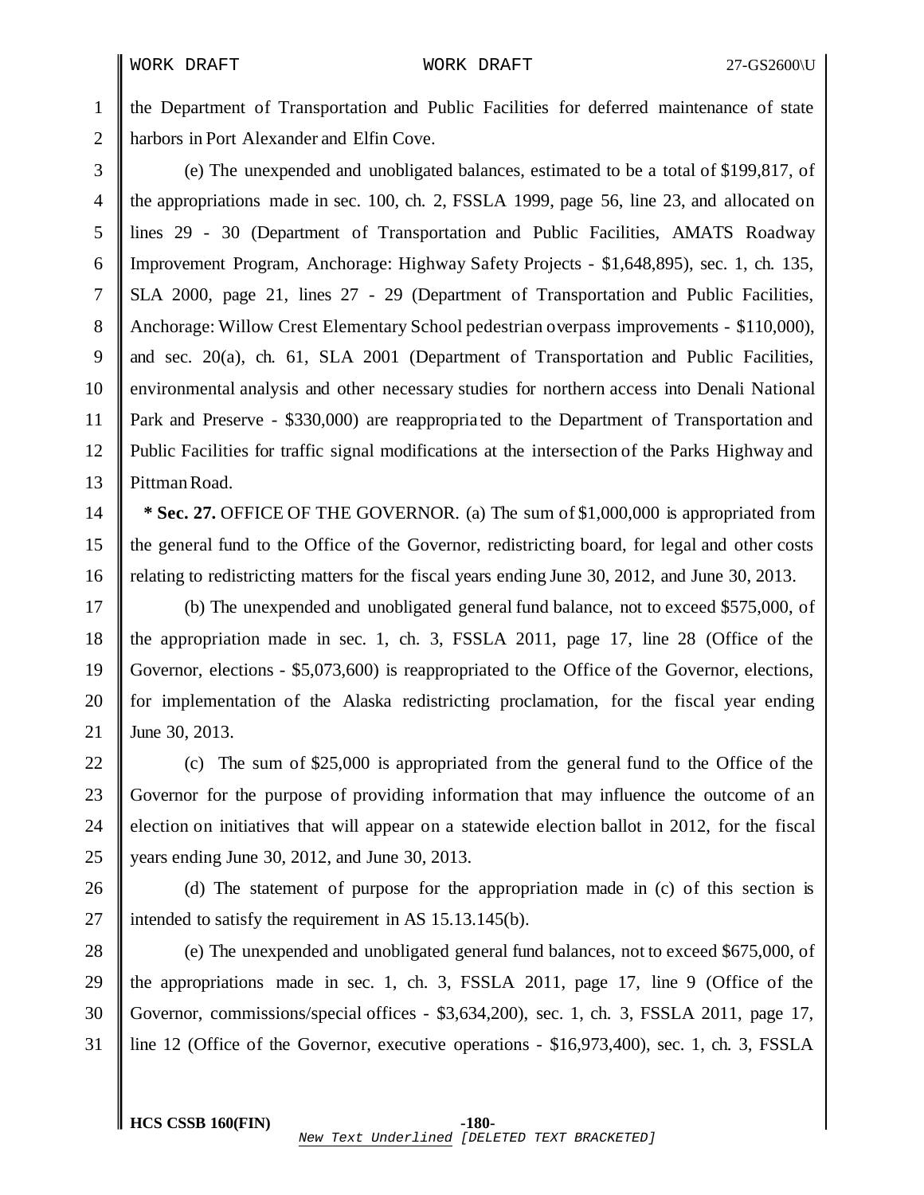the Department of Transportation and Public Facilities for deferred maintenance of state harbors in Port Alexander and Elfin Cove.

(e) The unexpended and unobligated balances, estimated to be a total of $199,817, of the appropriations made in sec. 100, ch. 2, FSSLA 1999, page 56, line 23, and allocated on lines 29 - 30 (Department of Transportation and Public Facilities, AMATS Roadway Improvement Program, Anchorage: Highway Safety Projects - $1,648,895), sec. 1, ch. 135, SLA 2000, page 21, lines 27 - 29 (Department of Transportation and Public Facilities, Anchorage: Willow Crest Elementary School pedestrian overpass improvements - $110,000), and sec. 20(a), ch. 61, SLA 2001 (Department of Transportation and Public Facilities, environmental analysis and other necessary studies for northern access into Denali National Park and Preserve - $330,000) are reappropriated to the Department of Transportation and Public Facilities for traffic signal modifications at the intersection of the Parks Highway and Pittman Road.

**\* Sec. 27.** OFFICE OF THE GOVERNOR. (a) The sum of $1,000,000 is appropriated from the general fund to the Office of the Governor, redistricting board, for legal and other costs relating to redistricting matters for the fiscal years ending June 30, 2012, and June 30, 2013.

(b) The unexpended and unobligated general fund balance, not to exceed $575,000, of the appropriation made in sec. 1, ch. 3, FSSLA 2011, page 17, line 28 (Office of the Governor, elections - $5,073,600) is reappropriated to the Office of the Governor, elections, for implementation of the Alaska redistricting proclamation, for the fiscal year ending June 30, 2013.

(c) The sum of $25,000 is appropriated from the general fund to the Office of the Governor for the purpose of providing information that may influence the outcome of an election on initiatives that will appear on a statewide election ballot in 2012, for the fiscal years ending June 30, 2012, and June 30, 2013.

(d) The statement of purpose for the appropriation made in (c) of this section is intended to satisfy the requirement in AS 15.13.145(b).

(e) The unexpended and unobligated general fund balances, not to exceed $675,000, of the appropriations made in sec. 1, ch. 3, FSSLA 2011, page 17, line 9 (Office of the Governor, commissions/special offices - $3,634,200), sec. 1, ch. 3, FSSLA 2011, page 17, line 12 (Office of the Governor, executive operations - $16,973,400), sec. 1, ch. 3, FSSLA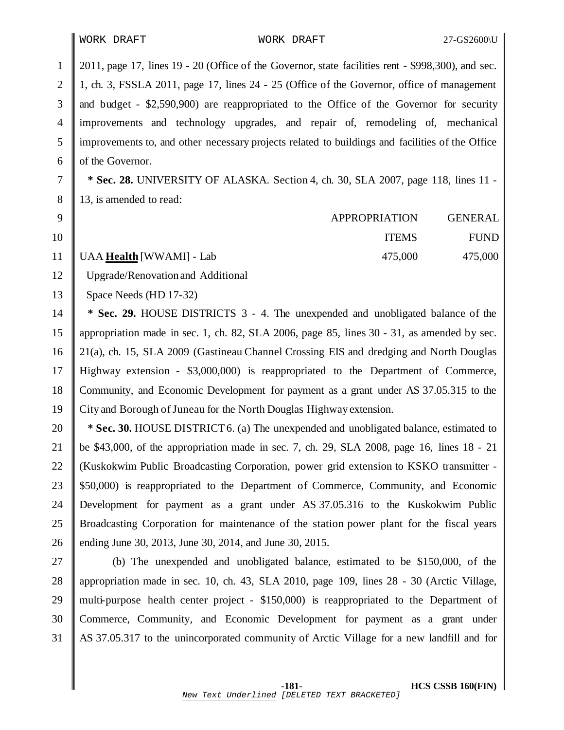2011, page 17, lines 19 - 20 (Office of the Governor, state facilities rent - $998,300), and sec. 1, ch. 3, FSSLA 2011, page 17, lines 24 - 25 (Office of the Governor, office of management and budget - $2,590,900) are reappropriated to the Office of the Governor for security improvements and technology upgrades, and repair of, remodeling of, mechanical improvements to, and other necessary projects related to buildings and facilities of the Office of the Governor.

**\* Sec. 28.** UNIVERSITY OF ALASKA. Section 4, ch. 30, SLA 2007, page 118, lines 11 - 13, is amended to read:

| | APPROPRIATION ITEMS | GENERAL FUND |
|---|---|---|
| UAA **<u>Health</u>** [WWAMI] - Lab Upgrade/Renovation and Additional Space Needs (HD 17-32) | 475,000 | 475,000 |

**\* Sec. 29.** HOUSE DISTRICTS 3 - 4. The unexpended and unobligated balance of the appropriation made in sec. 1, ch. 82, SLA 2006, page 85, lines 30 - 31, as amended by sec. 21(a), ch. 15, SLA 2009 (Gastineau Channel Crossing EIS and dredging and North Douglas Highway extension - $3,000,000) is reappropriated to the Department of Commerce, Community, and Economic Development for payment as a grant under AS 37.05.315 to the City and Borough of Juneau for the North Douglas Highway extension.

**\* Sec. 30.** HOUSE DISTRICT 6. (a) The unexpended and unobligated balance, estimated to be $43,000, of the appropriation made in sec. 7, ch. 29, SLA 2008, page 16, lines 18 - 21 (Kuskokwim Public Broadcasting Corporation, power grid extension to KSKO transmitter - $50,000) is reappropriated to the Department of Commerce, Community, and Economic Development for payment as a grant under AS 37.05.316 to the Kuskokwim Public Broadcasting Corporation for maintenance of the station power plant for the fiscal years ending June 30, 2013, June 30, 2014, and June 30, 2015.

(b) The unexpended and unobligated balance, estimated to be $150,000, of the appropriation made in sec. 10, ch. 43, SLA 2010, page 109, lines 28 - 30 (Arctic Village, multi-purpose health center project - $150,000) is reappropriated to the Department of Commerce, Community, and Economic Development for payment as a grant under AS 37.05.317 to the unincorporated community of Arctic Village for a new landfill and for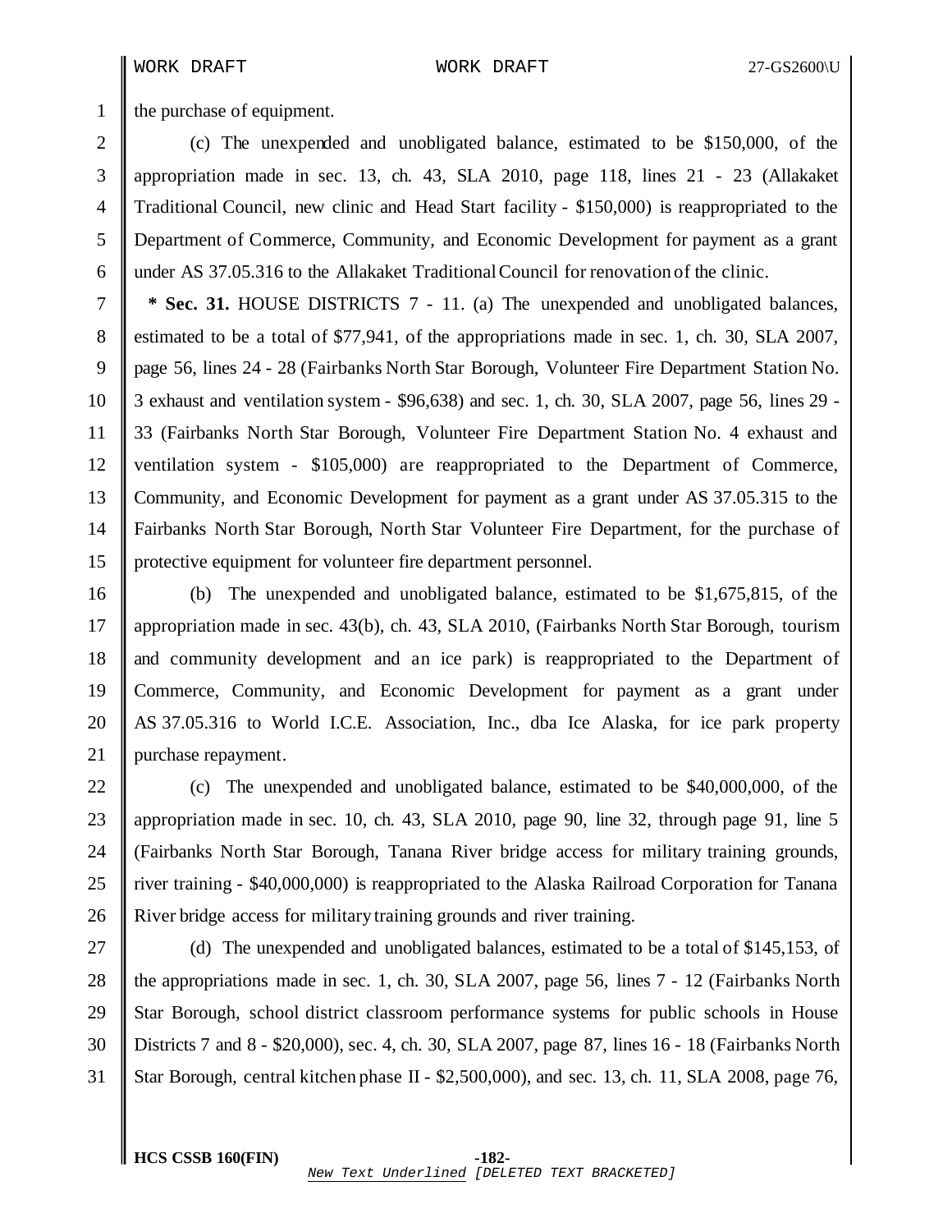the purchase of equipment.

(c) The unexpended and unobligated balance, estimated to be $150,000, of the appropriation made in sec. 13, ch. 43, SLA 2010, page 118, lines 21 - 23 (Allakaket Traditional Council, new clinic and Head Start facility - $150,000) is reappropriated to the Department of Commerce, Community, and Economic Development for payment as a grant under AS 37.05.316 to the Allakaket Traditional Council for renovation of the clinic.

**\* Sec. 31.** HOUSE DISTRICTS 7 - 11. (a) The unexpended and unobligated balances, estimated to be a total of $77,941, of the appropriations made in sec. 1, ch. 30, SLA 2007, page 56, lines 24 - 28 (Fairbanks North Star Borough, Volunteer Fire Department Station No. 3 exhaust and ventilation system - $96,638) and sec. 1, ch. 30, SLA 2007, page 56, lines 29 - 33 (Fairbanks North Star Borough, Volunteer Fire Department Station No. 4 exhaust and ventilation system - $105,000) are reappropriated to the Department of Commerce, Community, and Economic Development for payment as a grant under AS 37.05.315 to the Fairbanks North Star Borough, North Star Volunteer Fire Department, for the purchase of protective equipment for volunteer fire department personnel.

(b) The unexpended and unobligated balance, estimated to be $1,675,815, of the appropriation made in sec. 43(b), ch. 43, SLA 2010, (Fairbanks North Star Borough, tourism and community development and an ice park) is reappropriated to the Department of Commerce, Community, and Economic Development for payment as a grant under AS 37.05.316 to World I.C.E. Association, Inc., dba Ice Alaska, for ice park property purchase repayment.

(c) The unexpended and unobligated balance, estimated to be $40,000,000, of the appropriation made in sec. 10, ch. 43, SLA 2010, page 90, line 32, through page 91, line 5 (Fairbanks North Star Borough, Tanana River bridge access for military training grounds, river training - $40,000,000) is reappropriated to the Alaska Railroad Corporation for Tanana River bridge access for military training grounds and river training.

(d) The unexpended and unobligated balances, estimated to be a total of $145,153, of the appropriations made in sec. 1, ch. 30, SLA 2007, page 56, lines 7 - 12 (Fairbanks North Star Borough, school district classroom performance systems for public schools in House Districts 7 and 8 - $20,000), sec. 4, ch. 30, SLA 2007, page 87, lines 16 - 18 (Fairbanks North Star Borough, central kitchen phase II - $2,500,000), and sec. 13, ch. 11, SLA 2008, page 76,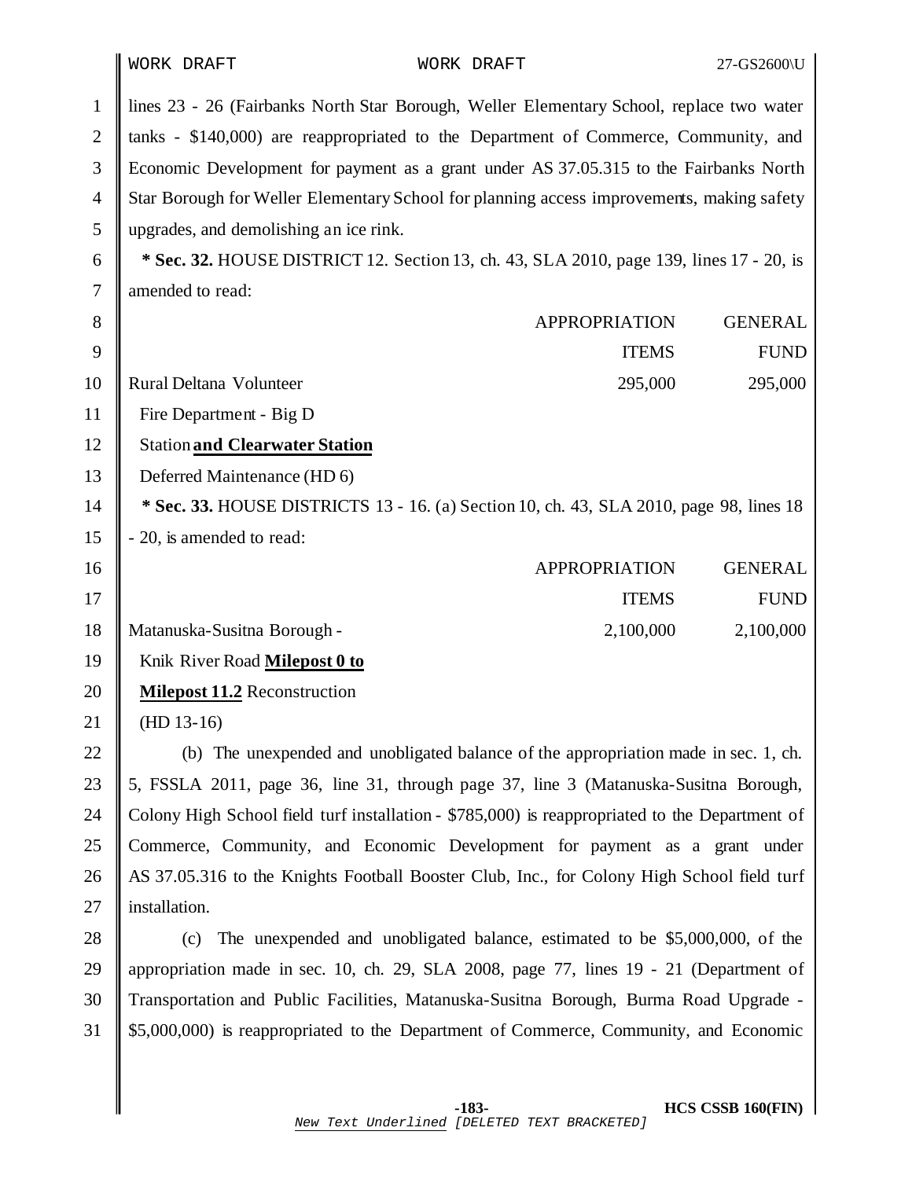lines 23 - 26 (Fairbanks North Star Borough, Weller Elementary School, replace two water tanks - $140,000) are reappropriated to the Department of Commerce, Community, and Economic Development for payment as a grant under AS 37.05.315 to the Fairbanks North Star Borough for Weller Elementary School for planning access improvements, making safety upgrades, and demolishing an ice rink.

**\* Sec. 32.** HOUSE DISTRICT 12. Section 13, ch. 43, SLA 2010, page 139, lines 17 - 20, is amended to read:

| | APPROPRIATION ITEMS | GENERAL FUND |
|---|---|---|
| Rural Deltana Volunteer Fire Department - Big D Station <u>**and Clearwater Station**</u> Deferred Maintenance (HD 6) | 295,000 | 295,000 |

**\* Sec. 33.** HOUSE DISTRICTS 13 - 16. (a) Section 10, ch. 43, SLA 2010, page 98, lines 18 - 20, is amended to read:

| | APPROPRIATION ITEMS | GENERAL FUND |
|---|---|---|
| Matanuska-Susitna Borough - Knik River Road <u>**Milepost 0 to Milepost 11.2**</u> Reconstruction (HD 13-16) | 2,100,000 | 2,100,000 |

(b) The unexpended and unobligated balance of the appropriation made in sec. 1, ch. 5, FSSLA 2011, page 36, line 31, through page 37, line 3 (Matanuska-Susitna Borough, Colony High School field turf installation - $785,000) is reappropriated to the Department of Commerce, Community, and Economic Development for payment as a grant under AS 37.05.316 to the Knights Football Booster Club, Inc., for Colony High School field turf installation.

(c) The unexpended and unobligated balance, estimated to be $5,000,000, of the appropriation made in sec. 10, ch. 29, SLA 2008, page 77, lines 19 - 21 (Department of Transportation and Public Facilities, Matanuska-Susitna Borough, Burma Road Upgrade - $5,000,000) is reappropriated to the Department of Commerce, Community, and Economic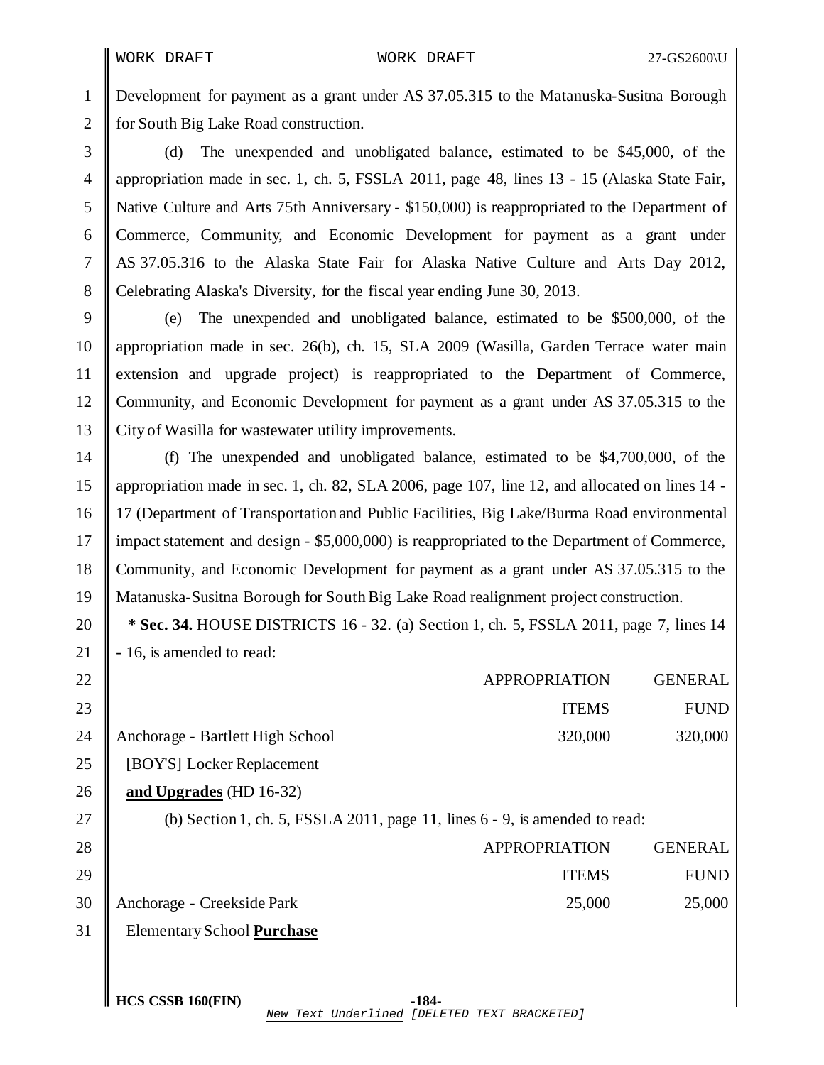Development for payment as a grant under AS 37.05.315 to the Matanuska-Susitna Borough for South Big Lake Road construction.

(d) The unexpended and unobligated balance, estimated to be $45,000, of the appropriation made in sec. 1, ch. 5, FSSLA 2011, page 48, lines 13 - 15 (Alaska State Fair, Native Culture and Arts 75th Anniversary - $150,000) is reappropriated to the Department of Commerce, Community, and Economic Development for payment as a grant under AS 37.05.316 to the Alaska State Fair for Alaska Native Culture and Arts Day 2012, Celebrating Alaska's Diversity, for the fiscal year ending June 30, 2013.

(e) The unexpended and unobligated balance, estimated to be $500,000, of the appropriation made in sec. 26(b), ch. 15, SLA 2009 (Wasilla, Garden Terrace water main extension and upgrade project) is reappropriated to the Department of Commerce, Community, and Economic Development for payment as a grant under AS 37.05.315 to the City of Wasilla for wastewater utility improvements.

(f) The unexpended and unobligated balance, estimated to be $4,700,000, of the appropriation made in sec. 1, ch. 82, SLA 2006, page 107, line 12, and allocated on lines 14 - 17 (Department of Transportation and Public Facilities, Big Lake/Burma Road environmental impact statement and design - $5,000,000) is reappropriated to the Department of Commerce, Community, and Economic Development for payment as a grant under AS 37.05.315 to the Matanuska-Susitna Borough for South Big Lake Road realignment project construction.

**\* Sec. 34.** HOUSE DISTRICTS 16 - 32. (a) Section 1, ch. 5, FSSLA 2011, page 7, lines 14 - 16, is amended to read:

| | APPROPRIATION ITEMS | GENERAL FUND |
|---|---|---|
| Anchorage - Bartlett High School [BOY'S] Locker Replacement **and Upgrades** (HD 16-32) | 320,000 | 320,000 |

(b) Section 1, ch. 5, FSSLA 2011, page 11, lines 6 - 9, is amended to read:

| | APPROPRIATION ITEMS | GENERAL FUND |
|---|---|---|
| Anchorage - Creekside Park Elementary School **Purchase** | 25,000 | 25,000 |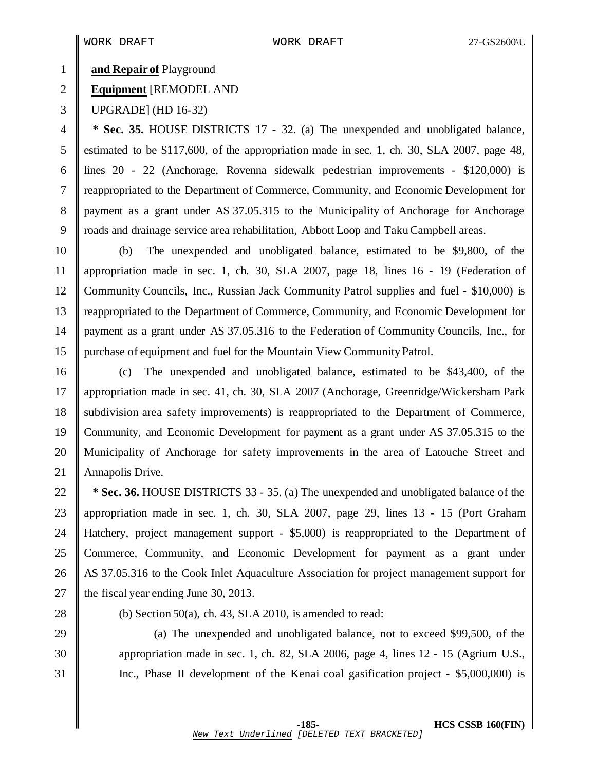**and Repair of** Playground

**Equipment** [REMODEL AND

UPGRADE] (HD 16-32)

**\* Sec. 35.** HOUSE DISTRICTS 17 - 32. (a) The unexpended and unobligated balance, estimated to be $117,600, of the appropriation made in sec. 1, ch. 30, SLA 2007, page 48, lines 20 - 22 (Anchorage, Rovenna sidewalk pedestrian improvements - $120,000) is reappropriated to the Department of Commerce, Community, and Economic Development for payment as a grant under AS 37.05.315 to the Municipality of Anchorage for Anchorage roads and drainage service area rehabilitation, Abbott Loop and Taku Campbell areas.

(b) The unexpended and unobligated balance, estimated to be $9,800, of the appropriation made in sec. 1, ch. 30, SLA 2007, page 18, lines 16 - 19 (Federation of Community Councils, Inc., Russian Jack Community Patrol supplies and fuel - $10,000) is reappropriated to the Department of Commerce, Community, and Economic Development for payment as a grant under AS 37.05.316 to the Federation of Community Councils, Inc., for purchase of equipment and fuel for the Mountain View Community Patrol.

(c) The unexpended and unobligated balance, estimated to be $43,400, of the appropriation made in sec. 41, ch. 30, SLA 2007 (Anchorage, Greenridge/Wickersham Park subdivision area safety improvements) is reappropriated to the Department of Commerce, Community, and Economic Development for payment as a grant under AS 37.05.315 to the Municipality of Anchorage for safety improvements in the area of Latouche Street and Annapolis Drive.

**\* Sec. 36.** HOUSE DISTRICTS 33 - 35. (a) The unexpended and unobligated balance of the appropriation made in sec. 1, ch. 30, SLA 2007, page 29, lines 13 - 15 (Port Graham Hatchery, project management support - $5,000) is reappropriated to the Department of Commerce, Community, and Economic Development for payment as a grant under AS 37.05.316 to the Cook Inlet Aquaculture Association for project management support for the fiscal year ending June 30, 2013.

(b) Section 50(a), ch. 43, SLA 2010, is amended to read:

(a) The unexpended and unobligated balance, not to exceed $99,500, of the appropriation made in sec. 1, ch. 82, SLA 2006, page 4, lines 12 - 15 (Agrium U.S., Inc., Phase II development of the Kenai coal gasification project - $5,000,000) is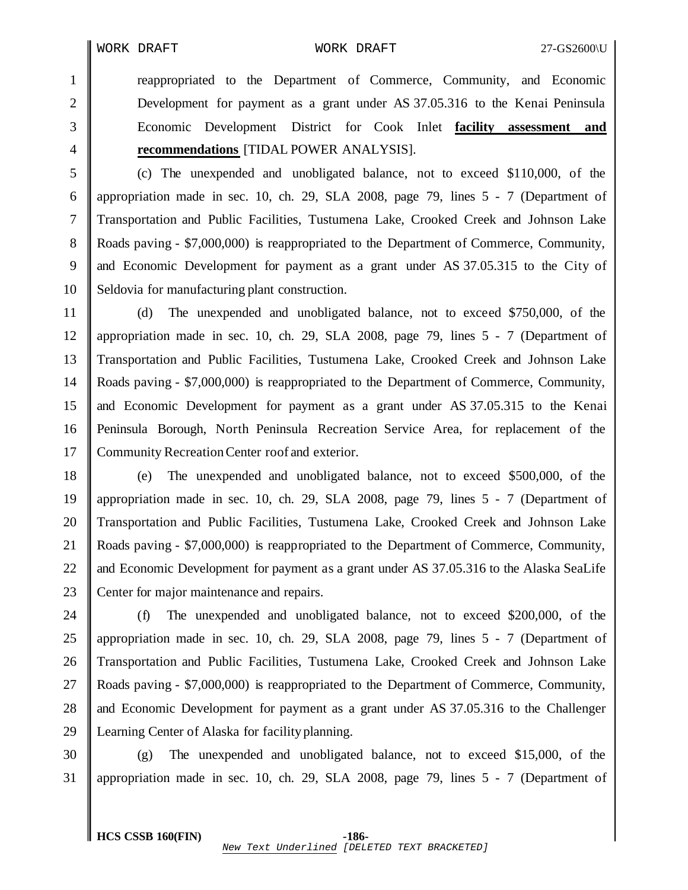reappropriated to the Department of Commerce, Community, and Economic Development for payment as a grant under AS 37.05.316 to the Kenai Peninsula Economic Development District for Cook Inlet **facility assessment and recommendations** [TIDAL POWER ANALYSIS].

(c) The unexpended and unobligated balance, not to exceed $110,000, of the appropriation made in sec. 10, ch. 29, SLA 2008, page 79, lines 5 - 7 (Department of Transportation and Public Facilities, Tustumena Lake, Crooked Creek and Johnson Lake Roads paving - $7,000,000) is reappropriated to the Department of Commerce, Community, and Economic Development for payment as a grant under AS 37.05.315 to the City of Seldovia for manufacturing plant construction.

(d) The unexpended and unobligated balance, not to exceed $750,000, of the appropriation made in sec. 10, ch. 29, SLA 2008, page 79, lines 5 - 7 (Department of Transportation and Public Facilities, Tustumena Lake, Crooked Creek and Johnson Lake Roads paving - $7,000,000) is reappropriated to the Department of Commerce, Community, and Economic Development for payment as a grant under AS 37.05.315 to the Kenai Peninsula Borough, North Peninsula Recreation Service Area, for replacement of the Community Recreation Center roof and exterior.

(e) The unexpended and unobligated balance, not to exceed $500,000, of the appropriation made in sec. 10, ch. 29, SLA 2008, page 79, lines 5 - 7 (Department of Transportation and Public Facilities, Tustumena Lake, Crooked Creek and Johnson Lake Roads paving - $7,000,000) is reappropriated to the Department of Commerce, Community, and Economic Development for payment as a grant under AS 37.05.316 to the Alaska SeaLife Center for major maintenance and repairs.

(f) The unexpended and unobligated balance, not to exceed $200,000, of the appropriation made in sec. 10, ch. 29, SLA 2008, page 79, lines 5 - 7 (Department of Transportation and Public Facilities, Tustumena Lake, Crooked Creek and Johnson Lake Roads paving - $7,000,000) is reappropriated to the Department of Commerce, Community, and Economic Development for payment as a grant under AS 37.05.316 to the Challenger Learning Center of Alaska for facility planning.

(g) The unexpended and unobligated balance, not to exceed $15,000, of the appropriation made in sec. 10, ch. 29, SLA 2008, page 79, lines 5 - 7 (Department of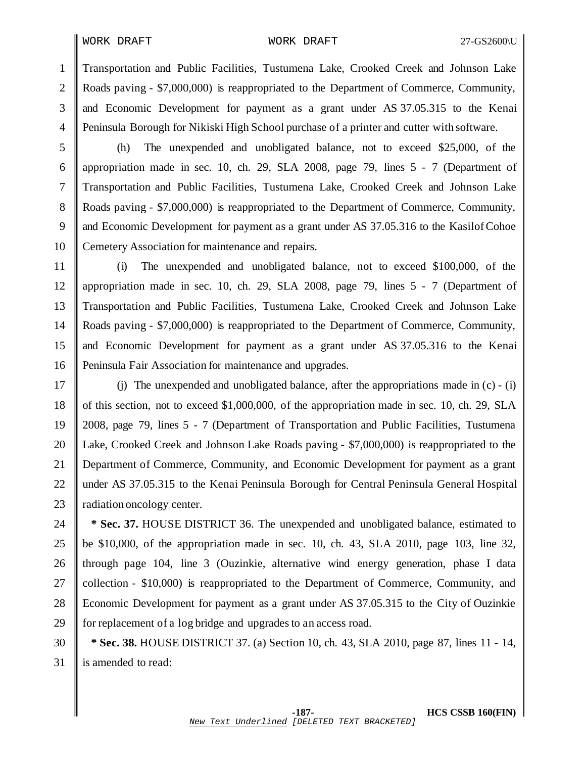Transportation and Public Facilities, Tustumena Lake, Crooked Creek and Johnson Lake Roads paving - $7,000,000) is reappropriated to the Department of Commerce, Community, and Economic Development for payment as a grant under AS 37.05.315 to the Kenai Peninsula Borough for Nikiski High School purchase of a printer and cutter with software.

(h) The unexpended and unobligated balance, not to exceed $25,000, of the appropriation made in sec. 10, ch. 29, SLA 2008, page 79, lines 5 - 7 (Department of Transportation and Public Facilities, Tustumena Lake, Crooked Creek and Johnson Lake Roads paving - $7,000,000) is reappropriated to the Department of Commerce, Community, and Economic Development for payment as a grant under AS 37.05.316 to the Kasilof Cohoe Cemetery Association for maintenance and repairs.

(i) The unexpended and unobligated balance, not to exceed $100,000, of the appropriation made in sec. 10, ch. 29, SLA 2008, page 79, lines 5 - 7 (Department of Transportation and Public Facilities, Tustumena Lake, Crooked Creek and Johnson Lake Roads paving - $7,000,000) is reappropriated to the Department of Commerce, Community, and Economic Development for payment as a grant under AS 37.05.316 to the Kenai Peninsula Fair Association for maintenance and upgrades.

(j) The unexpended and unobligated balance, after the appropriations made in (c) - (i) of this section, not to exceed $1,000,000, of the appropriation made in sec. 10, ch. 29, SLA 2008, page 79, lines 5 - 7 (Department of Transportation and Public Facilities, Tustumena Lake, Crooked Creek and Johnson Lake Roads paving - $7,000,000) is reappropriated to the Department of Commerce, Community, and Economic Development for payment as a grant under AS 37.05.315 to the Kenai Peninsula Borough for Central Peninsula General Hospital radiation oncology center.

**\* Sec. 37.** HOUSE DISTRICT 36. The unexpended and unobligated balance, estimated to be $10,000, of the appropriation made in sec. 10, ch. 43, SLA 2010, page 103, line 32, through page 104, line 3 (Ouzinkie, alternative wind energy generation, phase I data collection - $10,000) is reappropriated to the Department of Commerce, Community, and Economic Development for payment as a grant under AS 37.05.315 to the City of Ouzinkie for replacement of a log bridge and upgrades to an access road.

**\* Sec. 38.** HOUSE DISTRICT 37. (a) Section 10, ch. 43, SLA 2010, page 87, lines 11 - 14, is amended to read: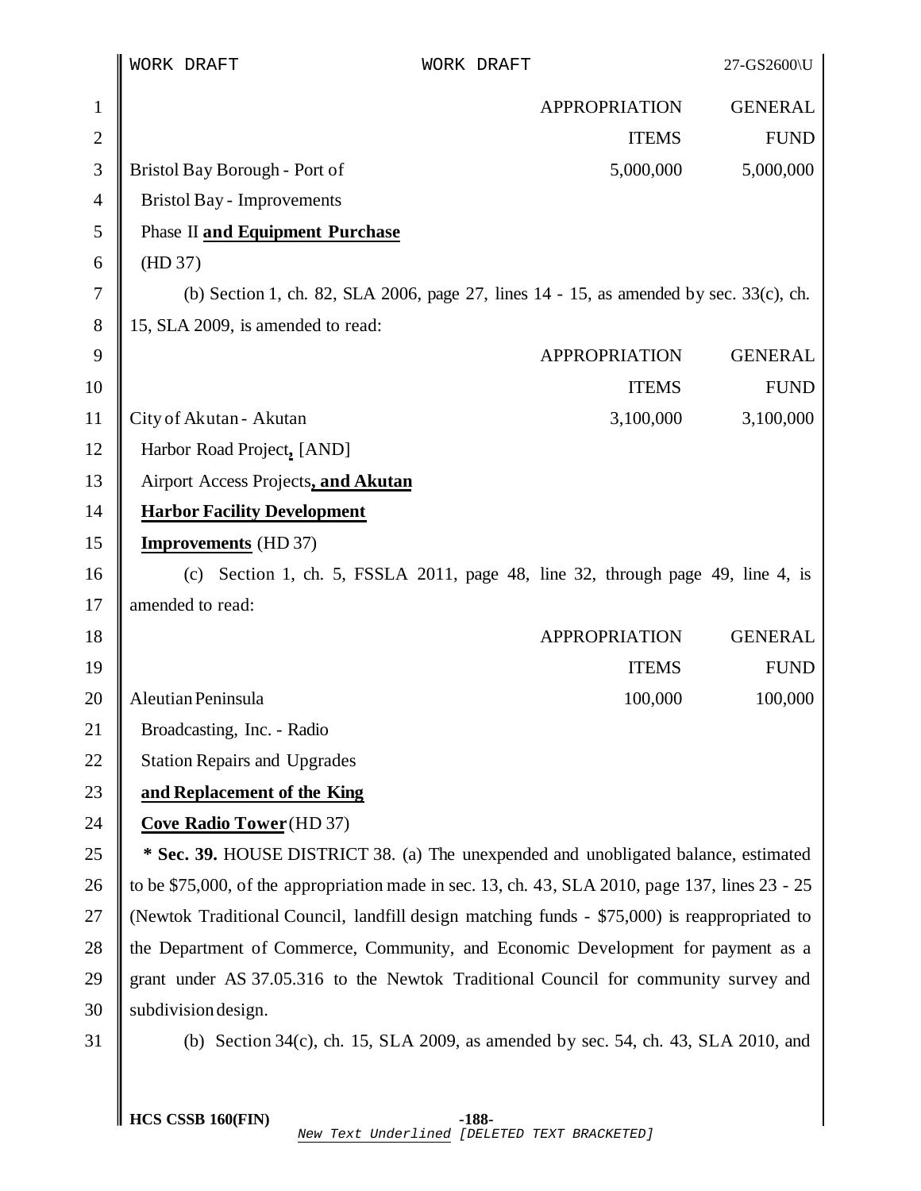| | APPROPRIATION ITEMS | GENERAL FUND |
|---|---|---|
| Bristol Bay Borough - Port of Bristol Bay - Improvements Phase II **and Equipment Purchase** (HD 37) | 5,000,000 | 5,000,000 |

(b) Section 1, ch. 82, SLA 2006, page 27, lines 14 - 15, as amended by sec. 33(c), ch. 15, SLA 2009, is amended to read:

| | APPROPRIATION ITEMS | GENERAL FUND |
|---|---|---|
| City of Akutan - Akutan Harbor Road Project**,** [AND] Airport Access Projects**, and Akutan Harbor Facility Development Improvements** (HD 37) | 3,100,000 | 3,100,000 |

(c) Section 1, ch. 5, FSSLA 2011, page 48, line 32, through page 49, line 4, is amended to read:

| | APPROPRIATION ITEMS | GENERAL FUND |
|---|---|---|
| Aleutian Peninsula Broadcasting, Inc. - Radio Station Repairs and Upgrades **and Replacement of the King Cove Radio Tower** (HD 37) | 100,000 | 100,000 |

**\* Sec. 39.** HOUSE DISTRICT 38. (a) The unexpended and unobligated balance, estimated to be $75,000, of the appropriation made in sec. 13, ch. 43, SLA 2010, page 137, lines 23 - 25 (Newtok Traditional Council, landfill design matching funds - $75,000) is reappropriated to the Department of Commerce, Community, and Economic Development for payment as a grant under AS 37.05.316 to the Newtok Traditional Council for community survey and subdivision design.

(b) Section 34(c), ch. 15, SLA 2009, as amended by sec. 54, ch. 43, SLA 2010, and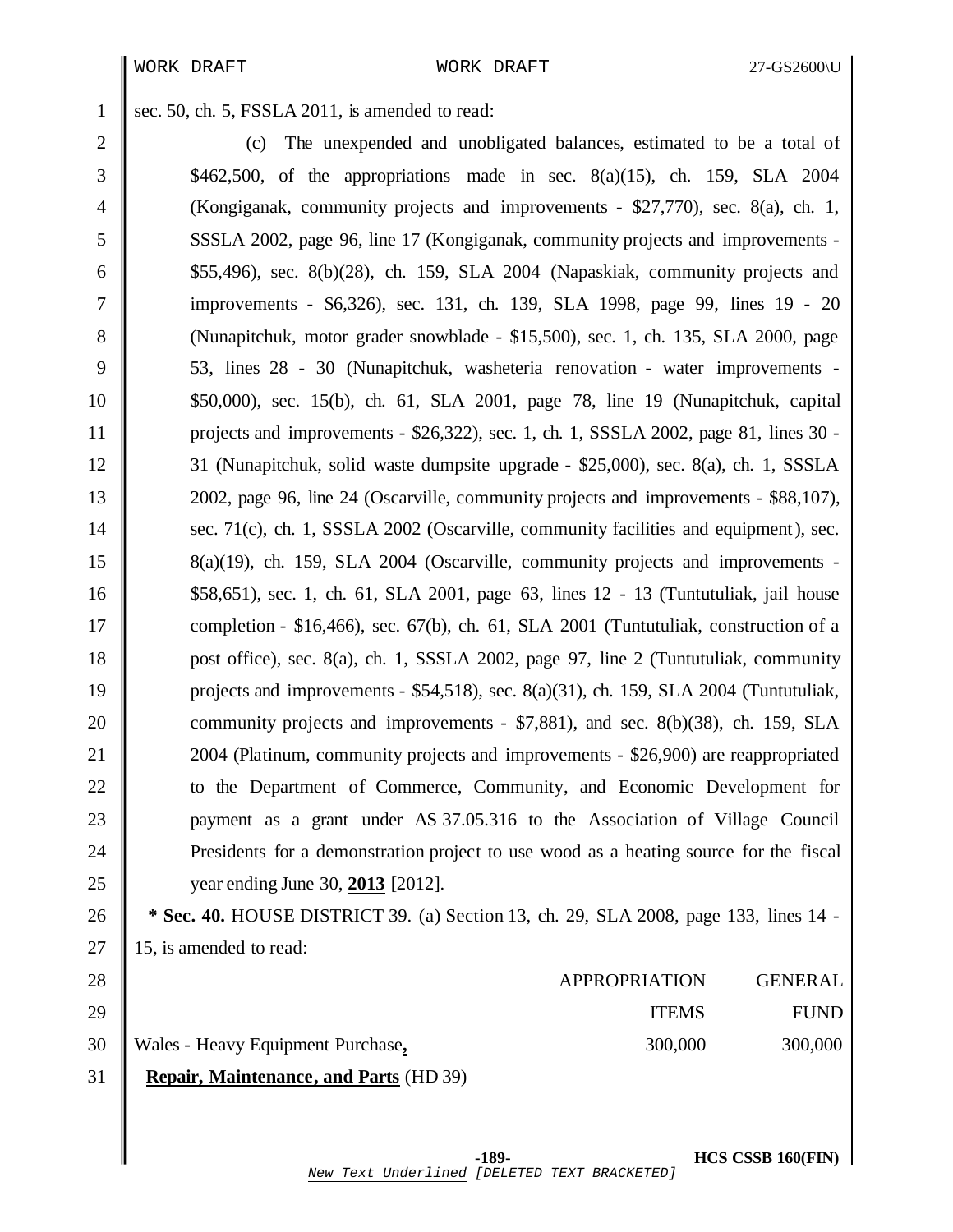sec. 50, ch. 5, FSSLA 2011, is amended to read:

(c) The unexpended and unobligated balances, estimated to be a total of $462,500, of the appropriations made in sec. 8(a)(15), ch. 159, SLA 2004 (Kongiganak, community projects and improvements - $27,770), sec. 8(a), ch. 1, SSSLA 2002, page 96, line 17 (Kongiganak, community projects and improvements - $55,496), sec. 8(b)(28), ch. 159, SLA 2004 (Napaskiak, community projects and improvements - $6,326), sec. 131, ch. 139, SLA 1998, page 99, lines 19 - 20 (Nunapitchuk, motor grader snowblade - $15,500), sec. 1, ch. 135, SLA 2000, page 53, lines 28 - 30 (Nunapitchuk, washeteria renovation - water improvements - $50,000), sec. 15(b), ch. 61, SLA 2001, page 78, line 19 (Nunapitchuk, capital projects and improvements - $26,322), sec. 1, ch. 1, SSSLA 2002, page 81, lines 30 - 31 (Nunapitchuk, solid waste dumpsite upgrade - $25,000), sec. 8(a), ch. 1, SSSLA 2002, page 96, line 24 (Oscarville, community projects and improvements - $88,107), sec. 71(c), ch. 1, SSSLA 2002 (Oscarville, community facilities and equipment), sec. 8(a)(19), ch. 159, SLA 2004 (Oscarville, community projects and improvements - $58,651), sec. 1, ch. 61, SLA 2001, page 63, lines 12 - 13 (Tuntutuliak, jail house completion - $16,466), sec. 67(b), ch. 61, SLA 2001 (Tuntutuliak, construction of a post office), sec. 8(a), ch. 1, SSSLA 2002, page 97, line 2 (Tuntutuliak, community projects and improvements - $54,518), sec. 8(a)(31), ch. 159, SLA 2004 (Tuntutuliak, community projects and improvements - $7,881), and sec. 8(b)(38), ch. 159, SLA 2004 (Platinum, community projects and improvements - $26,900) are reappropriated to the Department of Commerce, Community, and Economic Development for payment as a grant under AS 37.05.316 to the Association of Village Council Presidents for a demonstration project to use wood as a heating source for the fiscal year ending June 30, **2013** [2012].

**\* Sec. 40.** HOUSE DISTRICT 39. (a) Section 13, ch. 29, SLA 2008, page 133, lines 14 - 15, is amended to read:

| | APPROPRIATION ITEMS | GENERAL FUND |
|---|---|---|
| Wales - Heavy Equipment Purchase**, Repair, Maintenance, and Parts** (HD 39) | 300,000 | 300,000 |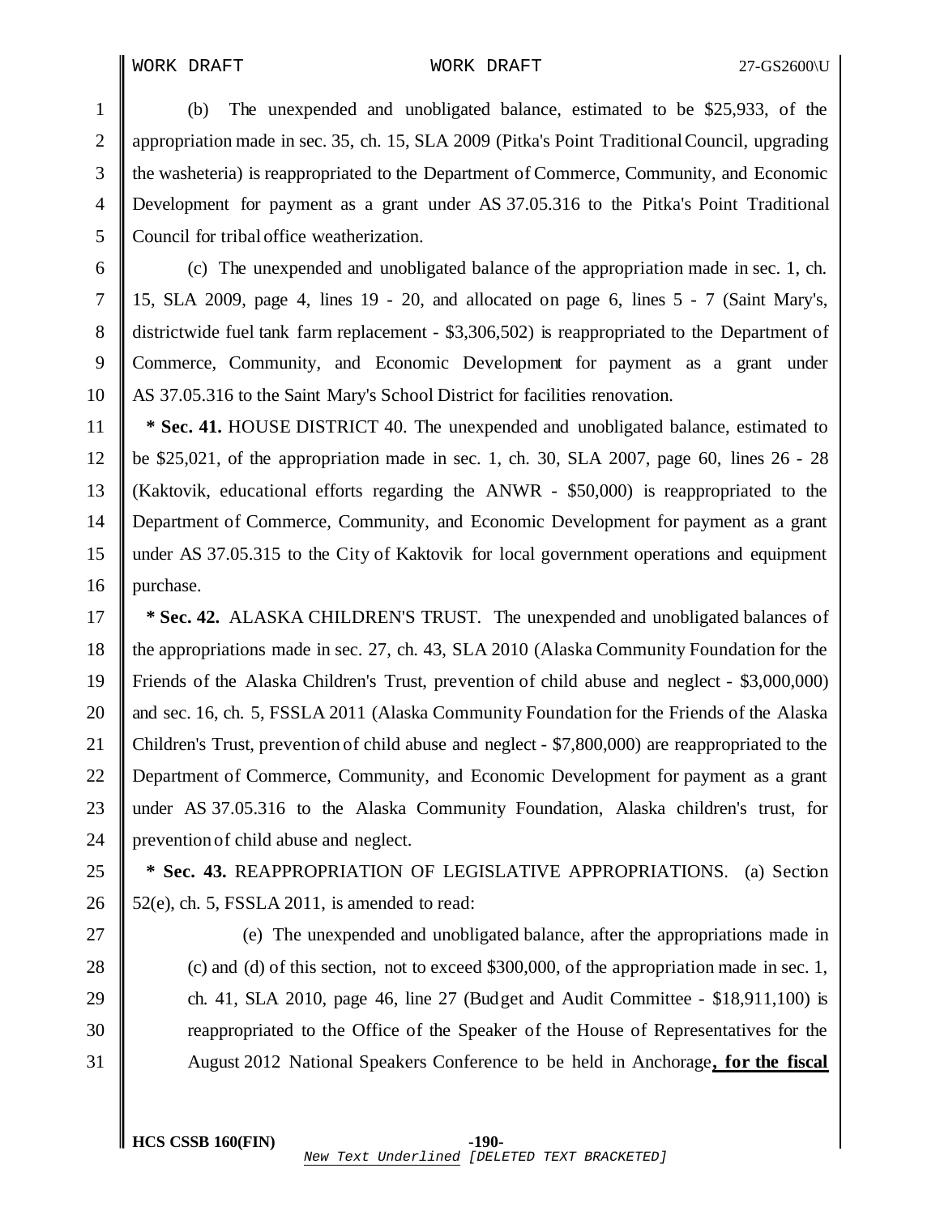(b) The unexpended and unobligated balance, estimated to be $25,933, of the appropriation made in sec. 35, ch. 15, SLA 2009 (Pitka's Point Traditional Council, upgrading the washeteria) is reappropriated to the Department of Commerce, Community, and Economic Development for payment as a grant under AS 37.05.316 to the Pitka's Point Traditional Council for tribal office weatherization.

(c) The unexpended and unobligated balance of the appropriation made in sec. 1, ch. 15, SLA 2009, page 4, lines 19 - 20, and allocated on page 6, lines 5 - 7 (Saint Mary's, districtwide fuel tank farm replacement - $3,306,502) is reappropriated to the Department of Commerce, Community, and Economic Development for payment as a grant under AS 37.05.316 to the Saint Mary's School District for facilities renovation.

**\* Sec. 41.** HOUSE DISTRICT 40. The unexpended and unobligated balance, estimated to be $25,021, of the appropriation made in sec. 1, ch. 30, SLA 2007, page 60, lines 26 - 28 (Kaktovik, educational efforts regarding the ANWR - $50,000) is reappropriated to the Department of Commerce, Community, and Economic Development for payment as a grant under AS 37.05.315 to the City of Kaktovik for local government operations and equipment purchase.

**\* Sec. 42.** ALASKA CHILDREN'S TRUST. The unexpended and unobligated balances of the appropriations made in sec. 27, ch. 43, SLA 2010 (Alaska Community Foundation for the Friends of the Alaska Children's Trust, prevention of child abuse and neglect - $3,000,000) and sec. 16, ch. 5, FSSLA 2011 (Alaska Community Foundation for the Friends of the Alaska Children's Trust, prevention of child abuse and neglect - $7,800,000) are reappropriated to the Department of Commerce, Community, and Economic Development for payment as a grant under AS 37.05.316 to the Alaska Community Foundation, Alaska children's trust, for prevention of child abuse and neglect.

**\* Sec. 43.** REAPPROPRIATION OF LEGISLATIVE APPROPRIATIONS. (a) Section 52(e), ch. 5, FSSLA 2011, is amended to read:

> (e) The unexpended and unobligated balance, after the appropriations made in (c) and (d) of this section, not to exceed $300,000, of the appropriation made in sec. 1, ch. 41, SLA 2010, page 46, line 27 (Budget and Audit Committee - $18,911,100) is reappropriated to the Office of the Speaker of the House of Representatives for the August 2012 National Speakers Conference to be held in Anchorage<u>**, for the fiscal**</u>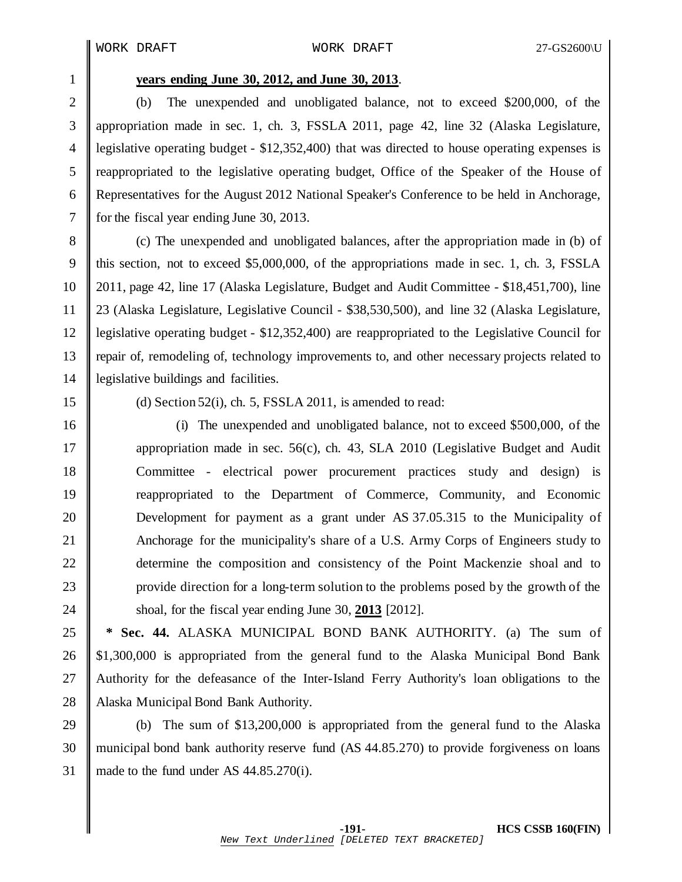**years ending June 30, 2012, and June 30, 2013**.

(b) The unexpended and unobligated balance, not to exceed $200,000, of the appropriation made in sec. 1, ch. 3, FSSLA 2011, page 42, line 32 (Alaska Legislature, legislative operating budget - $12,352,400) that was directed to house operating expenses is reappropriated to the legislative operating budget, Office of the Speaker of the House of Representatives for the August 2012 National Speaker's Conference to be held in Anchorage, for the fiscal year ending June 30, 2013.

(c) The unexpended and unobligated balances, after the appropriation made in (b) of this section, not to exceed $5,000,000, of the appropriations made in sec. 1, ch. 3, FSSLA 2011, page 42, line 17 (Alaska Legislature, Budget and Audit Committee - $18,451,700), line 23 (Alaska Legislature, Legislative Council - $38,530,500), and line 32 (Alaska Legislature, legislative operating budget - $12,352,400) are reappropriated to the Legislative Council for repair of, remodeling of, technology improvements to, and other necessary projects related to legislative buildings and facilities.

(d) Section 52(i), ch. 5, FSSLA 2011, is amended to read:

> (i) The unexpended and unobligated balance, not to exceed $500,000, of the appropriation made in sec. 56(c), ch. 43, SLA 2010 (Legislative Budget and Audit Committee - electrical power procurement practices study and design) is reappropriated to the Department of Commerce, Community, and Economic Development for payment as a grant under AS 37.05.315 to the Municipality of Anchorage for the municipality's share of a U.S. Army Corps of Engineers study to determine the composition and consistency of the Point Mackenzie shoal and to provide direction for a long-term solution to the problems posed by the growth of the shoal, for the fiscal year ending June 30, **2013** [2012].

**\* Sec. 44.** ALASKA MUNICIPAL BOND BANK AUTHORITY. (a) The sum of $1,300,000 is appropriated from the general fund to the Alaska Municipal Bond Bank Authority for the defeasance of the Inter-Island Ferry Authority's loan obligations to the Alaska Municipal Bond Bank Authority.

(b) The sum of $13,200,000 is appropriated from the general fund to the Alaska municipal bond bank authority reserve fund (AS 44.85.270) to provide forgiveness on loans made to the fund under AS 44.85.270(i).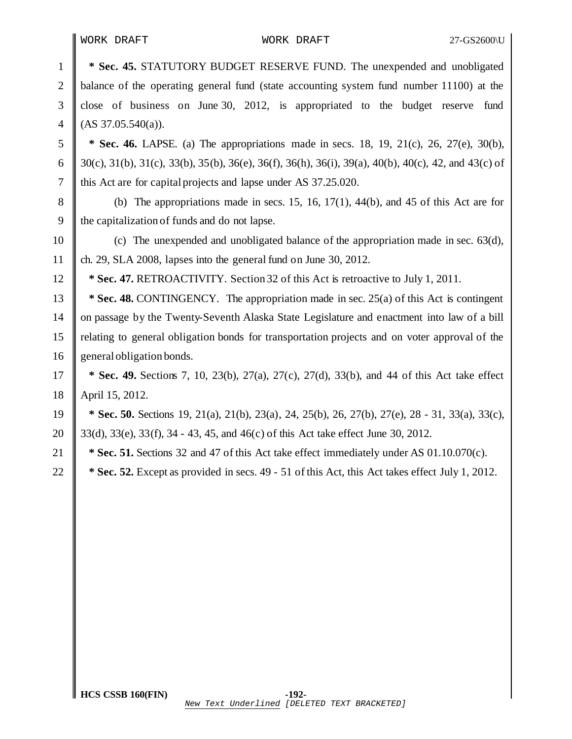**\* Sec. 45.** STATUTORY BUDGET RESERVE FUND. The unexpended and unobligated balance of the operating general fund (state accounting system fund number 11100) at the close of business on June 30, 2012, is appropriated to the budget reserve fund (AS 37.05.540(a)).

**\* Sec. 46.** LAPSE. (a) The appropriations made in secs. 18, 19, 21(c), 26, 27(e), 30(b), 30(c), 31(b), 31(c), 33(b), 35(b), 36(e), 36(f), 36(h), 36(i), 39(a), 40(b), 40(c), 42, and 43(c) of this Act are for capital projects and lapse under AS 37.25.020.

(b) The appropriations made in secs. 15, 16, 17(1), 44(b), and 45 of this Act are for the capitalization of funds and do not lapse.

(c) The unexpended and unobligated balance of the appropriation made in sec. 63(d), ch. 29, SLA 2008, lapses into the general fund on June 30, 2012.

**\* Sec. 47.** RETROACTIVITY. Section 32 of this Act is retroactive to July 1, 2011.

**\* Sec. 48.** CONTINGENCY. The appropriation made in sec. 25(a) of this Act is contingent on passage by the Twenty-Seventh Alaska State Legislature and enactment into law of a bill relating to general obligation bonds for transportation projects and on voter approval of the general obligation bonds.

**\* Sec. 49.** Sections 7, 10, 23(b), 27(a), 27(c), 27(d), 33(b), and 44 of this Act take effect April 15, 2012.

**\* Sec. 50.** Sections 19, 21(a), 21(b), 23(a), 24, 25(b), 26, 27(b), 27(e), 28 - 31, 33(a), 33(c), 33(d), 33(e), 33(f), 34 - 43, 45, and 46(c) of this Act take effect June 30, 2012.

**\* Sec. 51.** Sections 32 and 47 of this Act take effect immediately under AS 01.10.070(c).

**\* Sec. 52.** Except as provided in secs. 49 - 51 of this Act, this Act takes effect July 1, 2012.